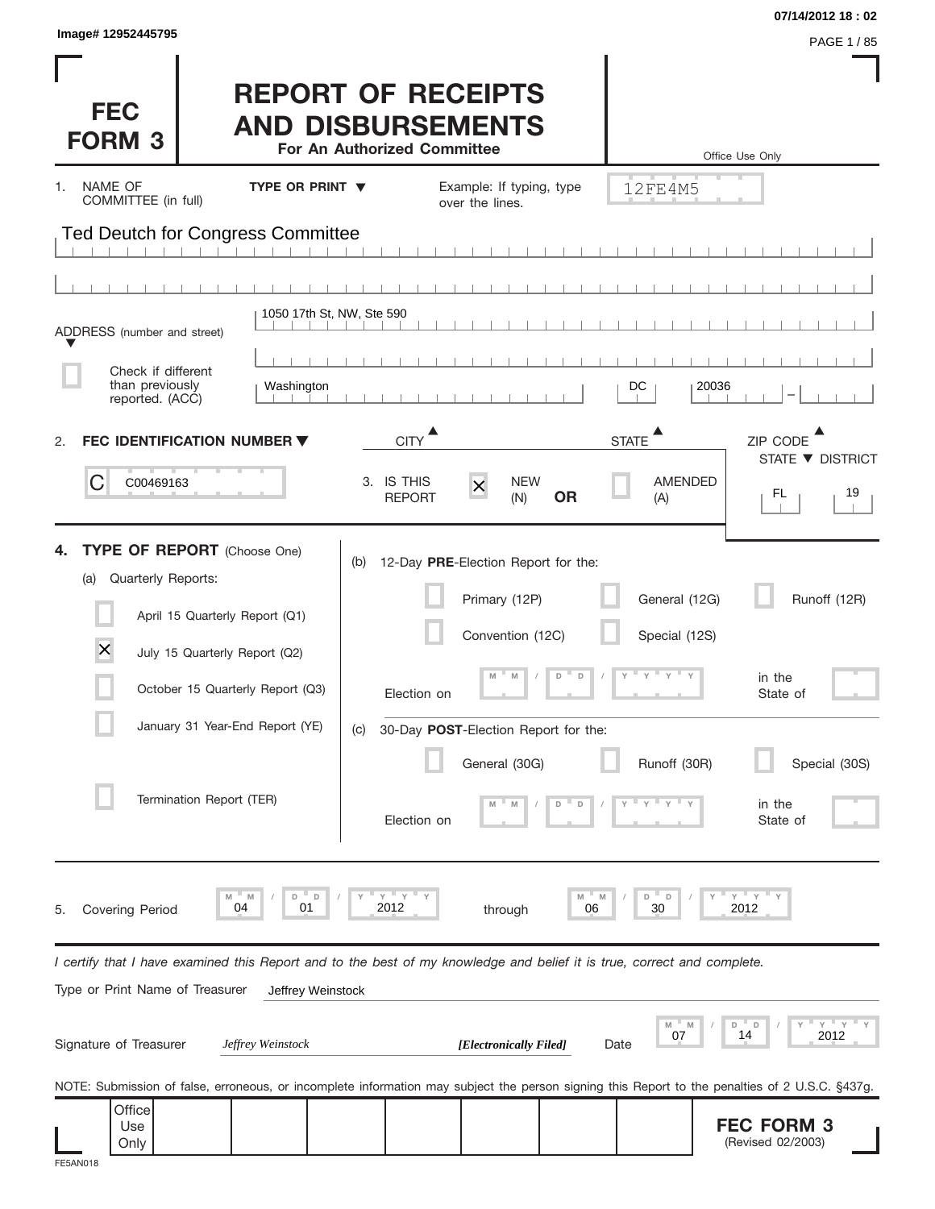Image# 12952445795

07/14/2012 18 : 02

# FEC FORM 3

# REPORT OF RECEIPTS AND DISBURSEMENTS

**For An Authorized Committee**

Office Use Only

12FE4M5

1. NAME OF COMMITTEE (in full) **TYPE OR PRINT ▼** Example: If typing, type over the lines.

Ted Deutch for Congress Committee

ADDRESS (number and street) ▼

1050 17th St, NW, Ste 590

☐ Check if different than previously reported. (ACC)

| CITY | STATE | ZIP CODE |
|---|---|---|
| Washington | DC | 20036 |

2. **FEC IDENTIFICATION NUMBER ▼**

C00469163

3. IS THIS REPORT ☒ NEW (N) **OR** ☐ AMENDED (A)

| STATE ▼ | DISTRICT |
|---|---|
| FL | 19 |

4. **TYPE OF REPORT** (Choose One)

(a) Quarterly Reports:

- ☐ April 15 Quarterly Report (Q1)
- ☒ July 15 Quarterly Report (Q2)
- ☐ October 15 Quarterly Report (Q3)
- ☐ January 31 Year-End Report (YE)
- ☐ Termination Report (TER)

(b) 12-Day **PRE**-Election Report for the:

- ☐ Primary (12P)
- ☐ General (12G)
- ☐ Runoff (12R)
- ☐ Convention (12C)
- ☐ Special (12S)

Election on MM / DD / YYYY in the State of

(c) 30-Day **POST**-Election Report for the:

- ☐ General (30G)
- ☐ Runoff (30R)
- ☐ Special (30S)

Election on MM / DD / YYYY in the State of

5. Covering Period 04 / 01 / 2012 through 06 / 30 / 2012

*I certify that I have examined this Report and to the best of my knowledge and belief it is true, correct and complete.*

Type or Print Name of Treasurer: Jeffrey Weinstock

Signature of Treasurer: *Jeffrey Weinstock* ***[Electronically Filed]*** Date 07 / 14 / 2012

NOTE: Submission of false, erroneous, or incomplete information may subject the person signing this Report to the penalties of 2 U.S.C. §437g.

Office Use Only

**FEC FORM 3**
(Revised 02/2003)

FE5AN018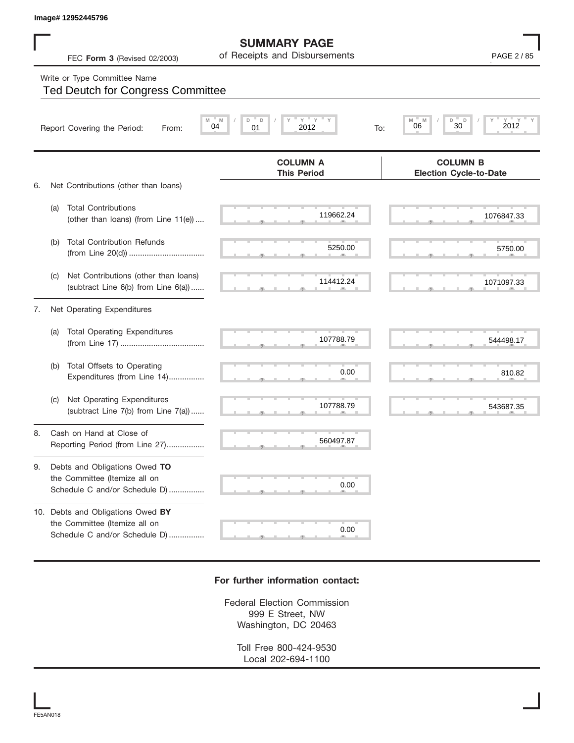Image# 12952445796

# SUMMARY PAGE
## of Receipts and Disbursements

FEC **Form 3** (Revised 02/2003)

Write or Type Committee Name

Ted Deutch for Congress Committee

Report Covering the Period: From: 04 / 01 / 2012 To: 06 / 30 / 2012

| | | COLUMN A This Period | COLUMN B Election Cycle-to-Date |
|---|---|---|---|
| 6. | Net Contributions (other than loans) | | |
| (a) | Total Contributions (other than loans) (from Line 11(e)) .... | 119662.24 | 1076847.33 |
| (b) | Total Contribution Refunds (from Line 20(d)) .................................. | 5250.00 | 5750.00 |
| (c) | Net Contributions (other than loans) (subtract Line 6(b) from Line 6(a)) ...... | 114412.24 | 1071097.33 |
| 7. | Net Operating Expenditures | | |
| (a) | Total Operating Expenditures (from Line 17) ...................................... | 107788.79 | 544498.17 |
| (b) | Total Offsets to Operating Expenditures (from Line 14)................ | 0.00 | 810.82 |
| (c) | Net Operating Expenditures (subtract Line 7(b) from Line 7(a)) ...... | 107788.79 | 543687.35 |
| 8. | Cash on Hand at Close of Reporting Period (from Line 27)................. | 560497.87 | |
| 9. | Debts and Obligations Owed **TO** the Committee (Itemize all on Schedule C and/or Schedule D) ................ | 0.00 | |
| 10. | Debts and Obligations Owed **BY** the Committee (Itemize all on Schedule C and/or Schedule D) ................ | 0.00 | |

**For further information contact:**

Federal Election Commission
999 E Street, NW
Washington, DC 20463

Toll Free 800-424-9530
Local 202-694-1100

FE5AN018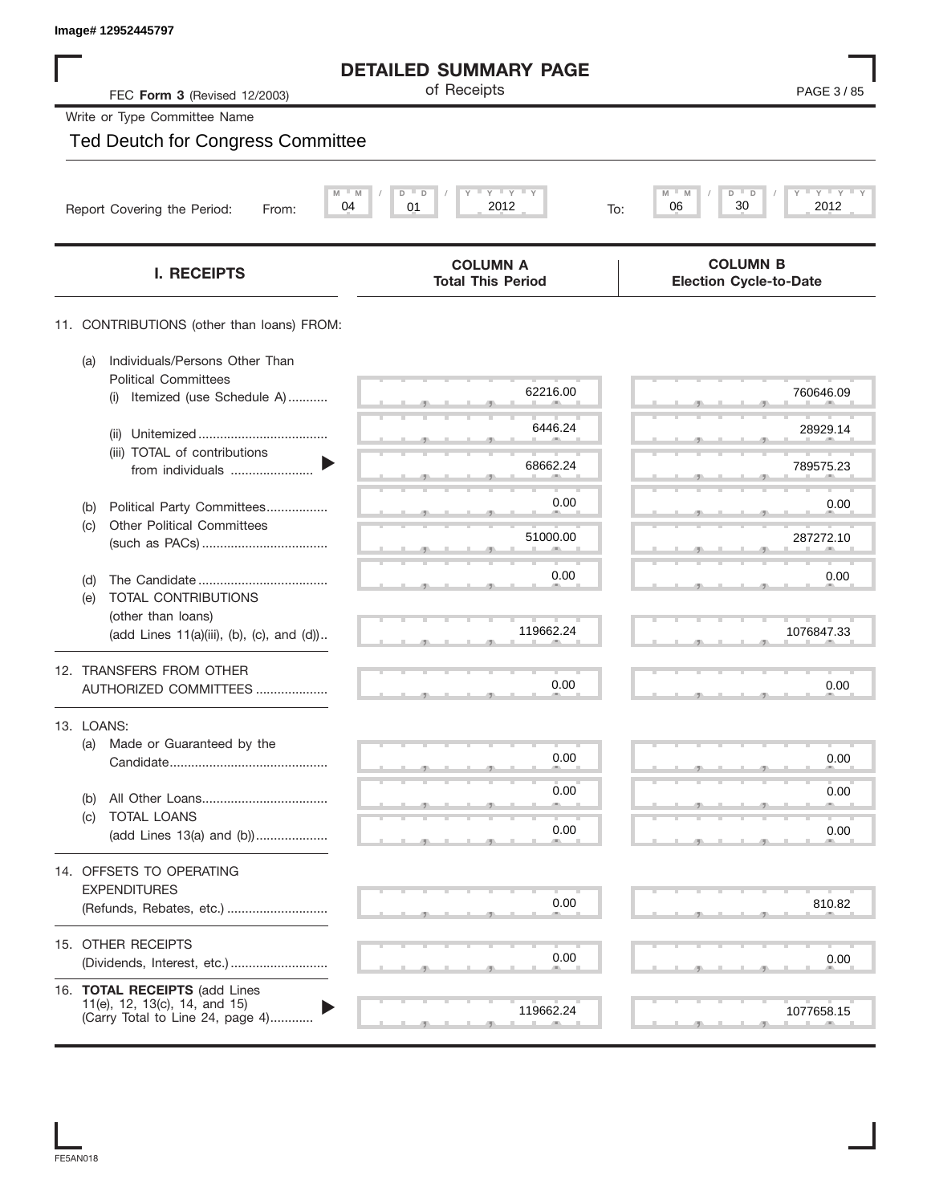Image# 12952445797

# DETAILED SUMMARY PAGE

of Receipts

FEC **Form 3** (Revised 12/2003)

Write or Type Committee Name

Ted Deutch for Congress Committee

Report Covering the Period: From: 04 / 01 / 2012 To: 06 / 30 / 2012

| I. RECEIPTS | COLUMN A Total This Period | COLUMN B Election Cycle-to-Date |
|---|---|---|
| 11. CONTRIBUTIONS (other than loans) FROM: | | |
| (a) Individuals/Persons Other Than Political Committees (i) Itemized (use Schedule A) | 62216.00 | 760646.09 |
| (ii) Unitemized | 6446.24 | 28929.14 |
| (iii) TOTAL of contributions from individuals | 68662.24 | 789575.23 |
| (b) Political Party Committees | 0.00 | 0.00 |
| (c) Other Political Committees (such as PACs) | 51000.00 | 287272.10 |
| (d) The Candidate | 0.00 | 0.00 |
| (e) TOTAL CONTRIBUTIONS (other than loans) (add Lines 11(a)(iii), (b), (c), and (d)) | 119662.24 | 1076847.33 |
| 12. TRANSFERS FROM OTHER AUTHORIZED COMMITTEES | 0.00 | 0.00 |
| 13. LOANS: | | |
| (a) Made or Guaranteed by the Candidate | 0.00 | 0.00 |
| (b) All Other Loans | 0.00 | 0.00 |
| (c) TOTAL LOANS (add Lines 13(a) and (b)) | 0.00 | 0.00 |
| 14. OFFSETS TO OPERATING EXPENDITURES (Refunds, Rebates, etc.) | 0.00 | 810.82 |
| 15. OTHER RECEIPTS (Dividends, Interest, etc.) | 0.00 | 0.00 |
| 16. **TOTAL RECEIPTS** (add Lines 11(e), 12, 13(c), 14, and 15) (Carry Total to Line 24, page 4) | 119662.24 | 1077658.15 |

FE5AN018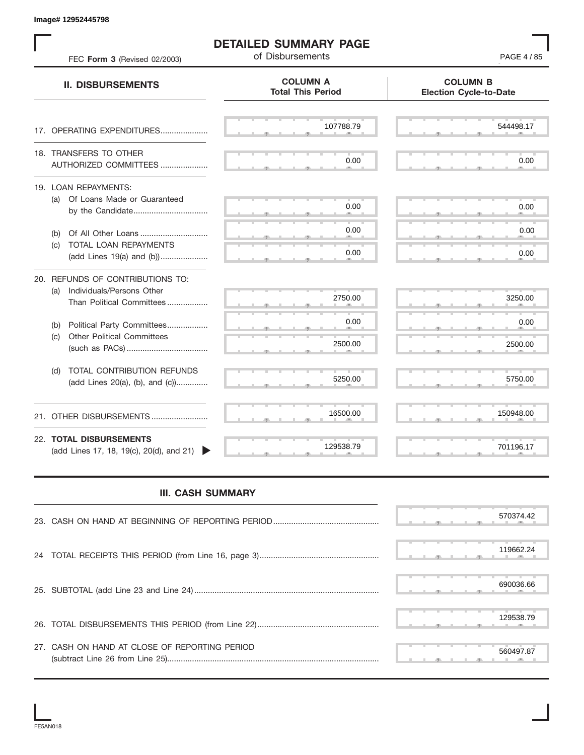Image# 12952445798

# DETAILED SUMMARY PAGE

of Disbursements

FEC **Form 3** (Revised 02/2003)

| II. DISBURSEMENTS | COLUMN A Total This Period | COLUMN B Election Cycle-to-Date |
|---|---|---|
| 17. OPERATING EXPENDITURES | 107788.79 | 544498.17 |
| 18. TRANSFERS TO OTHER AUTHORIZED COMMITTEES | 0.00 | 0.00 |
| 19. LOAN REPAYMENTS: | | |
| (a) Of Loans Made or Guaranteed by the Candidate | 0.00 | 0.00 |
| (b) Of All Other Loans | 0.00 | 0.00 |
| (c) TOTAL LOAN REPAYMENTS (add Lines 19(a) and (b)) | 0.00 | 0.00 |
| 20. REFUNDS OF CONTRIBUTIONS TO: | | |
| (a) Individuals/Persons Other Than Political Committees | 2750.00 | 3250.00 |
| (b) Political Party Committees | 0.00 | 0.00 |
| (c) Other Political Committees (such as PACs) | 2500.00 | 2500.00 |
| (d) TOTAL CONTRIBUTION REFUNDS (add Lines 20(a), (b), and (c)) | 5250.00 | 5750.00 |
| 21. OTHER DISBURSEMENTS | 16500.00 | 150948.00 |
| 22. **TOTAL DISBURSEMENTS** (add Lines 17, 18, 19(c), 20(d), and 21) | 129538.79 | 701196.17 |

## III. CASH SUMMARY

| | |
|---|---|
| 23. CASH ON HAND AT BEGINNING OF REPORTING PERIOD | 570374.42 |
| 24 TOTAL RECEIPTS THIS PERIOD (from Line 16, page 3) | 119662.24 |
| 25. SUBTOTAL (add Line 23 and Line 24) | 690036.66 |
| 26. TOTAL DISBURSEMENTS THIS PERIOD (from Line 22) | 129538.79 |
| 27. CASH ON HAND AT CLOSE OF REPORTING PERIOD (subtract Line 26 from Line 25) | 560497.87 |

FE5AN018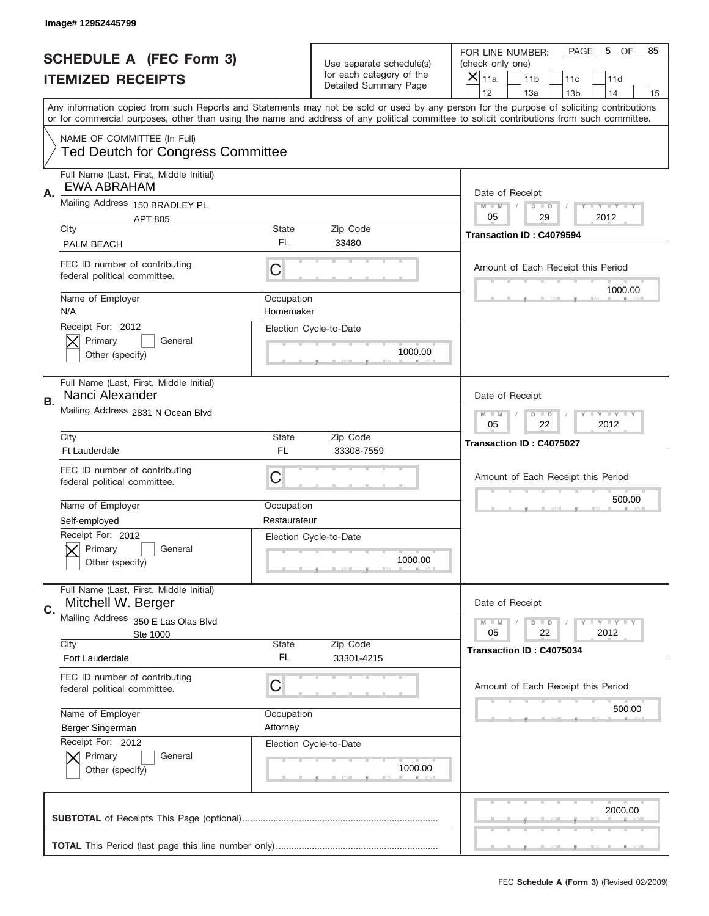Image# 12952445799

# SCHEDULE A (FEC Form 3)
# ITEMIZED RECEIPTS

Use separate schedule(s) for each category of the Detailed Summary Page

FOR LINE NUMBER: (check only one)

[X] 11a [ ] 11b [ ] 11c [ ] 11d [ ] 12 [ ] 13a [ ] 13b [ ] 14 [ ] 15

PAGE 5 OF 85

Any information copied from such Reports and Statements may not be sold or used by any person for the purpose of soliciting contributions or for commercial purposes, other than using the name and address of any political committee to solicit contributions from such committee.

NAME OF COMMITTEE (In Full)
Ted Deutch for Congress Committee

---

**A.** Full Name (Last, First, Middle Initial): EWA ABRAHAM

Mailing Address: 150 BRADLEY PL APT 805

City: PALM BEACH | State: FL | Zip Code: 33480

FEC ID number of contributing federal political committee: C

Name of Employer: N/A | Occupation: Homemaker

Receipt For: 2012 [X] Primary [ ] General [ ] Other (specify)

Election Cycle-to-Date: 1000.00

Date of Receipt: 05 / 29 / 2012

Transaction ID : C4079594

Amount of Each Receipt this Period: 1000.00

---

**B.** Full Name (Last, First, Middle Initial): Nanci Alexander

Mailing Address: 2831 N Ocean Blvd

City: Ft Lauderdale | State: FL | Zip Code: 33308-7559

FEC ID number of contributing federal political committee: C

Name of Employer: Self-employed | Occupation: Restaurateur

Receipt For: 2012 [X] Primary [ ] General [ ] Other (specify)

Election Cycle-to-Date: 1000.00

Date of Receipt: 05 / 22 / 2012

Transaction ID : C4075027

Amount of Each Receipt this Period: 500.00

---

**C.** Full Name (Last, First, Middle Initial): Mitchell W. Berger

Mailing Address: 350 E Las Olas Blvd Ste 1000

City: Fort Lauderdale | State: FL | Zip Code: 33301-4215

FEC ID number of contributing federal political committee: C

Name of Employer: Berger Singerman | Occupation: Attorney

Receipt For: 2012 [X] Primary [ ] General [ ] Other (specify)

Election Cycle-to-Date: 1000.00

Date of Receipt: 05 / 22 / 2012

Transaction ID : C4075034

Amount of Each Receipt this Period: 500.00

---

**SUBTOTAL** of Receipts This Page (optional): 2000.00

**TOTAL** This Period (last page this line number only):

FEC **Schedule A (Form 3)** (Revised 02/2009)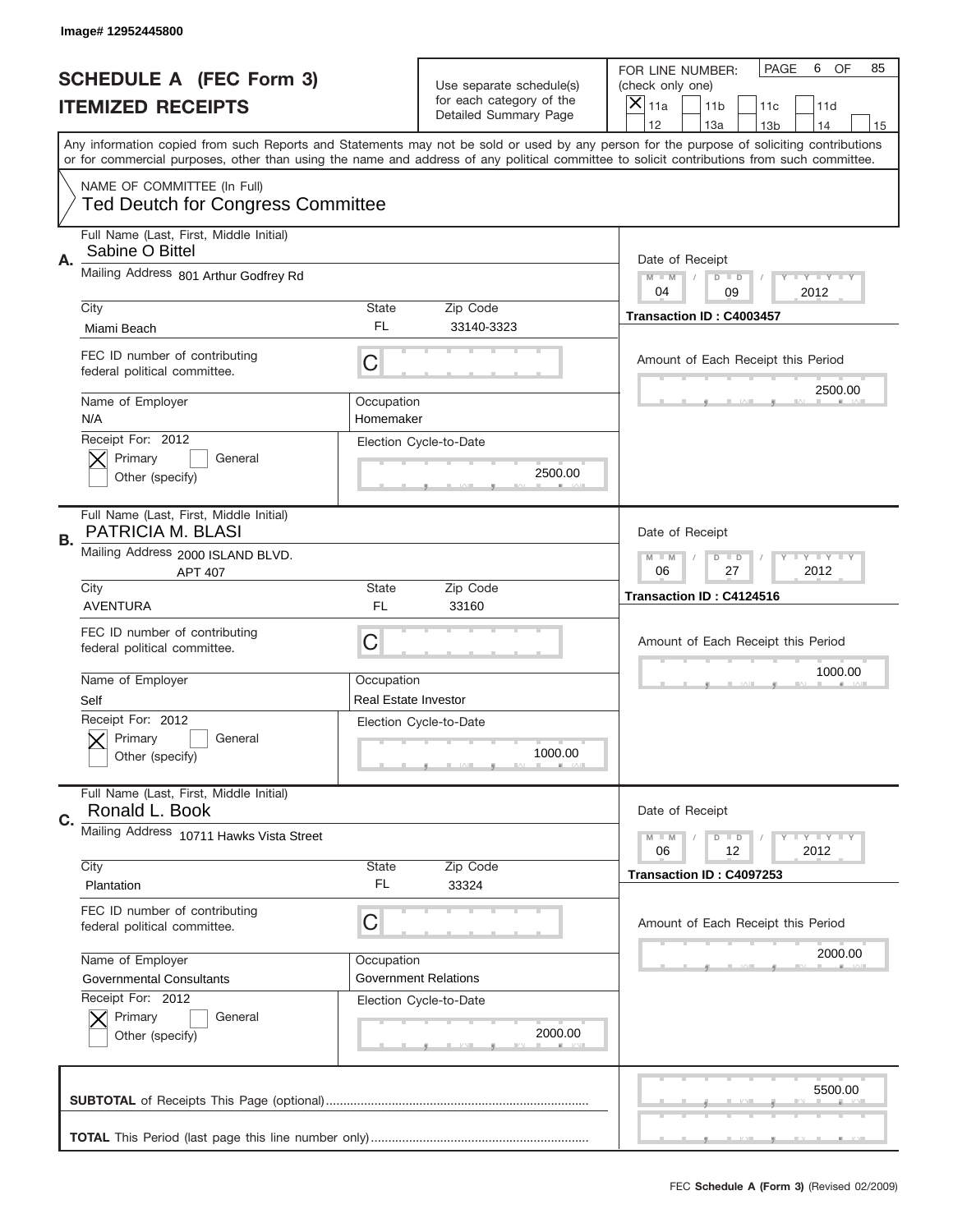Image# 12952445800

# SCHEDULE A (FEC Form 3)
## ITEMIZED RECEIPTS

Use separate schedule(s) for each category of the Detailed Summary Page

FOR LINE NUMBER: (check only one)
[X] 11a [ ] 11b [ ] 11c [ ] 11d [ ] 12 [ ] 13a [ ] 13b [ ] 14 [ ] 15

PAGE 6 OF 85

Any information copied from such Reports and Statements may not be sold or used by any person for the purpose of soliciting contributions or for commercial purposes, other than using the name and address of any political committee to solicit contributions from such committee.

NAME OF COMMITTEE (In Full)
Ted Deutch for Congress Committee

---

**A.** Full Name (Last, First, Middle Initial): Sabine O Bittel

Mailing Address: 801 Arthur Godfrey Rd

City: Miami Beach | State: FL | Zip Code: 33140-3323

FEC ID number of contributing federal political committee: C

Name of Employer: N/A | Occupation: Homemaker

Receipt For: 2012 [X] Primary [ ] General [ ] Other (specify)

Election Cycle-to-Date: 2500.00

Date of Receipt: 04 / 09 / 2012

Transaction ID : C4003457

Amount of Each Receipt this Period: 2500.00

---

**B.** Full Name (Last, First, Middle Initial): PATRICIA M. BLASI

Mailing Address: 2000 ISLAND BLVD. APT 407

City: AVENTURA | State: FL | Zip Code: 33160

FEC ID number of contributing federal political committee: C

Name of Employer: Self | Occupation: Real Estate Investor

Receipt For: 2012 [X] Primary [ ] General [ ] Other (specify)

Election Cycle-to-Date: 1000.00

Date of Receipt: 06 / 27 / 2012

Transaction ID : C4124516

Amount of Each Receipt this Period: 1000.00

---

**C.** Full Name (Last, First, Middle Initial): Ronald L. Book

Mailing Address: 10711 Hawks Vista Street

City: Plantation | State: FL | Zip Code: 33324

FEC ID number of contributing federal political committee: C

Name of Employer: Governmental Consultants | Occupation: Government Relations

Receipt For: 2012 [X] Primary [ ] General [ ] Other (specify)

Election Cycle-to-Date: 2000.00

Date of Receipt: 06 / 12 / 2012

Transaction ID : C4097253

Amount of Each Receipt this Period: 2000.00

---

**SUBTOTAL** of Receipts This Page (optional): 5500.00

**TOTAL** This Period (last page this line number only):

FEC **Schedule A (Form 3)** (Revised 02/2009)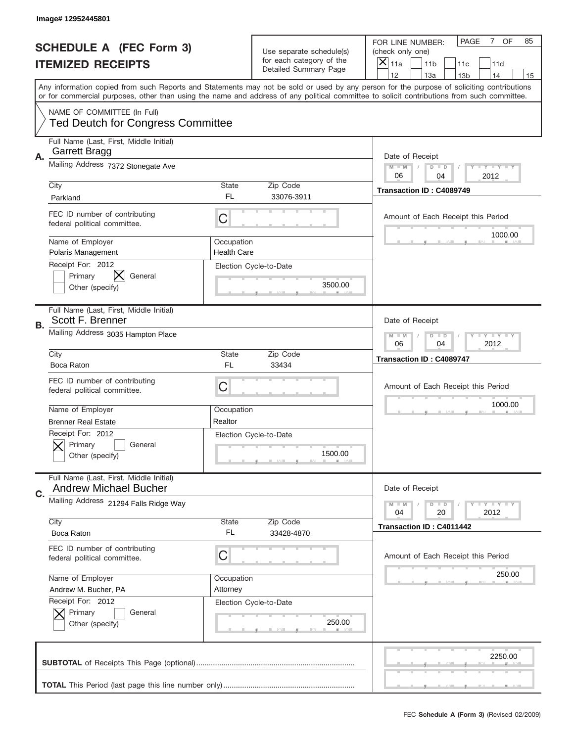Image# 12952445801

# SCHEDULE A (FEC Form 3)
## ITEMIZED RECEIPTS

Use separate schedule(s) for each category of the Detailed Summary Page

FOR LINE NUMBER: (check only one)

- [X] 11a
- [ ] 11b
- [ ] 11c
- [ ] 11d
- [ ] 12
- [ ] 13a
- [ ] 13b
- [ ] 14
- [ ] 15

PAGE 7 OF 85

Any information copied from such Reports and Statements may not be sold or used by any person for the purpose of soliciting contributions or for commercial purposes, other than using the name and address of any political committee to solicit contributions from such committee.

NAME OF COMMITTEE (In Full)
Ted Deutch for Congress Committee

---

**A.** Full Name (Last, First, Middle Initial): Garrett Bragg

Mailing Address: 7372 Stonegate Ave

City: Parkland | State: FL | Zip Code: 33076-3911

FEC ID number of contributing federal political committee: C

Name of Employer: Polaris Management | Occupation: Health Care

Receipt For: 2012 — [ ] Primary [X] General [ ] Other (specify)

Election Cycle-to-Date: 3500.00

Date of Receipt: 06/04/2012

Transaction ID : C4089749

Amount of Each Receipt this Period: 1000.00

---

**B.** Full Name (Last, First, Middle Initial): Scott F. Brenner

Mailing Address: 3035 Hampton Place

City: Boca Raton | State: FL | Zip Code: 33434

FEC ID number of contributing federal political committee: C

Name of Employer: Brenner Real Estate | Occupation: Realtor

Receipt For: 2012 — [X] Primary [ ] General [ ] Other (specify)

Election Cycle-to-Date: 1500.00

Date of Receipt: 06/04/2012

Transaction ID : C4089747

Amount of Each Receipt this Period: 1000.00

---

**C.** Full Name (Last, First, Middle Initial): Andrew Michael Bucher

Mailing Address: 21294 Falls Ridge Way

City: Boca Raton | State: FL | Zip Code: 33428-4870

FEC ID number of contributing federal political committee: C

Name of Employer: Andrew M. Bucher, PA | Occupation: Attorney

Receipt For: 2012 — [X] Primary [ ] General [ ] Other (specify)

Election Cycle-to-Date: 250.00

Date of Receipt: 04/20/2012

Transaction ID : C4011442

Amount of Each Receipt this Period: 250.00

---

**SUBTOTAL** of Receipts This Page (optional): 2250.00

**TOTAL** This Period (last page this line number only):

FEC **Schedule A (Form 3)** (Revised 02/2009)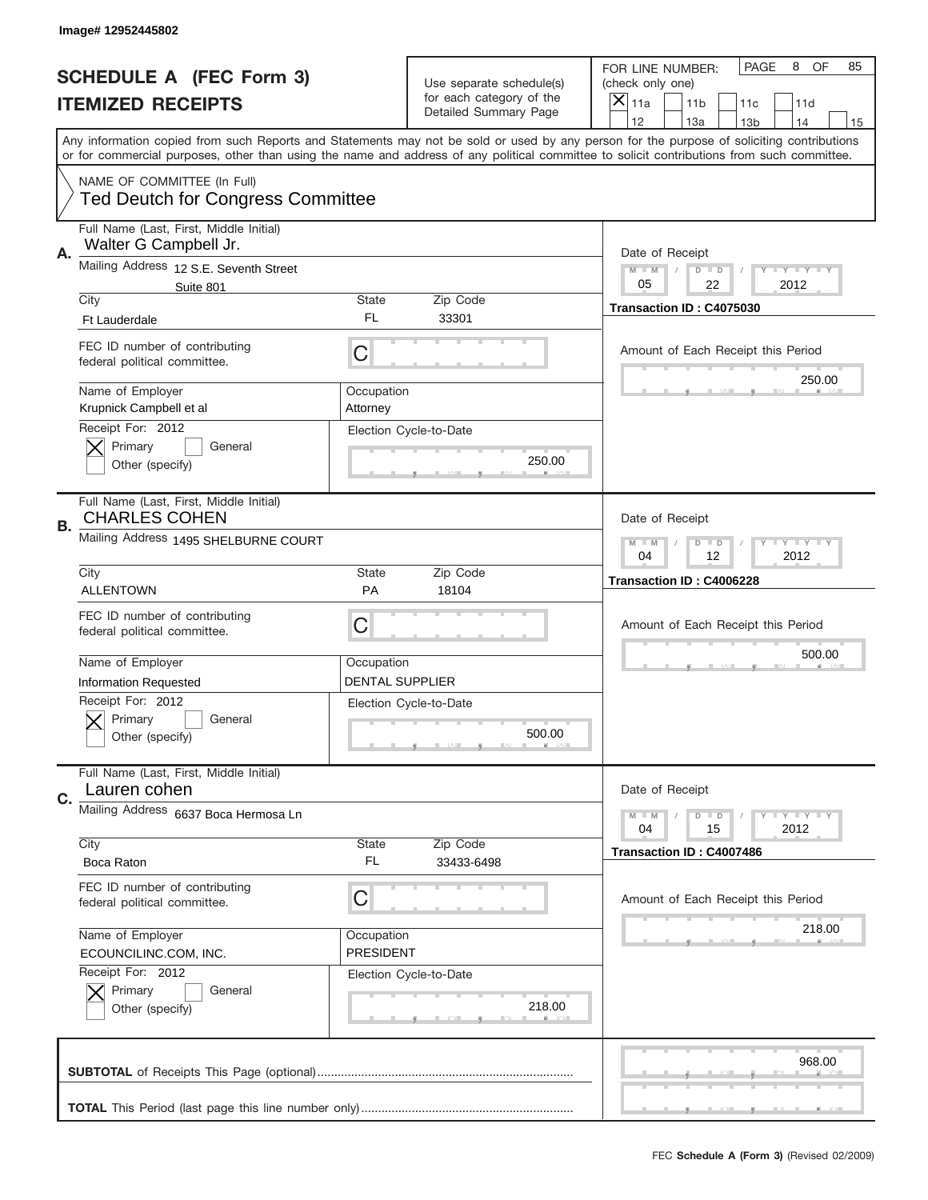Image# 12952445802

# SCHEDULE A (FEC Form 3)
## ITEMIZED RECEIPTS

Use separate schedule(s) for each category of the Detailed Summary Page

FOR LINE NUMBER: (check only one)
[X] 11a [ ] 11b [ ] 11c [ ] 11d [ ] 12 [ ] 13a [ ] 13b [ ] 14 [ ] 15

PAGE 8 OF 85

Any information copied from such Reports and Statements may not be sold or used by any person for the purpose of soliciting contributions or for commercial purposes, other than using the name and address of any political committee to solicit contributions from such committee.

NAME OF COMMITTEE (In Full)
Ted Deutch for Congress Committee

**A.**
Full Name (Last, First, Middle Initial): Walter G Campbell Jr.
Mailing Address: 12 S.E. Seventh Street, Suite 801
City: Ft Lauderdale | State: FL | Zip Code: 33301
FEC ID number of contributing federal political committee: C
Name of Employer: Krupnick Campbell et al
Occupation: Attorney
Receipt For: 2012 — [X] Primary [ ] General [ ] Other (specify)
Election Cycle-to-Date: 250.00
Date of Receipt: 05 / 22 / 2012
Transaction ID : C4075030
Amount of Each Receipt this Period: 250.00

**B.**
Full Name (Last, First, Middle Initial): CHARLES COHEN
Mailing Address: 1495 SHELBURNE COURT
City: ALLENTOWN | State: PA | Zip Code: 18104
FEC ID number of contributing federal political committee: C
Name of Employer: Information Requested
Occupation: DENTAL SUPPLIER
Receipt For: 2012 — [X] Primary [ ] General [ ] Other (specify)
Election Cycle-to-Date: 500.00
Date of Receipt: 04 / 12 / 2012
Transaction ID : C4006228
Amount of Each Receipt this Period: 500.00

**C.**
Full Name (Last, First, Middle Initial): Lauren cohen
Mailing Address: 6637 Boca Hermosa Ln
City: Boca Raton | State: FL | Zip Code: 33433-6498
FEC ID number of contributing federal political committee: C
Name of Employer: ECOUNCILINC.COM, INC.
Occupation: PRESIDENT
Receipt For: 2012 — [X] Primary [ ] General [ ] Other (specify)
Election Cycle-to-Date: 218.00
Date of Receipt: 04 / 15 / 2012
Transaction ID : C4007486
Amount of Each Receipt this Period: 218.00

**SUBTOTAL** of Receipts This Page (optional): 968.00

**TOTAL** This Period (last page this line number only):

FEC **Schedule A (Form 3)** (Revised 02/2009)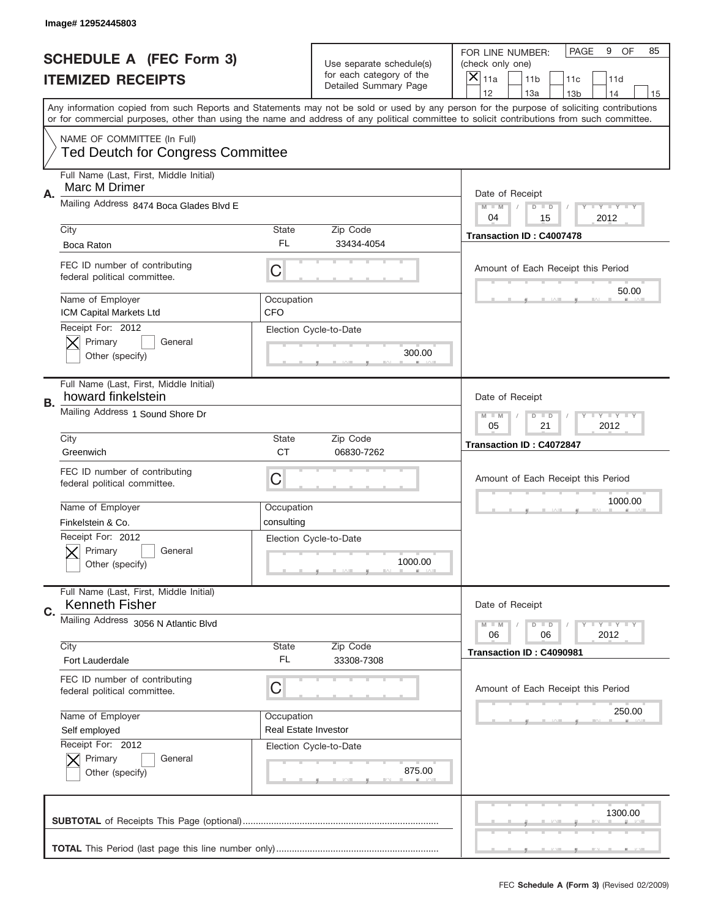Image# 12952445803

# SCHEDULE A (FEC Form 3)
# ITEMIZED RECEIPTS

Use separate schedule(s) for each category of the Detailed Summary Page

FOR LINE NUMBER: (check only one)
[X] 11a [ ] 11b [ ] 11c [ ] 11d [ ] 12 [ ] 13a [ ] 13b [ ] 14 [ ] 15

PAGE 9 OF 85

Any information copied from such Reports and Statements may not be sold or used by any person for the purpose of soliciting contributions or for commercial purposes, other than using the name and address of any political committee to solicit contributions from such committee.

NAME OF COMMITTEE (In Full)
Ted Deutch for Congress Committee

**A.**
Full Name (Last, First, Middle Initial): Marc M Drimer
Mailing Address: 8474 Boca Glades Blvd E
City: Boca Raton | State: FL | Zip Code: 33434-4054
FEC ID number of contributing federal political committee: C
Name of Employer: ICM Capital Markets Ltd
Occupation: CFO
Receipt For: 2012 — [X] Primary [ ] General [ ] Other (specify)
Election Cycle-to-Date: 300.00
Date of Receipt: 04/15/2012
Transaction ID : C4007478
Amount of Each Receipt this Period: 50.00

**B.**
Full Name (Last, First, Middle Initial): howard finkelstein
Mailing Address: 1 Sound Shore Dr
City: Greenwich | State: CT | Zip Code: 06830-7262
FEC ID number of contributing federal political committee: C
Name of Employer: Finkelstein & Co.
Occupation: consulting
Receipt For: 2012 — [X] Primary [ ] General [ ] Other (specify)
Election Cycle-to-Date: 1000.00
Date of Receipt: 05/21/2012
Transaction ID : C4072847
Amount of Each Receipt this Period: 1000.00

**C.**
Full Name (Last, First, Middle Initial): Kenneth Fisher
Mailing Address: 3056 N Atlantic Blvd
City: Fort Lauderdale | State: FL | Zip Code: 33308-7308
FEC ID number of contributing federal political committee: C
Name of Employer: Self employed
Occupation: Real Estate Investor
Receipt For: 2012 — [X] Primary [ ] General [ ] Other (specify)
Election Cycle-to-Date: 875.00
Date of Receipt: 06/06/2012
Transaction ID : C4090981
Amount of Each Receipt this Period: 250.00

**SUBTOTAL** of Receipts This Page (optional): 1300.00

**TOTAL** This Period (last page this line number only):

FEC **Schedule A (Form 3)** (Revised 02/2009)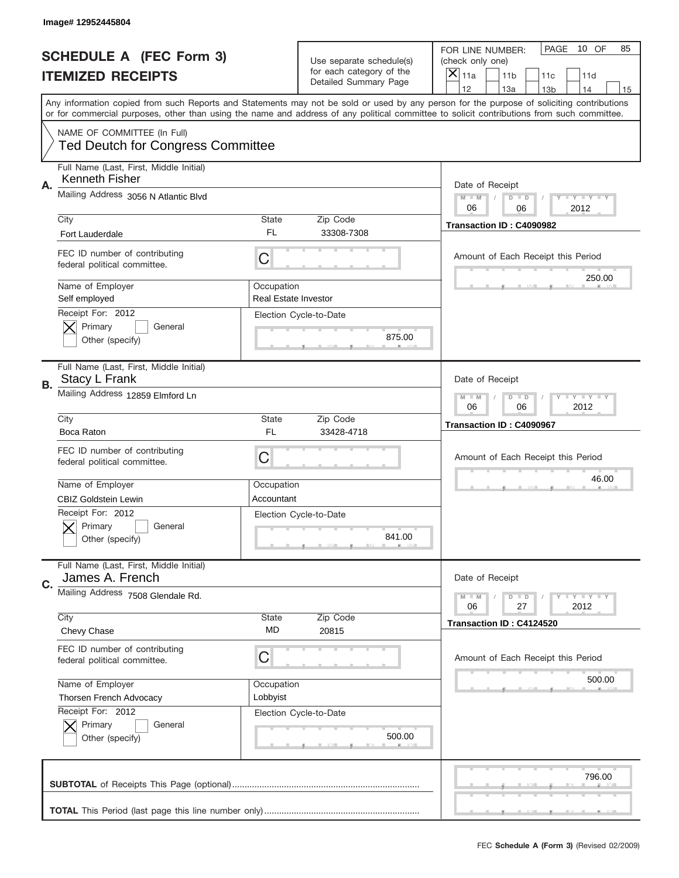Image# 12952445804

# SCHEDULE A (FEC Form 3)
## ITEMIZED RECEIPTS

Use separate schedule(s) for each category of the Detailed Summary Page

FOR LINE NUMBER: (check only one)
[X] 11a [ ] 11b [ ] 11c [ ] 11d [ ] 12 [ ] 13a [ ] 13b [ ] 14 [ ] 15

PAGE 10 OF 85

Any information copied from such Reports and Statements may not be sold or used by any person for the purpose of soliciting contributions or for commercial purposes, other than using the name and address of any political committee to solicit contributions from such committee.

NAME OF COMMITTEE (In Full)
Ted Deutch for Congress Committee

---

**A.** Full Name (Last, First, Middle Initial): Kenneth Fisher
Mailing Address: 3056 N Atlantic Blvd
City: Fort Lauderdale | State: FL | Zip Code: 33308-7308
FEC ID number of contributing federal political committee: C
Name of Employer: Self employed
Occupation: Real Estate Investor
Receipt For: 2012 — [X] Primary [ ] General [ ] Other (specify)
Election Cycle-to-Date: 875.00
Date of Receipt: 06 / 06 / 2012
Transaction ID : C4090982
Amount of Each Receipt this Period: 250.00

---

**B.** Full Name (Last, First, Middle Initial): Stacy L Frank
Mailing Address: 12859 Elmford Ln
City: Boca Raton | State: FL | Zip Code: 33428-4718
FEC ID number of contributing federal political committee: C
Name of Employer: CBIZ Goldstein Lewin
Occupation: Accountant
Receipt For: 2012 — [X] Primary [ ] General [ ] Other (specify)
Election Cycle-to-Date: 841.00
Date of Receipt: 06 / 06 / 2012
Transaction ID : C4090967
Amount of Each Receipt this Period: 46.00

---

**C.** Full Name (Last, First, Middle Initial): James A. French
Mailing Address: 7508 Glendale Rd.
City: Chevy Chase | State: MD | Zip Code: 20815
FEC ID number of contributing federal political committee: C
Name of Employer: Thorsen French Advocacy
Occupation: Lobbyist
Receipt For: 2012 — [X] Primary [ ] General [ ] Other (specify)
Election Cycle-to-Date: 500.00
Date of Receipt: 06 / 27 / 2012
Transaction ID : C4124520
Amount of Each Receipt this Period: 500.00

---

**SUBTOTAL** of Receipts This Page (optional): 796.00

**TOTAL** This Period (last page this line number only):

FEC **Schedule A (Form 3)** (Revised 02/2009)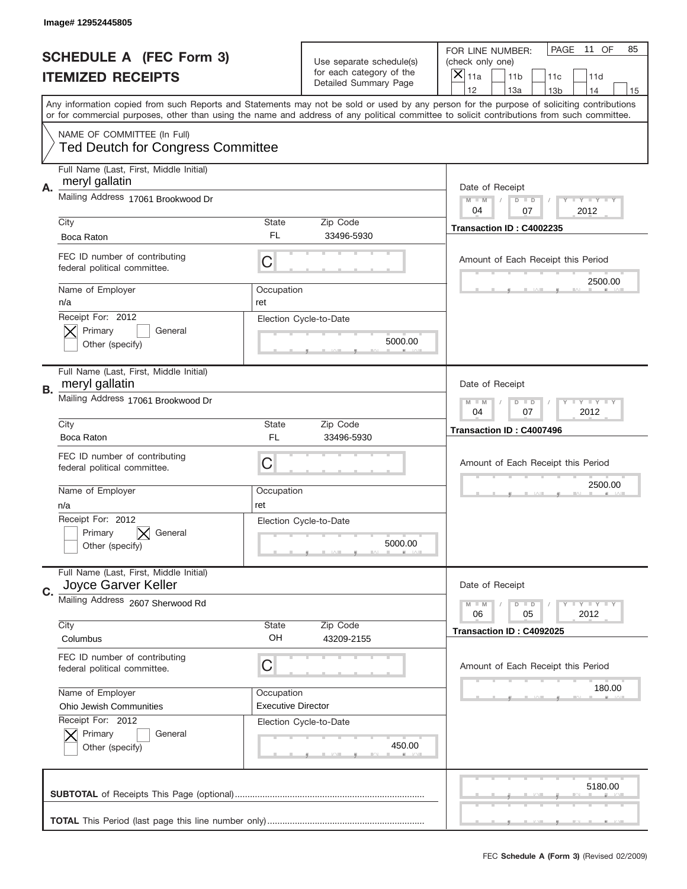Image# 12952445805

# SCHEDULE A (FEC Form 3)
## ITEMIZED RECEIPTS

Use separate schedule(s) for each category of the Detailed Summary Page

FOR LINE NUMBER: (check only one)
[X] 11a [ ] 11b [ ] 11c [ ] 11d [ ] 12 [ ] 13a [ ] 13b [ ] 14 [ ] 15

PAGE 11 OF 85

Any information copied from such Reports and Statements may not be sold or used by any person for the purpose of soliciting contributions or for commercial purposes, other than using the name and address of any political committee to solicit contributions from such committee.

NAME OF COMMITTEE (In Full)
Ted Deutch for Congress Committee

---

**A.**
Full Name (Last, First, Middle Initial): meryl gallatin
Mailing Address: 17061 Brookwood Dr
City: Boca Raton | State: FL | Zip Code: 33496-5930
FEC ID number of contributing federal political committee: C
Name of Employer: n/a
Occupation: ret
Receipt For: 2012 — [X] Primary [ ] General [ ] Other (specify)
Election Cycle-to-Date: 5000.00
Date of Receipt: 04 / 07 / 2012
Transaction ID : C4002235
Amount of Each Receipt this Period: 2500.00

---

**B.**
Full Name (Last, First, Middle Initial): meryl gallatin
Mailing Address: 17061 Brookwood Dr
City: Boca Raton | State: FL | Zip Code: 33496-5930
FEC ID number of contributing federal political committee: C
Name of Employer: n/a
Occupation: ret
Receipt For: 2012 — [ ] Primary [X] General [ ] Other (specify)
Election Cycle-to-Date: 5000.00
Date of Receipt: 04 / 07 / 2012
Transaction ID : C4007496
Amount of Each Receipt this Period: 2500.00

---

**C.**
Full Name (Last, First, Middle Initial): Joyce Garver Keller
Mailing Address: 2607 Sherwood Rd
City: Columbus | State: OH | Zip Code: 43209-2155
FEC ID number of contributing federal political committee: C
Name of Employer: Ohio Jewish Communities
Occupation: Executive Director
Receipt For: 2012 — [X] Primary [ ] General [ ] Other (specify)
Election Cycle-to-Date: 450.00
Date of Receipt: 06 / 05 / 2012
Transaction ID : C4092025
Amount of Each Receipt this Period: 180.00

---

**SUBTOTAL** of Receipts This Page (optional): 5180.00

**TOTAL** This Period (last page this line number only):

FEC **Schedule A (Form 3)** (Revised 02/2009)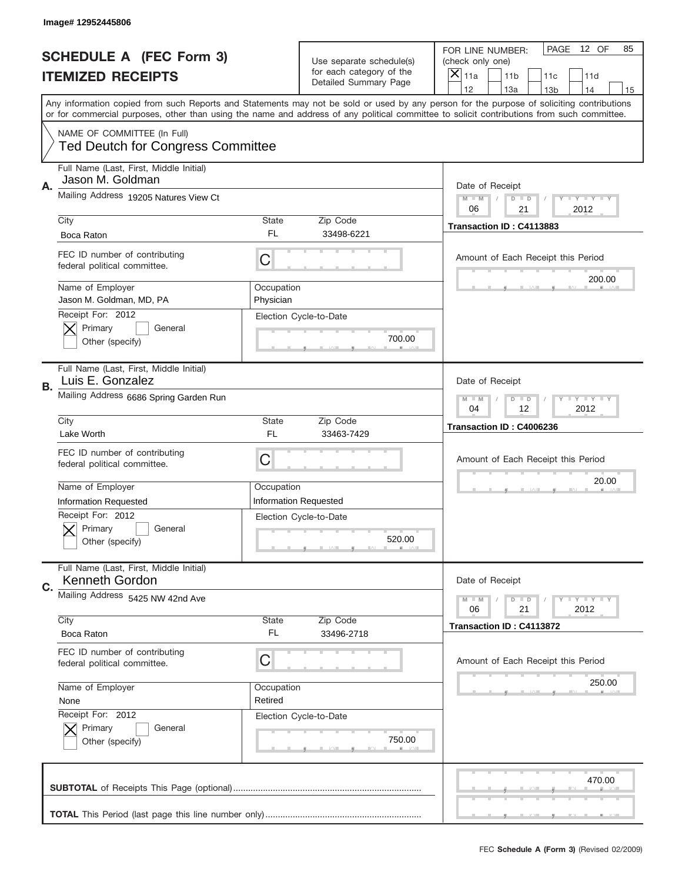Image# 12952445806

# SCHEDULE A (FEC Form 3)
## ITEMIZED RECEIPTS

Use separate schedule(s) for each category of the Detailed Summary Page

FOR LINE NUMBER: (check only one)
[X] 11a [ ] 11b [ ] 11c [ ] 11d [ ] 12 [ ] 13a [ ] 13b [ ] 14 [ ] 15

PAGE 12 OF 85

Any information copied from such Reports and Statements may not be sold or used by any person for the purpose of soliciting contributions or for commercial purposes, other than using the name and address of any political committee to solicit contributions from such committee.

NAME OF COMMITTEE (In Full)
Ted Deutch for Congress Committee

---

**A.** Full Name (Last, First, Middle Initial): Jason M. Goldman

Mailing Address: 19205 Natures View Ct

City: Boca Raton | State: FL | Zip Code: 33498-6221

FEC ID number of contributing federal political committee: C

Name of Employer: Jason M. Goldman, MD, PA | Occupation: Physician

Receipt For: 2012 — [X] Primary [ ] General [ ] Other (specify)

Election Cycle-to-Date: 700.00

Date of Receipt: 06 / 21 / 2012

Transaction ID : C4113883

Amount of Each Receipt this Period: 200.00

---

**B.** Full Name (Last, First, Middle Initial): Luis E. Gonzalez

Mailing Address: 6686 Spring Garden Run

City: Lake Worth | State: FL | Zip Code: 33463-7429

FEC ID number of contributing federal political committee: C

Name of Employer: Information Requested | Occupation: Information Requested

Receipt For: 2012 — [X] Primary [ ] General [ ] Other (specify)

Election Cycle-to-Date: 520.00

Date of Receipt: 04 / 12 / 2012

Transaction ID : C4006236

Amount of Each Receipt this Period: 20.00

---

**C.** Full Name (Last, First, Middle Initial): Kenneth Gordon

Mailing Address: 5425 NW 42nd Ave

City: Boca Raton | State: FL | Zip Code: 33496-2718

FEC ID number of contributing federal political committee: C

Name of Employer: None | Occupation: Retired

Receipt For: 2012 — [X] Primary [ ] General [ ] Other (specify)

Election Cycle-to-Date: 750.00

Date of Receipt: 06 / 21 / 2012

Transaction ID : C4113872

Amount of Each Receipt this Period: 250.00

---

**SUBTOTAL** of Receipts This Page (optional): 470.00

**TOTAL** This Period (last page this line number only):

FEC **Schedule A (Form 3)** (Revised 02/2009)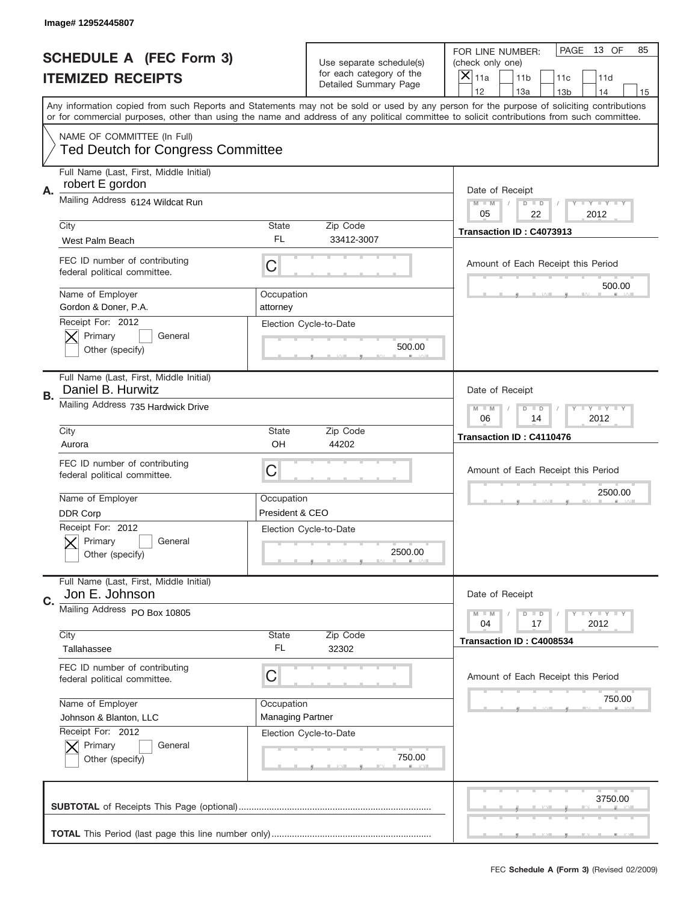Image# 12952445807

# SCHEDULE A (FEC Form 3)
## ITEMIZED RECEIPTS

Use separate schedule(s) for each category of the Detailed Summary Page

FOR LINE NUMBER: (check only one)
[X] 11a [ ] 11b [ ] 11c [ ] 11d [ ] 12 [ ] 13a [ ] 13b [ ] 14 [ ] 15

PAGE 13 OF 85

Any information copied from such Reports and Statements may not be sold or used by any person for the purpose of soliciting contributions or for commercial purposes, other than using the name and address of any political committee to solicit contributions from such committee.

NAME OF COMMITTEE (In Full)
Ted Deutch for Congress Committee

---

**A.** Full Name (Last, First, Middle Initial): robert E gordon

Mailing Address: 6124 Wildcat Run

City: West Palm Beach | State: FL | Zip Code: 33412-3007

FEC ID number of contributing federal political committee: C

Name of Employer: Gordon & Doner, P.A.
Occupation: attorney

Receipt For: 2012 — [X] Primary [ ] General [ ] Other (specify)

Election Cycle-to-Date: 500.00

Date of Receipt: 05 / 22 / 2012
Transaction ID : C4073913

Amount of Each Receipt this Period: 500.00

---

**B.** Full Name (Last, First, Middle Initial): Daniel B. Hurwitz

Mailing Address: 735 Hardwick Drive

City: Aurora | State: OH | Zip Code: 44202

FEC ID number of contributing federal political committee: C

Name of Employer: DDR Corp
Occupation: President & CEO

Receipt For: 2012 — [X] Primary [ ] General [ ] Other (specify)

Election Cycle-to-Date: 2500.00

Date of Receipt: 06 / 14 / 2012
Transaction ID : C4110476

Amount of Each Receipt this Period: 2500.00

---

**C.** Full Name (Last, First, Middle Initial): Jon E. Johnson

Mailing Address: PO Box 10805

City: Tallahassee | State: FL | Zip Code: 32302

FEC ID number of contributing federal political committee: C

Name of Employer: Johnson & Blanton, LLC
Occupation: Managing Partner

Receipt For: 2012 — [X] Primary [ ] General [ ] Other (specify)

Election Cycle-to-Date: 750.00

Date of Receipt: 04 / 17 / 2012
Transaction ID : C4008534

Amount of Each Receipt this Period: 750.00

---

**SUBTOTAL** of Receipts This Page (optional): 3750.00

**TOTAL** This Period (last page this line number only):

FEC Schedule A (Form 3) (Revised 02/2009)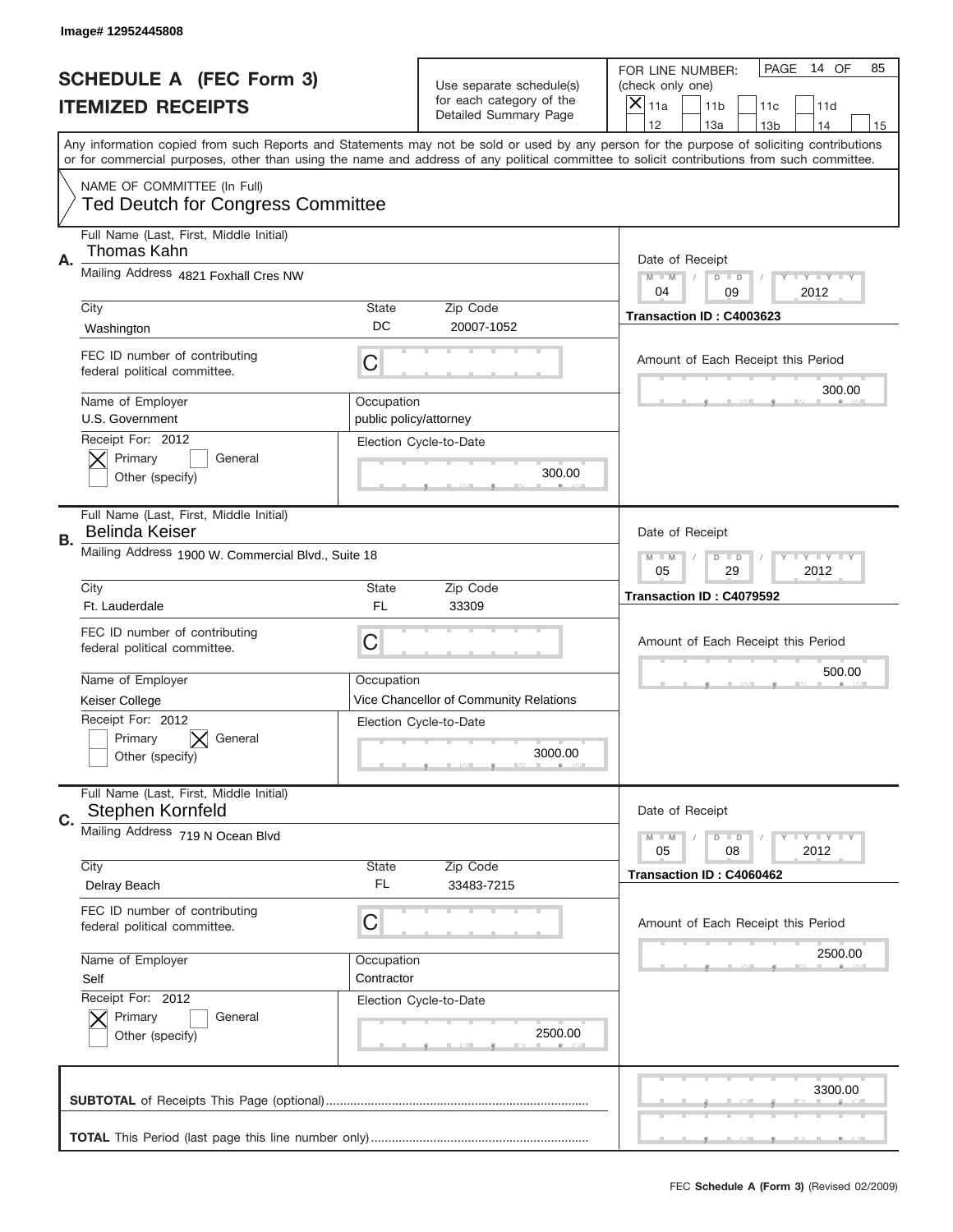Image# 12952445808

# SCHEDULE A (FEC Form 3)
## ITEMIZED RECEIPTS

Use separate schedule(s) for each category of the Detailed Summary Page

FOR LINE NUMBER: (check only one)

[X] 11a [ ] 11b [ ] 11c [ ] 11d [ ] 12 [ ] 13a [ ] 13b [ ] 14 [ ] 15

PAGE 14 OF 85

Any information copied from such Reports and Statements may not be sold or used by any person for the purpose of soliciting contributions or for commercial purposes, other than using the name and address of any political committee to solicit contributions from such committee.

NAME OF COMMITTEE (In Full)
Ted Deutch for Congress Committee

---

**A.**
Full Name (Last, First, Middle Initial): Thomas Kahn
Mailing Address: 4821 Foxhall Cres NW
City: Washington | State: DC | Zip Code: 20007-1052
FEC ID number of contributing federal political committee: C
Name of Employer: U.S. Government
Occupation: public policy/attorney
Receipt For: 2012 — [X] Primary [ ] General [ ] Other (specify)
Election Cycle-to-Date: 300.00
Date of Receipt: 04 / 09 / 2012
Transaction ID : C4003623
Amount of Each Receipt this Period: 300.00

---

**B.**
Full Name (Last, First, Middle Initial): Belinda Keiser
Mailing Address: 1900 W. Commercial Blvd., Suite 18
City: Ft. Lauderdale | State: FL | Zip Code: 33309
FEC ID number of contributing federal political committee: C
Name of Employer: Keiser College
Occupation: Vice Chancellor of Community Relations
Receipt For: 2012 — [ ] Primary [X] General [ ] Other (specify)
Election Cycle-to-Date: 3000.00
Date of Receipt: 05 / 29 / 2012
Transaction ID : C4079592
Amount of Each Receipt this Period: 500.00

---

**C.**
Full Name (Last, First, Middle Initial): Stephen Kornfeld
Mailing Address: 719 N Ocean Blvd
City: Delray Beach | State: FL | Zip Code: 33483-7215
FEC ID number of contributing federal political committee: C
Name of Employer: Self
Occupation: Contractor
Receipt For: 2012 — [X] Primary [ ] General [ ] Other (specify)
Election Cycle-to-Date: 2500.00
Date of Receipt: 05 / 08 / 2012
Transaction ID : C4060462
Amount of Each Receipt this Period: 2500.00

---

**SUBTOTAL** of Receipts This Page (optional): 3300.00

**TOTAL** This Period (last page this line number only):

FEC **Schedule A (Form 3)** (Revised 02/2009)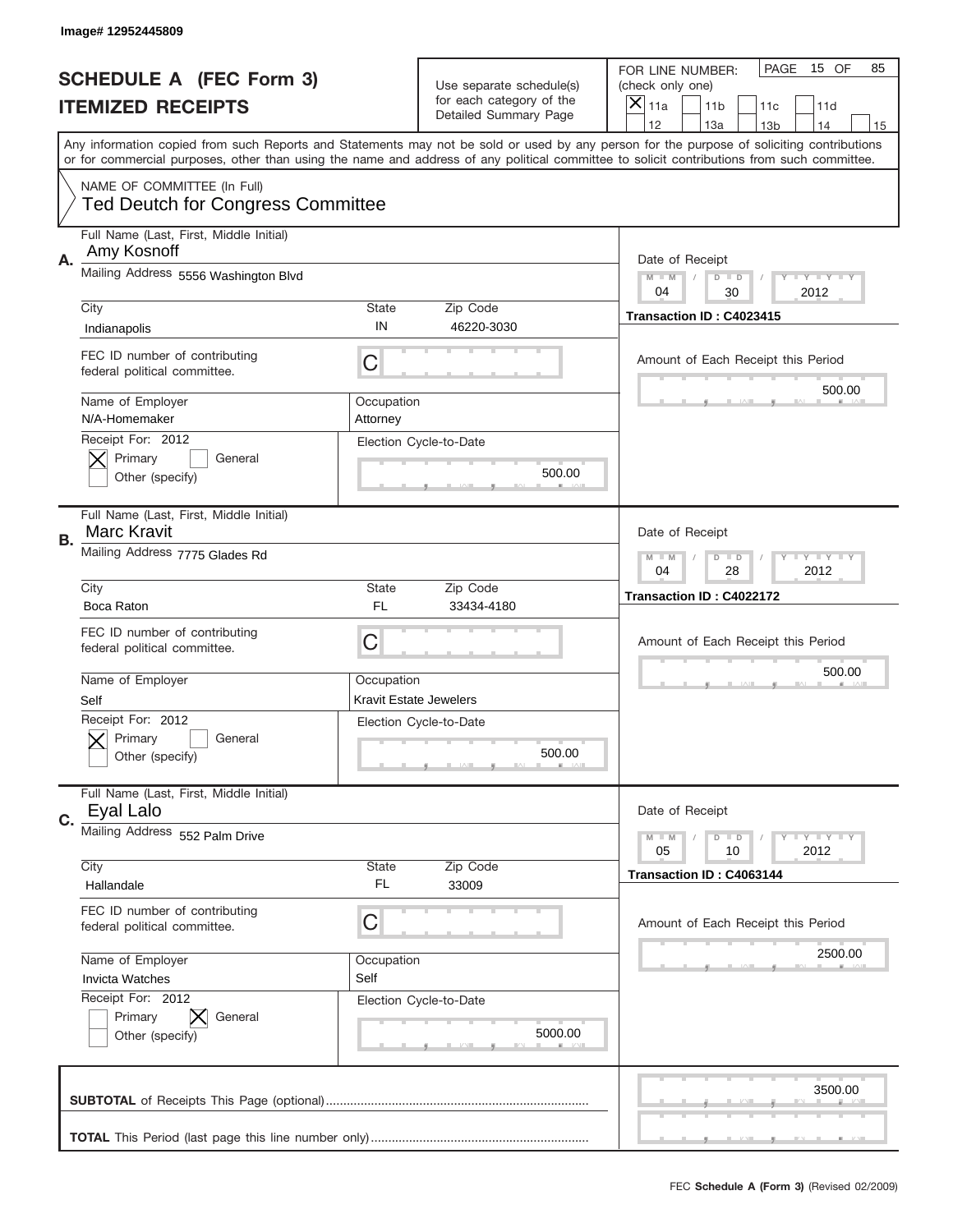Image# 12952445809

# SCHEDULE A (FEC Form 3)
# ITEMIZED RECEIPTS

Use separate schedule(s) for each category of the Detailed Summary Page

FOR LINE NUMBER: (check only one)
[X] 11a [ ] 11b [ ] 11c [ ] 11d [ ] 12 [ ] 13a [ ] 13b [ ] 14 [ ] 15

PAGE 15 OF 85

Any information copied from such Reports and Statements may not be sold or used by any person for the purpose of soliciting contributions or for commercial purposes, other than using the name and address of any political committee to solicit contributions from such committee.

NAME OF COMMITTEE (In Full)
Ted Deutch for Congress Committee

---

**A.** Full Name (Last, First, Middle Initial): Amy Kosnoff
Mailing Address: 5556 Washington Blvd
City: Indianapolis State: IN Zip Code: 46220-3030
FEC ID number of contributing federal political committee: C
Name of Employer: N/A-Homemaker
Occupation: Attorney
Receipt For: 2012 [X] Primary [ ] General [ ] Other (specify)
Election Cycle-to-Date: 500.00
Date of Receipt: 04 / 30 / 2012
Transaction ID : C4023415
Amount of Each Receipt this Period: 500.00

---

**B.** Full Name (Last, First, Middle Initial): Marc Kravit
Mailing Address: 7775 Glades Rd
City: Boca Raton State: FL Zip Code: 33434-4180
FEC ID number of contributing federal political committee: C
Name of Employer: Self
Occupation: Kravit Estate Jewelers
Receipt For: 2012 [X] Primary [ ] General [ ] Other (specify)
Election Cycle-to-Date: 500.00
Date of Receipt: 04 / 28 / 2012
Transaction ID : C4022172
Amount of Each Receipt this Period: 500.00

---

**C.** Full Name (Last, First, Middle Initial): Eyal Lalo
Mailing Address: 552 Palm Drive
City: Hallandale State: FL Zip Code: 33009
FEC ID number of contributing federal political committee: C
Name of Employer: Invicta Watches
Occupation: Self
Receipt For: 2012 [ ] Primary [X] General [ ] Other (specify)
Election Cycle-to-Date: 5000.00
Date of Receipt: 05 / 10 / 2012
Transaction ID : C4063144
Amount of Each Receipt this Period: 2500.00

---

**SUBTOTAL** of Receipts This Page (optional): 3500.00

**TOTAL** This Period (last page this line number only):

FEC **Schedule A (Form 3)** (Revised 02/2009)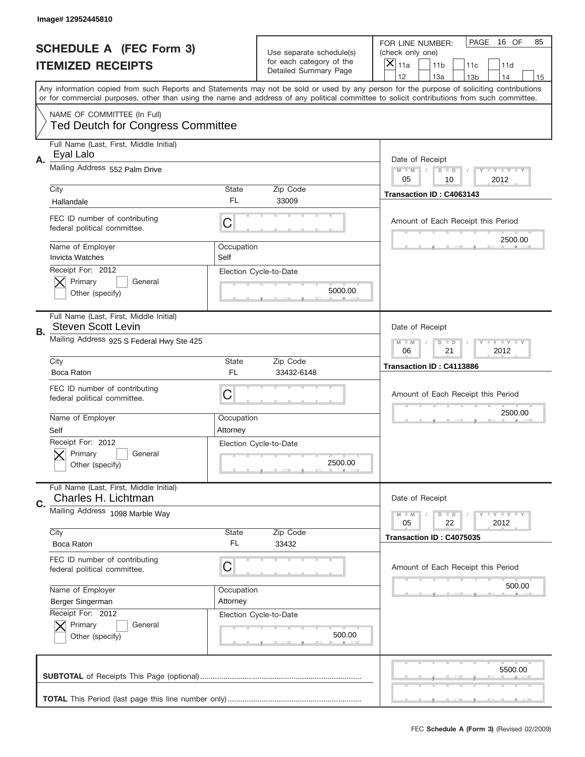Image# 12952445810

# SCHEDULE A (FEC Form 3)
## ITEMIZED RECEIPTS

Use separate schedule(s) for each category of the Detailed Summary Page

FOR LINE NUMBER: (check only one)
[X] 11a [ ] 11b [ ] 11c [ ] 11d [ ] 12 [ ] 13a [ ] 13b [ ] 14 [ ] 15

PAGE 16 OF 85

Any information copied from such Reports and Statements may not be sold or used by any person for the purpose of soliciting contributions or for commercial purposes, other than using the name and address of any political committee to solicit contributions from such committee.

NAME OF COMMITTEE (In Full)
Ted Deutch for Congress Committee

---

**A.**
Full Name (Last, First, Middle Initial): Eyal Lalo
Mailing Address: 552 Palm Drive
City: Hallandale | State: FL | Zip Code: 33009
FEC ID number of contributing federal political committee: C
Name of Employer: Invicta Watches
Occupation: Self
Receipt For: 2012 — [X] Primary [ ] General [ ] Other (specify)
Election Cycle-to-Date: 5000.00
Date of Receipt: 05 / 10 / 2012
Transaction ID : C4063143
Amount of Each Receipt this Period: 2500.00

---

**B.**
Full Name (Last, First, Middle Initial): Steven Scott Levin
Mailing Address: 925 S Federal Hwy Ste 425
City: Boca Raton | State: FL | Zip Code: 33432-6148
FEC ID number of contributing federal political committee: C
Name of Employer: Self
Occupation: Attorney
Receipt For: 2012 — [X] Primary [ ] General [ ] Other (specify)
Election Cycle-to-Date: 2500.00
Date of Receipt: 06 / 21 / 2012
Transaction ID : C4113886
Amount of Each Receipt this Period: 2500.00

---

**C.**
Full Name (Last, First, Middle Initial): Charles H. Lichtman
Mailing Address: 1098 Marble Way
City: Boca Raton | State: FL | Zip Code: 33432
FEC ID number of contributing federal political committee: C
Name of Employer: Berger Singerman
Occupation: Attorney
Receipt For: 2012 — [X] Primary [ ] General [ ] Other (specify)
Election Cycle-to-Date: 500.00
Date of Receipt: 05 / 22 / 2012
Transaction ID : C4075035
Amount of Each Receipt this Period: 500.00

---

**SUBTOTAL** of Receipts This Page (optional): 5500.00

**TOTAL** This Period (last page this line number only):

FEC **Schedule A (Form 3)** (Revised 02/2009)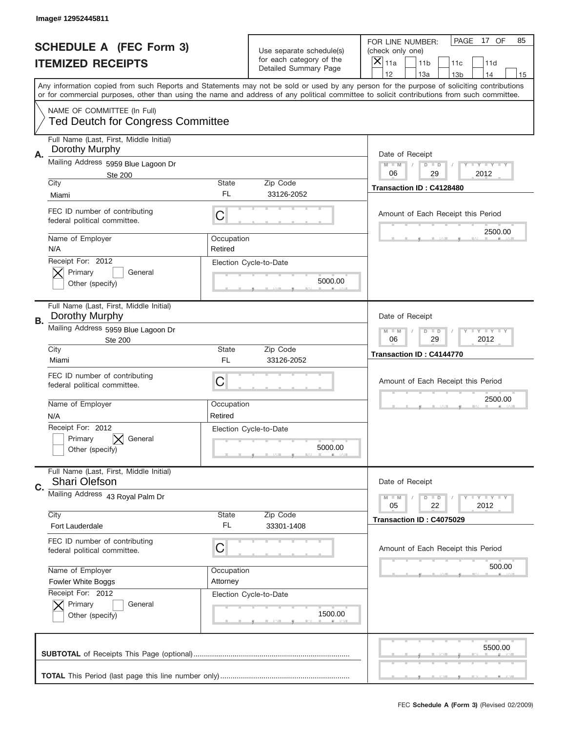Image# 12952445811

# SCHEDULE A (FEC Form 3)
## ITEMIZED RECEIPTS

Use separate schedule(s) for each category of the Detailed Summary Page

FOR LINE NUMBER: (check only one)
[X] 11a [ ] 11b [ ] 11c [ ] 11d [ ] 12 [ ] 13a [ ] 13b [ ] 14 [ ] 15

PAGE 17 OF 85

Any information copied from such Reports and Statements may not be sold or used by any person for the purpose of soliciting contributions or for commercial purposes, other than using the name and address of any political committee to solicit contributions from such committee.

NAME OF COMMITTEE (In Full)
Ted Deutch for Congress Committee

**A.**
Full Name (Last, First, Middle Initial): Dorothy Murphy
Mailing Address: 5959 Blue Lagoon Dr, Ste 200
City: Miami | State: FL | Zip Code: 33126-2052
FEC ID number of contributing federal political committee: C
Name of Employer: N/A | Occupation: Retired
Receipt For: 2012 — [X] Primary [ ] General [ ] Other (specify)
Election Cycle-to-Date: 5000.00
Date of Receipt: 06 / 29 / 2012
Transaction ID : C4128480
Amount of Each Receipt this Period: 2500.00

**B.**
Full Name (Last, First, Middle Initial): Dorothy Murphy
Mailing Address: 5959 Blue Lagoon Dr, Ste 200
City: Miami | State: FL | Zip Code: 33126-2052
FEC ID number of contributing federal political committee: C
Name of Employer: N/A | Occupation: Retired
Receipt For: 2012 — [ ] Primary [X] General [ ] Other (specify)
Election Cycle-to-Date: 5000.00
Date of Receipt: 06 / 29 / 2012
Transaction ID : C4144770
Amount of Each Receipt this Period: 2500.00

**C.**
Full Name (Last, First, Middle Initial): Shari Olefson
Mailing Address: 43 Royal Palm Dr
City: Fort Lauderdale | State: FL | Zip Code: 33301-1408
FEC ID number of contributing federal political committee: C
Name of Employer: Fowler White Boggs | Occupation: Attorney
Receipt For: 2012 — [X] Primary [ ] General [ ] Other (specify)
Election Cycle-to-Date: 1500.00
Date of Receipt: 05 / 22 / 2012
Transaction ID : C4075029
Amount of Each Receipt this Period: 500.00

**SUBTOTAL** of Receipts This Page (optional): 5500.00

**TOTAL** This Period (last page this line number only):

FEC **Schedule A (Form 3)** (Revised 02/2009)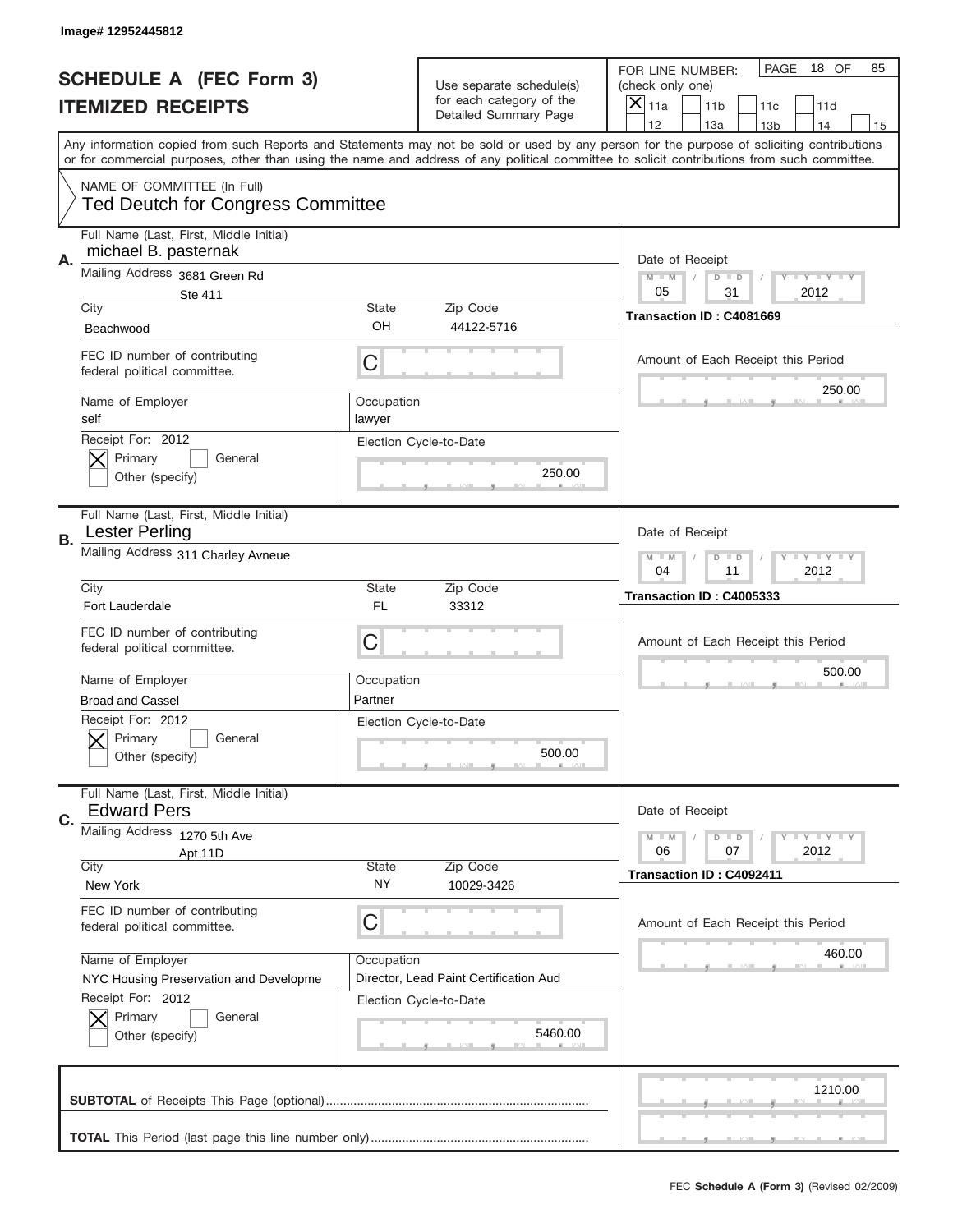Image# 12952445812

# SCHEDULE A (FEC Form 3)
## ITEMIZED RECEIPTS

Use separate schedule(s) for each category of the Detailed Summary Page

FOR LINE NUMBER: (check only one)
[X] 11a [ ] 11b [ ] 11c [ ] 11d [ ] 12 [ ] 13a [ ] 13b [ ] 14 [ ] 15

PAGE 18 OF 85

Any information copied from such Reports and Statements may not be sold or used by any person for the purpose of soliciting contributions or for commercial purposes, other than using the name and address of any political committee to solicit contributions from such committee.

NAME OF COMMITTEE (In Full)
Ted Deutch for Congress Committee

---

**A.**
Full Name (Last, First, Middle Initial): michael B. pasternak
Mailing Address: 3681 Green Rd, Ste 411
City: Beachwood | State: OH | Zip Code: 44122-5716
FEC ID number of contributing federal political committee: C
Name of Employer: self | Occupation: lawyer
Receipt For: 2012 [X] Primary [ ] General [ ] Other (specify)
Election Cycle-to-Date: 250.00
Date of Receipt: 05 / 31 / 2012
Transaction ID : C4081669
Amount of Each Receipt this Period: 250.00

---

**B.**
Full Name (Last, First, Middle Initial): Lester Perling
Mailing Address: 311 Charley Avneue
City: Fort Lauderdale | State: FL | Zip Code: 33312
FEC ID number of contributing federal political committee: C
Name of Employer: Broad and Cassel | Occupation: Partner
Receipt For: 2012 [X] Primary [ ] General [ ] Other (specify)
Election Cycle-to-Date: 500.00
Date of Receipt: 04 / 11 / 2012
Transaction ID : C4005333
Amount of Each Receipt this Period: 500.00

---

**C.**
Full Name (Last, First, Middle Initial): Edward Pers
Mailing Address: 1270 5th Ave, Apt 11D
City: New York | State: NY | Zip Code: 10029-3426
FEC ID number of contributing federal political committee: C
Name of Employer: NYC Housing Preservation and Developme | Occupation: Director, Lead Paint Certification Aud
Receipt For: 2012 [X] Primary [ ] General [ ] Other (specify)
Election Cycle-to-Date: 5460.00
Date of Receipt: 06 / 07 / 2012
Transaction ID : C4092411
Amount of Each Receipt this Period: 460.00

---

**SUBTOTAL** of Receipts This Page (optional): 1210.00

**TOTAL** This Period (last page this line number only):

FEC **Schedule A (Form 3)** (Revised 02/2009)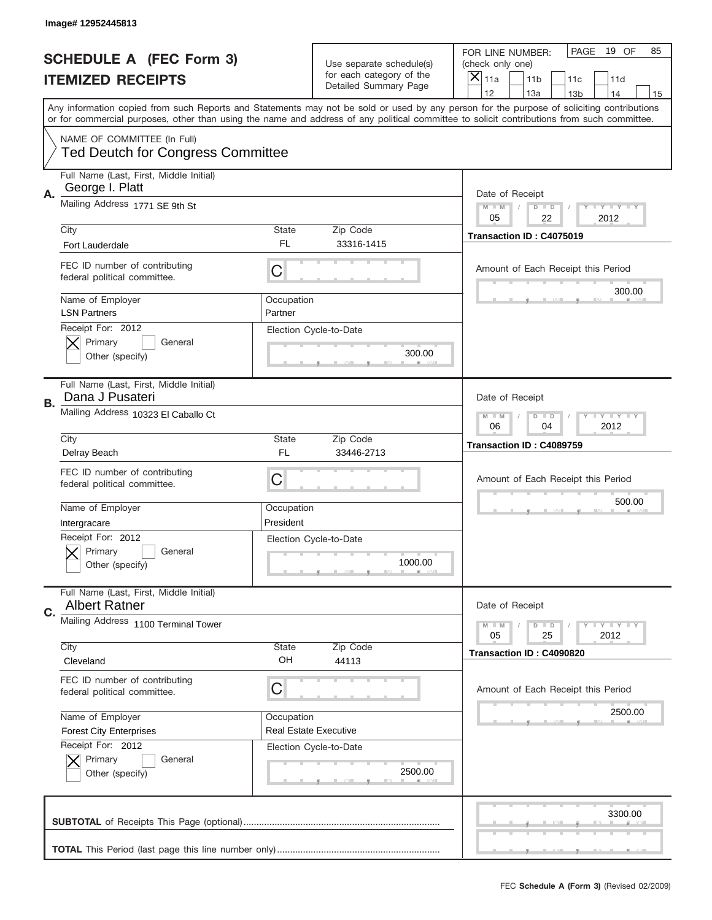Image# 12952445813

# SCHEDULE A (FEC Form 3)
## ITEMIZED RECEIPTS

Use separate schedule(s) for each category of the Detailed Summary Page

FOR LINE NUMBER: (check only one)
[X] 11a [ ] 11b [ ] 11c [ ] 11d [ ] 12 [ ] 13a [ ] 13b [ ] 14 [ ] 15

PAGE 19 OF 85

Any information copied from such Reports and Statements may not be sold or used by any person for the purpose of soliciting contributions or for commercial purposes, other than using the name and address of any political committee to solicit contributions from such committee.

NAME OF COMMITTEE (In Full)
Ted Deutch for Congress Committee

---

**A.** Full Name (Last, First, Middle Initial): George I. Platt
Mailing Address: 1771 SE 9th St
City: Fort Lauderdale | State: FL | Zip Code: 33316-1415
FEC ID number of contributing federal political committee: C
Name of Employer: LSN Partners
Occupation: Partner
Receipt For: 2012 — [X] Primary [ ] General [ ] Other (specify)
Election Cycle-to-Date: 300.00
Date of Receipt: 05 / 22 / 2012
Transaction ID : C4075019
Amount of Each Receipt this Period: 300.00

---

**B.** Full Name (Last, First, Middle Initial): Dana J Pusateri
Mailing Address: 10323 El Caballo Ct
City: Delray Beach | State: FL | Zip Code: 33446-2713
FEC ID number of contributing federal political committee: C
Name of Employer: Intergracare
Occupation: President
Receipt For: 2012 — [X] Primary [ ] General [ ] Other (specify)
Election Cycle-to-Date: 1000.00
Date of Receipt: 06 / 04 / 2012
Transaction ID : C4089759
Amount of Each Receipt this Period: 500.00

---

**C.** Full Name (Last, First, Middle Initial): Albert Ratner
Mailing Address: 1100 Terminal Tower
City: Cleveland | State: OH | Zip Code: 44113
FEC ID number of contributing federal political committee: C
Name of Employer: Forest City Enterprises
Occupation: Real Estate Executive
Receipt For: 2012 — [X] Primary [ ] General [ ] Other (specify)
Election Cycle-to-Date: 2500.00
Date of Receipt: 05 / 25 / 2012
Transaction ID : C4090820
Amount of Each Receipt this Period: 2500.00

---

**SUBTOTAL** of Receipts This Page (optional): 3300.00

**TOTAL** This Period (last page this line number only):

FEC **Schedule A (Form 3)** (Revised 02/2009)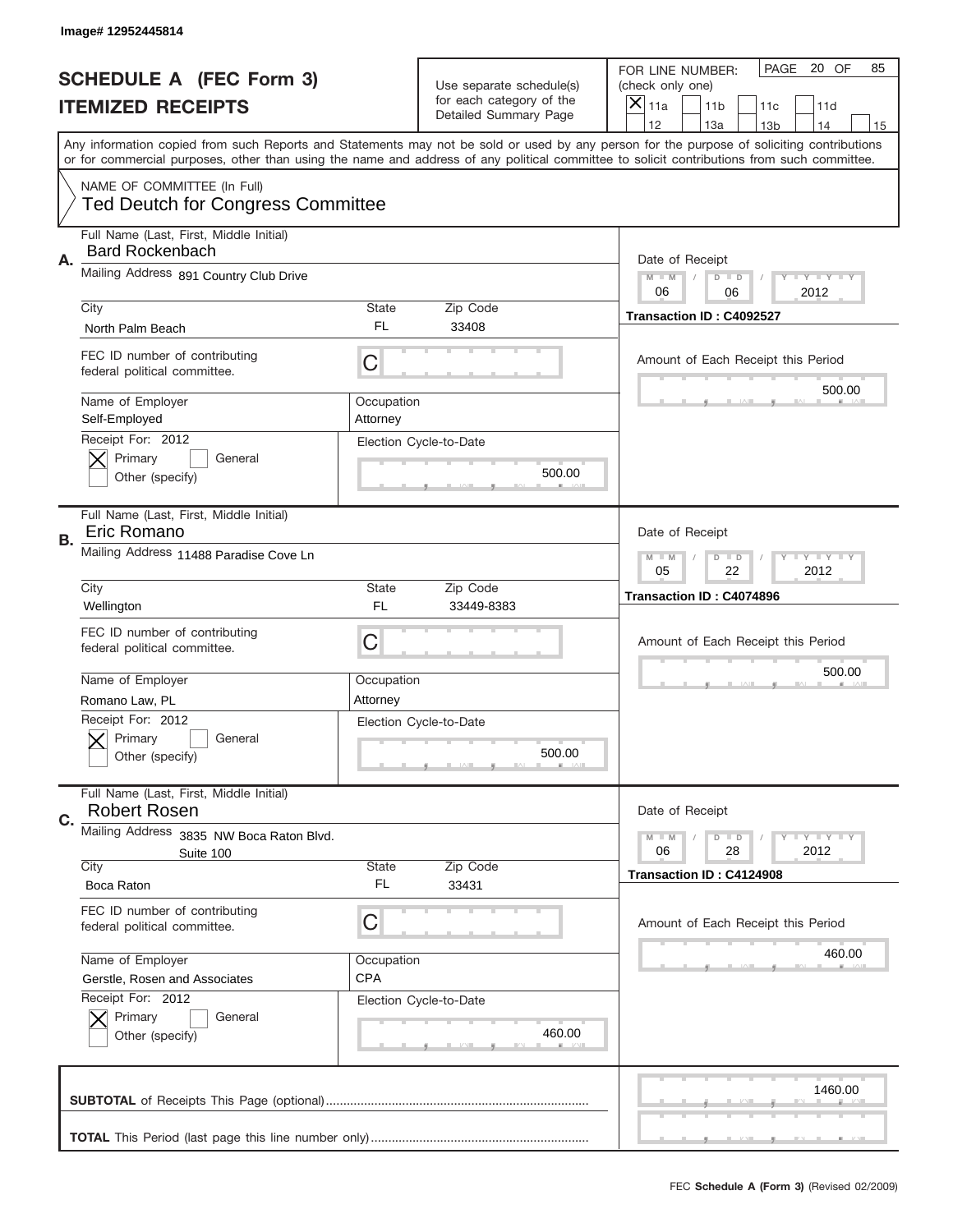Image# 12952445814

# SCHEDULE A (FEC Form 3)
## ITEMIZED RECEIPTS

Use separate schedule(s) for each category of the Detailed Summary Page

FOR LINE NUMBER: (check only one)
[X] 11a [ ] 11b [ ] 11c [ ] 11d [ ] 12 [ ] 13a [ ] 13b [ ] 14 [ ] 15

PAGE 20 OF 85

Any information copied from such Reports and Statements may not be sold or used by any person for the purpose of soliciting contributions or for commercial purposes, other than using the name and address of any political committee to solicit contributions from such committee.

NAME OF COMMITTEE (In Full)
**Ted Deutch for Congress Committee**

---

**A.**
Full Name (Last, First, Middle Initial): Bard Rockenbach
Mailing Address: 891 Country Club Drive
City: North Palm Beach | State: FL | Zip Code: 33408
FEC ID number of contributing federal political committee: C
Name of Employer: Self-Employed | Occupation: Attorney
Receipt For: 2012 — [X] Primary [ ] General [ ] Other (specify)
Election Cycle-to-Date: 500.00
Date of Receipt: 06 / 06 / 2012
Transaction ID : C4092527
Amount of Each Receipt this Period: 500.00

---

**B.**
Full Name (Last, First, Middle Initial): Eric Romano
Mailing Address: 11488 Paradise Cove Ln
City: Wellington | State: FL | Zip Code: 33449-8383
FEC ID number of contributing federal political committee: C
Name of Employer: Romano Law, PL | Occupation: Attorney
Receipt For: 2012 — [X] Primary [ ] General [ ] Other (specify)
Election Cycle-to-Date: 500.00
Date of Receipt: 05 / 22 / 2012
Transaction ID : C4074896
Amount of Each Receipt this Period: 500.00

---

**C.**
Full Name (Last, First, Middle Initial): Robert Rosen
Mailing Address: 3835 NW Boca Raton Blvd. Suite 100
City: Boca Raton | State: FL | Zip Code: 33431
FEC ID number of contributing federal political committee: C
Name of Employer: Gerstle, Rosen and Associates | Occupation: CPA
Receipt For: 2012 — [X] Primary [ ] General [ ] Other (specify)
Election Cycle-to-Date: 460.00
Date of Receipt: 06 / 28 / 2012
Transaction ID : C4124908
Amount of Each Receipt this Period: 460.00

---

**SUBTOTAL** of Receipts This Page (optional): 1460.00

**TOTAL** This Period (last page this line number only):

FEC **Schedule A (Form 3)** (Revised 02/2009)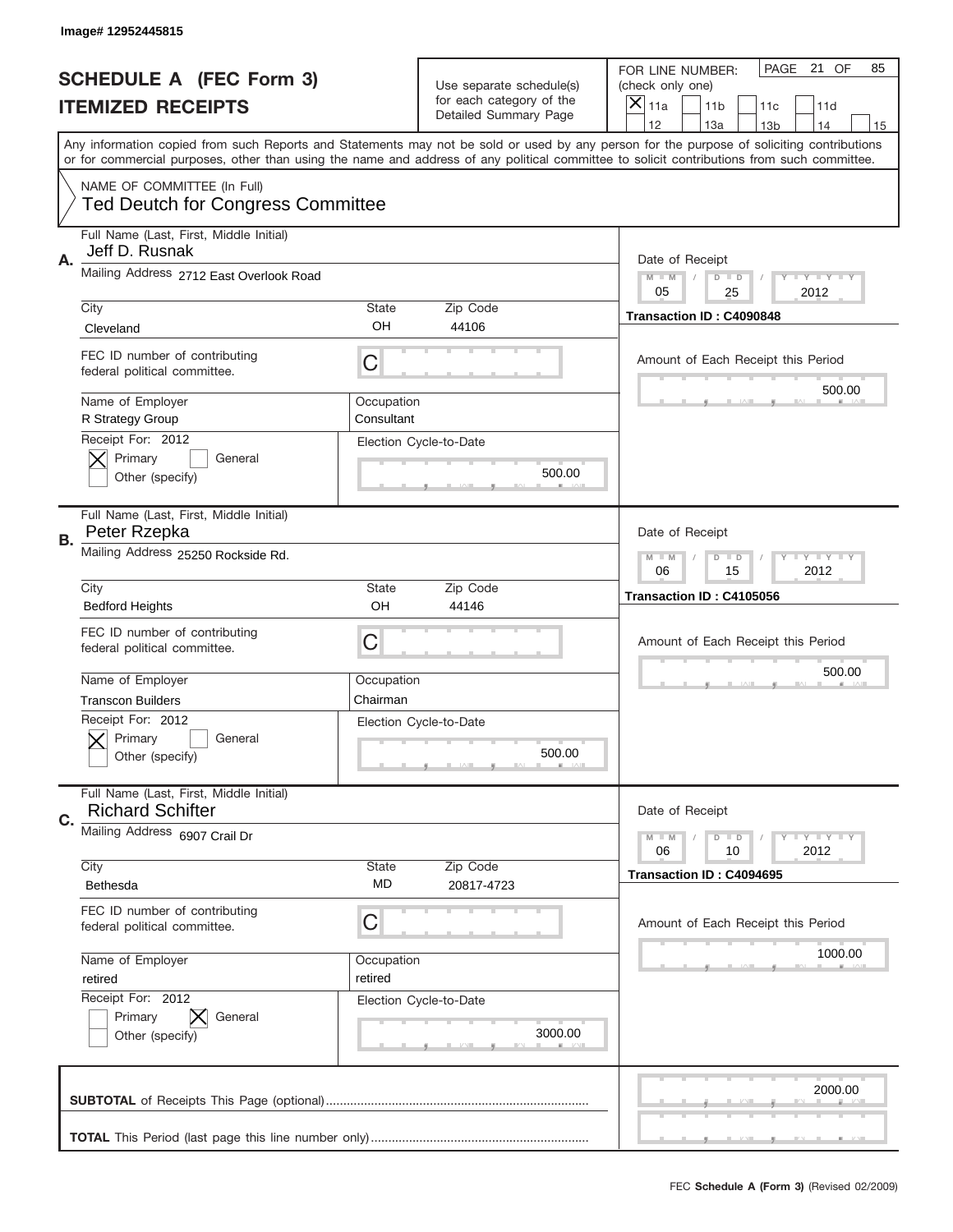Image# 12952445815

# SCHEDULE A (FEC Form 3)
# ITEMIZED RECEIPTS

Use separate schedule(s) for each category of the Detailed Summary Page

FOR LINE NUMBER: (check only one)

- [X] 11a
- [ ] 11b
- [ ] 11c
- [ ] 11d
- [ ] 12
- [ ] 13a
- [ ] 13b
- [ ] 14
- [ ] 15

PAGE 21 OF 85

Any information copied from such Reports and Statements may not be sold or used by any person for the purpose of soliciting contributions or for commercial purposes, other than using the name and address of any political committee to solicit contributions from such committee.

NAME OF COMMITTEE (In Full)
Ted Deutch for Congress Committee

---

**A.** Full Name (Last, First, Middle Initial): Jeff D. Rusnak

Mailing Address: 2712 East Overlook Road

City: Cleveland | State: OH | Zip Code: 44106

FEC ID number of contributing federal political committee: C

Name of Employer: R Strategy Group | Occupation: Consultant

Receipt For: 2012 — [X] Primary [ ] General [ ] Other (specify)

Election Cycle-to-Date: 500.00

Date of Receipt: 05 / 25 / 2012

Transaction ID : C4090848

Amount of Each Receipt this Period: 500.00

---

**B.** Full Name (Last, First, Middle Initial): Peter Rzepka

Mailing Address: 25250 Rockside Rd.

City: Bedford Heights | State: OH | Zip Code: 44146

FEC ID number of contributing federal political committee: C

Name of Employer: Transcon Builders | Occupation: Chairman

Receipt For: 2012 — [X] Primary [ ] General [ ] Other (specify)

Election Cycle-to-Date: 500.00

Date of Receipt: 06 / 15 / 2012

Transaction ID : C4105056

Amount of Each Receipt this Period: 500.00

---

**C.** Full Name (Last, First, Middle Initial): Richard Schifter

Mailing Address: 6907 Crail Dr

City: Bethesda | State: MD | Zip Code: 20817-4723

FEC ID number of contributing federal political committee: C

Name of Employer: retired | Occupation: retired

Receipt For: 2012 — [ ] Primary [X] General [ ] Other (specify)

Election Cycle-to-Date: 3000.00

Date of Receipt: 06 / 10 / 2012

Transaction ID : C4094695

Amount of Each Receipt this Period: 1000.00

---

**SUBTOTAL** of Receipts This Page (optional): 2000.00

**TOTAL** This Period (last page this line number only):

FEC **Schedule A (Form 3)** (Revised 02/2009)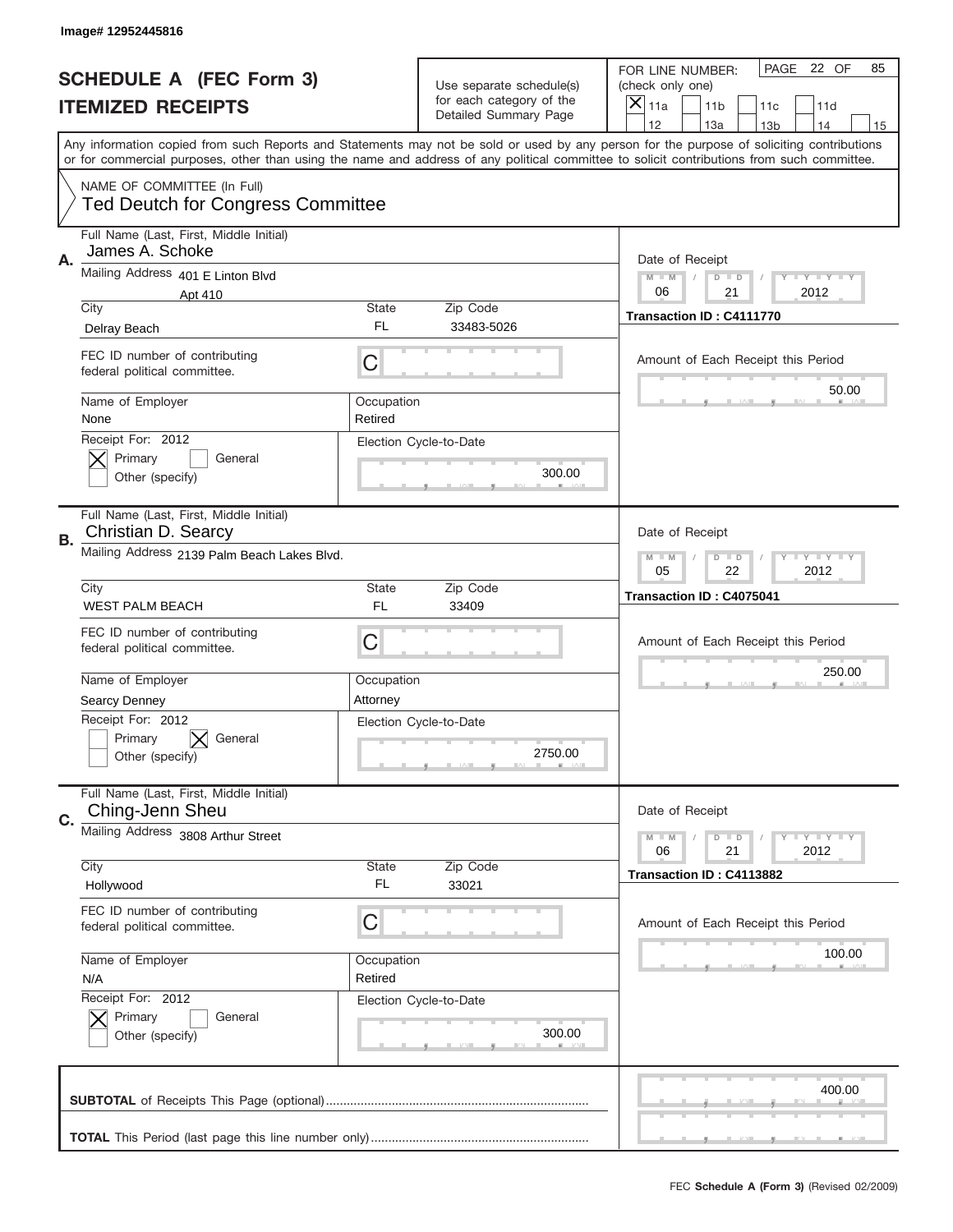Image# 12952445816

# SCHEDULE A (FEC Form 3)
## ITEMIZED RECEIPTS

Use separate schedule(s) for each category of the Detailed Summary Page

FOR LINE NUMBER: (check only one)
[X] 11a [ ] 11b [ ] 11c [ ] 11d [ ] 12 [ ] 13a [ ] 13b [ ] 14 [ ] 15

PAGE 22 OF 85

Any information copied from such Reports and Statements may not be sold or used by any person for the purpose of soliciting contributions or for commercial purposes, other than using the name and address of any political committee to solicit contributions from such committee.

NAME OF COMMITTEE (In Full)
Ted Deutch for Congress Committee

---

**A.**
Full Name (Last, First, Middle Initial): James A. Schoke
Mailing Address: 401 E Linton Blvd, Apt 410
City: Delray Beach | State: FL | Zip Code: 33483-5026
FEC ID number of contributing federal political committee: C
Name of Employer: None | Occupation: Retired
Receipt For: 2012 — [X] Primary [ ] General [ ] Other (specify)
Election Cycle-to-Date: 300.00
Date of Receipt: 06 / 21 / 2012
Transaction ID : C4111770
Amount of Each Receipt this Period: 50.00

---

**B.**
Full Name (Last, First, Middle Initial): Christian D. Searcy
Mailing Address: 2139 Palm Beach Lakes Blvd.
City: WEST PALM BEACH | State: FL | Zip Code: 33409
FEC ID number of contributing federal political committee: C
Name of Employer: Searcy Denney | Occupation: Attorney
Receipt For: 2012 — [ ] Primary [X] General [ ] Other (specify)
Election Cycle-to-Date: 2750.00
Date of Receipt: 05 / 22 / 2012
Transaction ID : C4075041
Amount of Each Receipt this Period: 250.00

---

**C.**
Full Name (Last, First, Middle Initial): Ching-Jenn Sheu
Mailing Address: 3808 Arthur Street
City: Hollywood | State: FL | Zip Code: 33021
FEC ID number of contributing federal political committee: C
Name of Employer: N/A | Occupation: Retired
Receipt For: 2012 — [X] Primary [ ] General [ ] Other (specify)
Election Cycle-to-Date: 300.00
Date of Receipt: 06 / 21 / 2012
Transaction ID : C4113882
Amount of Each Receipt this Period: 100.00

---

**SUBTOTAL** of Receipts This Page (optional): 400.00

**TOTAL** This Period (last page this line number only):

FEC **Schedule A (Form 3)** (Revised 02/2009)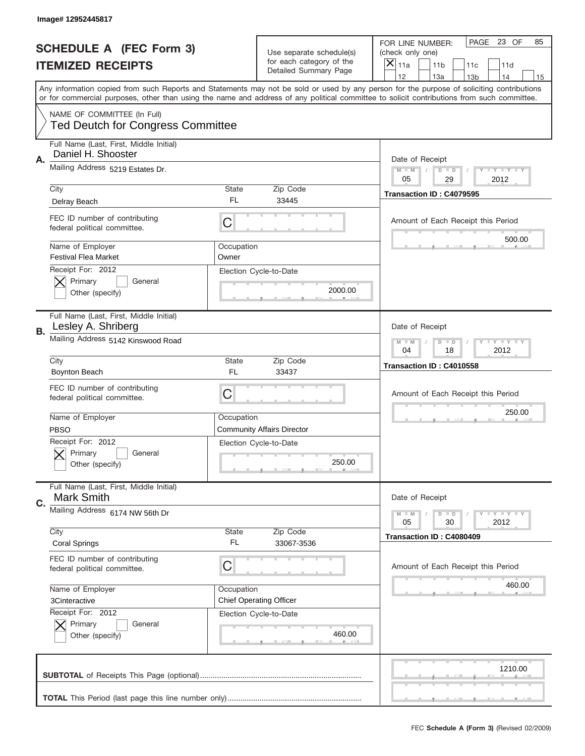Image# 12952445817

# SCHEDULE A (FEC Form 3)
# ITEMIZED RECEIPTS

Use separate schedule(s) for each category of the Detailed Summary Page

FOR LINE NUMBER: (check only one)

- [X] 11a
- [ ] 11b
- [ ] 11c
- [ ] 11d
- [ ] 12
- [ ] 13a
- [ ] 13b
- [ ] 14
- [ ] 15

PAGE 23 OF 85

Any information copied from such Reports and Statements may not be sold or used by any person for the purpose of soliciting contributions or for commercial purposes, other than using the name and address of any political committee to solicit contributions from such committee.

NAME OF COMMITTEE (In Full)
Ted Deutch for Congress Committee

## A.

Full Name (Last, First, Middle Initial): Daniel H. Shooster
Mailing Address: 5219 Estates Dr.
City: Delray Beach | State: FL | Zip Code: 33445
FEC ID number of contributing federal political committee: C
Name of Employer: Festival Flea Market
Occupation: Owner
Receipt For: 2012 — [X] Primary [ ] General [ ] Other (specify)
Election Cycle-to-Date: 2000.00
Date of Receipt: 05 / 29 / 2012
Transaction ID : C4079595
Amount of Each Receipt this Period: 500.00

## B.

Full Name (Last, First, Middle Initial): Lesley A. Shriberg
Mailing Address: 5142 Kinswood Road
City: Boynton Beach | State: FL | Zip Code: 33437
FEC ID number of contributing federal political committee: C
Name of Employer: PBSO
Occupation: Community Affairs Director
Receipt For: 2012 — [X] Primary [ ] General [ ] Other (specify)
Election Cycle-to-Date: 250.00
Date of Receipt: 04 / 18 / 2012
Transaction ID : C4010558
Amount of Each Receipt this Period: 250.00

## C.

Full Name (Last, First, Middle Initial): Mark Smith
Mailing Address: 6174 NW 56th Dr
City: Coral Springs | State: FL | Zip Code: 33067-3536
FEC ID number of contributing federal political committee: C
Name of Employer: 3Cinteractive
Occupation: Chief Operating Officer
Receipt For: 2012 — [X] Primary [ ] General [ ] Other (specify)
Election Cycle-to-Date: 460.00
Date of Receipt: 05 / 30 / 2012
Transaction ID : C4080409
Amount of Each Receipt this Period: 460.00

**SUBTOTAL** of Receipts This Page (optional): 1210.00

**TOTAL** This Period (last page this line number only):

FEC **Schedule A (Form 3)** (Revised 02/2009)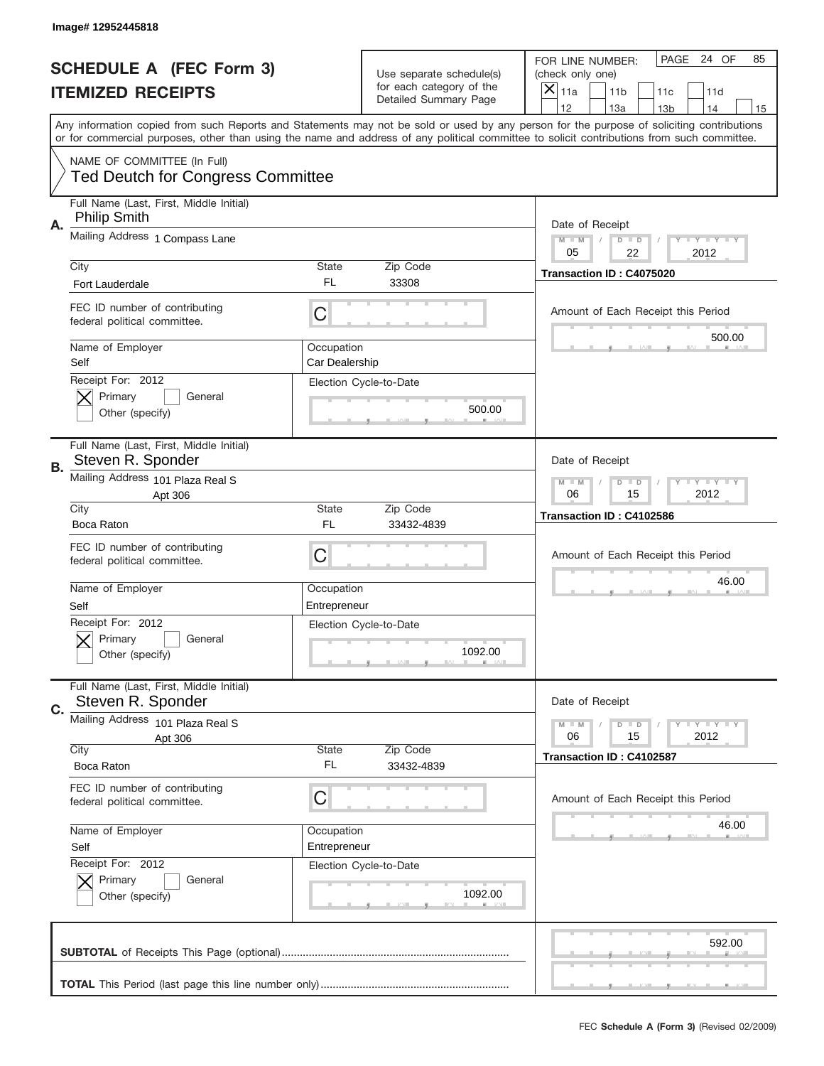Image# 12952445818

# SCHEDULE A (FEC Form 3)
## ITEMIZED RECEIPTS

Use separate schedule(s) for each category of the Detailed Summary Page

FOR LINE NUMBER: (check only one)

- [X] 11a
- [ ] 11b
- [ ] 11c
- [ ] 11d
- [ ] 12
- [ ] 13a
- [ ] 13b
- [ ] 14
- [ ] 15

PAGE 24 OF 85

Any information copied from such Reports and Statements may not be sold or used by any person for the purpose of soliciting contributions or for commercial purposes, other than using the name and address of any political committee to solicit contributions from such committee.

NAME OF COMMITTEE (In Full)
Ted Deutch for Congress Committee

---

**A.** Full Name (Last, First, Middle Initial): Philip Smith

Mailing Address: 1 Compass Lane

City: Fort Lauderdale | State: FL | Zip Code: 33308

FEC ID number of contributing federal political committee: C

Name of Employer: Self | Occupation: Car Dealership

Receipt For: 2012 — [X] Primary [ ] General [ ] Other (specify)

Election Cycle-to-Date: 500.00

Date of Receipt: 05 / 22 / 2012

Transaction ID : C4075020

Amount of Each Receipt this Period: 500.00

---

**B.** Full Name (Last, First, Middle Initial): Steven R. Sponder

Mailing Address: 101 Plaza Real S, Apt 306

City: Boca Raton | State: FL | Zip Code: 33432-4839

FEC ID number of contributing federal political committee: C

Name of Employer: Self | Occupation: Entrepreneur

Receipt For: 2012 — [X] Primary [ ] General [ ] Other (specify)

Election Cycle-to-Date: 1092.00

Date of Receipt: 06 / 15 / 2012

Transaction ID : C4102586

Amount of Each Receipt this Period: 46.00

---

**C.** Full Name (Last, First, Middle Initial): Steven R. Sponder

Mailing Address: 101 Plaza Real S, Apt 306

City: Boca Raton | State: FL | Zip Code: 33432-4839

FEC ID number of contributing federal political committee: C

Name of Employer: Self | Occupation: Entrepreneur

Receipt For: 2012 — [X] Primary [ ] General [ ] Other (specify)

Election Cycle-to-Date: 1092.00

Date of Receipt: 06 / 15 / 2012

Transaction ID : C4102587

Amount of Each Receipt this Period: 46.00

---

**SUBTOTAL** of Receipts This Page (optional): 592.00

**TOTAL** This Period (last page this line number only):

FEC **Schedule A (Form 3)** (Revised 02/2009)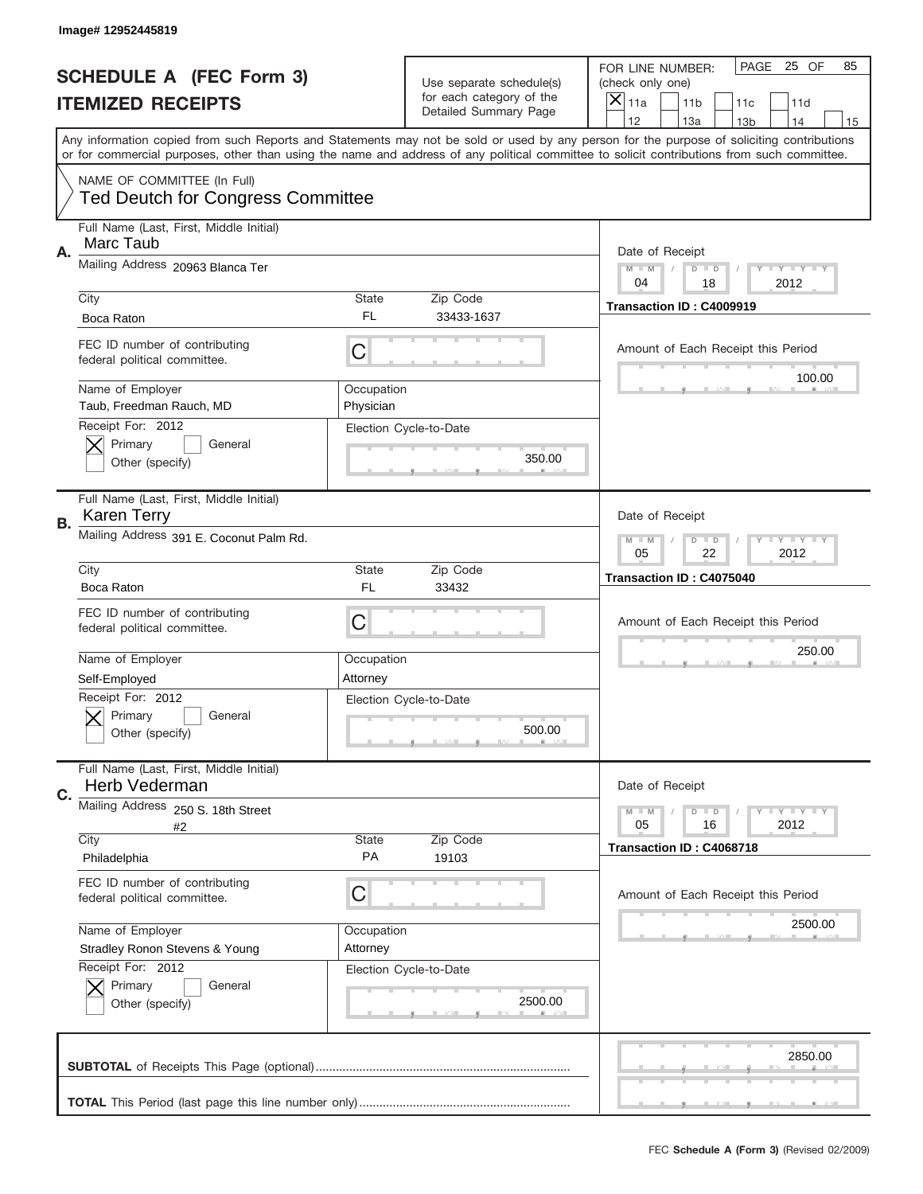Image# 12952445819

# SCHEDULE A (FEC Form 3)
## ITEMIZED RECEIPTS

Use separate schedule(s) for each category of the Detailed Summary Page

FOR LINE NUMBER: (check only one)

[X] 11a [ ] 11b [ ] 11c [ ] 11d [ ] 12 [ ] 13a [ ] 13b [ ] 14 [ ] 15

PAGE 25 OF 85

Any information copied from such Reports and Statements may not be sold or used by any person for the purpose of soliciting contributions or for commercial purposes, other than using the name and address of any political committee to solicit contributions from such committee.

NAME OF COMMITTEE (In Full)
Ted Deutch for Congress Committee

---

**A.** Full Name (Last, First, Middle Initial): Marc Taub

Mailing Address: 20963 Blanca Ter

City: Boca Raton | State: FL | Zip Code: 33433-1637

FEC ID number of contributing federal political committee: C

Name of Employer: Taub, Freedman Rauch, MD

Occupation: Physician

Receipt For: 2012 — [X] Primary [ ] General [ ] Other (specify)

Election Cycle-to-Date: 350.00

Date of Receipt: 04 / 18 / 2012

Transaction ID : C4009919

Amount of Each Receipt this Period: 100.00

---

**B.** Full Name (Last, First, Middle Initial): Karen Terry

Mailing Address: 391 E. Coconut Palm Rd.

City: Boca Raton | State: FL | Zip Code: 33432

FEC ID number of contributing federal political committee: C

Name of Employer: Self-Employed

Occupation: Attorney

Receipt For: 2012 — [X] Primary [ ] General [ ] Other (specify)

Election Cycle-to-Date: 500.00

Date of Receipt: 05 / 22 / 2012

Transaction ID : C4075040

Amount of Each Receipt this Period: 250.00

---

**C.** Full Name (Last, First, Middle Initial): Herb Vederman

Mailing Address: 250 S. 18th Street #2

City: Philadelphia | State: PA | Zip Code: 19103

FEC ID number of contributing federal political committee: C

Name of Employer: Stradley Ronon Stevens & Young

Occupation: Attorney

Receipt For: 2012 — [X] Primary [ ] General [ ] Other (specify)

Election Cycle-to-Date: 2500.00

Date of Receipt: 05 / 16 / 2012

Transaction ID : C4068718

Amount of Each Receipt this Period: 2500.00

---

**SUBTOTAL** of Receipts This Page (optional): 2850.00

**TOTAL** This Period (last page this line number only):

FEC **Schedule A (Form 3)** (Revised 02/2009)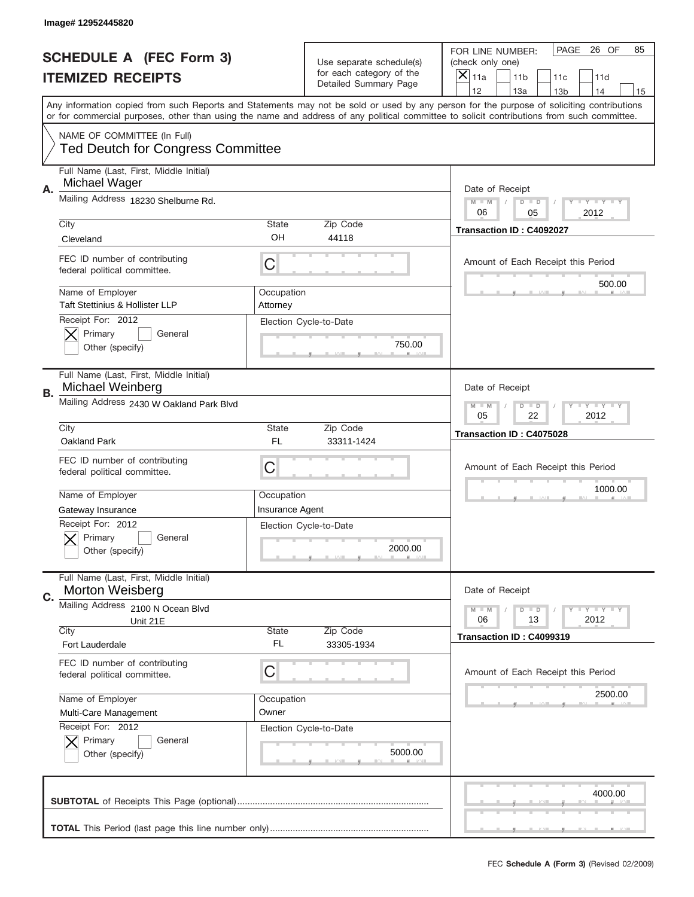Image# 12952445820

# SCHEDULE A (FEC Form 3)
## ITEMIZED RECEIPTS

Use separate schedule(s) for each category of the Detailed Summary Page

FOR LINE NUMBER: (check only one)
[X] 11a [ ] 11b [ ] 11c [ ] 11d [ ] 12 [ ] 13a [ ] 13b [ ] 14 [ ] 15

PAGE 26 OF 85

Any information copied from such Reports and Statements may not be sold or used by any person for the purpose of soliciting contributions or for commercial purposes, other than using the name and address of any political committee to solicit contributions from such committee.

NAME OF COMMITTEE (In Full)
Ted Deutch for Congress Committee

---

**A.** Full Name (Last, First, Middle Initial): Michael Wager

Mailing Address: 18230 Shelburne Rd.

City: Cleveland | State: OH | Zip Code: 44118

FEC ID number of contributing federal political committee: C

Name of Employer: Taft Stettinius & Hollister LLP | Occupation: Attorney

Receipt For: 2012 — [X] Primary [ ] General [ ] Other (specify)

Election Cycle-to-Date: 750.00

Date of Receipt: 06 / 05 / 2012

Transaction ID : C4092027

Amount of Each Receipt this Period: 500.00

---

**B.** Full Name (Last, First, Middle Initial): Michael Weinberg

Mailing Address: 2430 W Oakland Park Blvd

City: Oakland Park | State: FL | Zip Code: 33311-1424

FEC ID number of contributing federal political committee: C

Name of Employer: Gateway Insurance | Occupation: Insurance Agent

Receipt For: 2012 — [X] Primary [ ] General [ ] Other (specify)

Election Cycle-to-Date: 2000.00

Date of Receipt: 05 / 22 / 2012

Transaction ID : C4075028

Amount of Each Receipt this Period: 1000.00

---

**C.** Full Name (Last, First, Middle Initial): Morton Weisberg

Mailing Address: 2100 N Ocean Blvd, Unit 21E

City: Fort Lauderdale | State: FL | Zip Code: 33305-1934

FEC ID number of contributing federal political committee: C

Name of Employer: Multi-Care Management | Occupation: Owner

Receipt For: 2012 — [X] Primary [ ] General [ ] Other (specify)

Election Cycle-to-Date: 5000.00

Date of Receipt: 06 / 13 / 2012

Transaction ID : C4099319

Amount of Each Receipt this Period: 2500.00

---

**SUBTOTAL** of Receipts This Page (optional): 4000.00

**TOTAL** This Period (last page this line number only):

FEC **Schedule A (Form 3)** (Revised 02/2009)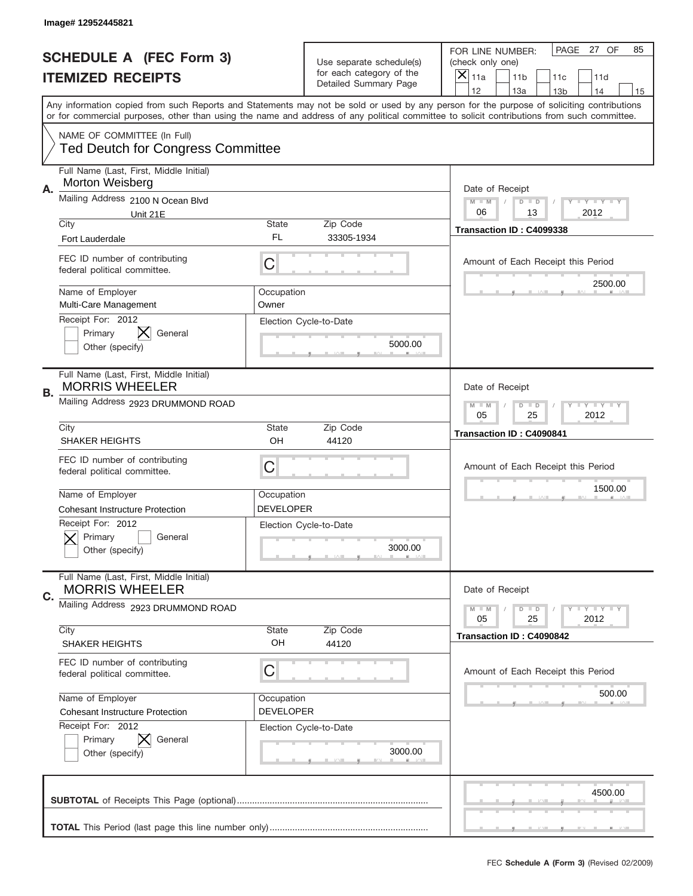Image# 12952445821

# SCHEDULE A (FEC Form 3)
## ITEMIZED RECEIPTS

Use separate schedule(s) for each category of the Detailed Summary Page

FOR LINE NUMBER: (check only one)

[X] 11a [ ] 11b [ ] 11c [ ] 11d [ ] 12 [ ] 13a [ ] 13b [ ] 14 [ ] 15

PAGE 27 OF 85

Any information copied from such Reports and Statements may not be sold or used by any person for the purpose of soliciting contributions or for commercial purposes, other than using the name and address of any political committee to solicit contributions from such committee.

NAME OF COMMITTEE (In Full)
Ted Deutch for Congress Committee

---

**A.**

Full Name (Last, First, Middle Initial): Morton Weisberg

Mailing Address: 2100 N Ocean Blvd, Unit 21E

City: Fort Lauderdale | State: FL | Zip Code: 33305-1934

FEC ID number of contributing federal political committee: C

Name of Employer: Multi-Care Management | Occupation: Owner

Receipt For: 2012 — [ ] Primary [X] General [ ] Other (specify)

Election Cycle-to-Date: 5000.00

Date of Receipt: 06 / 13 / 2012

Transaction ID : C4099338

Amount of Each Receipt this Period: 2500.00

---

**B.**

Full Name (Last, First, Middle Initial): MORRIS WHEELER

Mailing Address: 2923 DRUMMOND ROAD

City: SHAKER HEIGHTS | State: OH | Zip Code: 44120

FEC ID number of contributing federal political committee: C

Name of Employer: Cohesant Instructure Protection | Occupation: DEVELOPER

Receipt For: 2012 — [X] Primary [ ] General [ ] Other (specify)

Election Cycle-to-Date: 3000.00

Date of Receipt: 05 / 25 / 2012

Transaction ID : C4090841

Amount of Each Receipt this Period: 1500.00

---

**C.**

Full Name (Last, First, Middle Initial): MORRIS WHEELER

Mailing Address: 2923 DRUMMOND ROAD

City: SHAKER HEIGHTS | State: OH | Zip Code: 44120

FEC ID number of contributing federal political committee: C

Name of Employer: Cohesant Instructure Protection | Occupation: DEVELOPER

Receipt For: 2012 — [ ] Primary [X] General [ ] Other (specify)

Election Cycle-to-Date: 3000.00

Date of Receipt: 05 / 25 / 2012

Transaction ID : C4090842

Amount of Each Receipt this Period: 500.00

---

**SUBTOTAL** of Receipts This Page (optional): 4500.00

**TOTAL** This Period (last page this line number only):

FEC **Schedule A (Form 3)** (Revised 02/2009)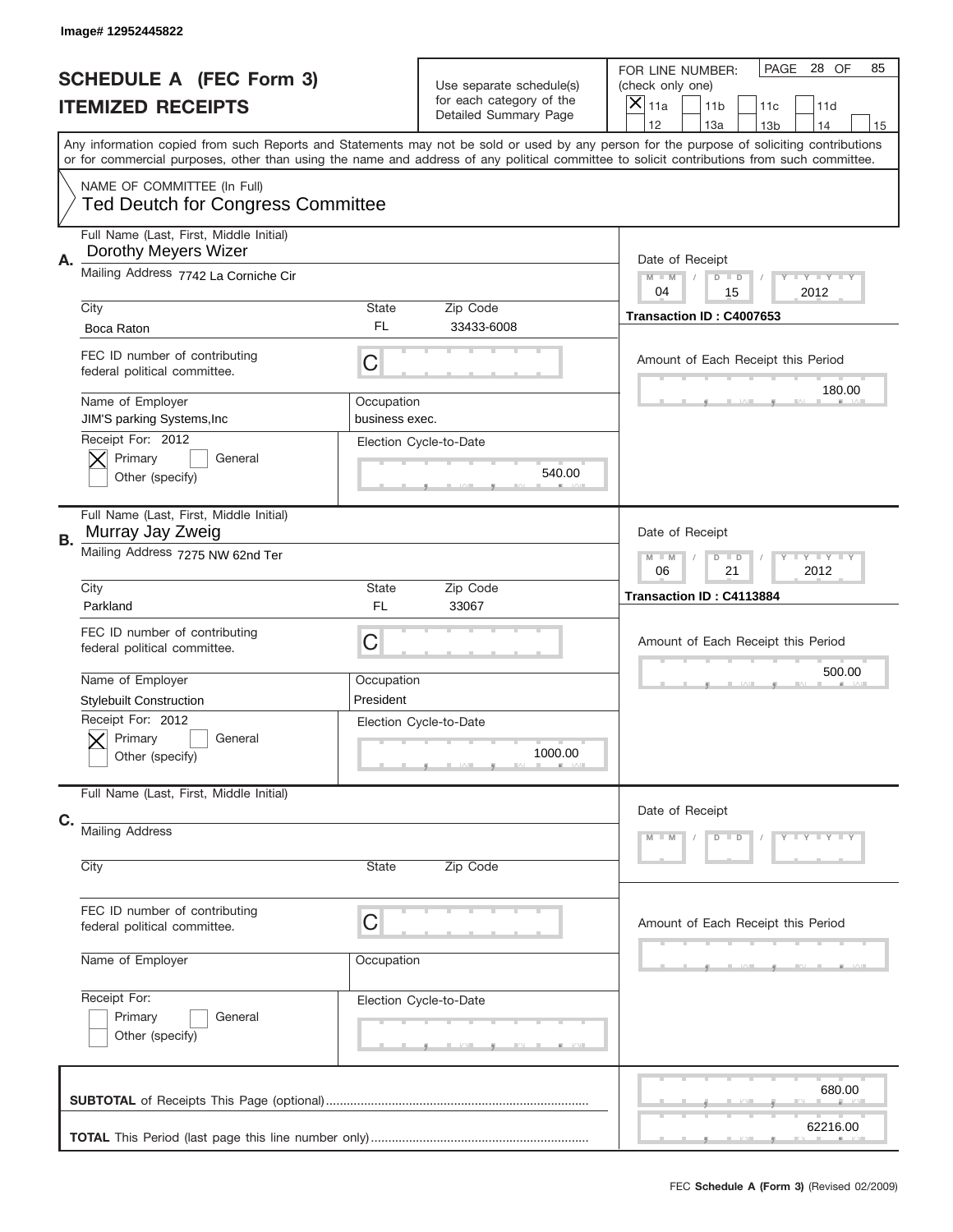Image# 12952445822

# SCHEDULE A (FEC Form 3)
## ITEMIZED RECEIPTS

Use separate schedule(s) for each category of the Detailed Summary Page

FOR LINE NUMBER: (check only one)
[X] 11a [ ] 11b [ ] 11c [ ] 11d [ ] 12 [ ] 13a [ ] 13b [ ] 14 [ ] 15

PAGE 28 OF 85

Any information copied from such Reports and Statements may not be sold or used by any person for the purpose of soliciting contributions or for commercial purposes, other than using the name and address of any political committee to solicit contributions from such committee.

NAME OF COMMITTEE (In Full)
Ted Deutch for Congress Committee

---

**A.** Full Name (Last, First, Middle Initial): Dorothy Meyers Wizer

Mailing Address: 7742 La Corniche Cir

City: Boca Raton | State: FL | Zip Code: 33433-6008

FEC ID number of contributing federal political committee: C

Name of Employer: JIM'S parking Systems,Inc

Occupation: business exec.

Receipt For: 2012 — [X] Primary [ ] General [ ] Other (specify)

Election Cycle-to-Date: 540.00

Date of Receipt: 04 / 15 / 2012

Transaction ID : C4007653

Amount of Each Receipt this Period: 180.00

---

**B.** Full Name (Last, First, Middle Initial): Murray Jay Zweig

Mailing Address: 7275 NW 62nd Ter

City: Parkland | State: FL | Zip Code: 33067

FEC ID number of contributing federal political committee: C

Name of Employer: Stylebuilt Construction

Occupation: President

Receipt For: 2012 — [X] Primary [ ] General [ ] Other (specify)

Election Cycle-to-Date: 1000.00

Date of Receipt: 06 / 21 / 2012

Transaction ID : C4113884

Amount of Each Receipt this Period: 500.00

---

**C.** Full Name (Last, First, Middle Initial):

Mailing Address:

City: | State: | Zip Code:

FEC ID number of contributing federal political committee: C

Name of Employer:

Occupation:

Receipt For: [ ] Primary [ ] General [ ] Other (specify)

Election Cycle-to-Date:

Date of Receipt:

Amount of Each Receipt this Period:

---

**SUBTOTAL** of Receipts This Page (optional): 680.00

**TOTAL** This Period (last page this line number only): 62216.00

FEC **Schedule A (Form 3)** (Revised 02/2009)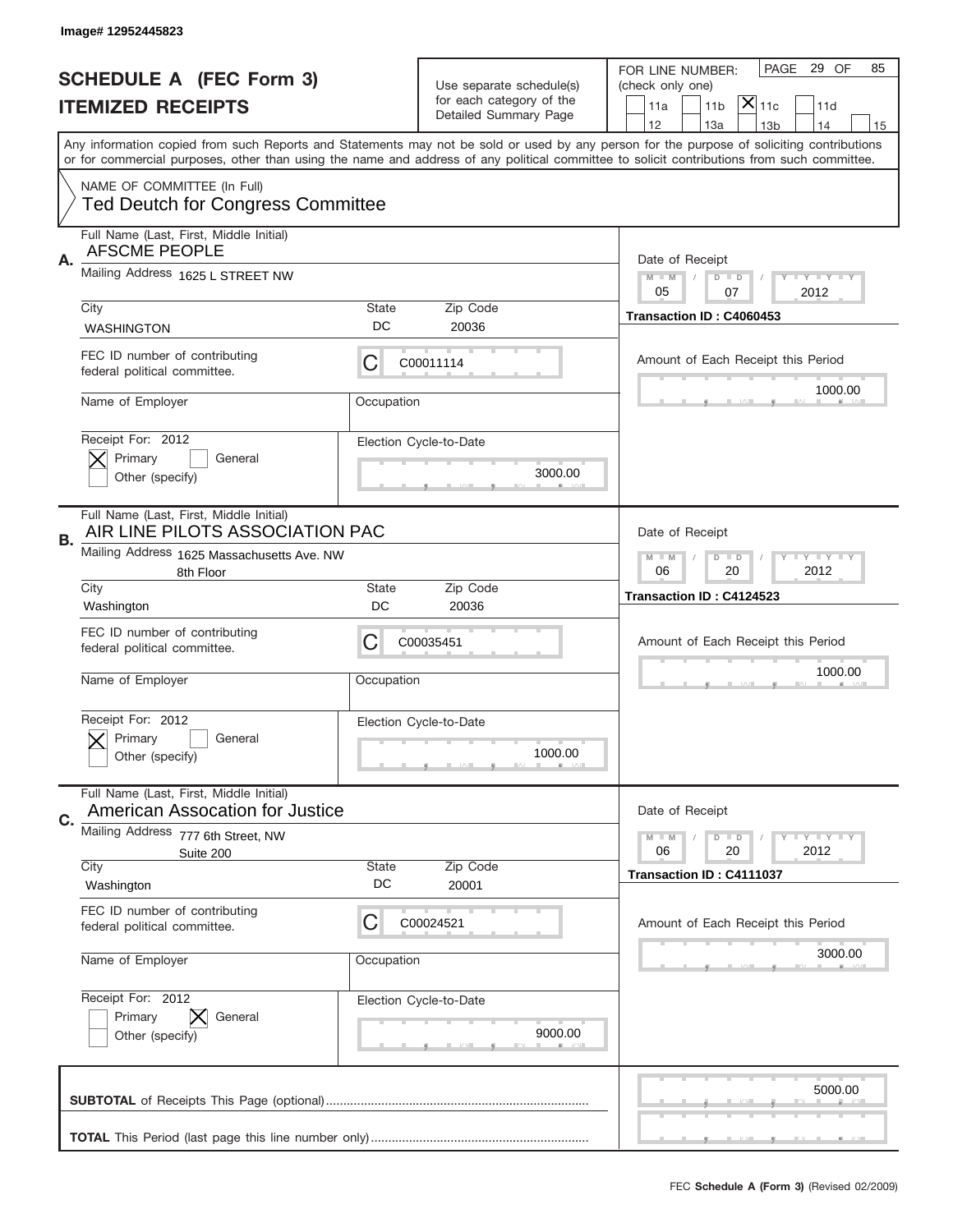Image# 12952445823

# SCHEDULE A (FEC Form 3)
## ITEMIZED RECEIPTS

Use separate schedule(s) for each category of the Detailed Summary Page

FOR LINE NUMBER: (check only one)

PAGE 29 OF 85

11a | 11b | [X] 11c | 11d | 12 | 13a | 13b | 14 | 15

Any information copied from such Reports and Statements may not be sold or used by any person for the purpose of soliciting contributions or for commercial purposes, other than using the name and address of any political committee to solicit contributions from such committee.

NAME OF COMMITTEE (In Full)
Ted Deutch for Congress Committee

---

**A.** Full Name (Last, First, Middle Initial): AFSCME PEOPLE

Mailing Address: 1625 L STREET NW

City: WASHINGTON | State: DC | Zip Code: 20036

FEC ID number of contributing federal political committee: C C00011114

Name of Employer: | Occupation:

Receipt For: 2012 — [X] Primary [ ] General [ ] Other (specify)

Election Cycle-to-Date: 3000.00

Date of Receipt: 05 / 07 / 2012

Transaction ID : C4060453

Amount of Each Receipt this Period: 1000.00

---

**B.** Full Name (Last, First, Middle Initial): AIR LINE PILOTS ASSOCIATION PAC

Mailing Address: 1625 Massachusetts Ave. NW, 8th Floor

City: Washington | State: DC | Zip Code: 20036

FEC ID number of contributing federal political committee: C C00035451

Name of Employer: | Occupation:

Receipt For: 2012 — [X] Primary [ ] General [ ] Other (specify)

Election Cycle-to-Date: 1000.00

Date of Receipt: 06 / 20 / 2012

Transaction ID : C4124523

Amount of Each Receipt this Period: 1000.00

---

**C.** Full Name (Last, First, Middle Initial): American Assocation for Justice

Mailing Address: 777 6th Street, NW, Suite 200

City: Washington | State: DC | Zip Code: 20001

FEC ID number of contributing federal political committee: C C00024521

Name of Employer: | Occupation:

Receipt For: 2012 — [ ] Primary [X] General [ ] Other (specify)

Election Cycle-to-Date: 9000.00

Date of Receipt: 06 / 20 / 2012

Transaction ID : C4111037

Amount of Each Receipt this Period: 3000.00

---

**SUBTOTAL** of Receipts This Page (optional): 5000.00

**TOTAL** This Period (last page this line number only):

FEC **Schedule A (Form 3)** (Revised 02/2009)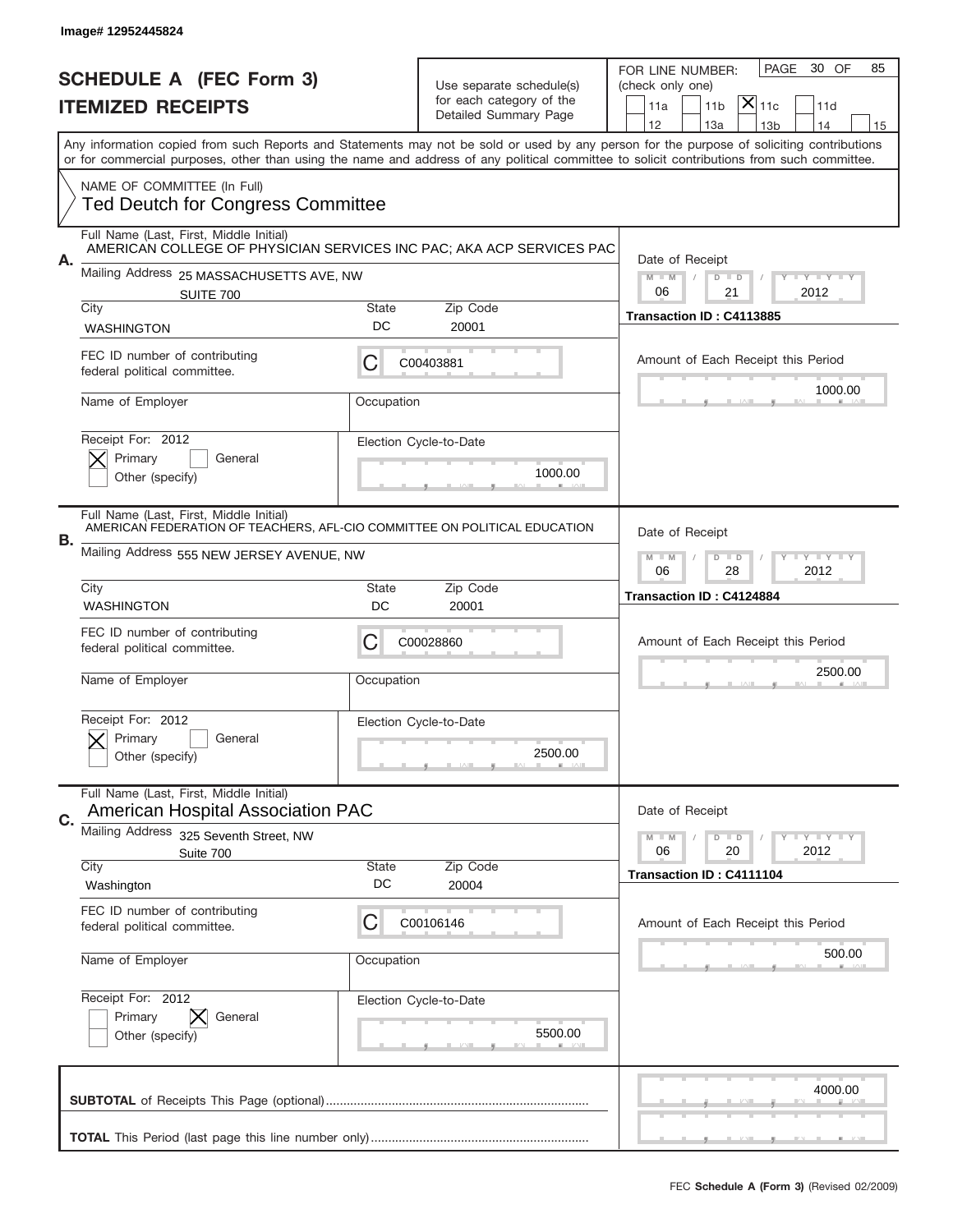Image# 12952445824

# SCHEDULE A (FEC Form 3)
## ITEMIZED RECEIPTS

Use separate schedule(s) for each category of the Detailed Summary Page

FOR LINE NUMBER: (check only one)

11a | 11b | [X] 11c | 11d
12 | 13a | 13b | 14 | 15

PAGE 30 OF 85

Any information copied from such Reports and Statements may not be sold or used by any person for the purpose of soliciting contributions or for commercial purposes, other than using the name and address of any political committee to solicit contributions from such committee.

NAME OF COMMITTEE (In Full)
Ted Deutch for Congress Committee

---

**A.**
Full Name (Last, First, Middle Initial): AMERICAN COLLEGE OF PHYSICIAN SERVICES INC PAC; AKA ACP SERVICES PAC
Mailing Address: 25 MASSACHUSETTS AVE, NW, SUITE 700
City: WASHINGTON | State: DC | Zip Code: 20001
FEC ID number of contributing federal political committee: C C00403881
Name of Employer: | Occupation:
Receipt For: 2012 — [X] Primary [ ] General [ ] Other (specify)
Election Cycle-to-Date: 1000.00
Date of Receipt: 06 / 21 / 2012
Transaction ID : C4113885
Amount of Each Receipt this Period: 1000.00

---

**B.**
Full Name (Last, First, Middle Initial): AMERICAN FEDERATION OF TEACHERS, AFL-CIO COMMITTEE ON POLITICAL EDUCATION
Mailing Address: 555 NEW JERSEY AVENUE, NW
City: WASHINGTON | State: DC | Zip Code: 20001
FEC ID number of contributing federal political committee: C C00028860
Name of Employer: | Occupation:
Receipt For: 2012 — [X] Primary [ ] General [ ] Other (specify)
Election Cycle-to-Date: 2500.00
Date of Receipt: 06 / 28 / 2012
Transaction ID : C4124884
Amount of Each Receipt this Period: 2500.00

---

**C.**
Full Name (Last, First, Middle Initial): American Hospital Association PAC
Mailing Address: 325 Seventh Street, NW, Suite 700
City: Washington | State: DC | Zip Code: 20004
FEC ID number of contributing federal political committee: C C00106146
Name of Employer: | Occupation:
Receipt For: 2012 — [ ] Primary [X] General [ ] Other (specify)
Election Cycle-to-Date: 5500.00
Date of Receipt: 06 / 20 / 2012
Transaction ID : C4111104
Amount of Each Receipt this Period: 500.00

---

**SUBTOTAL** of Receipts This Page (optional): 4000.00

**TOTAL** This Period (last page this line number only):

FEC **Schedule A (Form 3)** (Revised 02/2009)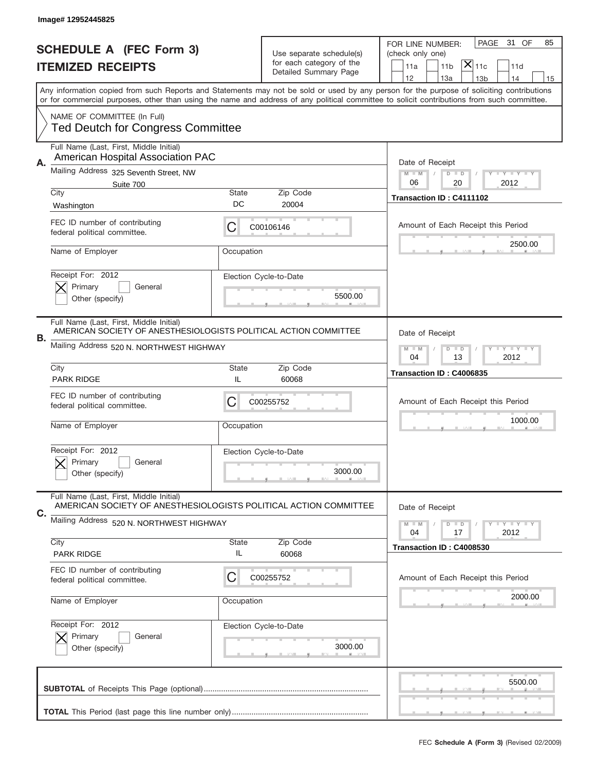Image# 12952445825

# SCHEDULE A (FEC Form 3)
## ITEMIZED RECEIPTS

Use separate schedule(s) for each category of the Detailed Summary Page

FOR LINE NUMBER: (check only one)

11a | 11b | [X] 11c | 11d | 12 | 13a | 13b | 14 | 15

PAGE 31 OF 85

Any information copied from such Reports and Statements may not be sold or used by any person for the purpose of soliciting contributions or for commercial purposes, other than using the name and address of any political committee to solicit contributions from such committee.

NAME OF COMMITTEE (In Full)
Ted Deutch for Congress Committee

---

**A.** Full Name (Last, First, Middle Initial): American Hospital Association PAC

Mailing Address: 325 Seventh Street, NW, Suite 700

City: Washington | State: DC | Zip Code: 20004

FEC ID number of contributing federal political committee: C C00106146

Name of Employer: | Occupation:

Receipt For: 2012 — [X] Primary [ ] General [ ] Other (specify)

Election Cycle-to-Date: 5500.00

Date of Receipt: 06 / 20 / 2012

Transaction ID : C4111102

Amount of Each Receipt this Period: 2500.00

---

**B.** Full Name (Last, First, Middle Initial): AMERICAN SOCIETY OF ANESTHESIOLOGISTS POLITICAL ACTION COMMITTEE

Mailing Address: 520 N. NORTHWEST HIGHWAY

City: PARK RIDGE | State: IL | Zip Code: 60068

FEC ID number of contributing federal political committee: C C00255752

Name of Employer: | Occupation:

Receipt For: 2012 — [X] Primary [ ] General [ ] Other (specify)

Election Cycle-to-Date: 3000.00

Date of Receipt: 04 / 13 / 2012

Transaction ID : C4006835

Amount of Each Receipt this Period: 1000.00

---

**C.** Full Name (Last, First, Middle Initial): AMERICAN SOCIETY OF ANESTHESIOLOGISTS POLITICAL ACTION COMMITTEE

Mailing Address: 520 N. NORTHWEST HIGHWAY

City: PARK RIDGE | State: IL | Zip Code: 60068

FEC ID number of contributing federal political committee: C C00255752

Name of Employer: | Occupation:

Receipt For: 2012 — [X] Primary [ ] General [ ] Other (specify)

Election Cycle-to-Date: 3000.00

Date of Receipt: 04 / 17 / 2012

Transaction ID : C4008530

Amount of Each Receipt this Period: 2000.00

---

**SUBTOTAL** of Receipts This Page (optional): 5500.00

**TOTAL** This Period (last page this line number only):

FEC **Schedule A (Form 3)** (Revised 02/2009)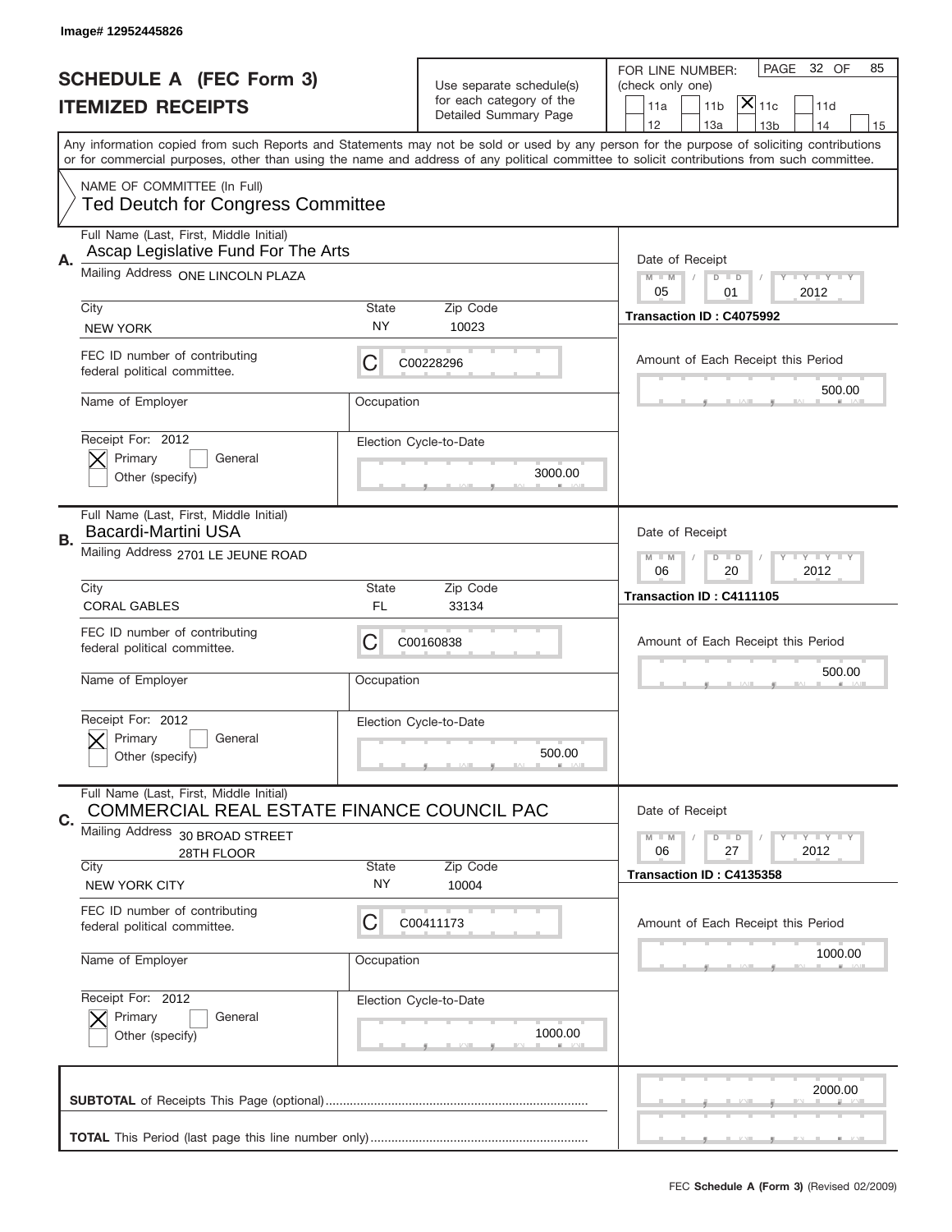Image# 12952445826

# SCHEDULE A (FEC Form 3)
## ITEMIZED RECEIPTS

Use separate schedule(s) for each category of the Detailed Summary Page

FOR LINE NUMBER: (check only one)

11a | 11b | [X] 11c | 11d | 12 | 13a | 13b | 14 | 15

PAGE 32 OF 85

Any information copied from such Reports and Statements may not be sold or used by any person for the purpose of soliciting contributions or for commercial purposes, other than using the name and address of any political committee to solicit contributions from such committee.

NAME OF COMMITTEE (In Full)
Ted Deutch for Congress Committee

---

**A.** Full Name (Last, First, Middle Initial): Ascap Legislative Fund For The Arts

Mailing Address: ONE LINCOLN PLAZA

City: NEW YORK | State: NY | Zip Code: 10023

FEC ID number of contributing federal political committee: C00228296

Name of Employer: | Occupation:

Receipt For: 2012 — [X] Primary [ ] General [ ] Other (specify)

Election Cycle-to-Date: 3000.00

Date of Receipt: 05 / 01 / 2012

Transaction ID : C4075992

Amount of Each Receipt this Period: 500.00

---

**B.** Full Name (Last, First, Middle Initial): Bacardi-Martini USA

Mailing Address: 2701 LE JEUNE ROAD

City: CORAL GABLES | State: FL | Zip Code: 33134

FEC ID number of contributing federal political committee: C00160838

Name of Employer: | Occupation:

Receipt For: 2012 — [X] Primary [ ] General [ ] Other (specify)

Election Cycle-to-Date: 500.00

Date of Receipt: 06 / 20 / 2012

Transaction ID : C4111105

Amount of Each Receipt this Period: 500.00

---

**C.** Full Name (Last, First, Middle Initial): COMMERCIAL REAL ESTATE FINANCE COUNCIL PAC

Mailing Address: 30 BROAD STREET, 28TH FLOOR

City: NEW YORK CITY | State: NY | Zip Code: 10004

FEC ID number of contributing federal political committee: C00411173

Name of Employer: | Occupation:

Receipt For: 2012 — [X] Primary [ ] General [ ] Other (specify)

Election Cycle-to-Date: 1000.00

Date of Receipt: 06 / 27 / 2012

Transaction ID : C4135358

Amount of Each Receipt this Period: 1000.00

---

**SUBTOTAL** of Receipts This Page (optional): 2000.00

**TOTAL** This Period (last page this line number only):

FEC Schedule A (Form 3) (Revised 02/2009)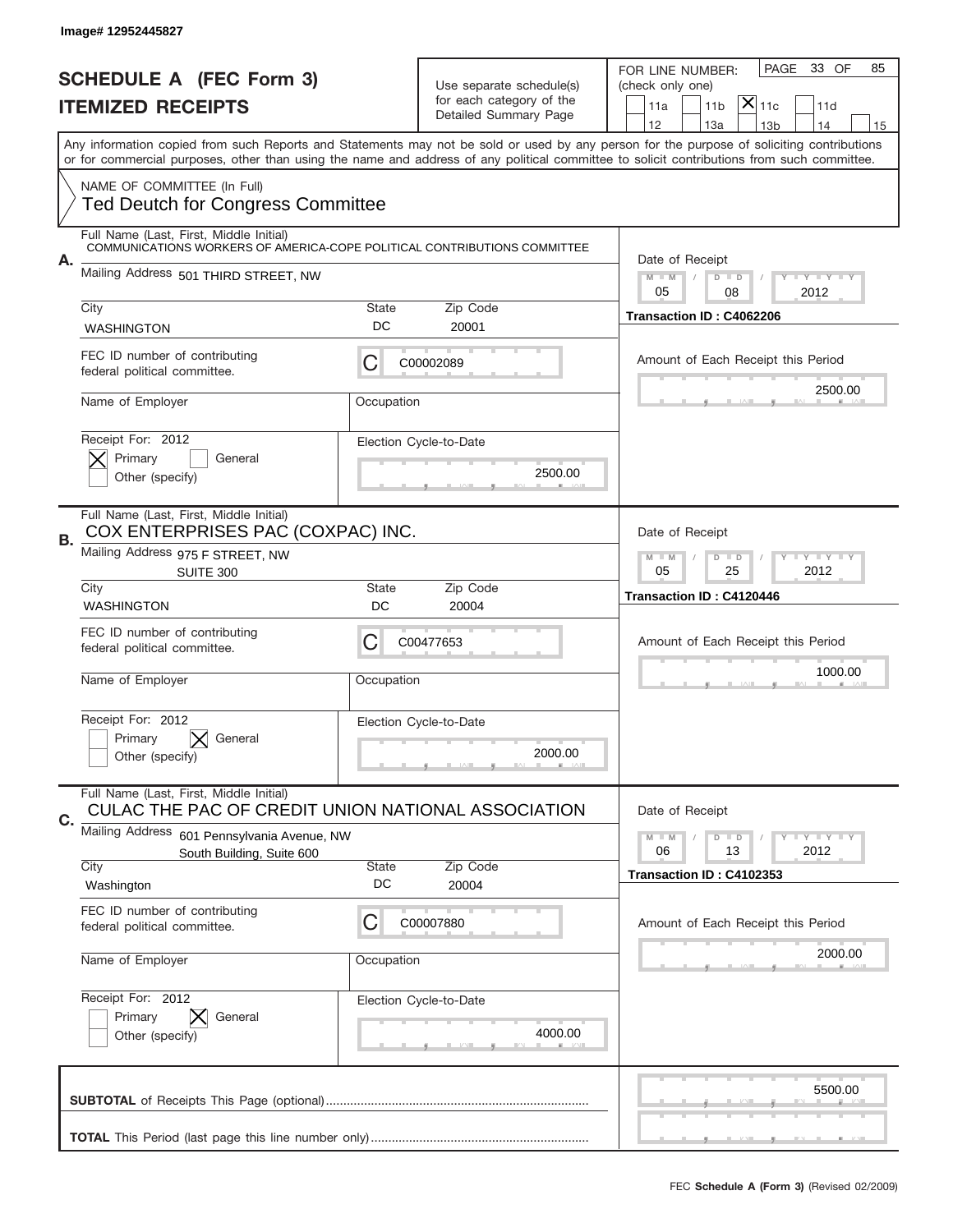Image# 12952445827

# SCHEDULE A (FEC Form 3)
## ITEMIZED RECEIPTS

Use separate schedule(s) for each category of the Detailed Summary Page

FOR LINE NUMBER: (check only one)

- [ ] 11a
- [ ] 11b
- [X] 11c
- [ ] 11d
- [ ] 12
- [ ] 13a
- [ ] 13b
- [ ] 14
- [ ] 15

PAGE 33 OF 85

Any information copied from such Reports and Statements may not be sold or used by any person for the purpose of soliciting contributions or for commercial purposes, other than using the name and address of any political committee to solicit contributions from such committee.

NAME OF COMMITTEE (In Full)
Ted Deutch for Congress Committee

---

**A.**

Full Name (Last, First, Middle Initial): COMMUNICATIONS WORKERS OF AMERICA-COPE POLITICAL CONTRIBUTIONS COMMITTEE

Mailing Address: 501 THIRD STREET, NW

City: WASHINGTON | State: DC | Zip Code: 20001

FEC ID number of contributing federal political committee: C C00002089

Name of Employer: | Occupation:

Receipt For: 2012 — [X] Primary [ ] General [ ] Other (specify)

Election Cycle-to-Date: 2500.00

Date of Receipt: 05 / 08 / 2012

Transaction ID : C4062206

Amount of Each Receipt this Period: 2500.00

---

**B.**

Full Name (Last, First, Middle Initial): COX ENTERPRISES PAC (COXPAC) INC.

Mailing Address: 975 F STREET, NW, SUITE 300

City: WASHINGTON | State: DC | Zip Code: 20004

FEC ID number of contributing federal political committee: C C00477653

Name of Employer: | Occupation:

Receipt For: 2012 — [ ] Primary [X] General [ ] Other (specify)

Election Cycle-to-Date: 2000.00

Date of Receipt: 05 / 25 / 2012

Transaction ID : C4120446

Amount of Each Receipt this Period: 1000.00

---

**C.**

Full Name (Last, First, Middle Initial): CULAC THE PAC OF CREDIT UNION NATIONAL ASSOCIATION

Mailing Address: 601 Pennsylvania Avenue, NW, South Building, Suite 600

City: Washington | State: DC | Zip Code: 20004

FEC ID number of contributing federal political committee: C C00007880

Name of Employer: | Occupation:

Receipt For: 2012 — [ ] Primary [X] General [ ] Other (specify)

Election Cycle-to-Date: 4000.00

Date of Receipt: 06 / 13 / 2012

Transaction ID : C4102353

Amount of Each Receipt this Period: 2000.00

---

**SUBTOTAL** of Receipts This Page (optional): 5500.00

**TOTAL** This Period (last page this line number only):

FEC **Schedule A (Form 3)** (Revised 02/2009)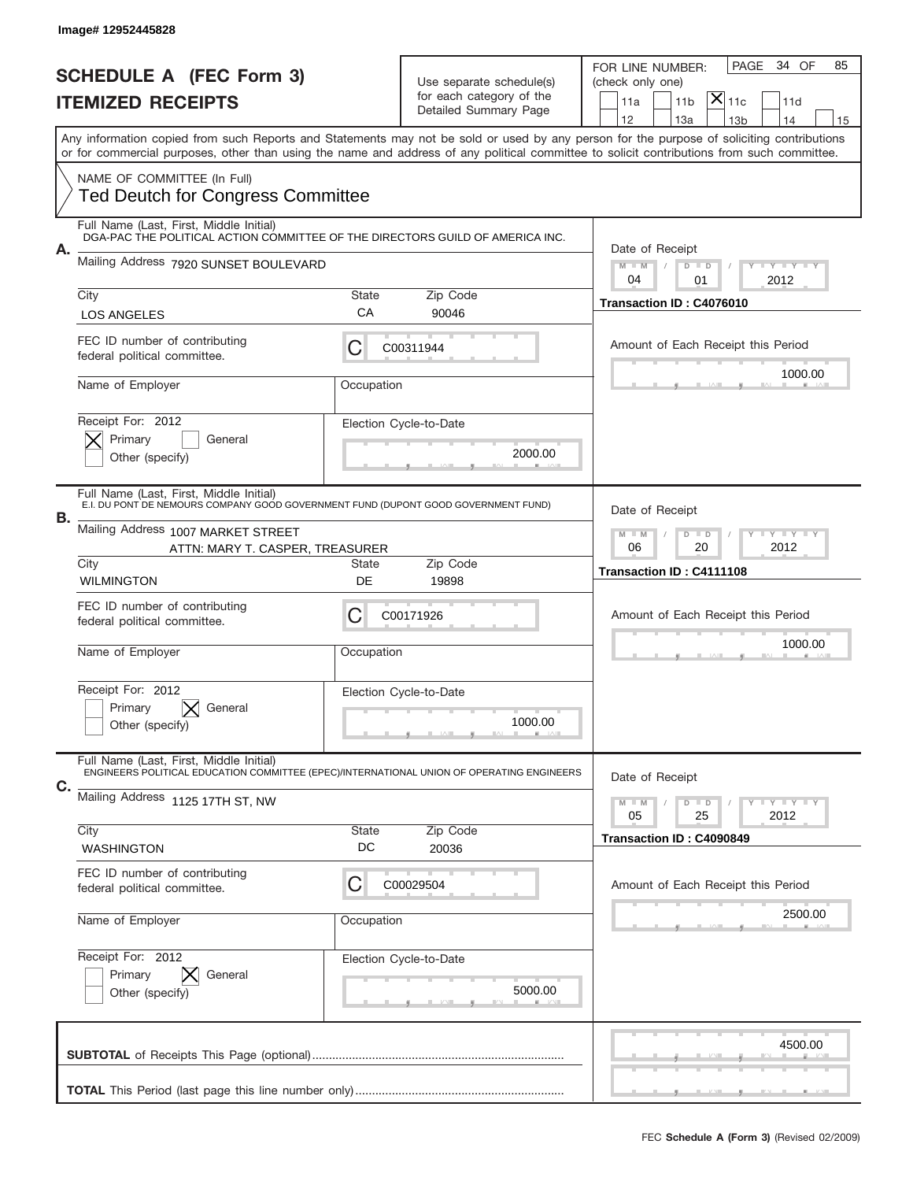Image# 12952445828

# SCHEDULE A (FEC Form 3)
## ITEMIZED RECEIPTS

Use separate schedule(s) for each category of the Detailed Summary Page

FOR LINE NUMBER: (check only one)

11a | 11b | [X] 11c | 11d | 12 | 13a | 13b | 14 | 15

PAGE 34 OF 85

Any information copied from such Reports and Statements may not be sold or used by any person for the purpose of soliciting contributions or for commercial purposes, other than using the name and address of any political committee to solicit contributions from such committee.

NAME OF COMMITTEE (In Full)
Ted Deutch for Congress Committee

**A.**
Full Name (Last, First, Middle Initial): DGA-PAC THE POLITICAL ACTION COMMITTEE OF THE DIRECTORS GUILD OF AMERICA INC.
Mailing Address: 7920 SUNSET BOULEVARD
City: LOS ANGELES | State: CA | Zip Code: 90046
FEC ID number of contributing federal political committee: C00311944
Name of Employer: | Occupation:
Receipt For: 2012 — [X] Primary [ ] General [ ] Other (specify)
Election Cycle-to-Date: 2000.00
Date of Receipt: 04/01/2012
Transaction ID : C4076010
Amount of Each Receipt this Period: 1000.00

**B.**
Full Name (Last, First, Middle Initial): E.I. DU PONT DE NEMOURS COMPANY GOOD GOVERNMENT FUND (DUPONT GOOD GOVERNMENT FUND)
Mailing Address: 1007 MARKET STREET, ATTN: MARY T. CASPER, TREASURER
City: WILMINGTON | State: DE | Zip Code: 19898
FEC ID number of contributing federal political committee: C00171926
Name of Employer: | Occupation:
Receipt For: 2012 — [ ] Primary [X] General [ ] Other (specify)
Election Cycle-to-Date: 1000.00
Date of Receipt: 06/20/2012
Transaction ID : C4111108
Amount of Each Receipt this Period: 1000.00

**C.**
Full Name (Last, First, Middle Initial): ENGINEERS POLITICAL EDUCATION COMMITTEE (EPEC)/INTERNATIONAL UNION OF OPERATING ENGINEERS
Mailing Address: 1125 17TH ST, NW
City: WASHINGTON | State: DC | Zip Code: 20036
FEC ID number of contributing federal political committee: C00029504
Name of Employer: | Occupation:
Receipt For: 2012 — [ ] Primary [X] General [ ] Other (specify)
Election Cycle-to-Date: 5000.00
Date of Receipt: 05/25/2012
Transaction ID : C4090849
Amount of Each Receipt this Period: 2500.00

**SUBTOTAL** of Receipts This Page (optional): 4500.00

**TOTAL** This Period (last page this line number only):

FEC **Schedule A (Form 3)** (Revised 02/2009)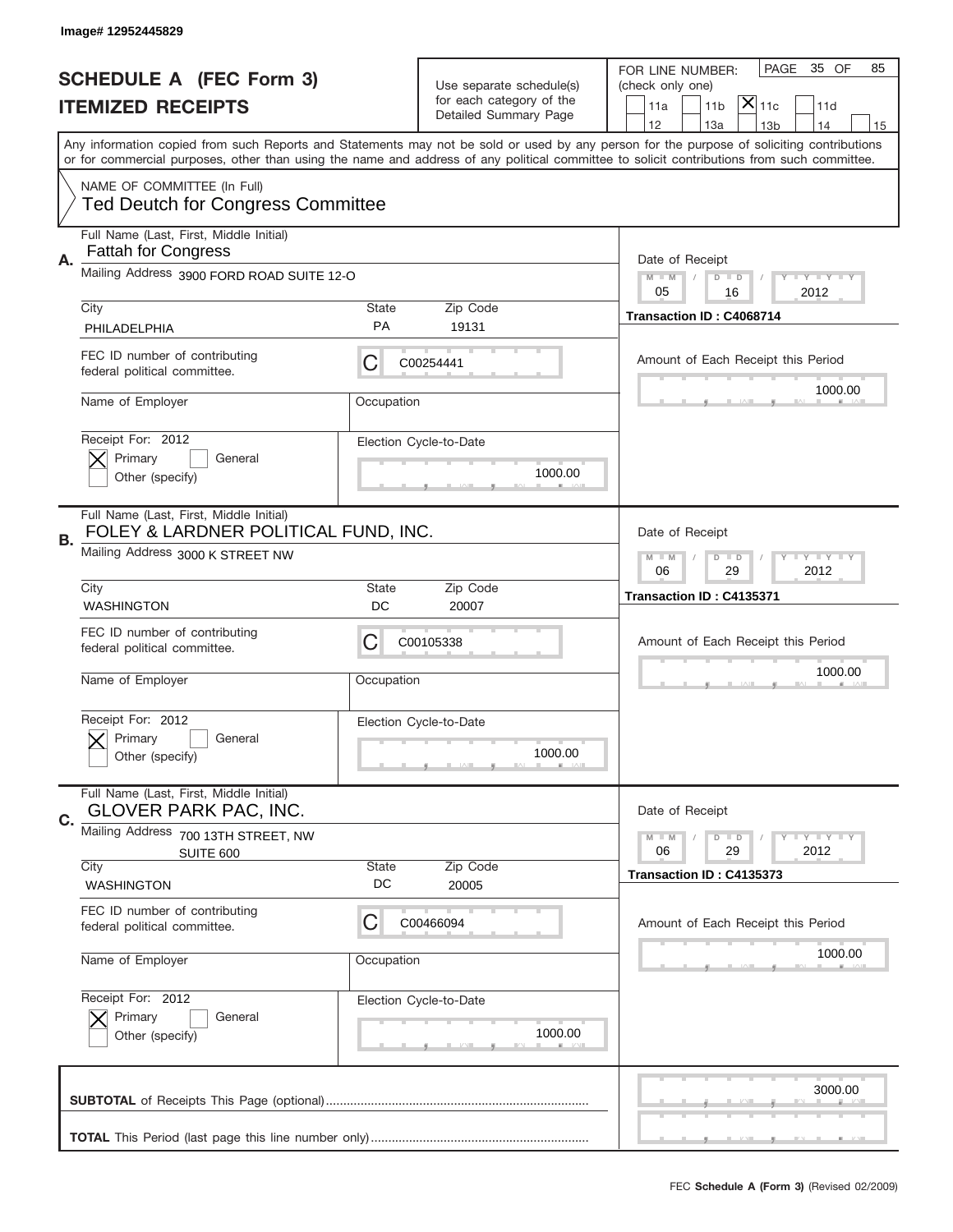Image# 12952445829

# SCHEDULE A (FEC Form 3)
## ITEMIZED RECEIPTS

Use separate schedule(s) for each category of the Detailed Summary Page

FOR LINE NUMBER: (check only one)
11a | 11b | [X] 11c | 11d | 12 | 13a | 13b | 14 | 15

PAGE 35 OF 85

Any information copied from such Reports and Statements may not be sold or used by any person for the purpose of soliciting contributions or for commercial purposes, other than using the name and address of any political committee to solicit contributions from such committee.

NAME OF COMMITTEE (In Full)
Ted Deutch for Congress Committee

**A.** Full Name (Last, First, Middle Initial): Fattah for Congress
Mailing Address: 3900 FORD ROAD SUITE 12-O
City: PHILADELPHIA | State: PA | Zip Code: 19131
FEC ID number of contributing federal political committee: C | C00254441
Name of Employer: | Occupation:
Receipt For: 2012 | [X] Primary [ ] General | Other (specify)
Election Cycle-to-Date: 1000.00
Date of Receipt: 05 / 16 / 2012
Transaction ID : C4068714
Amount of Each Receipt this Period: 1000.00

**B.** Full Name (Last, First, Middle Initial): FOLEY & LARDNER POLITICAL FUND, INC.
Mailing Address: 3000 K STREET NW
City: WASHINGTON | State: DC | Zip Code: 20007
FEC ID number of contributing federal political committee: C | C00105338
Name of Employer: | Occupation:
Receipt For: 2012 | [X] Primary [ ] General | Other (specify)
Election Cycle-to-Date: 1000.00
Date of Receipt: 06 / 29 / 2012
Transaction ID : C4135371
Amount of Each Receipt this Period: 1000.00

**C.** Full Name (Last, First, Middle Initial): GLOVER PARK PAC, INC.
Mailing Address: 700 13TH STREET, NW SUITE 600
City: WASHINGTON | State: DC | Zip Code: 20005
FEC ID number of contributing federal political committee: C | C00466094
Name of Employer: | Occupation:
Receipt For: 2012 | [X] Primary [ ] General | Other (specify)
Election Cycle-to-Date: 1000.00
Date of Receipt: 06 / 29 / 2012
Transaction ID : C4135373
Amount of Each Receipt this Period: 1000.00

**SUBTOTAL** of Receipts This Page (optional): 3000.00

**TOTAL** This Period (last page this line number only):

FEC **Schedule A (Form 3)** (Revised 02/2009)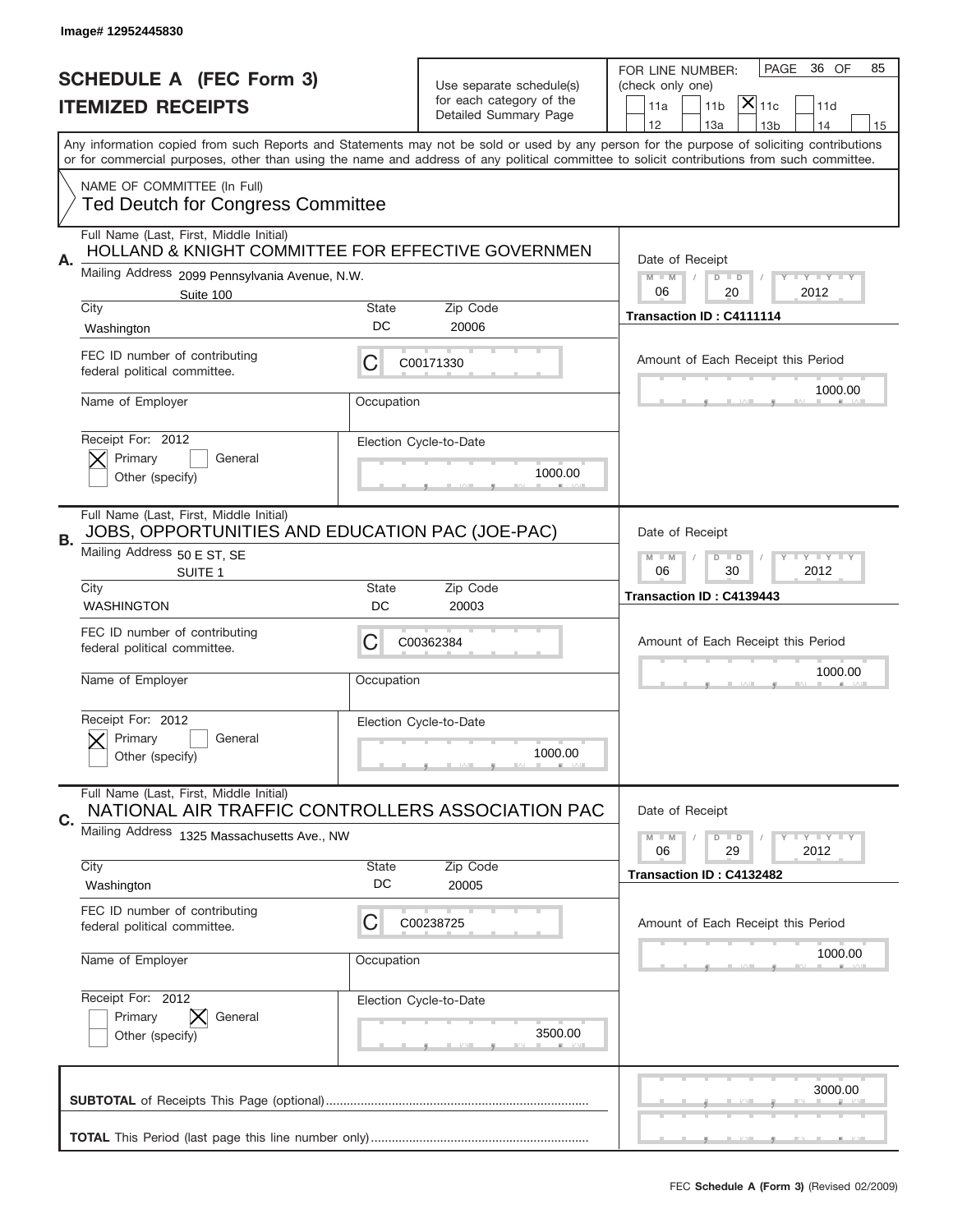Image# 12952445830

# SCHEDULE A (FEC Form 3)
# ITEMIZED RECEIPTS

Use separate schedule(s) for each category of the Detailed Summary Page

FOR LINE NUMBER: (check only one)

- [ ] 11a
- [ ] 11b
- [x] 11c
- [ ] 11d
- [ ] 12
- [ ] 13a
- [ ] 13b
- [ ] 14
- [ ] 15

PAGE 36 OF 85

Any information copied from such Reports and Statements may not be sold or used by any person for the purpose of soliciting contributions or for commercial purposes, other than using the name and address of any political committee to solicit contributions from such committee.

NAME OF COMMITTEE (In Full)
Ted Deutch for Congress Committee

---

**A.**

Full Name (Last, First, Middle Initial): HOLLAND & KNIGHT COMMITTEE FOR EFFECTIVE GOVERNMEN

Mailing Address: 2099 Pennsylvania Avenue, N.W. Suite 100

City: Washington | State: DC | Zip Code: 20006

FEC ID number of contributing federal political committee: C C00171330

Name of Employer: | Occupation:

Receipt For: 2012 — [x] Primary [ ] General [ ] Other (specify)

Election Cycle-to-Date: 1000.00

Date of Receipt: 06 / 20 / 2012

Transaction ID : C4111114

Amount of Each Receipt this Period: 1000.00

---

**B.**

Full Name (Last, First, Middle Initial): JOBS, OPPORTUNITIES AND EDUCATION PAC (JOE-PAC)

Mailing Address: 50 E ST, SE SUITE 1

City: WASHINGTON | State: DC | Zip Code: 20003

FEC ID number of contributing federal political committee: C C00362384

Name of Employer: | Occupation:

Receipt For: 2012 — [x] Primary [ ] General [ ] Other (specify)

Election Cycle-to-Date: 1000.00

Date of Receipt: 06 / 30 / 2012

Transaction ID : C4139443

Amount of Each Receipt this Period: 1000.00

---

**C.**

Full Name (Last, First, Middle Initial): NATIONAL AIR TRAFFIC CONTROLLERS ASSOCIATION PAC

Mailing Address: 1325 Massachusetts Ave., NW

City: Washington | State: DC | Zip Code: 20005

FEC ID number of contributing federal political committee: C C00238725

Name of Employer: | Occupation:

Receipt For: 2012 — [ ] Primary [x] General [ ] Other (specify)

Election Cycle-to-Date: 3500.00

Date of Receipt: 06 / 29 / 2012

Transaction ID : C4132482

Amount of Each Receipt this Period: 1000.00

---

**SUBTOTAL** of Receipts This Page (optional): 3000.00

**TOTAL** This Period (last page this line number only):

FEC **Schedule A (Form 3)** (Revised 02/2009)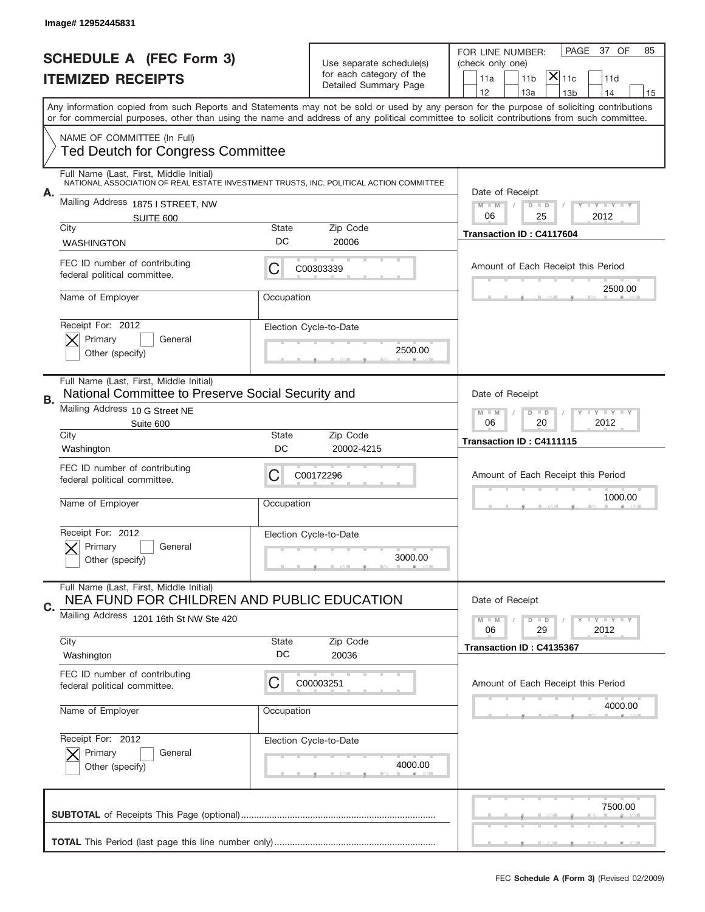Image# 12952445831

# SCHEDULE A (FEC Form 3)
## ITEMIZED RECEIPTS

Use separate schedule(s) for each category of the Detailed Summary Page

FOR LINE NUMBER: (check only one)
11a | 11b | [X] 11c | 11d | 12 | 13a | 13b | 14 | 15

PAGE 37 OF 85

Any information copied from such Reports and Statements may not be sold or used by any person for the purpose of soliciting contributions or for commercial purposes, other than using the name and address of any political committee to solicit contributions from such committee.

NAME OF COMMITTEE (In Full)
Ted Deutch for Congress Committee

---

**A.** Full Name (Last, First, Middle Initial)
NATIONAL ASSOCIATION OF REAL ESTATE INVESTMENT TRUSTS, INC. POLITICAL ACTION COMMITTEE

Mailing Address: 1875 I STREET, NW, SUITE 600
City: WASHINGTON | State: DC | Zip Code: 20006

FEC ID number of contributing federal political committee: C00303339

Name of Employer: | Occupation:

Receipt For: 2012 — [X] Primary [ ] General [ ] Other (specify)

Election Cycle-to-Date: 2500.00

Date of Receipt: 06 / 25 / 2012
Transaction ID : C4117604

Amount of Each Receipt this Period: 2500.00

---

**B.** Full Name (Last, First, Middle Initial)
National Committee to Preserve Social Security and

Mailing Address: 10 G Street NE, Suite 600
City: Washington | State: DC | Zip Code: 20002-4215

FEC ID number of contributing federal political committee: C00172296

Name of Employer: | Occupation:

Receipt For: 2012 — [X] Primary [ ] General [ ] Other (specify)

Election Cycle-to-Date: 3000.00

Date of Receipt: 06 / 20 / 2012
Transaction ID : C4111115

Amount of Each Receipt this Period: 1000.00

---

**C.** Full Name (Last, First, Middle Initial)
NEA FUND FOR CHILDREN AND PUBLIC EDUCATION

Mailing Address: 1201 16th St NW Ste 420
City: Washington | State: DC | Zip Code: 20036

FEC ID number of contributing federal political committee: C00003251

Name of Employer: | Occupation:

Receipt For: 2012 — [X] Primary [ ] General [ ] Other (specify)

Election Cycle-to-Date: 4000.00

Date of Receipt: 06 / 29 / 2012
Transaction ID : C4135367

Amount of Each Receipt this Period: 4000.00

---

**SUBTOTAL** of Receipts This Page (optional): 7500.00

**TOTAL** This Period (last page this line number only):

FEC **Schedule A (Form 3)** (Revised 02/2009)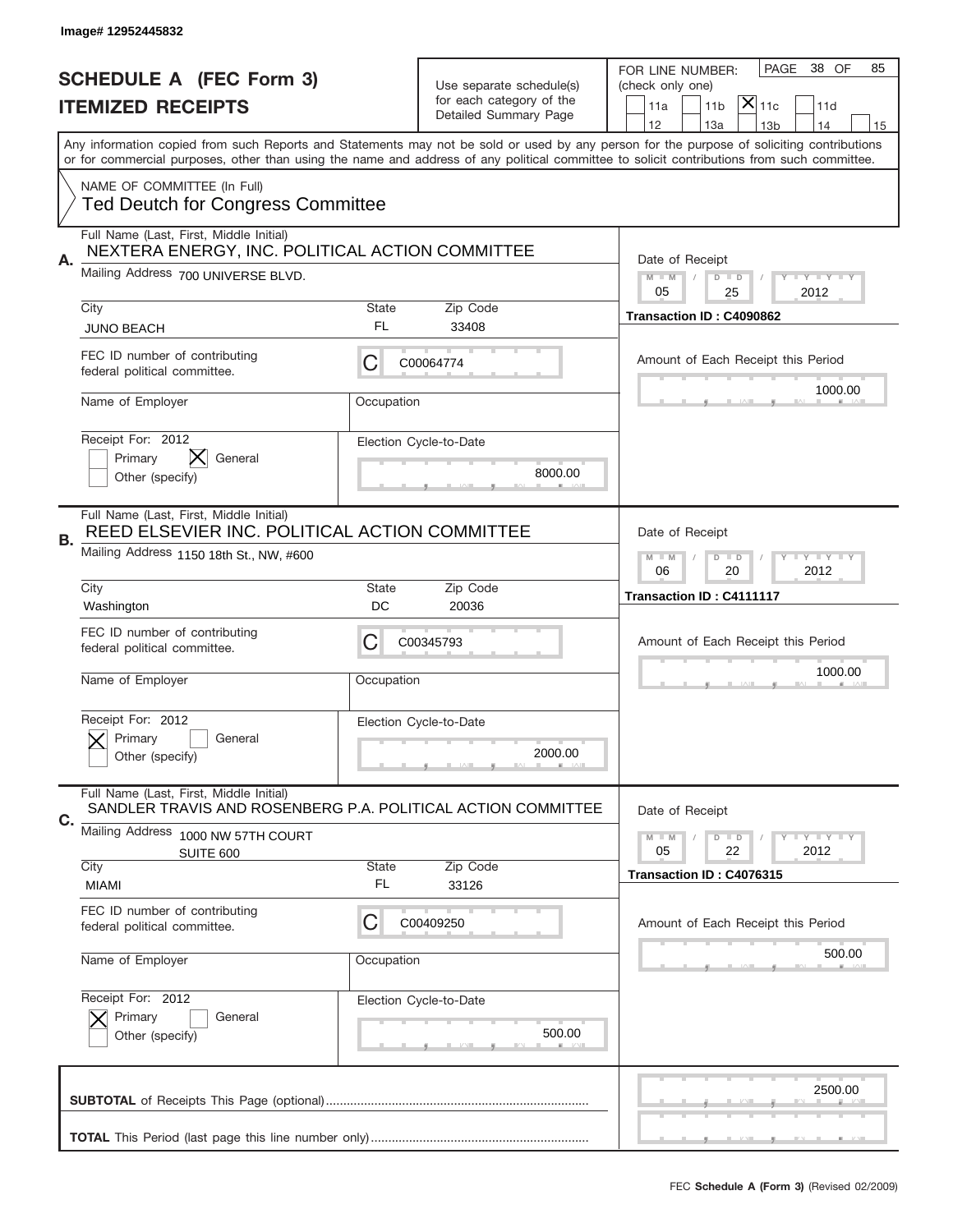Image# 12952445832

# SCHEDULE A (FEC Form 3)
## ITEMIZED RECEIPTS

Use separate schedule(s) for each category of the Detailed Summary Page

FOR LINE NUMBER: (check only one)
11a | 11b | [X] 11c | 11d
12 | 13a | 13b | 14 | 15

PAGE 38 OF 85

Any information copied from such Reports and Statements may not be sold or used by any person for the purpose of soliciting contributions or for commercial purposes, other than using the name and address of any political committee to solicit contributions from such committee.

NAME OF COMMITTEE (In Full)
Ted Deutch for Congress Committee

---

**A.** Full Name (Last, First, Middle Initial): NEXTERA ENERGY, INC. POLITICAL ACTION COMMITTEE

Mailing Address: 700 UNIVERSE BLVD.

City: JUNO BEACH | State: FL | Zip Code: 33408

FEC ID number of contributing federal political committee: C C00064774

Name of Employer: | Occupation:

Receipt For: 2012 — [ ] Primary [X] General [ ] Other (specify)

Election Cycle-to-Date: 8000.00

Date of Receipt: 05 / 25 / 2012

Transaction ID : C4090862

Amount of Each Receipt this Period: 1000.00

---

**B.** Full Name (Last, First, Middle Initial): REED ELSEVIER INC. POLITICAL ACTION COMMITTEE

Mailing Address: 1150 18th St., NW, #600

City: Washington | State: DC | Zip Code: 20036

FEC ID number of contributing federal political committee: C C00345793

Name of Employer: | Occupation:

Receipt For: 2012 — [X] Primary [ ] General [ ] Other (specify)

Election Cycle-to-Date: 2000.00

Date of Receipt: 06 / 20 / 2012

Transaction ID : C4111117

Amount of Each Receipt this Period: 1000.00

---

**C.** Full Name (Last, First, Middle Initial): SANDLER TRAVIS AND ROSENBERG P.A. POLITICAL ACTION COMMITTEE

Mailing Address: 1000 NW 57TH COURT SUITE 600

City: MIAMI | State: FL | Zip Code: 33126

FEC ID number of contributing federal political committee: C C00409250

Name of Employer: | Occupation:

Receipt For: 2012 — [X] Primary [ ] General [ ] Other (specify)

Election Cycle-to-Date: 500.00

Date of Receipt: 05 / 22 / 2012

Transaction ID : C4076315

Amount of Each Receipt this Period: 500.00

---

**SUBTOTAL** of Receipts This Page (optional): 2500.00

**TOTAL** This Period (last page this line number only):

FEC Schedule A (Form 3) (Revised 02/2009)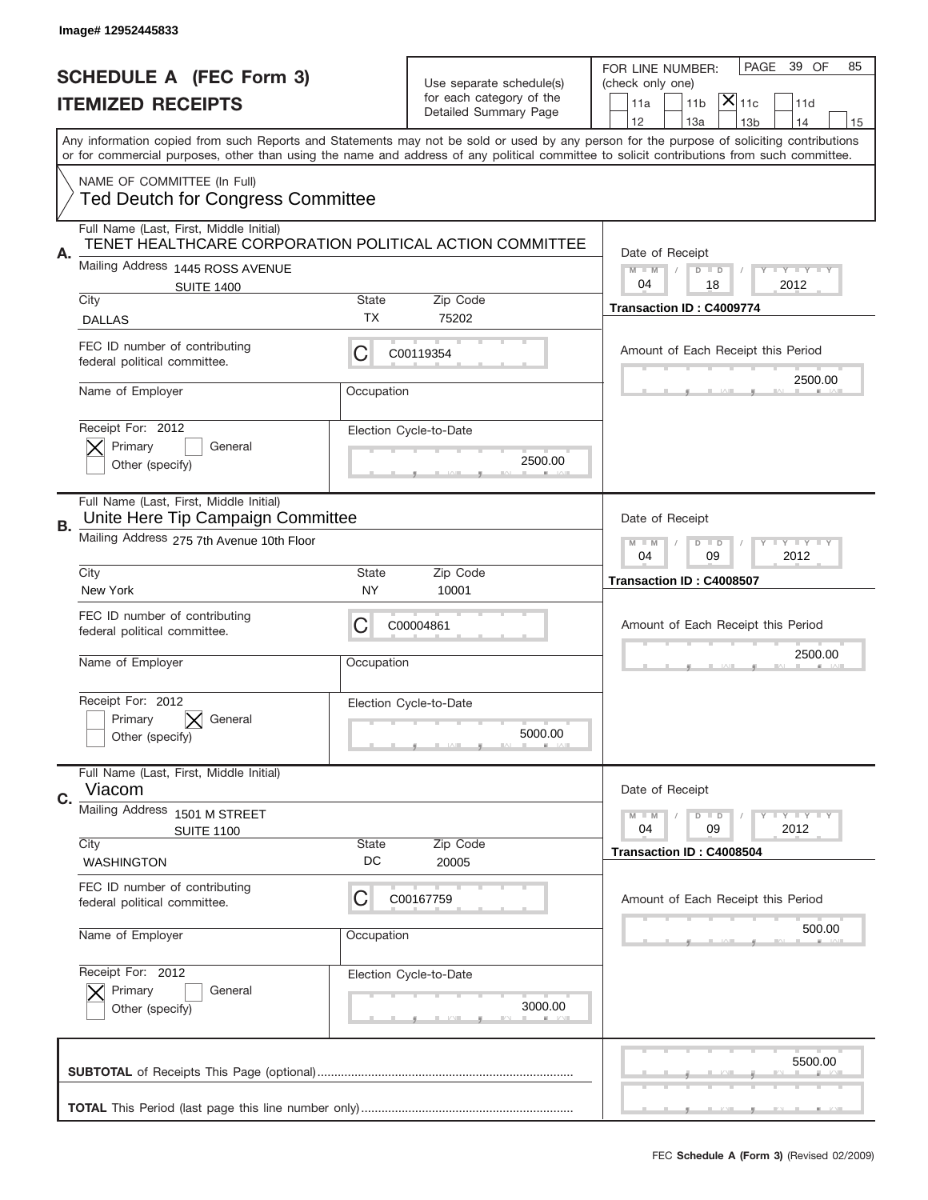Image# 12952445833

# SCHEDULE A (FEC Form 3)
# ITEMIZED RECEIPTS

Use separate schedule(s) for each category of the Detailed Summary Page

FOR LINE NUMBER: (check only one)
11a | 11b | [X] 11c | 11d
12 | 13a | 13b | 14 | 15

PAGE 39 OF 85

Any information copied from such Reports and Statements may not be sold or used by any person for the purpose of soliciting contributions or for commercial purposes, other than using the name and address of any political committee to solicit contributions from such committee.

NAME OF COMMITTEE (In Full)
Ted Deutch for Congress Committee

---

**A.** Full Name (Last, First, Middle Initial)
TENET HEALTHCARE CORPORATION POLITICAL ACTION COMMITTEE

Mailing Address 1445 ROSS AVENUE
SUITE 1400

City: DALLAS | State: TX | Zip Code: 75202

FEC ID number of contributing federal political committee: C C00119354

Name of Employer: | Occupation:

Receipt For: 2012
[X] Primary [ ] General
Other (specify)

Date of Receipt: 04 / 18 / 2012
Transaction ID : C4009774

Amount of Each Receipt this Period: 2500.00

Election Cycle-to-Date: 2500.00

---

**B.** Full Name (Last, First, Middle Initial)
Unite Here Tip Campaign Committee

Mailing Address 275 7th Avenue 10th Floor

City: New York | State: NY | Zip Code: 10001

FEC ID number of contributing federal political committee: C C00004861

Name of Employer: | Occupation:

Receipt For: 2012
[ ] Primary [X] General
Other (specify)

Date of Receipt: 04 / 09 / 2012
Transaction ID : C4008507

Amount of Each Receipt this Period: 2500.00

Election Cycle-to-Date: 5000.00

---

**C.** Full Name (Last, First, Middle Initial)
Viacom

Mailing Address 1501 M STREET
SUITE 1100

City: WASHINGTON | State: DC | Zip Code: 20005

FEC ID number of contributing federal political committee: C C00167759

Name of Employer: | Occupation:

Receipt For: 2012
[X] Primary [ ] General
Other (specify)

Date of Receipt: 04 / 09 / 2012
Transaction ID : C4008504

Amount of Each Receipt this Period: 500.00

Election Cycle-to-Date: 3000.00

---

**SUBTOTAL** of Receipts This Page (optional): 5500.00

**TOTAL** This Period (last page this line number only):

FEC **Schedule A (Form 3)** (Revised 02/2009)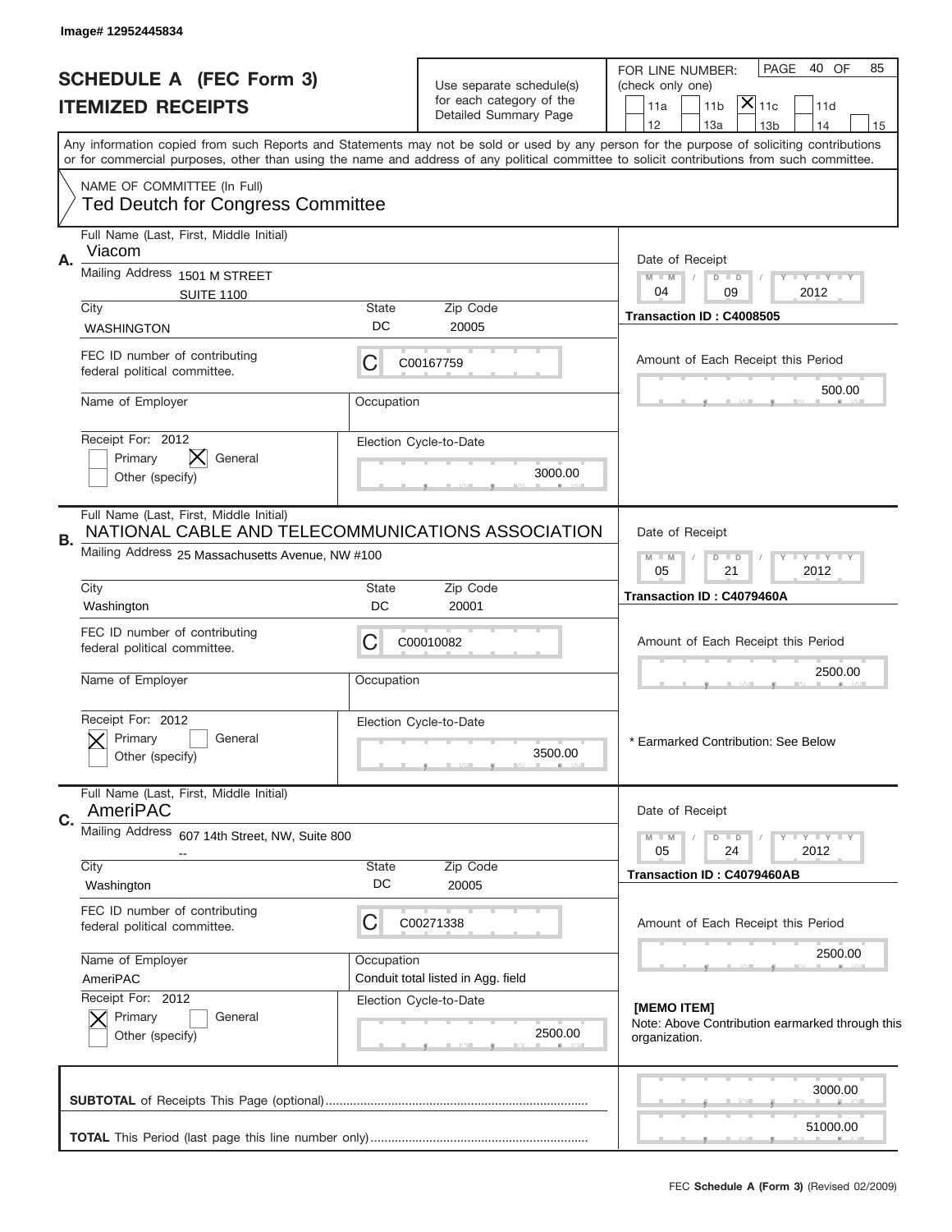Image# 12952445834

# SCHEDULE A (FEC Form 3)
## ITEMIZED RECEIPTS

Use separate schedule(s) for each category of the Detailed Summary Page

FOR LINE NUMBER: (check only one)
11a | 11b | [X] 11c | 11d | 12 | 13a | 13b | 14 | 15

PAGE 40 OF 85

Any information copied from such Reports and Statements may not be sold or used by any person for the purpose of soliciting contributions or for commercial purposes, other than using the name and address of any political committee to solicit contributions from such committee.

NAME OF COMMITTEE (In Full)
Ted Deutch for Congress Committee

---

**A.** Full Name (Last, First, Middle Initial): Viacom

Mailing Address: 1501 M STREET, SUITE 1100

City: WASHINGTON | State: DC | Zip Code: 20005

FEC ID number of contributing federal political committee: C C00167759

Name of Employer: | Occupation:

Receipt For: 2012 — [ ] Primary [X] General [ ] Other (specify)

Election Cycle-to-Date: 3000.00

Date of Receipt: 04 / 09 / 2012

Transaction ID : C4008505

Amount of Each Receipt this Period: 500.00

---

**B.** Full Name (Last, First, Middle Initial): NATIONAL CABLE AND TELECOMMUNICATIONS ASSOCIATION

Mailing Address: 25 Massachusetts Avenue, NW #100

City: Washington | State: DC | Zip Code: 20001

FEC ID number of contributing federal political committee: C C00010082

Name of Employer: | Occupation:

Receipt For: 2012 — [X] Primary [ ] General [ ] Other (specify)

Election Cycle-to-Date: 3500.00

Date of Receipt: 05 / 21 / 2012

Transaction ID : C4079460A

Amount of Each Receipt this Period: 2500.00

\* Earmarked Contribution: See Below

---

**C.** Full Name (Last, First, Middle Initial): AmeriPAC

Mailing Address: 607 14th Street, NW, Suite 800 --

City: Washington | State: DC | Zip Code: 20005

FEC ID number of contributing federal political committee: C C00271338

Name of Employer: AmeriPAC | Occupation: Conduit total listed in Agg. field

Receipt For: 2012 — [X] Primary [ ] General [ ] Other (specify)

Election Cycle-to-Date: 2500.00

Date of Receipt: 05 / 24 / 2012

Transaction ID : C4079460AB

Amount of Each Receipt this Period: 2500.00

[MEMO ITEM]
Note: Above Contribution earmarked through this organization.

---

**SUBTOTAL** of Receipts This Page (optional): 3000.00

**TOTAL** This Period (last page this line number only): 51000.00

FEC **Schedule A (Form 3)** (Revised 02/2009)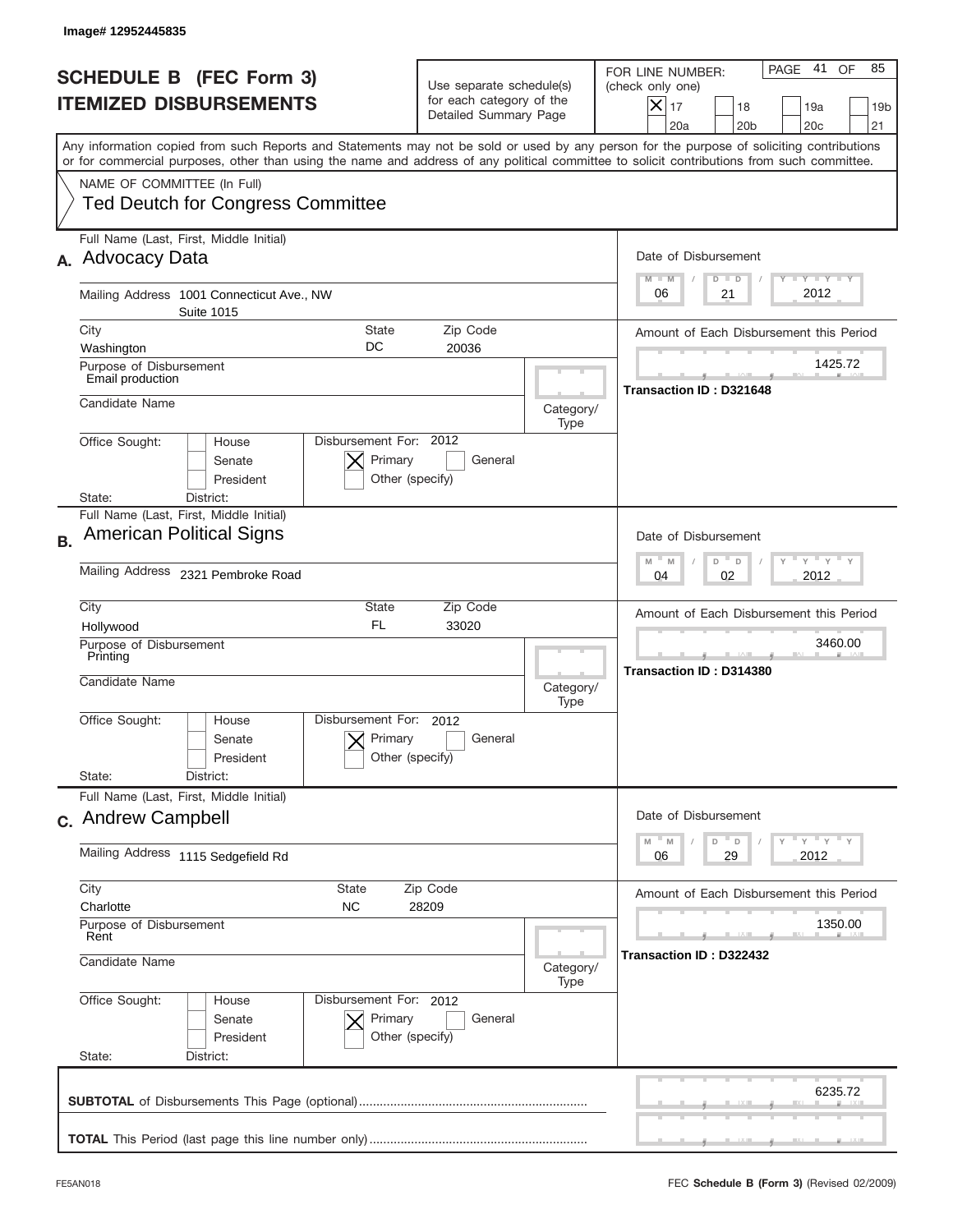Image# 12952445835

# SCHEDULE B (FEC Form 3)
## ITEMIZED DISBURSEMENTS

Use separate schedule(s) for each category of the Detailed Summary Page

FOR LINE NUMBER: (check only one)
[X] 17 [ ] 18 [ ] 19a [ ] 19b [ ] 20a [ ] 20b [ ] 20c [ ] 21

PAGE 41 OF 85

Any information copied from such Reports and Statements may not be sold or used by any person for the purpose of soliciting contributions or for commercial purposes, other than using the name and address of any political committee to solicit contributions from such committee.

NAME OF COMMITTEE (In Full)
Ted Deutch for Congress Committee

---

**A.** Full Name (Last, First, Middle Initial): **Advocacy Data**

Mailing Address: 1001 Connecticut Ave., NW Suite 1015

City: Washington | State: DC | Zip Code: 20036

Purpose of Disbursement: Email production

Candidate Name:

Category/Type:

Office Sought: [ ] House [ ] Senate [ ] President

State: District:

Disbursement For: 2012 [X] Primary [ ] General [ ] Other (specify)

Date of Disbursement: 06 / 21 / 2012

Amount of Each Disbursement this Period: 1425.72

Transaction ID : D321648

---

**B.** Full Name (Last, First, Middle Initial): **American Political Signs**

Mailing Address: 2321 Pembroke Road

City: Hollywood | State: FL | Zip Code: 33020

Purpose of Disbursement: Printing

Candidate Name:

Category/Type:

Office Sought: [ ] House [ ] Senate [ ] President

State: District:

Disbursement For: 2012 [X] Primary [ ] General [ ] Other (specify)

Date of Disbursement: 04 / 02 / 2012

Amount of Each Disbursement this Period: 3460.00

Transaction ID : D314380

---

**C.** Full Name (Last, First, Middle Initial): **Andrew Campbell**

Mailing Address: 1115 Sedgefield Rd

City: Charlotte | State: NC | Zip Code: 28209

Purpose of Disbursement: Rent

Candidate Name:

Category/Type:

Office Sought: [ ] House [ ] Senate [ ] President

State: District:

Disbursement For: 2012 [X] Primary [ ] General [ ] Other (specify)

Date of Disbursement: 06 / 29 / 2012

Amount of Each Disbursement this Period: 1350.00

Transaction ID : D322432

---

**SUBTOTAL** of Disbursements This Page (optional): 6235.72

**TOTAL** This Period (last page this line number only):

FE5AN018 FEC **Schedule B (Form 3)** (Revised 02/2009)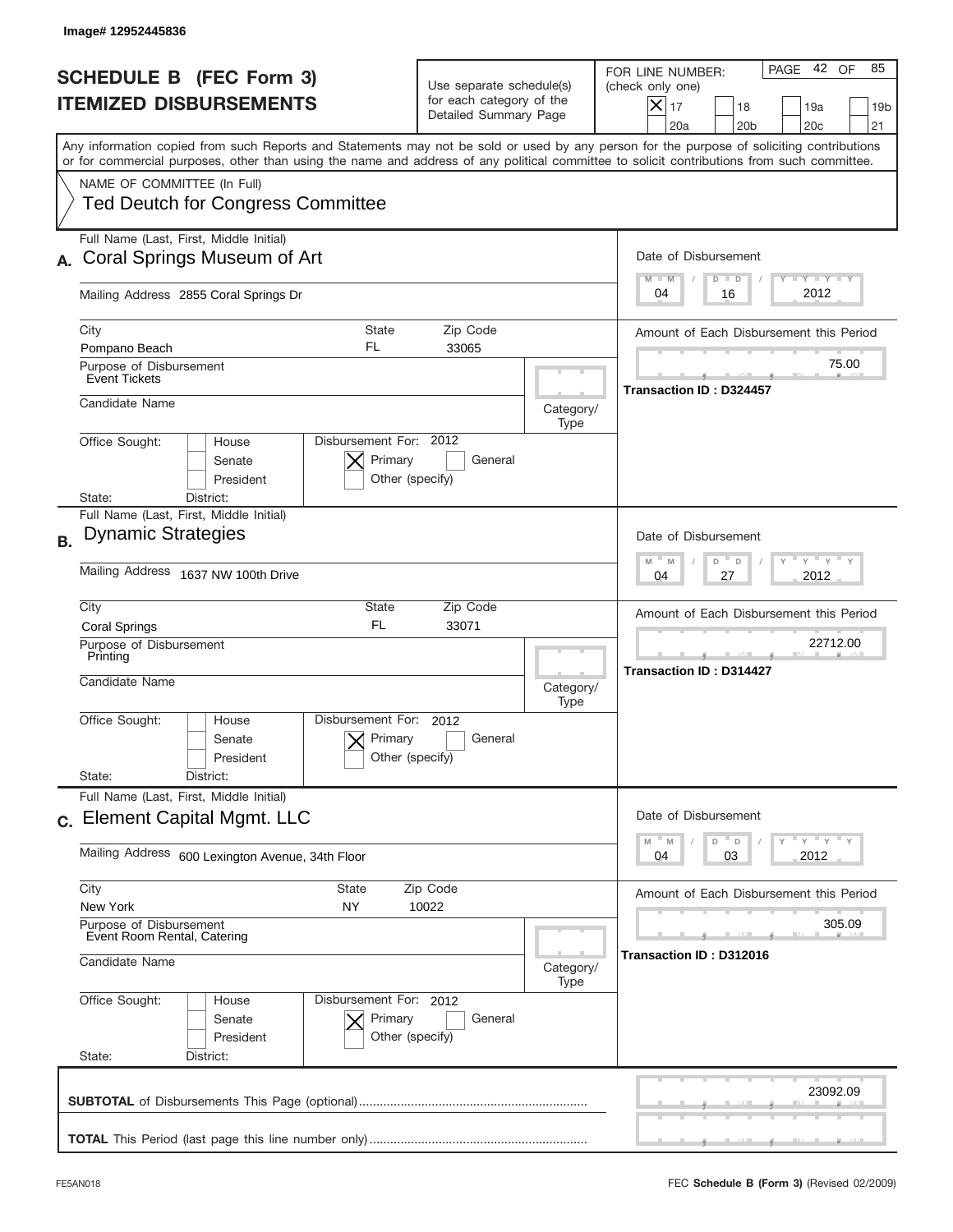Image# 12952445836

# SCHEDULE B (FEC Form 3)
## ITEMIZED DISBURSEMENTS

Use separate schedule(s) for each category of the Detailed Summary Page

FOR LINE NUMBER: (check only one)

- [X] 17
- [ ] 18
- [ ] 19a
- [ ] 19b
- [ ] 20a
- [ ] 20b
- [ ] 20c
- [ ] 21

PAGE 42 OF 85

Any information copied from such Reports and Statements may not be sold or used by any person for the purpose of soliciting contributions or for commercial purposes, other than using the name and address of any political committee to solicit contributions from such committee.

NAME OF COMMITTEE (In Full)
Ted Deutch for Congress Committee

---

**A.** Full Name (Last, First, Middle Initial): Coral Springs Museum of Art

Mailing Address: 2855 Coral Springs Dr

City: Pompano Beach | State: FL | Zip Code: 33065

Purpose of Disbursement: Event Tickets

Candidate Name:

Category/Type:

Office Sought: [ ] House [ ] Senate [ ] President

State: District:

Disbursement For: 2012 [X] Primary [ ] General [ ] Other (specify)

Date of Disbursement: 04/16/2012

Amount of Each Disbursement this Period: 75.00

Transaction ID : D324457

---

**B.** Full Name (Last, First, Middle Initial): Dynamic Strategies

Mailing Address: 1637 NW 100th Drive

City: Coral Springs | State: FL | Zip Code: 33071

Purpose of Disbursement: Printing

Candidate Name:

Category/Type:

Office Sought: [ ] House [ ] Senate [ ] President

State: District:

Disbursement For: 2012 [X] Primary [ ] General [ ] Other (specify)

Date of Disbursement: 04/27/2012

Amount of Each Disbursement this Period: 22712.00

Transaction ID : D314427

---

**C.** Full Name (Last, First, Middle Initial): Element Capital Mgmt. LLC

Mailing Address: 600 Lexington Avenue, 34th Floor

City: New York | State: NY | Zip Code: 10022

Purpose of Disbursement: Event Room Rental, Catering

Candidate Name:

Category/Type:

Office Sought: [ ] House [ ] Senate [ ] President

State: District:

Disbursement For: 2012 [X] Primary [ ] General [ ] Other (specify)

Date of Disbursement: 04/03/2012

Amount of Each Disbursement this Period: 305.09

Transaction ID : D312016

---

**SUBTOTAL** of Disbursements This Page (optional): 23092.09

**TOTAL** This Period (last page this line number only):

FE5AN018 — FEC **Schedule B (Form 3)** (Revised 02/2009)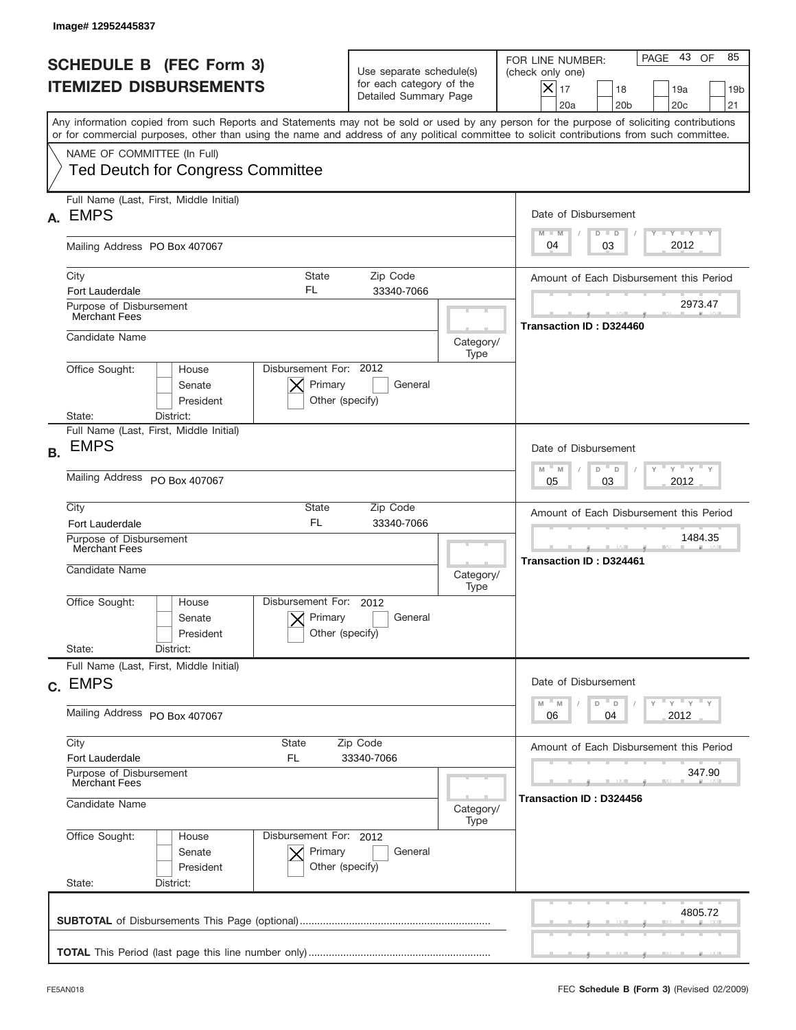Image# 12952445837

# SCHEDULE B (FEC Form 3)
## ITEMIZED DISBURSEMENTS

Use separate schedule(s) for each category of the Detailed Summary Page

FOR LINE NUMBER: (check only one)

- [X] 17
- [ ] 18
- [ ] 19a
- [ ] 19b
- [ ] 20a
- [ ] 20b
- [ ] 20c
- [ ] 21

PAGE 43 OF 85

Any information copied from such Reports and Statements may not be sold or used by any person for the purpose of soliciting contributions or for commercial purposes, other than using the name and address of any political committee to solicit contributions from such committee.

NAME OF COMMITTEE (In Full)
Ted Deutch for Congress Committee

---

**A.** Full Name (Last, First, Middle Initial): EMPS

Mailing Address: PO Box 407067

City: Fort Lauderdale | State: FL | Zip Code: 33340-7066

Purpose of Disbursement: Merchant Fees

Candidate Name:

Category/Type:

Office Sought: [ ] House [ ] Senate [ ] President

State: District:

Disbursement For: 2012 [X] Primary [ ] General [ ] Other (specify)

Date of Disbursement: 04 / 03 / 2012

Amount of Each Disbursement this Period: 2973.47

Transaction ID : D324460

---

**B.** Full Name (Last, First, Middle Initial): EMPS

Mailing Address: PO Box 407067

City: Fort Lauderdale | State: FL | Zip Code: 33340-7066

Purpose of Disbursement: Merchant Fees

Candidate Name:

Category/Type:

Office Sought: [ ] House [ ] Senate [ ] President

State: District:

Disbursement For: 2012 [X] Primary [ ] General [ ] Other (specify)

Date of Disbursement: 05 / 03 / 2012

Amount of Each Disbursement this Period: 1484.35

Transaction ID : D324461

---

**C.** Full Name (Last, First, Middle Initial): EMPS

Mailing Address: PO Box 407067

City: Fort Lauderdale | State: FL | Zip Code: 33340-7066

Purpose of Disbursement: Merchant Fees

Candidate Name:

Category/Type:

Office Sought: [ ] House [ ] Senate [ ] President

State: District:

Disbursement For: 2012 [X] Primary [ ] General [ ] Other (specify)

Date of Disbursement: 06 / 04 / 2012

Amount of Each Disbursement this Period: 347.90

Transaction ID : D324456

---

**SUBTOTAL** of Disbursements This Page (optional): 4805.72

**TOTAL** This Period (last page this line number only):

FE5AN018

FEC **Schedule B (Form 3)** (Revised 02/2009)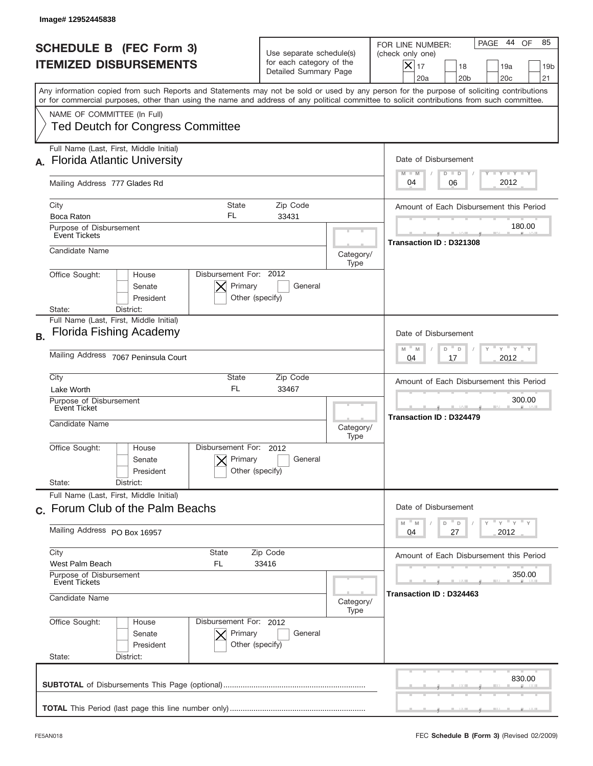Image# 12952445838

# SCHEDULE B (FEC Form 3)
## ITEMIZED DISBURSEMENTS

Use separate schedule(s) for each category of the Detailed Summary Page

FOR LINE NUMBER: (check only one)
[X] 17 [ ] 18 [ ] 19a [ ] 19b
[ ] 20a [ ] 20b [ ] 20c [ ] 21

PAGE 44 OF 85

Any information copied from such Reports and Statements may not be sold or used by any person for the purpose of soliciting contributions or for commercial purposes, other than using the name and address of any political committee to solicit contributions from such committee.

NAME OF COMMITTEE (In Full)
Ted Deutch for Congress Committee

---

**A.** Full Name (Last, First, Middle Initial): Florida Atlantic University

Mailing Address: 777 Glades Rd

City: Boca Raton | State: FL | Zip Code: 33431

Purpose of Disbursement: Event Tickets

Candidate Name:

Category/Type:

Office Sought: [ ] House [ ] Senate [ ] President

State: District:

Disbursement For: 2012 [X] Primary [ ] General [ ] Other (specify)

Date of Disbursement: 04 / 06 / 2012

Amount of Each Disbursement this Period: 180.00

Transaction ID : D321308

---

**B.** Full Name (Last, First, Middle Initial): Florida Fishing Academy

Mailing Address: 7067 Peninsula Court

City: Lake Worth | State: FL | Zip Code: 33467

Purpose of Disbursement: Event Ticket

Candidate Name:

Category/Type:

Office Sought: [ ] House [ ] Senate [ ] President

State: District:

Disbursement For: 2012 [X] Primary [ ] General [ ] Other (specify)

Date of Disbursement: 04 / 17 / 2012

Amount of Each Disbursement this Period: 300.00

Transaction ID : D324479

---

**C.** Full Name (Last, First, Middle Initial): Forum Club of the Palm Beachs

Mailing Address: PO Box 16957

City: West Palm Beach | State: FL | Zip Code: 33416

Purpose of Disbursement: Event Tickets

Candidate Name:

Category/Type:

Office Sought: [ ] House [ ] Senate [ ] President

State: District:

Disbursement For: 2012 [X] Primary [ ] General [ ] Other (specify)

Date of Disbursement: 04 / 27 / 2012

Amount of Each Disbursement this Period: 350.00

Transaction ID : D324463

---

**SUBTOTAL** of Disbursements This Page (optional): 830.00

**TOTAL** This Period (last page this line number only):

FE5AN018 — FEC **Schedule B (Form 3)** (Revised 02/2009)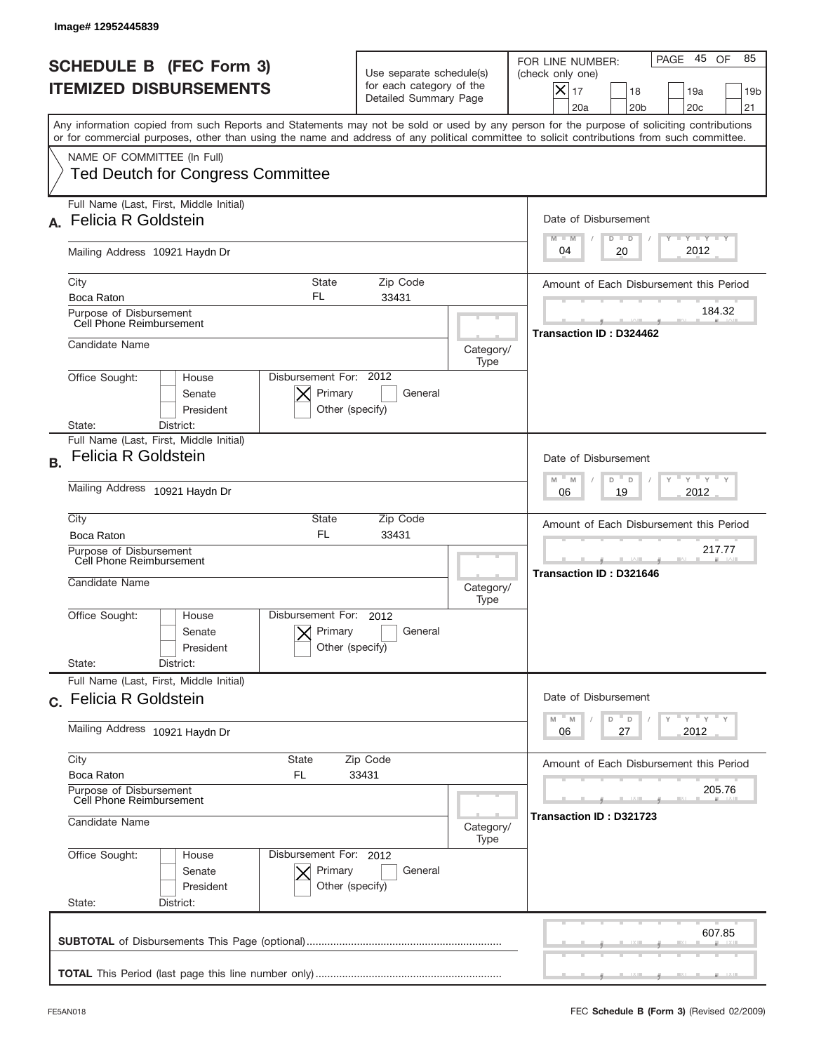Image# 12952445839

# SCHEDULE B (FEC Form 3)
## ITEMIZED DISBURSEMENTS

Use separate schedule(s) for each category of the Detailed Summary Page

FOR LINE NUMBER: (check only one)

- [x] 17
- [ ] 18
- [ ] 19a
- [ ] 19b
- [ ] 20a
- [ ] 20b
- [ ] 20c
- [ ] 21

PAGE 45 OF 85

Any information copied from such Reports and Statements may not be sold or used by any person for the purpose of soliciting contributions or for commercial purposes, other than using the name and address of any political committee to solicit contributions from such committee.

NAME OF COMMITTEE (In Full)
Ted Deutch for Congress Committee

---

**A.** Full Name (Last, First, Middle Initial): Felicia R Goldstein

Mailing Address: 10921 Haydn Dr

City: Boca Raton | State: FL | Zip Code: 33431

Purpose of Disbursement: Cell Phone Reimbursement

Candidate Name:

Category/Type:

Office Sought: [ ] House [ ] Senate [ ] President

Disbursement For: 2012 [x] Primary [ ] General [ ] Other (specify)

State: District:

Date of Disbursement: 04 / 20 / 2012

Amount of Each Disbursement this Period: 184.32

Transaction ID : D324462

---

**B.** Full Name (Last, First, Middle Initial): Felicia R Goldstein

Mailing Address: 10921 Haydn Dr

City: Boca Raton | State: FL | Zip Code: 33431

Purpose of Disbursement: Cell Phone Reimbursement

Candidate Name:

Category/Type:

Office Sought: [ ] House [ ] Senate [ ] President

Disbursement For: 2012 [x] Primary [ ] General [ ] Other (specify)

State: District:

Date of Disbursement: 06 / 19 / 2012

Amount of Each Disbursement this Period: 217.77

Transaction ID : D321646

---

**C.** Full Name (Last, First, Middle Initial): Felicia R Goldstein

Mailing Address: 10921 Haydn Dr

City: Boca Raton | State: FL | Zip Code: 33431

Purpose of Disbursement: Cell Phone Reimbursement

Candidate Name:

Category/Type:

Office Sought: [ ] House [ ] Senate [ ] President

Disbursement For: 2012 [x] Primary [ ] General [ ] Other (specify)

State: District:

Date of Disbursement: 06 / 27 / 2012

Amount of Each Disbursement this Period: 205.76

Transaction ID : D321723

---

**SUBTOTAL** of Disbursements This Page (optional): 607.85

**TOTAL** This Period (last page this line number only):

FE5AN018 — FEC **Schedule B (Form 3)** (Revised 02/2009)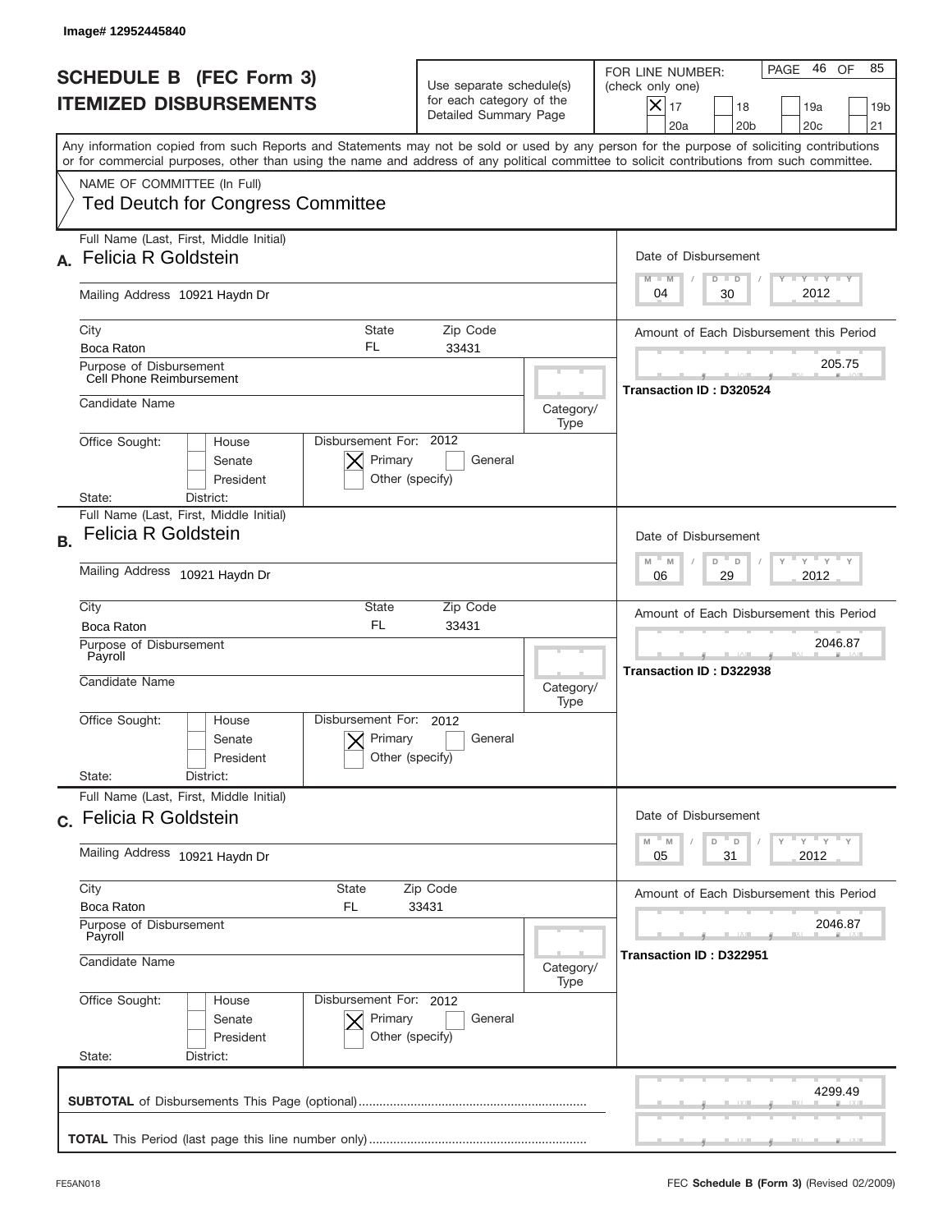Image# 12952445840

# SCHEDULE B (FEC Form 3)
## ITEMIZED DISBURSEMENTS

Use separate schedule(s) for each category of the Detailed Summary Page

FOR LINE NUMBER: (check only one)
[X] 17 [ ] 18 [ ] 19a [ ] 19b [ ] 20a [ ] 20b [ ] 20c [ ] 21

PAGE 46 OF 85

Any information copied from such Reports and Statements may not be sold or used by any person for the purpose of soliciting contributions or for commercial purposes, other than using the name and address of any political committee to solicit contributions from such committee.

NAME OF COMMITTEE (In Full)
Ted Deutch for Congress Committee

---

**A.** Full Name (Last, First, Middle Initial): Felicia R Goldstein

Mailing Address: 10921 Haydn Dr

City: Boca Raton | State: FL | Zip Code: 33431

Purpose of Disbursement: Cell Phone Reimbursement

Candidate Name:

Category/Type:

Office Sought: [ ] House [ ] Senate [ ] President

State: District:

Disbursement For: 2012 [X] Primary [ ] General [ ] Other (specify)

Date of Disbursement: 04/30/2012

Amount of Each Disbursement this Period: 205.75

Transaction ID : D320524

---

**B.** Full Name (Last, First, Middle Initial): Felicia R Goldstein

Mailing Address: 10921 Haydn Dr

City: Boca Raton | State: FL | Zip Code: 33431

Purpose of Disbursement: Payroll

Candidate Name:

Category/Type:

Office Sought: [ ] House [ ] Senate [ ] President

State: District:

Disbursement For: 2012 [X] Primary [ ] General [ ] Other (specify)

Date of Disbursement: 06/29/2012

Amount of Each Disbursement this Period: 2046.87

Transaction ID : D322938

---

**C.** Full Name (Last, First, Middle Initial): Felicia R Goldstein

Mailing Address: 10921 Haydn Dr

City: Boca Raton | State: FL | Zip Code: 33431

Purpose of Disbursement: Payroll

Candidate Name:

Category/Type:

Office Sought: [ ] House [ ] Senate [ ] President

State: District:

Disbursement For: 2012 [X] Primary [ ] General [ ] Other (specify)

Date of Disbursement: 05/31/2012

Amount of Each Disbursement this Period: 2046.87

Transaction ID : D322951

---

**SUBTOTAL** of Disbursements This Page (optional): 4299.49

**TOTAL** This Period (last page this line number only):

FE5AN018

FEC **Schedule B (Form 3)** (Revised 02/2009)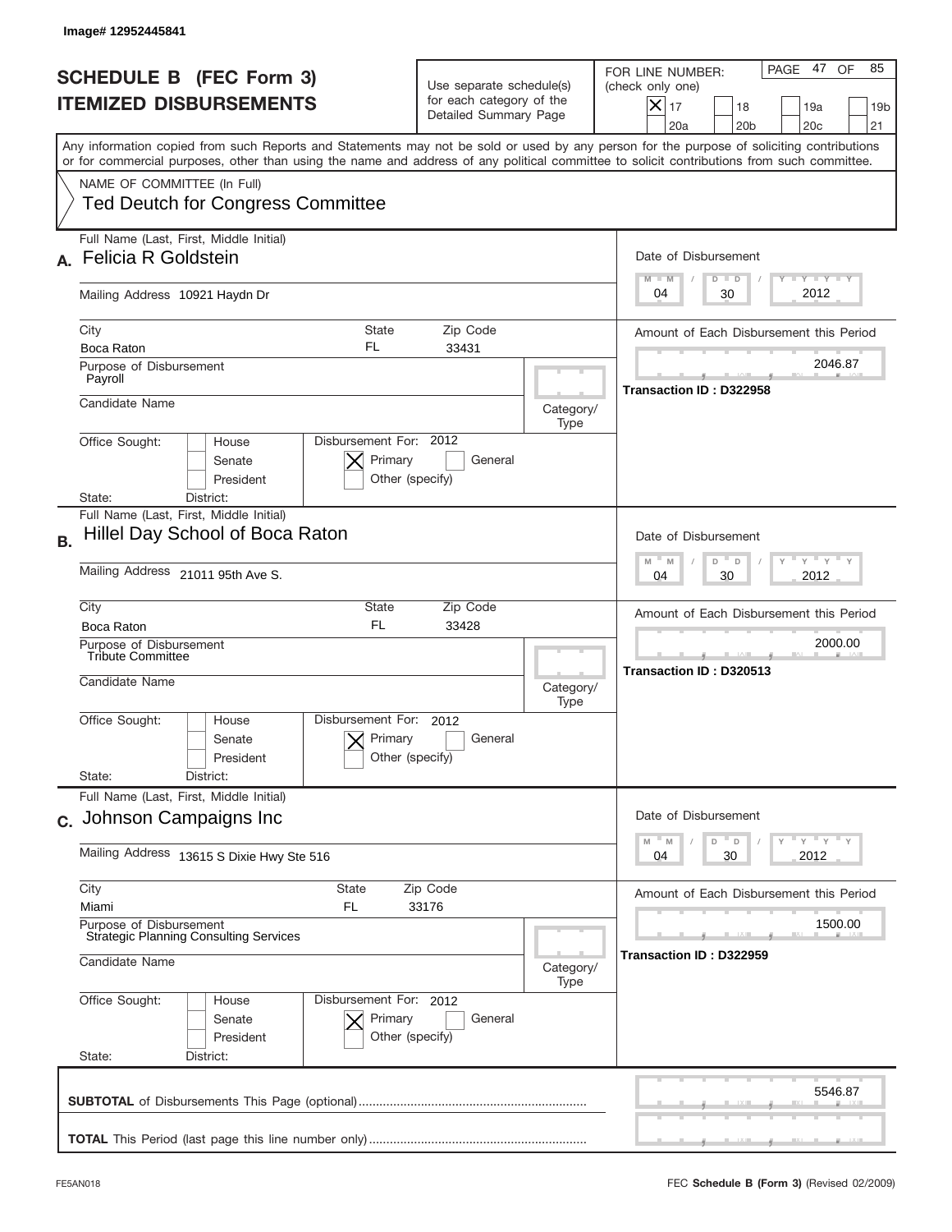Image# 12952445841

# SCHEDULE B (FEC Form 3)
## ITEMIZED DISBURSEMENTS

Use separate schedule(s) for each category of the Detailed Summary Page

FOR LINE NUMBER: (check only one)
[X] 17 [ ] 18 [ ] 19a [ ] 19b [ ] 20a [ ] 20b [ ] 20c [ ] 21

PAGE 47 OF 85

Any information copied from such Reports and Statements may not be sold or used by any person for the purpose of soliciting contributions or for commercial purposes, other than using the name and address of any political committee to solicit contributions from such committee.

NAME OF COMMITTEE (In Full)
Ted Deutch for Congress Committee

---

**A.** Full Name (Last, First, Middle Initial): Felicia R Goldstein

Mailing Address: 10921 Haydn Dr

City: Boca Raton | State: FL | Zip Code: 33431

Purpose of Disbursement: Payroll

Candidate Name:

Category/Type:

Office Sought: [ ] House [ ] Senate [ ] President

State: District:

Disbursement For: 2012 [X] Primary [ ] General [ ] Other (specify)

Date of Disbursement: 04 / 30 / 2012

Amount of Each Disbursement this Period: 2046.87

Transaction ID : D322958

---

**B.** Full Name (Last, First, Middle Initial): Hillel Day School of Boca Raton

Mailing Address: 21011 95th Ave S.

City: Boca Raton | State: FL | Zip Code: 33428

Purpose of Disbursement: Tribute Committee

Candidate Name:

Category/Type:

Office Sought: [ ] House [ ] Senate [ ] President

State: District:

Disbursement For: 2012 [X] Primary [ ] General [ ] Other (specify)

Date of Disbursement: 04 / 30 / 2012

Amount of Each Disbursement this Period: 2000.00

Transaction ID : D320513

---

**C.** Full Name (Last, First, Middle Initial): Johnson Campaigns Inc

Mailing Address: 13615 S Dixie Hwy Ste 516

City: Miami | State: FL | Zip Code: 33176

Purpose of Disbursement: Strategic Planning Consulting Services

Candidate Name:

Category/Type:

Office Sought: [ ] House [ ] Senate [ ] President

State: District:

Disbursement For: 2012 [X] Primary [ ] General [ ] Other (specify)

Date of Disbursement: 04 / 30 / 2012

Amount of Each Disbursement this Period: 1500.00

Transaction ID : D322959

---

**SUBTOTAL** of Disbursements This Page (optional): 5546.87

**TOTAL** This Period (last page this line number only):

FE5AN018

FEC **Schedule B (Form 3)** (Revised 02/2009)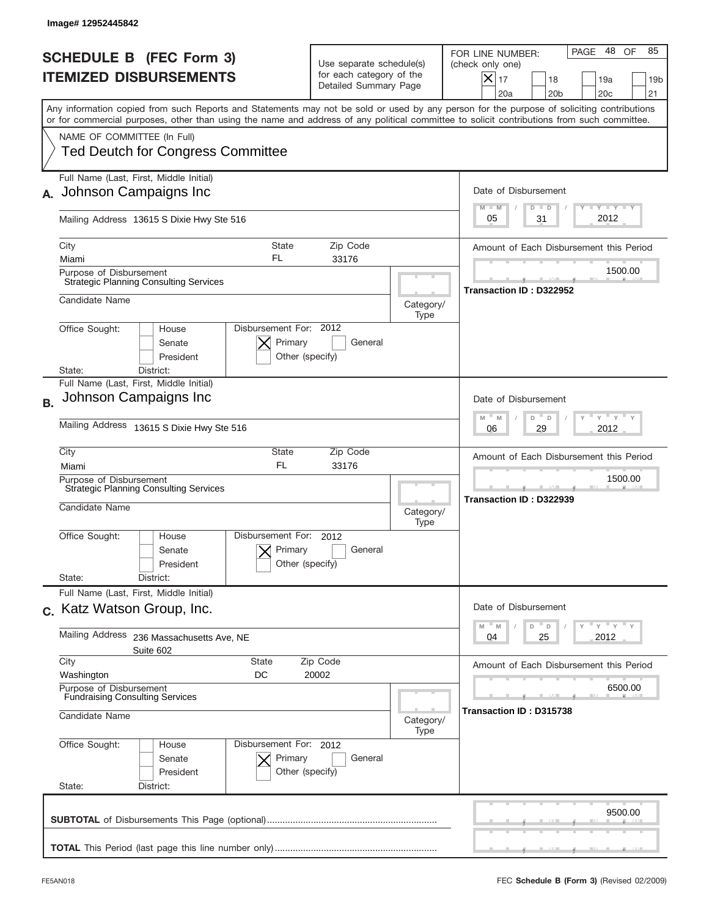Image# 12952445842

# SCHEDULE B (FEC Form 3)
# ITEMIZED DISBURSEMENTS

Use separate schedule(s) for each category of the Detailed Summary Page

FOR LINE NUMBER: (check only one)

- [X] 17
- [ ] 18
- [ ] 19a
- [ ] 19b
- [ ] 20a
- [ ] 20b
- [ ] 20c
- [ ] 21

PAGE 48 OF 85

Any information copied from such Reports and Statements may not be sold or used by any person for the purpose of soliciting contributions or for commercial purposes, other than using the name and address of any political committee to solicit contributions from such committee.

NAME OF COMMITTEE (In Full)
Ted Deutch for Congress Committee

---

**A.** Full Name (Last, First, Middle Initial): Johnson Campaigns Inc

Mailing Address: 13615 S Dixie Hwy Ste 516

City: Miami | State: FL | Zip Code: 33176

Purpose of Disbursement: Strategic Planning Consulting Services

Candidate Name:

Category/Type:

Office Sought: [ ] House [ ] Senate [ ] President

State: District:

Disbursement For: 2012 [X] Primary [ ] General [ ] Other (specify)

Date of Disbursement: 05 / 31 / 2012

Amount of Each Disbursement this Period: 1500.00

Transaction ID : D322952

---

**B.** Full Name (Last, First, Middle Initial): Johnson Campaigns Inc

Mailing Address: 13615 S Dixie Hwy Ste 516

City: Miami | State: FL | Zip Code: 33176

Purpose of Disbursement: Strategic Planning Consulting Services

Candidate Name:

Category/Type:

Office Sought: [ ] House [ ] Senate [ ] President

State: District:

Disbursement For: 2012 [X] Primary [ ] General [ ] Other (specify)

Date of Disbursement: 06 / 29 / 2012

Amount of Each Disbursement this Period: 1500.00

Transaction ID : D322939

---

**C.** Full Name (Last, First, Middle Initial): Katz Watson Group, Inc.

Mailing Address: 236 Massachusetts Ave, NE
Suite 602

City: Washington | State: DC | Zip Code: 20002

Purpose of Disbursement: Fundraising Consulting Services

Candidate Name:

Category/Type:

Office Sought: [ ] House [ ] Senate [ ] President

State: District:

Disbursement For: 2012 [X] Primary [ ] General [ ] Other (specify)

Date of Disbursement: 04 / 25 / 2012

Amount of Each Disbursement this Period: 6500.00

Transaction ID : D315738

---

**SUBTOTAL** of Disbursements This Page (optional): 9500.00

**TOTAL** This Period (last page this line number only):

FE5AN018 FEC **Schedule B (Form 3)** (Revised 02/2009)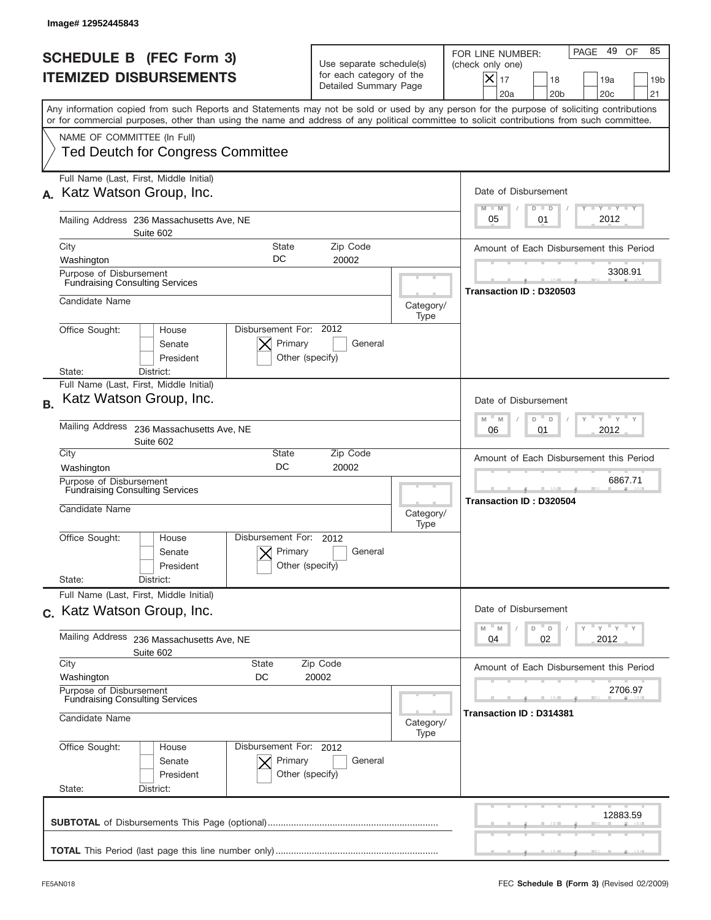Image# 12952445843

# SCHEDULE B (FEC Form 3)
# ITEMIZED DISBURSEMENTS

Use separate schedule(s) for each category of the Detailed Summary Page

FOR LINE NUMBER: (check only one)

- [X] 17
- [ ] 18
- [ ] 19a
- [ ] 19b
- [ ] 20a
- [ ] 20b
- [ ] 20c
- [ ] 21

PAGE 49 OF 85

Any information copied from such Reports and Statements may not be sold or used by any person for the purpose of soliciting contributions or for commercial purposes, other than using the name and address of any political committee to solicit contributions from such committee.

NAME OF COMMITTEE (In Full)
Ted Deutch for Congress Committee

---

**A.** Full Name (Last, First, Middle Initial): Katz Watson Group, Inc.

Mailing Address: 236 Massachusetts Ave, NE, Suite 602

City: Washington | State: DC | Zip Code: 20002

Purpose of Disbursement: Fundraising Consulting Services

Candidate Name:

Category/Type:

Office Sought: House [ ] Senate [ ] President [ ]

Disbursement For: 2012 — [X] Primary [ ] General [ ] Other (specify)

State: District:

Date of Disbursement: 05 / 01 / 2012

Amount of Each Disbursement this Period: 3308.91

Transaction ID : D320503

---

**B.** Full Name (Last, First, Middle Initial): Katz Watson Group, Inc.

Mailing Address: 236 Massachusetts Ave, NE, Suite 602

City: Washington | State: DC | Zip Code: 20002

Purpose of Disbursement: Fundraising Consulting Services

Candidate Name:

Category/Type:

Office Sought: House [ ] Senate [ ] President [ ]

Disbursement For: 2012 — [X] Primary [ ] General [ ] Other (specify)

State: District:

Date of Disbursement: 06 / 01 / 2012

Amount of Each Disbursement this Period: 6867.71

Transaction ID : D320504

---

**C.** Full Name (Last, First, Middle Initial): Katz Watson Group, Inc.

Mailing Address: 236 Massachusetts Ave, NE, Suite 602

City: Washington | State: DC | Zip Code: 20002

Purpose of Disbursement: Fundraising Consulting Services

Candidate Name:

Category/Type:

Office Sought: House [ ] Senate [ ] President [ ]

Disbursement For: 2012 — [X] Primary [ ] General [ ] Other (specify)

State: District:

Date of Disbursement: 04 / 02 / 2012

Amount of Each Disbursement this Period: 2706.97

Transaction ID : D314381

---

**SUBTOTAL** of Disbursements This Page (optional): 12883.59

**TOTAL** This Period (last page this line number only):

FE5AN018 — FEC **Schedule B (Form 3)** (Revised 02/2009)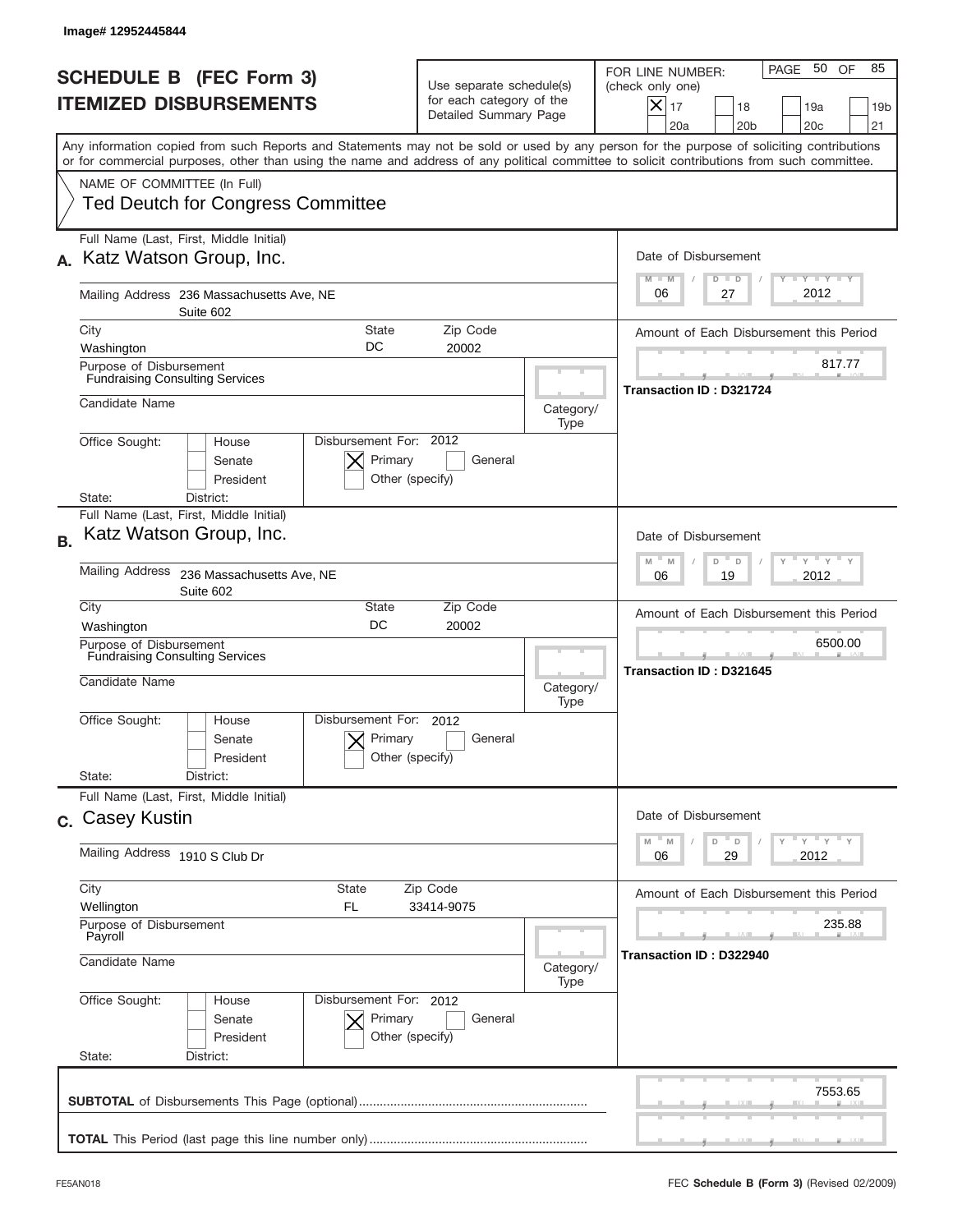Image# 12952445844

# SCHEDULE B (FEC Form 3)
## ITEMIZED DISBURSEMENTS

Use separate schedule(s) for each category of the Detailed Summary Page

FOR LINE NUMBER: (check only one)

[X] 17 [ ] 18 [ ] 19a [ ] 19b [ ] 20a [ ] 20b [ ] 20c [ ] 21

PAGE 50 OF 85

Any information copied from such Reports and Statements may not be sold or used by any person for the purpose of soliciting contributions or for commercial purposes, other than using the name and address of any political committee to solicit contributions from such committee.

NAME OF COMMITTEE (In Full)
Ted Deutch for Congress Committee

---

**A.** Full Name (Last, First, Middle Initial): Katz Watson Group, Inc.

Mailing Address: 236 Massachusetts Ave, NE Suite 602

City: Washington | State: DC | Zip Code: 20002

Purpose of Disbursement: Fundraising Consulting Services

Candidate Name:

Category/Type:

Office Sought: [ ] House [ ] Senate [ ] President

State: District:

Disbursement For: 2012 [X] Primary [ ] General [ ] Other (specify)

Date of Disbursement: 06 / 27 / 2012

Amount of Each Disbursement this Period: 817.77

Transaction ID : D321724

---

**B.** Full Name (Last, First, Middle Initial): Katz Watson Group, Inc.

Mailing Address: 236 Massachusetts Ave, NE Suite 602

City: Washington | State: DC | Zip Code: 20002

Purpose of Disbursement: Fundraising Consulting Services

Candidate Name:

Category/Type:

Office Sought: [ ] House [ ] Senate [ ] President

State: District:

Disbursement For: 2012 [X] Primary [ ] General [ ] Other (specify)

Date of Disbursement: 06 / 19 / 2012

Amount of Each Disbursement this Period: 6500.00

Transaction ID : D321645

---

**C.** Full Name (Last, First, Middle Initial): Casey Kustin

Mailing Address: 1910 S Club Dr

City: Wellington | State: FL | Zip Code: 33414-9075

Purpose of Disbursement: Payroll

Candidate Name:

Category/Type:

Office Sought: [ ] House [ ] Senate [ ] President

State: District:

Disbursement For: 2012 [X] Primary [ ] General [ ] Other (specify)

Date of Disbursement: 06 / 29 / 2012

Amount of Each Disbursement this Period: 235.88

Transaction ID : D322940

---

**SUBTOTAL** of Disbursements This Page (optional): 7553.65

**TOTAL** This Period (last page this line number only):

FE5AN018

FEC **Schedule B (Form 3)** (Revised 02/2009)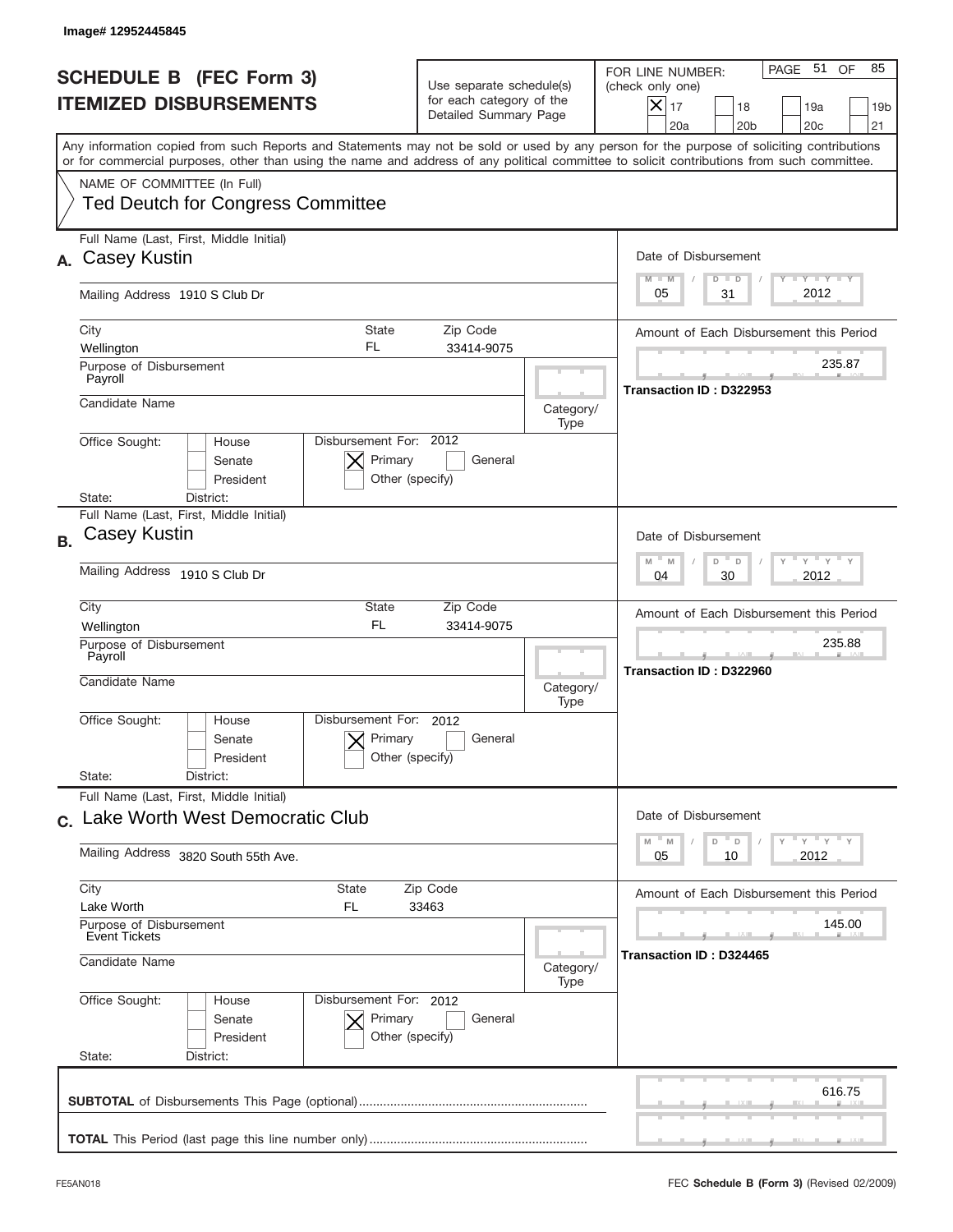Image# 12952445845

# SCHEDULE B (FEC Form 3)
## ITEMIZED DISBURSEMENTS

Use separate schedule(s) for each category of the Detailed Summary Page

FOR LINE NUMBER: (check only one)

[X] 17 [ ] 18 [ ] 19a [ ] 19b [ ] 20a [ ] 20b [ ] 20c [ ] 21

Any information copied from such Reports and Statements may not be sold or used by any person for the purpose of soliciting contributions or for commercial purposes, other than using the name and address of any political committee to solicit contributions from such committee.

NAME OF COMMITTEE (In Full)
**Ted Deutch for Congress Committee**

---

**A.** Full Name (Last, First, Middle Initial): **Casey Kustin**

Mailing Address: 1910 S Club Dr

City: Wellington | State: FL | Zip Code: 33414-9075

Purpose of Disbursement: Payroll

Candidate Name:

Category/Type:

Office Sought: [ ] House [ ] Senate [ ] President
State: District:

Disbursement For: 2012 [X] Primary [ ] General [ ] Other (specify)

Date of Disbursement: 05 / 31 / 2012

Amount of Each Disbursement this Period: 235.87

Transaction ID : D322953

---

**B.** Full Name (Last, First, Middle Initial): **Casey Kustin**

Mailing Address: 1910 S Club Dr

City: Wellington | State: FL | Zip Code: 33414-9075

Purpose of Disbursement: Payroll

Candidate Name:

Category/Type:

Office Sought: [ ] House [ ] Senate [ ] President
State: District:

Disbursement For: 2012 [X] Primary [ ] General [ ] Other (specify)

Date of Disbursement: 04 / 30 / 2012

Amount of Each Disbursement this Period: 235.88

Transaction ID : D322960

---

**C.** Full Name (Last, First, Middle Initial): **Lake Worth West Democratic Club**

Mailing Address: 3820 South 55th Ave.

City: Lake Worth | State: FL | Zip Code: 33463

Purpose of Disbursement: Event Tickets

Candidate Name:

Category/Type:

Office Sought: [ ] House [ ] Senate [ ] President
State: District:

Disbursement For: 2012 [X] Primary [ ] General [ ] Other (specify)

Date of Disbursement: 05 / 10 / 2012

Amount of Each Disbursement this Period: 145.00

Transaction ID : D324465

---

**SUBTOTAL** of Disbursements This Page (optional): 616.75

**TOTAL** This Period (last page this line number only):

FE5AN018 FEC **Schedule B (Form 3)** (Revised 02/2009)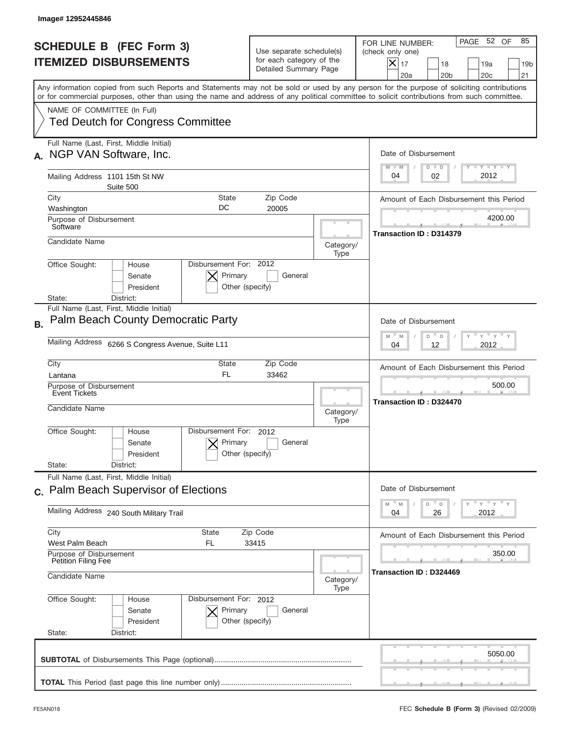Image# 12952445846

# SCHEDULE B (FEC Form 3)
## ITEMIZED DISBURSEMENTS

Use separate schedule(s) for each category of the Detailed Summary Page

FOR LINE NUMBER: (check only one)
[X] 17 [ ] 18 [ ] 19a [ ] 19b [ ] 20a [ ] 20b [ ] 20c [ ] 21

PAGE 52 OF 85

Any information copied from such Reports and Statements may not be sold or used by any person for the purpose of soliciting contributions or for commercial purposes, other than using the name and address of any political committee to solicit contributions from such committee.

NAME OF COMMITTEE (In Full)
Ted Deutch for Congress Committee

---

**A.** Full Name (Last, First, Middle Initial): NGP VAN Software, Inc.

Mailing Address: 1101 15th St NW, Suite 500

City: Washington | State: DC | Zip Code: 20005

Purpose of Disbursement: Software

Candidate Name:

Category/Type:

Office Sought: [ ] House [ ] Senate [ ] President
State: District:

Disbursement For: 2012 [X] Primary [ ] General [ ] Other (specify)

Date of Disbursement: 04 / 02 / 2012

Amount of Each Disbursement this Period: 4200.00

Transaction ID : D314379

---

**B.** Full Name (Last, First, Middle Initial): Palm Beach County Democratic Party

Mailing Address: 6266 S Congress Avenue, Suite L11

City: Lantana | State: FL | Zip Code: 33462

Purpose of Disbursement: Event Tickets

Candidate Name:

Category/Type:

Office Sought: [ ] House [ ] Senate [ ] President
State: District:

Disbursement For: 2012 [X] Primary [ ] General [ ] Other (specify)

Date of Disbursement: 04 / 12 / 2012

Amount of Each Disbursement this Period: 500.00

Transaction ID : D324470

---

**C.** Full Name (Last, First, Middle Initial): Palm Beach Supervisor of Elections

Mailing Address: 240 South Military Trail

City: West Palm Beach | State: FL | Zip Code: 33415

Purpose of Disbursement: Petition Filing Fee

Candidate Name:

Category/Type:

Office Sought: [ ] House [ ] Senate [ ] President
State: District:

Disbursement For: 2012 [X] Primary [ ] General [ ] Other (specify)

Date of Disbursement: 04 / 26 / 2012

Amount of Each Disbursement this Period: 350.00

Transaction ID : D324469

---

**SUBTOTAL** of Disbursements This Page (optional): 5050.00

**TOTAL** This Period (last page this line number only):

FE5AN018 — FEC **Schedule B (Form 3)** (Revised 02/2009)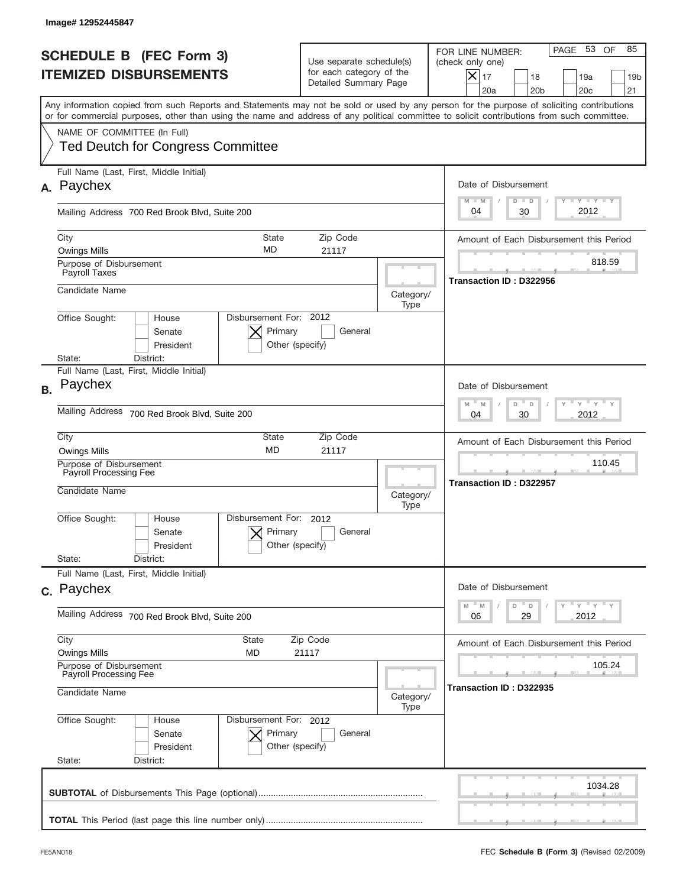Image# 12952445847

# SCHEDULE B (FEC Form 3)
# ITEMIZED DISBURSEMENTS

Use separate schedule(s) for each category of the Detailed Summary Page

FOR LINE NUMBER: (check only one)

- [X] 17
- [ ] 18
- [ ] 19a
- [ ] 19b
- [ ] 20a
- [ ] 20b
- [ ] 20c
- [ ] 21

PAGE 53 OF 85

Any information copied from such Reports and Statements may not be sold or used by any person for the purpose of soliciting contributions or for commercial purposes, other than using the name and address of any political committee to solicit contributions from such committee.

NAME OF COMMITTEE (In Full)
Ted Deutch for Congress Committee

---

**A.** Full Name (Last, First, Middle Initial): Paychex

Mailing Address: 700 Red Brook Blvd, Suite 200

City: Owings Mills | State: MD | Zip Code: 21117

Purpose of Disbursement: Payroll Taxes

Candidate Name:

Category/Type:

Office Sought: [ ] House [ ] Senate [ ] President

State: District:

Disbursement For: 2012 [X] Primary [ ] General [ ] Other (specify)

Date of Disbursement: 04 / 30 / 2012

Amount of Each Disbursement this Period: 818.59

Transaction ID : D322956

---

**B.** Full Name (Last, First, Middle Initial): Paychex

Mailing Address: 700 Red Brook Blvd, Suite 200

City: Owings Mills | State: MD | Zip Code: 21117

Purpose of Disbursement: Payroll Processing Fee

Candidate Name:

Category/Type:

Office Sought: [ ] House [ ] Senate [ ] President

State: District:

Disbursement For: 2012 [X] Primary [ ] General [ ] Other (specify)

Date of Disbursement: 04 / 30 / 2012

Amount of Each Disbursement this Period: 110.45

Transaction ID : D322957

---

**C.** Full Name (Last, First, Middle Initial): Paychex

Mailing Address: 700 Red Brook Blvd, Suite 200

City: Owings Mills | State: MD | Zip Code: 21117

Purpose of Disbursement: Payroll Processing Fee

Candidate Name:

Category/Type:

Office Sought: [ ] House [ ] Senate [ ] President

State: District:

Disbursement For: 2012 [X] Primary [ ] General [ ] Other (specify)

Date of Disbursement: 06 / 29 / 2012

Amount of Each Disbursement this Period: 105.24

Transaction ID : D322935

---

**SUBTOTAL** of Disbursements This Page (optional): 1034.28

**TOTAL** This Period (last page this line number only):

FE5AN018 — FEC **Schedule B (Form 3)** (Revised 02/2009)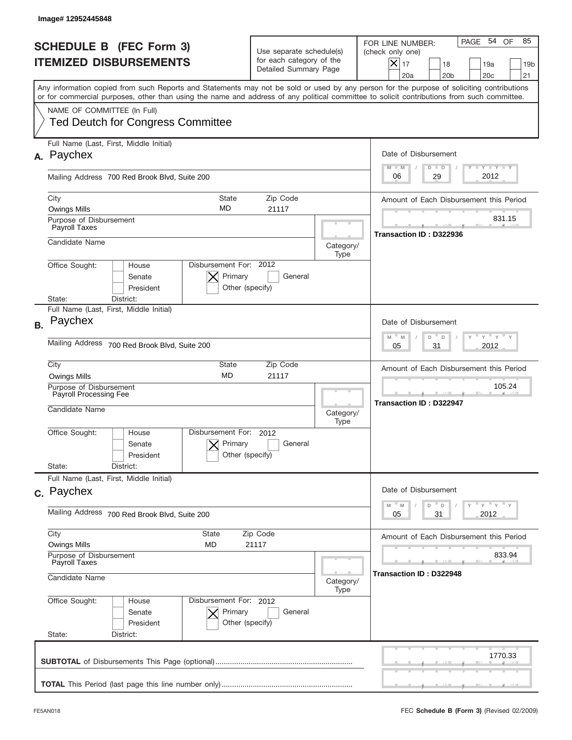Image# 12952445848

# SCHEDULE B (FEC Form 3)
## ITEMIZED DISBURSEMENTS

Use separate schedule(s) for each category of the Detailed Summary Page

FOR LINE NUMBER: (check only one)

- [X] 17
- [ ] 18
- [ ] 19a
- [ ] 19b
- [ ] 20a
- [ ] 20b
- [ ] 20c
- [ ] 21

PAGE 54 OF 85

Any information copied from such Reports and Statements may not be sold or used by any person for the purpose of soliciting contributions or for commercial purposes, other than using the name and address of any political committee to solicit contributions from such committee.

NAME OF COMMITTEE (In Full)
Ted Deutch for Congress Committee

---

**A.** Full Name (Last, First, Middle Initial): Paychex

Mailing Address: 700 Red Brook Blvd, Suite 200

City: Owings Mills | State: MD | Zip Code: 21117

Purpose of Disbursement: Payroll Taxes

Candidate Name:

Category/Type:

Office Sought: [ ] House [ ] Senate [ ] President

State: District:

Disbursement For: 2012 [X] Primary [ ] General [ ] Other (specify)

Date of Disbursement: 06 / 29 / 2012

Amount of Each Disbursement this Period: 831.15

Transaction ID : D322936

---

**B.** Full Name (Last, First, Middle Initial): Paychex

Mailing Address: 700 Red Brook Blvd, Suite 200

City: Owings Mills | State: MD | Zip Code: 21117

Purpose of Disbursement: Payroll Processing Fee

Candidate Name:

Category/Type:

Office Sought: [ ] House [ ] Senate [ ] President

State: District:

Disbursement For: 2012 [X] Primary [ ] General [ ] Other (specify)

Date of Disbursement: 05 / 31 / 2012

Amount of Each Disbursement this Period: 105.24

Transaction ID : D322947

---

**C.** Full Name (Last, First, Middle Initial): Paychex

Mailing Address: 700 Red Brook Blvd, Suite 200

City: Owings Mills | State: MD | Zip Code: 21117

Purpose of Disbursement: Payroll Taxes

Candidate Name:

Category/Type:

Office Sought: [ ] House [ ] Senate [ ] President

State: District:

Disbursement For: 2012 [X] Primary [ ] General [ ] Other (specify)

Date of Disbursement: 05 / 31 / 2012

Amount of Each Disbursement this Period: 833.94

Transaction ID : D322948

---

**SUBTOTAL** of Disbursements This Page (optional): 1770.33

**TOTAL** This Period (last page this line number only):

FE5AN018

FEC **Schedule B (Form 3)** (Revised 02/2009)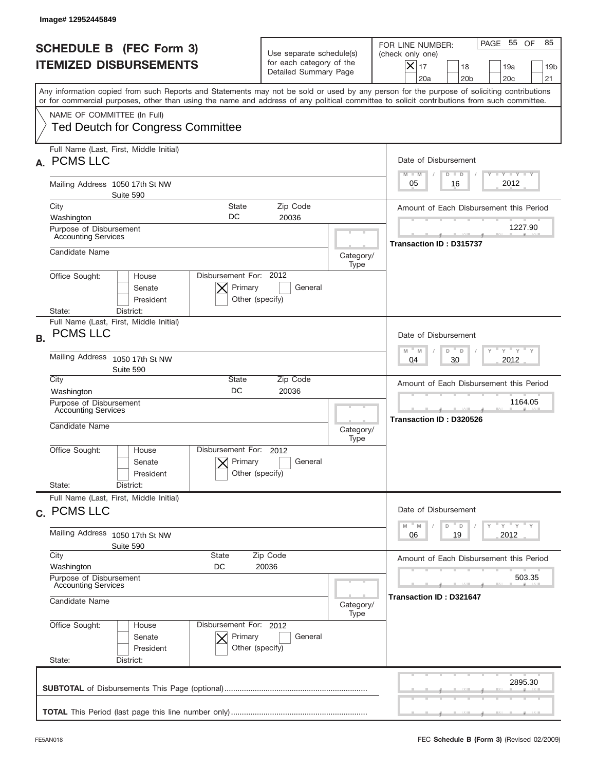Image# 12952445849

# SCHEDULE B (FEC Form 3)
# ITEMIZED DISBURSEMENTS

Use separate schedule(s) for each category of the Detailed Summary Page

FOR LINE NUMBER: (check only one)
[X] 17 [ ] 18 [ ] 19a [ ] 19b [ ] 20a [ ] 20b [ ] 20c [ ] 21

PAGE 55 OF 85

Any information copied from such Reports and Statements may not be sold or used by any person for the purpose of soliciting contributions or for commercial purposes, other than using the name and address of any political committee to solicit contributions from such committee.

NAME OF COMMITTEE (In Full)
Ted Deutch for Congress Committee

---

**A.** Full Name (Last, First, Middle Initial): PCMS LLC

Mailing Address: 1050 17th St NW, Suite 590

City: Washington | State: DC | Zip Code: 20036

Purpose of Disbursement: Accounting Services

Candidate Name:

Category/Type:

Office Sought: [ ] House [ ] Senate [ ] President

State: District:

Disbursement For: 2012 [X] Primary [ ] General [ ] Other (specify)

Date of Disbursement: 05 / 16 / 2012

Amount of Each Disbursement this Period: 1227.90

Transaction ID : D315737

---

**B.** Full Name (Last, First, Middle Initial): PCMS LLC

Mailing Address: 1050 17th St NW, Suite 590

City: Washington | State: DC | Zip Code: 20036

Purpose of Disbursement: Accounting Services

Candidate Name:

Category/Type:

Office Sought: [ ] House [ ] Senate [ ] President

State: District:

Disbursement For: 2012 [X] Primary [ ] General [ ] Other (specify)

Date of Disbursement: 04 / 30 / 2012

Amount of Each Disbursement this Period: 1164.05

Transaction ID : D320526

---

**C.** Full Name (Last, First, Middle Initial): PCMS LLC

Mailing Address: 1050 17th St NW, Suite 590

City: Washington | State: DC | Zip Code: 20036

Purpose of Disbursement: Accounting Services

Candidate Name:

Category/Type:

Office Sought: [ ] House [ ] Senate [ ] President

State: District:

Disbursement For: 2012 [X] Primary [ ] General [ ] Other (specify)

Date of Disbursement: 06 / 19 / 2012

Amount of Each Disbursement this Period: 503.35

Transaction ID : D321647

---

**SUBTOTAL** of Disbursements This Page (optional): 2895.30

**TOTAL** This Period (last page this line number only):

FE5AN018 — FEC **Schedule B (Form 3)** (Revised 02/2009)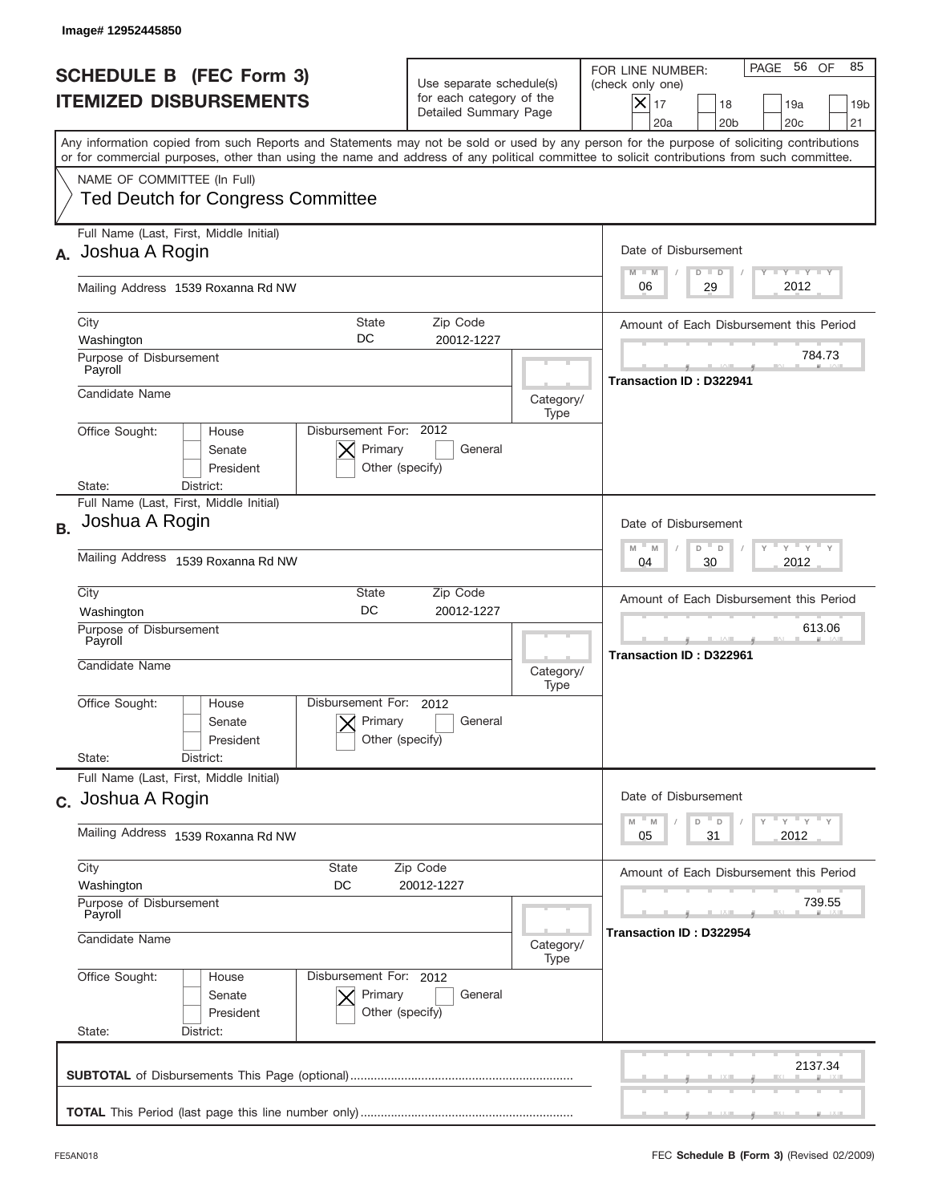Image# 12952445850

# SCHEDULE B (FEC Form 3)
## ITEMIZED DISBURSEMENTS

Use separate schedule(s) for each category of the Detailed Summary Page

FOR LINE NUMBER: (check only one)

- [X] 17
- [ ] 18
- [ ] 19a
- [ ] 19b
- [ ] 20a
- [ ] 20b
- [ ] 20c
- [ ] 21

PAGE 56 OF 85

Any information copied from such Reports and Statements may not be sold or used by any person for the purpose of soliciting contributions or for commercial purposes, other than using the name and address of any political committee to solicit contributions from such committee.

NAME OF COMMITTEE (In Full)
Ted Deutch for Congress Committee

---

**A.** Full Name (Last, First, Middle Initial): Joshua A Rogin

Mailing Address: 1539 Roxanna Rd NW

City: Washington | State: DC | Zip Code: 20012-1227

Purpose of Disbursement: Payroll

Candidate Name:

Category/Type:

Office Sought: [ ] House [ ] Senate [ ] President

State: District:

Disbursement For: 2012 [X] Primary [ ] General [ ] Other (specify)

Date of Disbursement: 06 / 29 / 2012

Amount of Each Disbursement this Period: 784.73

Transaction ID : D322941

---

**B.** Full Name (Last, First, Middle Initial): Joshua A Rogin

Mailing Address: 1539 Roxanna Rd NW

City: Washington | State: DC | Zip Code: 20012-1227

Purpose of Disbursement: Payroll

Candidate Name:

Category/Type:

Office Sought: [ ] House [ ] Senate [ ] President

State: District:

Disbursement For: 2012 [X] Primary [ ] General [ ] Other (specify)

Date of Disbursement: 04 / 30 / 2012

Amount of Each Disbursement this Period: 613.06

Transaction ID : D322961

---

**C.** Full Name (Last, First, Middle Initial): Joshua A Rogin

Mailing Address: 1539 Roxanna Rd NW

City: Washington | State: DC | Zip Code: 20012-1227

Purpose of Disbursement: Payroll

Candidate Name:

Category/Type:

Office Sought: [ ] House [ ] Senate [ ] President

State: District:

Disbursement For: 2012 [X] Primary [ ] General [ ] Other (specify)

Date of Disbursement: 05 / 31 / 2012

Amount of Each Disbursement this Period: 739.55

Transaction ID : D322954

---

**SUBTOTAL** of Disbursements This Page (optional): 2137.34

**TOTAL** This Period (last page this line number only):

FE5AN018 | FEC **Schedule B (Form 3)** (Revised 02/2009)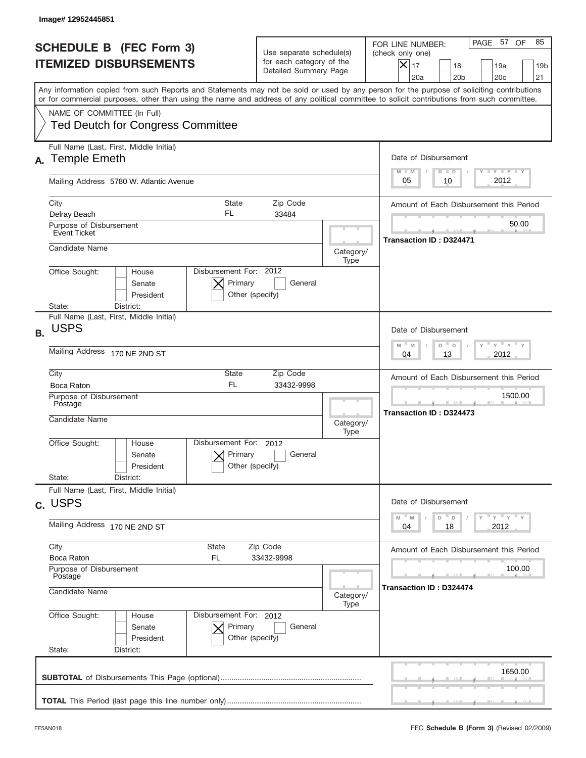Image# 12952445851

# SCHEDULE B (FEC Form 3)
## ITEMIZED DISBURSEMENTS

Use separate schedule(s) for each category of the Detailed Summary Page

FOR LINE NUMBER: (check only one)
[X] 17 [ ] 18 [ ] 19a [ ] 19b [ ] 20a [ ] 20b [ ] 20c [ ] 21

PAGE 57 OF 85

Any information copied from such Reports and Statements may not be sold or used by any person for the purpose of soliciting contributions or for commercial purposes, other than using the name and address of any political committee to solicit contributions from such committee.

NAME OF COMMITTEE (In Full)
Ted Deutch for Congress Committee

---

**A.** Full Name (Last, First, Middle Initial): Temple Emeth

Mailing Address: 5780 W. Atlantic Avenue

City: Delray Beach | State: FL | Zip Code: 33484

Purpose of Disbursement: Event Ticket

Candidate Name:

Category/Type:

Office Sought: [ ] House [ ] Senate [ ] President

State: District:

Disbursement For: 2012 [X] Primary [ ] General [ ] Other (specify)

Date of Disbursement: 05 / 10 / 2012

Amount of Each Disbursement this Period: 50.00

Transaction ID : D324471

---

**B.** Full Name (Last, First, Middle Initial): USPS

Mailing Address: 170 NE 2ND ST

City: Boca Raton | State: FL | Zip Code: 33432-9998

Purpose of Disbursement: Postage

Candidate Name:

Category/Type:

Office Sought: [ ] House [ ] Senate [ ] President

State: District:

Disbursement For: 2012 [X] Primary [ ] General [ ] Other (specify)

Date of Disbursement: 04 / 13 / 2012

Amount of Each Disbursement this Period: 1500.00

Transaction ID : D324473

---

**C.** Full Name (Last, First, Middle Initial): USPS

Mailing Address: 170 NE 2ND ST

City: Boca Raton | State: FL | Zip Code: 33432-9998

Purpose of Disbursement: Postage

Candidate Name:

Category/Type:

Office Sought: [ ] House [ ] Senate [ ] President

State: District:

Disbursement For: 2012 [X] Primary [ ] General [ ] Other (specify)

Date of Disbursement: 04 / 18 / 2012

Amount of Each Disbursement this Period: 100.00

Transaction ID : D324474

---

**SUBTOTAL** of Disbursements This Page (optional): 1650.00

**TOTAL** This Period (last page this line number only):

FE5AN018 FEC **Schedule B (Form 3)** (Revised 02/2009)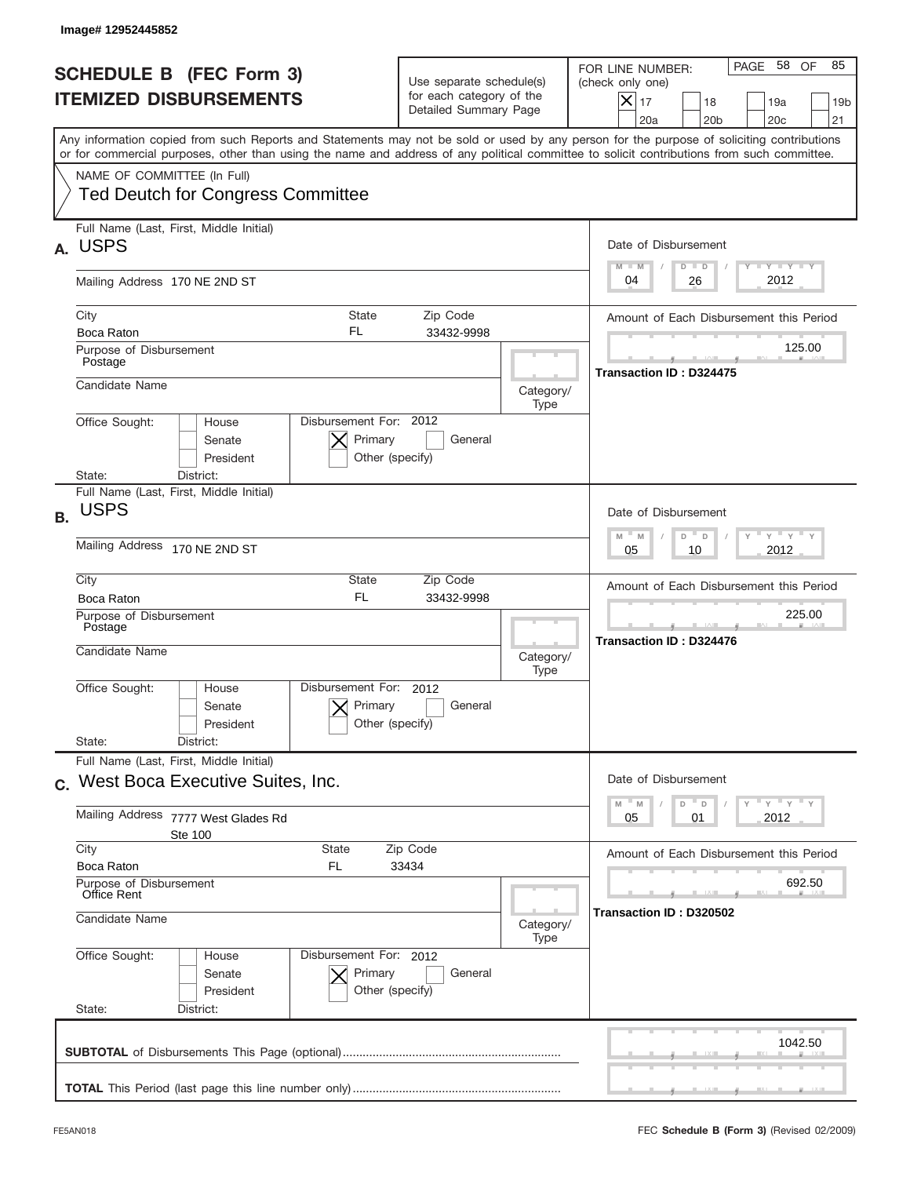Image# 12952445852

# SCHEDULE B (FEC Form 3)
## ITEMIZED DISBURSEMENTS

Use separate schedule(s) for each category of the Detailed Summary Page

FOR LINE NUMBER: (check only one)

- [X] 17
- [ ] 18
- [ ] 19a
- [ ] 19b
- [ ] 20a
- [ ] 20b
- [ ] 20c
- [ ] 21

Any information copied from such Reports and Statements may not be sold or used by any person for the purpose of soliciting contributions or for commercial purposes, other than using the name and address of any political committee to solicit contributions from such committee.

NAME OF COMMITTEE (In Full)
Ted Deutch for Congress Committee

---

**A.** Full Name (Last, First, Middle Initial): USPS

Mailing Address: 170 NE 2ND ST

City: Boca Raton | State: FL | Zip Code: 33432-9998

Purpose of Disbursement: Postage

Candidate Name:

Category/Type:

Office Sought: [ ] House [ ] Senate [ ] President

State: District:

Disbursement For: 2012 [X] Primary [ ] General [ ] Other (specify)

Date of Disbursement: 04 / 26 / 2012

Amount of Each Disbursement this Period: 125.00

Transaction ID : D324475

---

**B.** Full Name (Last, First, Middle Initial): USPS

Mailing Address: 170 NE 2ND ST

City: Boca Raton | State: FL | Zip Code: 33432-9998

Purpose of Disbursement: Postage

Candidate Name:

Category/Type:

Office Sought: [ ] House [ ] Senate [ ] President

State: District:

Disbursement For: 2012 [X] Primary [ ] General [ ] Other (specify)

Date of Disbursement: 05 / 10 / 2012

Amount of Each Disbursement this Period: 225.00

Transaction ID : D324476

---

**C.** Full Name (Last, First, Middle Initial): West Boca Executive Suites, Inc.

Mailing Address: 7777 West Glades Rd Ste 100

City: Boca Raton | State: FL | Zip Code: 33434

Purpose of Disbursement: Office Rent

Candidate Name:

Category/Type:

Office Sought: [ ] House [ ] Senate [ ] President

State: District:

Disbursement For: 2012 [X] Primary [ ] General [ ] Other (specify)

Date of Disbursement: 05 / 01 / 2012

Amount of Each Disbursement this Period: 692.50

Transaction ID : D320502

---

**SUBTOTAL** of Disbursements This Page (optional): 1042.50

**TOTAL** This Period (last page this line number only):

FE5AN018

FEC **Schedule B (Form 3)** (Revised 02/2009)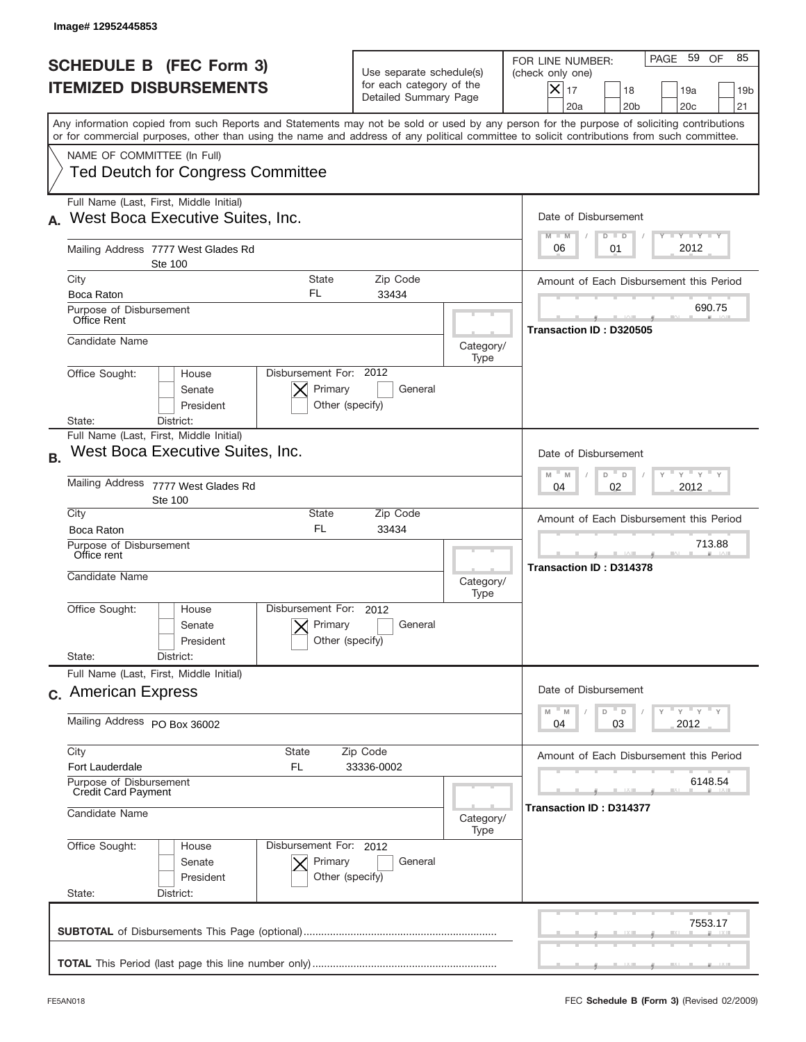Image# 12952445853

# SCHEDULE B (FEC Form 3)
## ITEMIZED DISBURSEMENTS

Use separate schedule(s) for each category of the Detailed Summary Page

FOR LINE NUMBER: (check only one)
- [X] 17
- [ ] 18
- [ ] 19a
- [ ] 19b
- [ ] 20a
- [ ] 20b
- [ ] 20c
- [ ] 21

PAGE 59 OF 85

Any information copied from such Reports and Statements may not be sold or used by any person for the purpose of soliciting contributions or for commercial purposes, other than using the name and address of any political committee to solicit contributions from such committee.

NAME OF COMMITTEE (In Full)
Ted Deutch for Congress Committee

---

**A.** Full Name (Last, First, Middle Initial): West Boca Executive Suites, Inc.

Mailing Address: 7777 West Glades Rd, Ste 100

City: Boca Raton | State: FL | Zip Code: 33434

Purpose of Disbursement: Office Rent

Candidate Name:

Category/Type:

Office Sought: [ ] House [ ] Senate [ ] President

State: District:

Disbursement For: 2012 [X] Primary [ ] General [ ] Other (specify)

Date of Disbursement: 06 / 01 / 2012

Amount of Each Disbursement this Period: 690.75

Transaction ID : D320505

---

**B.** Full Name (Last, First, Middle Initial): West Boca Executive Suites, Inc.

Mailing Address: 7777 West Glades Rd, Ste 100

City: Boca Raton | State: FL | Zip Code: 33434

Purpose of Disbursement: Office rent

Candidate Name:

Category/Type:

Office Sought: [ ] House [ ] Senate [ ] President

State: District:

Disbursement For: 2012 [X] Primary [ ] General [ ] Other (specify)

Date of Disbursement: 04 / 02 / 2012

Amount of Each Disbursement this Period: 713.88

Transaction ID : D314378

---

**C.** Full Name (Last, First, Middle Initial): American Express

Mailing Address: PO Box 36002

City: Fort Lauderdale | State: FL | Zip Code: 33336-0002

Purpose of Disbursement: Credit Card Payment

Candidate Name:

Category/Type:

Office Sought: [ ] House [ ] Senate [ ] President

State: District:

Disbursement For: 2012 [X] Primary [ ] General [ ] Other (specify)

Date of Disbursement: 04 / 03 / 2012

Amount of Each Disbursement this Period: 6148.54

Transaction ID : D314377

---

**SUBTOTAL** of Disbursements This Page (optional): 7553.17

**TOTAL** This Period (last page this line number only):

FE5AN018 FEC **Schedule B (Form 3)** (Revised 02/2009)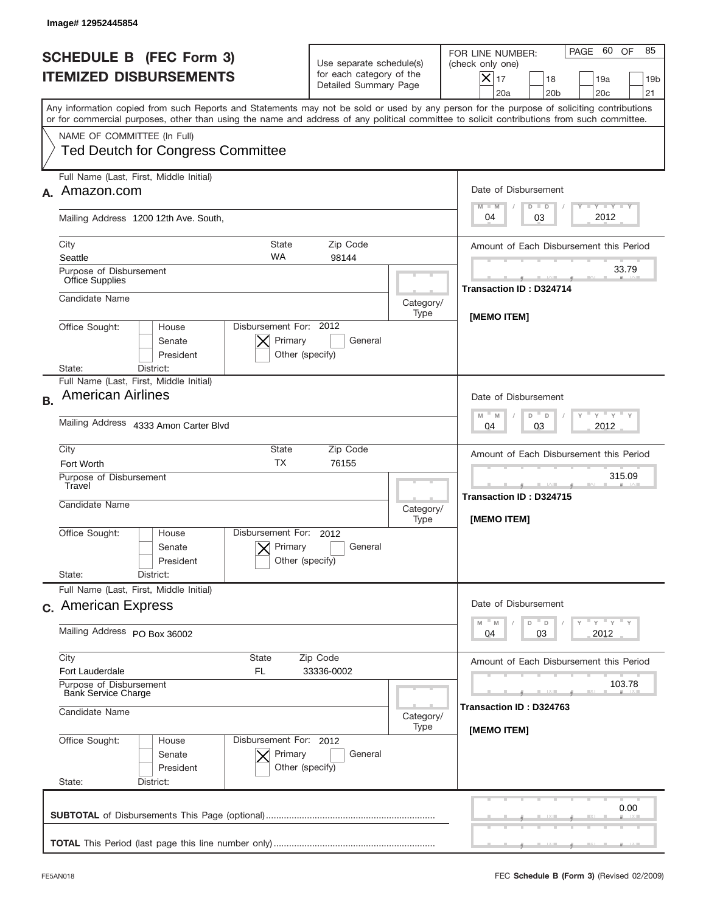Image# 12952445854

# SCHEDULE B (FEC Form 3)
# ITEMIZED DISBURSEMENTS

Use separate schedule(s) for each category of the Detailed Summary Page

FOR LINE NUMBER: (check only one)

- [X] 17
- [ ] 18
- [ ] 19a
- [ ] 19b
- [ ] 20a
- [ ] 20b
- [ ] 20c
- [ ] 21

PAGE 60 OF 85

Any information copied from such Reports and Statements may not be sold or used by any person for the purpose of soliciting contributions or for commercial purposes, other than using the name and address of any political committee to solicit contributions from such committee.

NAME OF COMMITTEE (In Full)

**Ted Deutch for Congress Committee**

---

**A.** Full Name (Last, First, Middle Initial): Amazon.com

Mailing Address: 1200 12th Ave. South,

City: Seattle | State: WA | Zip Code: 98144

Purpose of Disbursement: Office Supplies

Candidate Name:

Category/Type:

Office Sought: [ ] House [ ] Senate [ ] President

State: District:

Disbursement For: 2012 [X] Primary [ ] General [ ] Other (specify)

Date of Disbursement: 04 / 03 / 2012

Amount of Each Disbursement this Period: 33.79

Transaction ID : D324714

[MEMO ITEM]

---

**B.** Full Name (Last, First, Middle Initial): American Airlines

Mailing Address: 4333 Amon Carter Blvd

City: Fort Worth | State: TX | Zip Code: 76155

Purpose of Disbursement: Travel

Candidate Name:

Category/Type:

Office Sought: [ ] House [ ] Senate [ ] President

State: District:

Disbursement For: 2012 [X] Primary [ ] General [ ] Other (specify)

Date of Disbursement: 04 / 03 / 2012

Amount of Each Disbursement this Period: 315.09

Transaction ID : D324715

[MEMO ITEM]

---

**C.** Full Name (Last, First, Middle Initial): American Express

Mailing Address: PO Box 36002

City: Fort Lauderdale | State: FL | Zip Code: 33336-0002

Purpose of Disbursement: Bank Service Charge

Candidate Name:

Category/Type:

Office Sought: [ ] House [ ] Senate [ ] President

State: District:

Disbursement For: 2012 [X] Primary [ ] General [ ] Other (specify)

Date of Disbursement: 04 / 03 / 2012

Amount of Each Disbursement this Period: 103.78

Transaction ID : D324763

[MEMO ITEM]

---

**SUBTOTAL** of Disbursements This Page (optional): 0.00

**TOTAL** This Period (last page this line number only):

FE5AN018

FEC **Schedule B (Form 3)** (Revised 02/2009)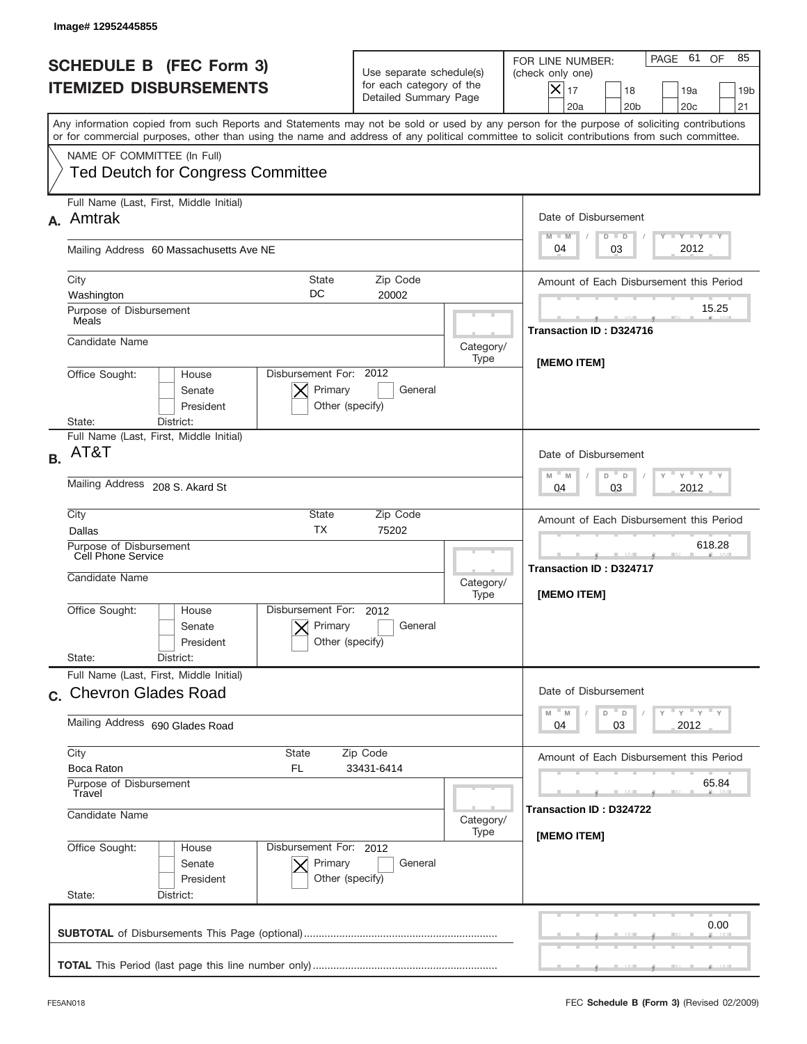Image# 12952445855

# SCHEDULE B (FEC Form 3)
## ITEMIZED DISBURSEMENTS

Use separate schedule(s) for each category of the Detailed Summary Page

FOR LINE NUMBER: (check only one)

[X] 17 [ ] 18 [ ] 19a [ ] 19b [ ] 20a [ ] 20b [ ] 20c [ ] 21

PAGE 61 OF 85

Any information copied from such Reports and Statements may not be sold or used by any person for the purpose of soliciting contributions or for commercial purposes, other than using the name and address of any political committee to solicit contributions from such committee.

NAME OF COMMITTEE (In Full)
Ted Deutch for Congress Committee

---

**A.** Full Name (Last, First, Middle Initial): Amtrak

Mailing Address: 60 Massachusetts Ave NE

City: Washington | State: DC | Zip Code: 20002

Purpose of Disbursement: Meals

Candidate Name:

Category/Type:

Office Sought: [ ] House [ ] Senate [ ] President
State: District:

Disbursement For: 2012 [X] Primary [ ] General [ ] Other (specify)

Date of Disbursement: 04 / 03 / 2012

Amount of Each Disbursement this Period: 15.25

Transaction ID : D324716

[MEMO ITEM]

---

**B.** Full Name (Last, First, Middle Initial): AT&T

Mailing Address: 208 S. Akard St

City: Dallas | State: TX | Zip Code: 75202

Purpose of Disbursement: Cell Phone Service

Candidate Name:

Category/Type:

Office Sought: [ ] House [ ] Senate [ ] President
State: District:

Disbursement For: 2012 [X] Primary [ ] General [ ] Other (specify)

Date of Disbursement: 04 / 03 / 2012

Amount of Each Disbursement this Period: 618.28

Transaction ID : D324717

[MEMO ITEM]

---

**C.** Full Name (Last, First, Middle Initial): Chevron Glades Road

Mailing Address: 690 Glades Road

City: Boca Raton | State: FL | Zip Code: 33431-6414

Purpose of Disbursement: Travel

Candidate Name:

Category/Type:

Office Sought: [ ] House [ ] Senate [ ] President
State: District:

Disbursement For: 2012 [X] Primary [ ] General [ ] Other (specify)

Date of Disbursement: 04 / 03 / 2012

Amount of Each Disbursement this Period: 65.84

Transaction ID : D324722

[MEMO ITEM]

---

**SUBTOTAL** of Disbursements This Page (optional): 0.00

**TOTAL** This Period (last page this line number only):

FE5AN018 — FEC **Schedule B (Form 3)** (Revised 02/2009)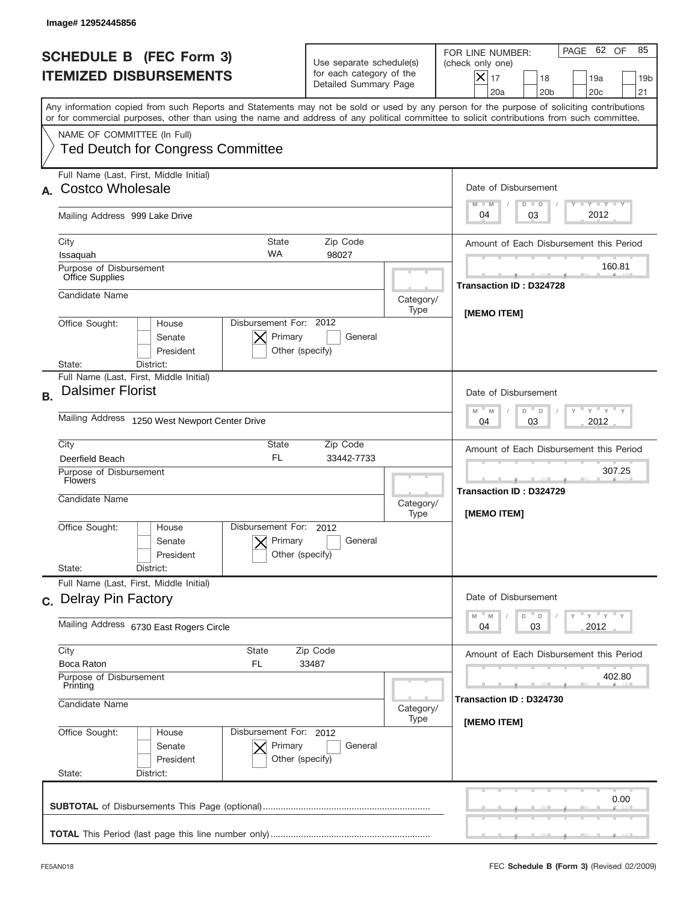Image# 12952445856

# SCHEDULE B (FEC Form 3)
## ITEMIZED DISBURSEMENTS

Use separate schedule(s) for each category of the Detailed Summary Page

FOR LINE NUMBER: (check only one)

- [X] 17
- [ ] 18
- [ ] 19a
- [ ] 19b
- [ ] 20a
- [ ] 20b
- [ ] 20c
- [ ] 21

PAGE 62 OF 85

Any information copied from such Reports and Statements may not be sold or used by any person for the purpose of soliciting contributions or for commercial purposes, other than using the name and address of any political committee to solicit contributions from such committee.

NAME OF COMMITTEE (In Full)
Ted Deutch for Congress Committee

---

**A.** Full Name (Last, First, Middle Initial): **Costco Wholesale**

Mailing Address: 999 Lake Drive

City: Issaquah | State: WA | Zip Code: 98027

Purpose of Disbursement: Office Supplies

Candidate Name:

Category/Type:

Office Sought: [ ] House [ ] Senate [ ] President

State: District:

Disbursement For: 2012 [X] Primary [ ] General [ ] Other (specify)

Date of Disbursement: 04 / 03 / 2012

Amount of Each Disbursement this Period: 160.81

Transaction ID : D324728

[MEMO ITEM]

---

**B.** Full Name (Last, First, Middle Initial): **Dalsimer Florist**

Mailing Address: 1250 West Newport Center Drive

City: Deerfield Beach | State: FL | Zip Code: 33442-7733

Purpose of Disbursement: Flowers

Candidate Name:

Category/Type:

Office Sought: [ ] House [ ] Senate [ ] President

State: District:

Disbursement For: 2012 [X] Primary [ ] General [ ] Other (specify)

Date of Disbursement: 04 / 03 / 2012

Amount of Each Disbursement this Period: 307.25

Transaction ID : D324729

[MEMO ITEM]

---

**C.** Full Name (Last, First, Middle Initial): **Delray Pin Factory**

Mailing Address: 6730 East Rogers Circle

City: Boca Raton | State: FL | Zip Code: 33487

Purpose of Disbursement: Printing

Candidate Name:

Category/Type:

Office Sought: [ ] House [ ] Senate [ ] President

State: District:

Disbursement For: 2012 [X] Primary [ ] General [ ] Other (specify)

Date of Disbursement: 04 / 03 / 2012

Amount of Each Disbursement this Period: 402.80

Transaction ID : D324730

[MEMO ITEM]

---

**SUBTOTAL** of Disbursements This Page (optional): 0.00

**TOTAL** This Period (last page this line number only):

FE5AN018 — FEC **Schedule B (Form 3)** (Revised 02/2009)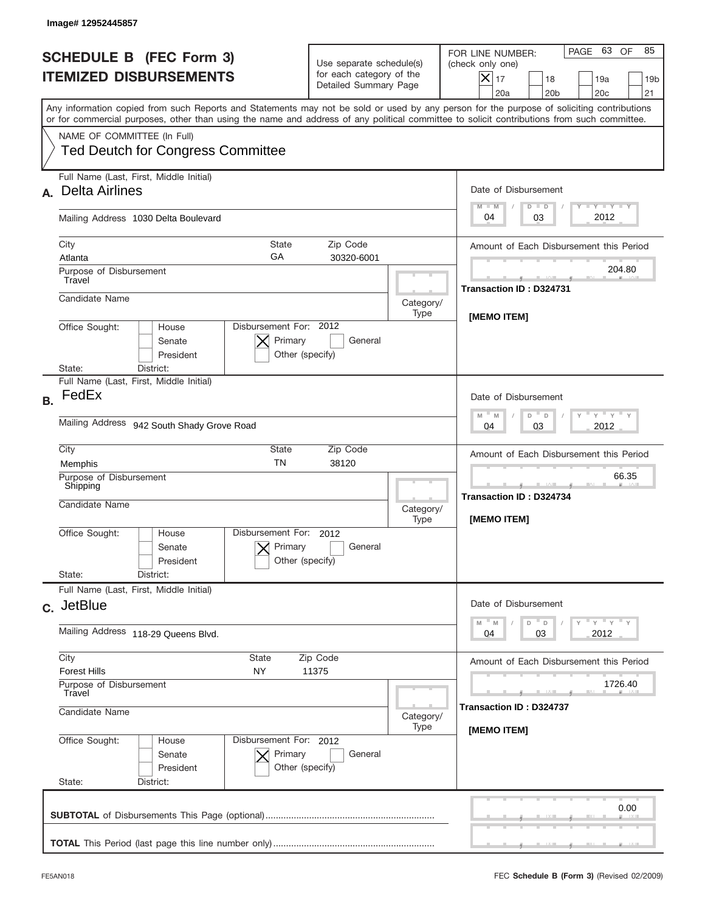Image# 12952445857

# SCHEDULE B (FEC Form 3)
## ITEMIZED DISBURSEMENTS

Use separate schedule(s) for each category of the Detailed Summary Page

FOR LINE NUMBER: (check only one)

- [X] 17
- [ ] 18
- [ ] 19a
- [ ] 19b
- [ ] 20a
- [ ] 20b
- [ ] 20c
- [ ] 21

PAGE 63 OF 85

Any information copied from such Reports and Statements may not be sold or used by any person for the purpose of soliciting contributions or for commercial purposes, other than using the name and address of any political committee to solicit contributions from such committee.

NAME OF COMMITTEE (In Full)
Ted Deutch for Congress Committee

---

**A.** Full Name (Last, First, Middle Initial): **Delta Airlines**

Mailing Address: 1030 Delta Boulevard

City: Atlanta | State: GA | Zip Code: 30320-6001

Purpose of Disbursement: Travel

Candidate Name:

Category/Type:

Office Sought: [ ] House [ ] Senate [ ] President

State: District:

Disbursement For: 2012 [X] Primary [ ] General [ ] Other (specify)

Date of Disbursement: 04 / 03 / 2012

Amount of Each Disbursement this Period: 204.80

Transaction ID : D324731

[MEMO ITEM]

---

**B.** Full Name (Last, First, Middle Initial): **FedEx**

Mailing Address: 942 South Shady Grove Road

City: Memphis | State: TN | Zip Code: 38120

Purpose of Disbursement: Shipping

Candidate Name:

Category/Type:

Office Sought: [ ] House [ ] Senate [ ] President

State: District:

Disbursement For: 2012 [X] Primary [ ] General [ ] Other (specify)

Date of Disbursement: 04 / 03 / 2012

Amount of Each Disbursement this Period: 66.35

Transaction ID : D324734

[MEMO ITEM]

---

**C.** Full Name (Last, First, Middle Initial): **JetBlue**

Mailing Address: 118-29 Queens Blvd.

City: Forest Hills | State: NY | Zip Code: 11375

Purpose of Disbursement: Travel

Candidate Name:

Category/Type:

Office Sought: [ ] House [ ] Senate [ ] President

State: District:

Disbursement For: 2012 [X] Primary [ ] General [ ] Other (specify)

Date of Disbursement: 04 / 03 / 2012

Amount of Each Disbursement this Period: 1726.40

Transaction ID : D324737

[MEMO ITEM]

---

**SUBTOTAL** of Disbursements This Page (optional): 0.00

**TOTAL** This Period (last page this line number only):

FE5AN018 | FEC **Schedule B (Form 3)** (Revised 02/2009)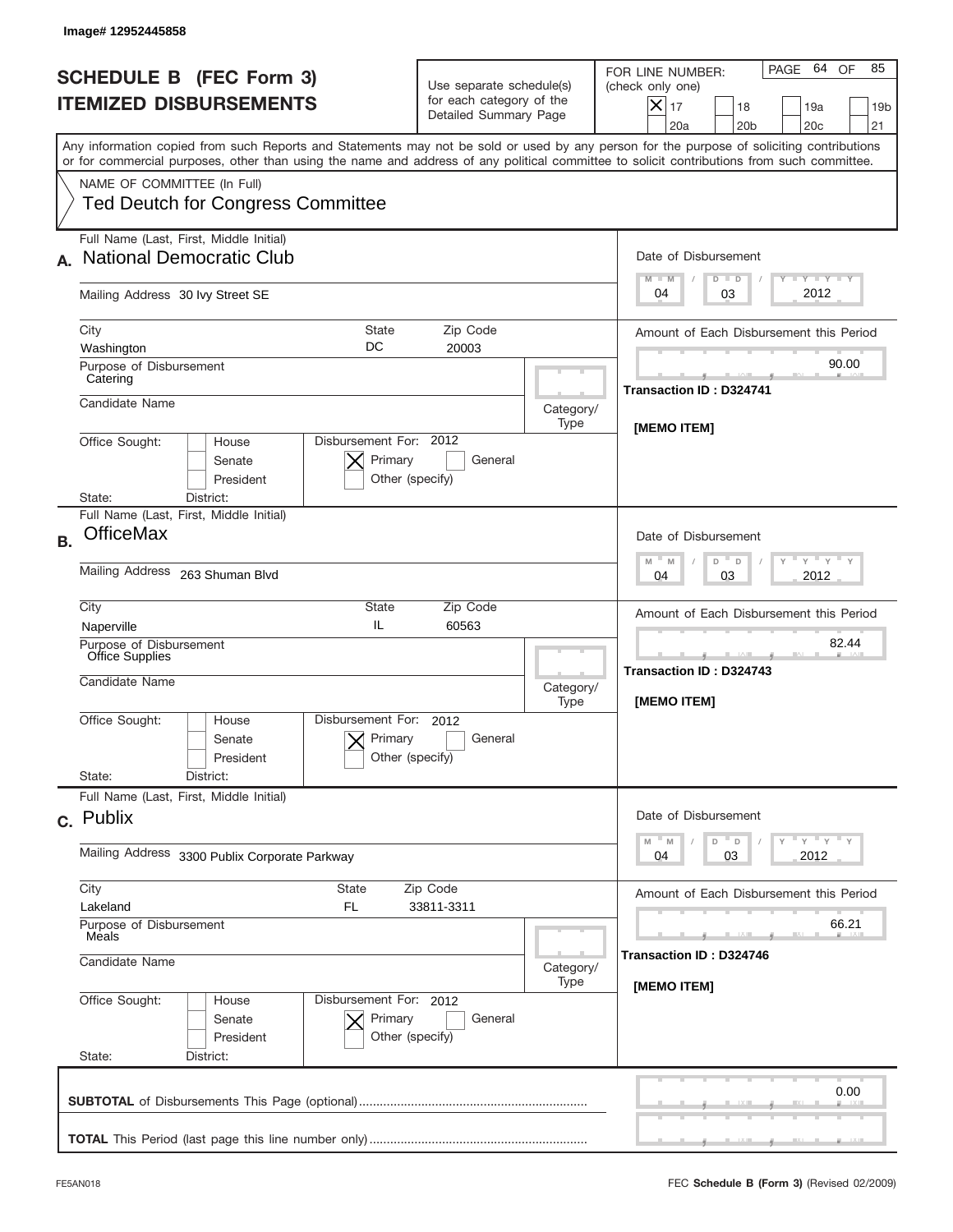Image# 12952445858

# SCHEDULE B (FEC Form 3)
# ITEMIZED DISBURSEMENTS

Use separate schedule(s) for each category of the Detailed Summary Page

FOR LINE NUMBER: (check only one)

[X] 17 [ ] 18 [ ] 19a [ ] 19b [ ] 20a [ ] 20b [ ] 20c [ ] 21

PAGE 64 OF 85

Any information copied from such Reports and Statements may not be sold or used by any person for the purpose of soliciting contributions or for commercial purposes, other than using the name and address of any political committee to solicit contributions from such committee.

NAME OF COMMITTEE (In Full)
Ted Deutch for Congress Committee

---

**A.** Full Name (Last, First, Middle Initial): National Democratic Club

Mailing Address: 30 Ivy Street SE

City: Washington | State: DC | Zip Code: 20003

Purpose of Disbursement: Catering

Candidate Name:

Category/Type:

Office Sought: [ ] House [ ] Senate [ ] President

State: District:

Disbursement For: 2012 [X] Primary [ ] General [ ] Other (specify)

Date of Disbursement: 04/03/2012

Amount of Each Disbursement this Period: 90.00

Transaction ID : D324741

[MEMO ITEM]

---

**B.** Full Name (Last, First, Middle Initial): OfficeMax

Mailing Address: 263 Shuman Blvd

City: Naperville | State: IL | Zip Code: 60563

Purpose of Disbursement: Office Supplies

Candidate Name:

Category/Type:

Office Sought: [ ] House [ ] Senate [ ] President

State: District:

Disbursement For: 2012 [X] Primary [ ] General [ ] Other (specify)

Date of Disbursement: 04/03/2012

Amount of Each Disbursement this Period: 82.44

Transaction ID : D324743

[MEMO ITEM]

---

**C.** Full Name (Last, First, Middle Initial): Publix

Mailing Address: 3300 Publix Corporate Parkway

City: Lakeland | State: FL | Zip Code: 33811-3311

Purpose of Disbursement: Meals

Candidate Name:

Category/Type:

Office Sought: [ ] House [ ] Senate [ ] President

State: District:

Disbursement For: 2012 [X] Primary [ ] General [ ] Other (specify)

Date of Disbursement: 04/03/2012

Amount of Each Disbursement this Period: 66.21

Transaction ID : D324746

[MEMO ITEM]

---

**SUBTOTAL** of Disbursements This Page (optional): 0.00

**TOTAL** This Period (last page this line number only):

FE5AN018 FEC Schedule B (Form 3) (Revised 02/2009)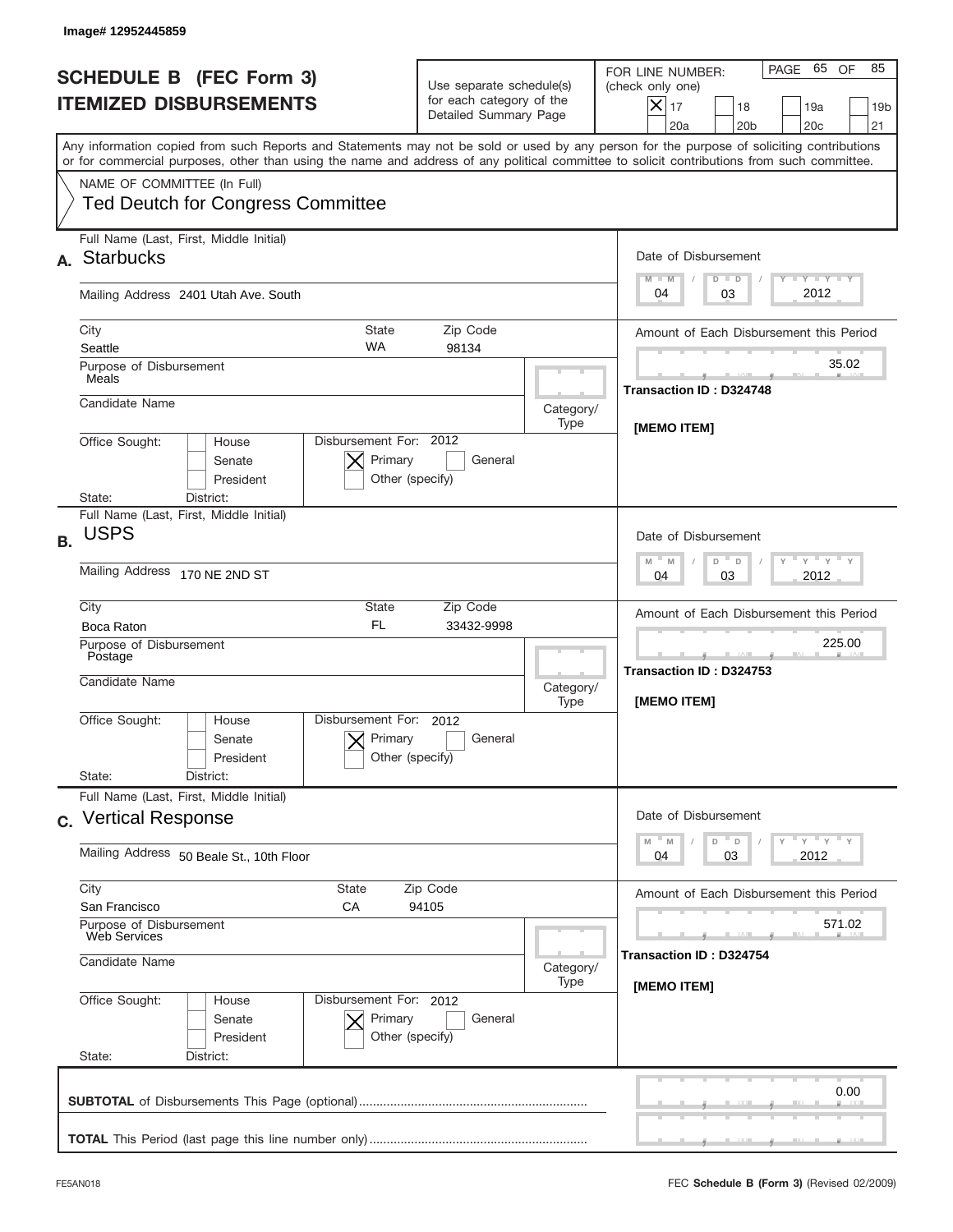Image# 12952445859

# SCHEDULE B (FEC Form 3)
## ITEMIZED DISBURSEMENTS

Use separate schedule(s) for each category of the Detailed Summary Page

FOR LINE NUMBER: (check only one)
[X] 17 [ ] 18 [ ] 19a [ ] 19b [ ] 20a [ ] 20b [ ] 20c [ ] 21

Any information copied from such Reports and Statements may not be sold or used by any person for the purpose of soliciting contributions or for commercial purposes, other than using the name and address of any political committee to solicit contributions from such committee.

NAME OF COMMITTEE (In Full)
Ted Deutch for Congress Committee

**A.** Full Name (Last, First, Middle Initial): Starbucks
Mailing Address: 2401 Utah Ave. South
City: Seattle | State: WA | Zip Code: 98134
Purpose of Disbursement: Meals
Candidate Name:
Category/Type:
Office Sought: [ ] House [ ] Senate [ ] President
State: District:
Disbursement For: 2012 [X] Primary [ ] General [ ] Other (specify)
Date of Disbursement: 04/03/2012
Amount of Each Disbursement this Period: 35.02
Transaction ID : D324748
[MEMO ITEM]

**B.** Full Name (Last, First, Middle Initial): USPS
Mailing Address: 170 NE 2ND ST
City: Boca Raton | State: FL | Zip Code: 33432-9998
Purpose of Disbursement: Postage
Candidate Name:
Category/Type:
Office Sought: [ ] House [ ] Senate [ ] President
State: District:
Disbursement For: 2012 [X] Primary [ ] General [ ] Other (specify)
Date of Disbursement: 04/03/2012
Amount of Each Disbursement this Period: 225.00
Transaction ID : D324753
[MEMO ITEM]

**C.** Full Name (Last, First, Middle Initial): Vertical Response
Mailing Address: 50 Beale St., 10th Floor
City: San Francisco | State: CA | Zip Code: 94105
Purpose of Disbursement: Web Services
Candidate Name:
Category/Type:
Office Sought: [ ] House [ ] Senate [ ] President
State: District:
Disbursement For: 2012 [X] Primary [ ] General [ ] Other (specify)
Date of Disbursement: 04/03/2012
Amount of Each Disbursement this Period: 571.02
Transaction ID : D324754
[MEMO ITEM]

**SUBTOTAL** of Disbursements This Page (optional): 0.00

**TOTAL** This Period (last page this line number only):

FE5AN018 — FEC **Schedule B (Form 3)** (Revised 02/2009)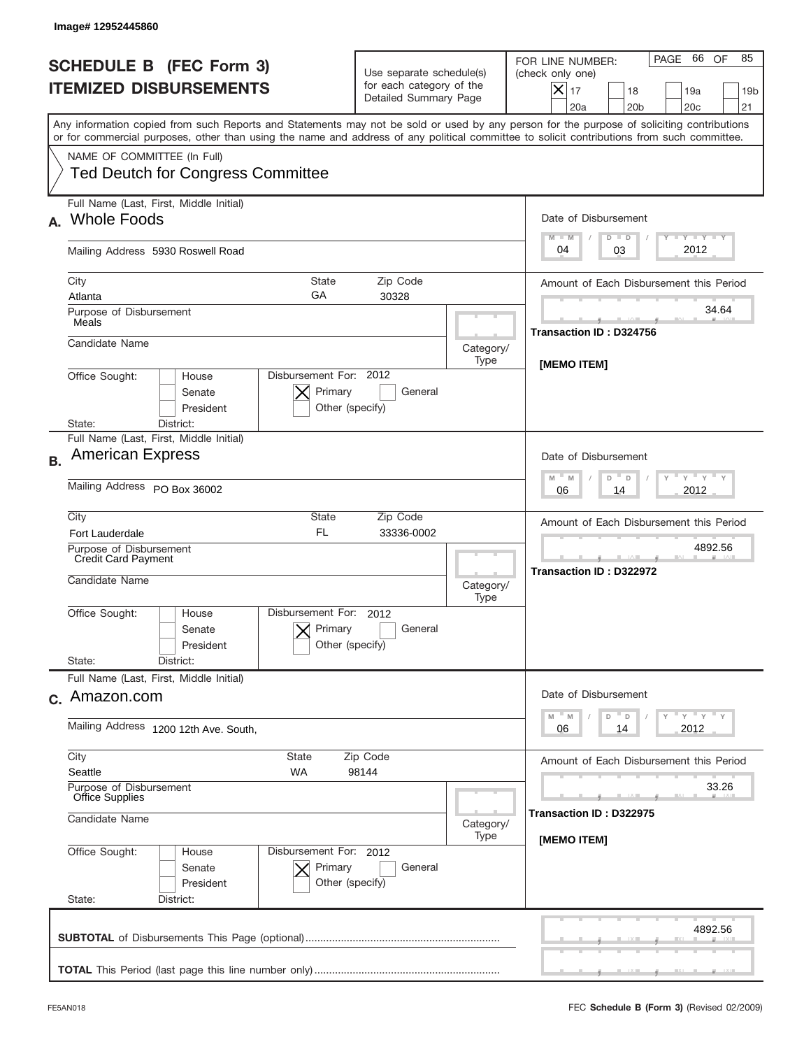Image# 12952445860

# SCHEDULE B (FEC Form 3)
# ITEMIZED DISBURSEMENTS

Use separate schedule(s) for each category of the Detailed Summary Page

FOR LINE NUMBER: (check only one)
[X] 17 [ ] 18 [ ] 19a [ ] 19b [ ] 20a [ ] 20b [ ] 20c [ ] 21

PAGE 66 OF 85

Any information copied from such Reports and Statements may not be sold or used by any person for the purpose of soliciting contributions or for commercial purposes, other than using the name and address of any political committee to solicit contributions from such committee.

NAME OF COMMITTEE (In Full)
Ted Deutch for Congress Committee

**A.** Full Name (Last, First, Middle Initial): Whole Foods
Mailing Address: 5930 Roswell Road
City: Atlanta State: GA Zip Code: 30328
Purpose of Disbursement: Meals
Candidate Name:
Category/Type:
Office Sought: [ ] House [ ] Senate [ ] President
State: District:
Disbursement For: 2012 [X] Primary [ ] General [ ] Other (specify)
Date of Disbursement: 04 / 03 / 2012
Amount of Each Disbursement this Period: 34.64
Transaction ID : D324756
[MEMO ITEM]

**B.** Full Name (Last, First, Middle Initial): American Express
Mailing Address: PO Box 36002
City: Fort Lauderdale State: FL Zip Code: 33336-0002
Purpose of Disbursement: Credit Card Payment
Candidate Name:
Category/Type:
Office Sought: [ ] House [ ] Senate [ ] President
State: District:
Disbursement For: 2012 [X] Primary [ ] General [ ] Other (specify)
Date of Disbursement: 06 / 14 / 2012
Amount of Each Disbursement this Period: 4892.56
Transaction ID : D322972

**C.** Full Name (Last, First, Middle Initial): Amazon.com
Mailing Address: 1200 12th Ave. South,
City: Seattle State: WA Zip Code: 98144
Purpose of Disbursement: Office Supplies
Candidate Name:
Category/Type:
Office Sought: [ ] House [ ] Senate [ ] President
State: District:
Disbursement For: 2012 [X] Primary [ ] General [ ] Other (specify)
Date of Disbursement: 06 / 14 / 2012
Amount of Each Disbursement this Period: 33.26
Transaction ID : D322975
[MEMO ITEM]

**SUBTOTAL** of Disbursements This Page (optional): 4892.56

**TOTAL** This Period (last page this line number only):

FE5AN018 FEC **Schedule B (Form 3)** (Revised 02/2009)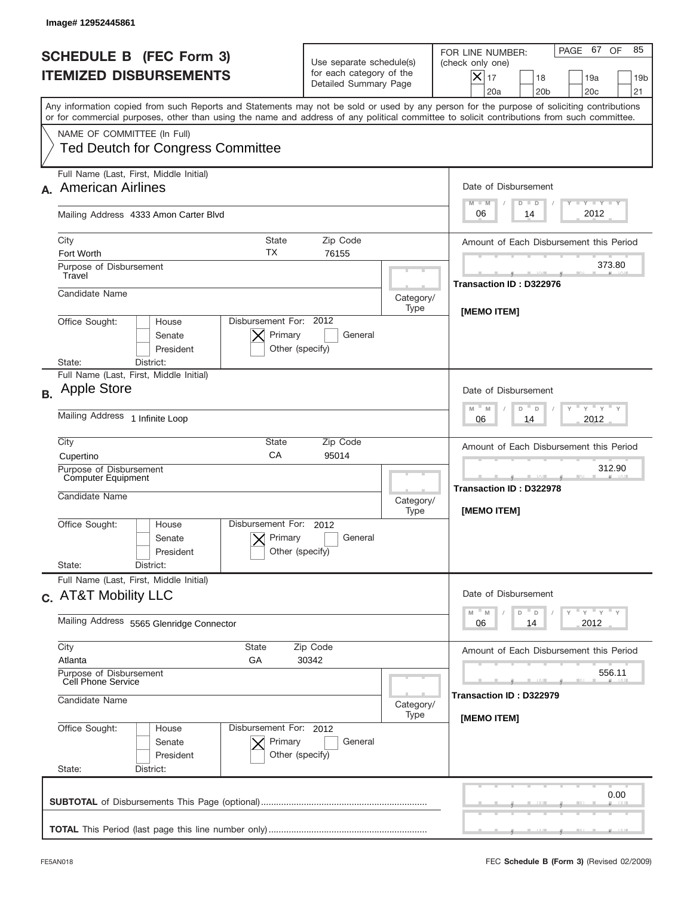Image# 12952445861

# SCHEDULE B (FEC Form 3)
## ITEMIZED DISBURSEMENTS

Use separate schedule(s) for each category of the Detailed Summary Page

FOR LINE NUMBER: (check only one)
[X] 17 [ ] 18 [ ] 19a [ ] 19b [ ] 20a [ ] 20b [ ] 20c [ ] 21

PAGE 67 OF 85

Any information copied from such Reports and Statements may not be sold or used by any person for the purpose of soliciting contributions or for commercial purposes, other than using the name and address of any political committee to solicit contributions from such committee.

NAME OF COMMITTEE (In Full)
Ted Deutch for Congress Committee

---

**A.** Full Name (Last, First, Middle Initial): American Airlines

Mailing Address: 4333 Amon Carter Blvd

City: Fort Worth State: TX Zip Code: 76155

Purpose of Disbursement: Travel

Candidate Name:

Category/Type:

Office Sought: [ ] House [ ] Senate [ ] President
State: District:

Disbursement For: 2012 [X] Primary [ ] General [ ] Other (specify)

Date of Disbursement: 06 / 14 / 2012

Amount of Each Disbursement this Period: 373.80

Transaction ID : D322976

[MEMO ITEM]

---

**B.** Full Name (Last, First, Middle Initial): Apple Store

Mailing Address: 1 Infinite Loop

City: Cupertino State: CA Zip Code: 95014

Purpose of Disbursement: Computer Equipment

Candidate Name:

Category/Type:

Office Sought: [ ] House [ ] Senate [ ] President
State: District:

Disbursement For: 2012 [X] Primary [ ] General [ ] Other (specify)

Date of Disbursement: 06 / 14 / 2012

Amount of Each Disbursement this Period: 312.90

Transaction ID : D322978

[MEMO ITEM]

---

**C.** Full Name (Last, First, Middle Initial): AT&T Mobility LLC

Mailing Address: 5565 Glenridge Connector

City: Atlanta State: GA Zip Code: 30342

Purpose of Disbursement: Cell Phone Service

Candidate Name:

Category/Type:

Office Sought: [ ] House [ ] Senate [ ] President
State: District:

Disbursement For: 2012 [X] Primary [ ] General [ ] Other (specify)

Date of Disbursement: 06 / 14 / 2012

Amount of Each Disbursement this Period: 556.11

Transaction ID : D322979

[MEMO ITEM]

---

**SUBTOTAL** of Disbursements This Page (optional): 0.00

**TOTAL** This Period (last page this line number only):

FE5AN018 FEC **Schedule B (Form 3)** (Revised 02/2009)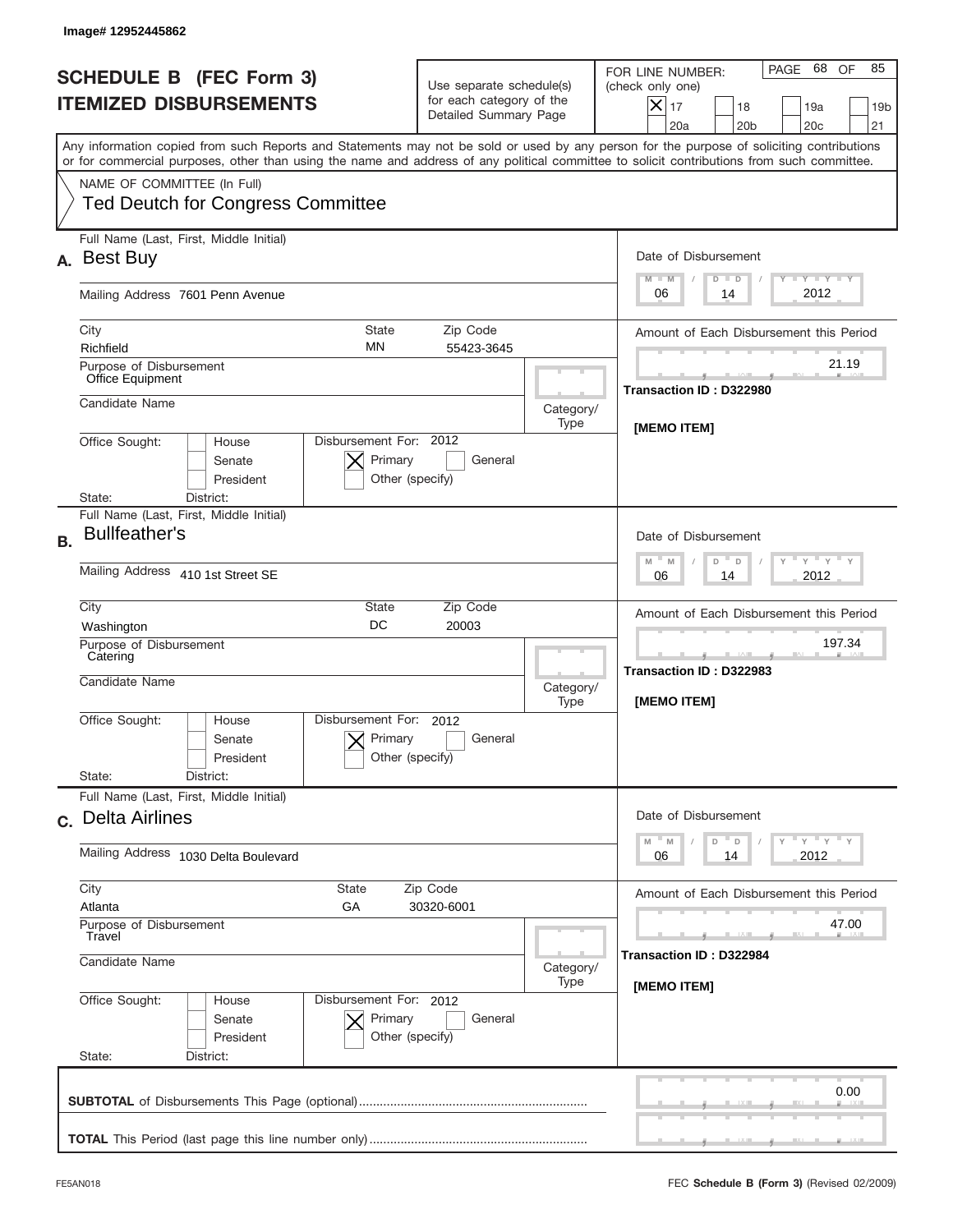Image# 12952445862

# SCHEDULE B (FEC Form 3)
## ITEMIZED DISBURSEMENTS

Use separate schedule(s) for each category of the Detailed Summary Page

FOR LINE NUMBER: (check only one)

- [X] 17
- [ ] 18
- [ ] 19a
- [ ] 19b
- [ ] 20a
- [ ] 20b
- [ ] 20c
- [ ] 21

PAGE 68 OF 85

Any information copied from such Reports and Statements may not be sold or used by any person for the purpose of soliciting contributions or for commercial purposes, other than using the name and address of any political committee to solicit contributions from such committee.

NAME OF COMMITTEE (In Full)
Ted Deutch for Congress Committee

---

**A.** Full Name (Last, First, Middle Initial): **Best Buy**

Mailing Address: 7601 Penn Avenue

City: Richfield | State: MN | Zip Code: 55423-3645

Purpose of Disbursement: Office Equipment

Candidate Name:

Category/Type:

Office Sought: [ ] House [ ] Senate [ ] President

State: District:

Disbursement For: 2012 [X] Primary [ ] General [ ] Other (specify)

Date of Disbursement: 06 / 14 / 2012

Amount of Each Disbursement this Period: 21.19

Transaction ID : D322980

[MEMO ITEM]

---

**B.** Full Name (Last, First, Middle Initial): **Bullfeather's**

Mailing Address: 410 1st Street SE

City: Washington | State: DC | Zip Code: 20003

Purpose of Disbursement: Catering

Candidate Name:

Category/Type:

Office Sought: [ ] House [ ] Senate [ ] President

State: District:

Disbursement For: 2012 [X] Primary [ ] General [ ] Other (specify)

Date of Disbursement: 06 / 14 / 2012

Amount of Each Disbursement this Period: 197.34

Transaction ID : D322983

[MEMO ITEM]

---

**C.** Full Name (Last, First, Middle Initial): **Delta Airlines**

Mailing Address: 1030 Delta Boulevard

City: Atlanta | State: GA | Zip Code: 30320-6001

Purpose of Disbursement: Travel

Candidate Name:

Category/Type:

Office Sought: [ ] House [ ] Senate [ ] President

State: District:

Disbursement For: 2012 [X] Primary [ ] General [ ] Other (specify)

Date of Disbursement: 06 / 14 / 2012

Amount of Each Disbursement this Period: 47.00

Transaction ID : D322984

[MEMO ITEM]

---

**SUBTOTAL** of Disbursements This Page (optional): 0.00

**TOTAL** This Period (last page this line number only):

FE5AN018 FEC **Schedule B (Form 3)** (Revised 02/2009)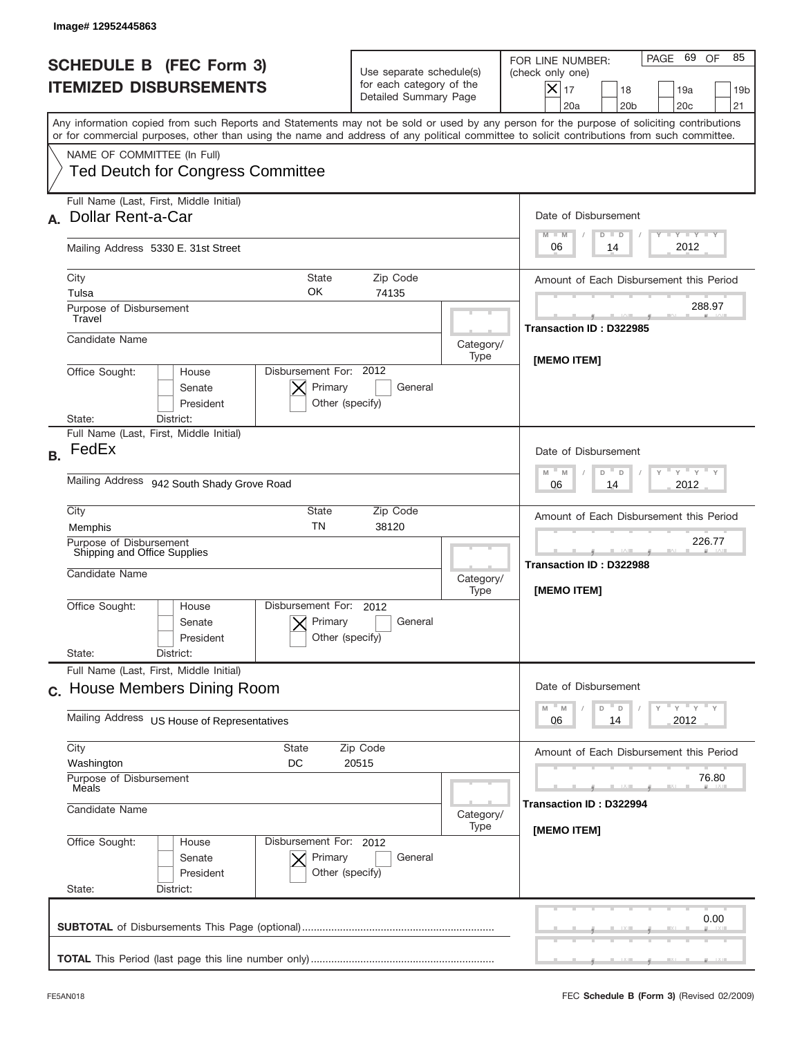Image# 12952445863

# SCHEDULE B (FEC Form 3)
# ITEMIZED DISBURSEMENTS

Use separate schedule(s) for each category of the Detailed Summary Page

FOR LINE NUMBER: (check only one)
[X] 17 [ ] 18 [ ] 19a [ ] 19b [ ] 20a [ ] 20b [ ] 20c [ ] 21

PAGE 69 OF 85

Any information copied from such Reports and Statements may not be sold or used by any person for the purpose of soliciting contributions or for commercial purposes, other than using the name and address of any political committee to solicit contributions from such committee.

NAME OF COMMITTEE (In Full)
Ted Deutch for Congress Committee

---

**A.** Full Name (Last, First, Middle Initial): Dollar Rent-a-Car

Mailing Address: 5330 E. 31st Street

City: Tulsa | State: OK | Zip Code: 74135

Purpose of Disbursement: Travel

Candidate Name:

Category/Type:

Office Sought: [ ] House [ ] Senate [ ] President

State: District:

Disbursement For: 2012 [X] Primary [ ] General [ ] Other (specify)

Date of Disbursement: 06 / 14 / 2012

Amount of Each Disbursement this Period: 288.97

Transaction ID : D322985

[MEMO ITEM]

---

**B.** Full Name (Last, First, Middle Initial): FedEx

Mailing Address: 942 South Shady Grove Road

City: Memphis | State: TN | Zip Code: 38120

Purpose of Disbursement: Shipping and Office Supplies

Candidate Name:

Category/Type:

Office Sought: [ ] House [ ] Senate [ ] President

State: District:

Disbursement For: 2012 [X] Primary [ ] General [ ] Other (specify)

Date of Disbursement: 06 / 14 / 2012

Amount of Each Disbursement this Period: 226.77

Transaction ID : D322988

[MEMO ITEM]

---

**C.** Full Name (Last, First, Middle Initial): House Members Dining Room

Mailing Address: US House of Representatives

City: Washington | State: DC | Zip Code: 20515

Purpose of Disbursement: Meals

Candidate Name:

Category/Type:

Office Sought: [ ] House [ ] Senate [ ] President

State: District:

Disbursement For: 2012 [X] Primary [ ] General [ ] Other (specify)

Date of Disbursement: 06 / 14 / 2012

Amount of Each Disbursement this Period: 76.80

Transaction ID : D322994

[MEMO ITEM]

---

**SUBTOTAL** of Disbursements This Page (optional): 0.00

**TOTAL** This Period (last page this line number only):

FE5AN018 FEC **Schedule B (Form 3)** (Revised 02/2009)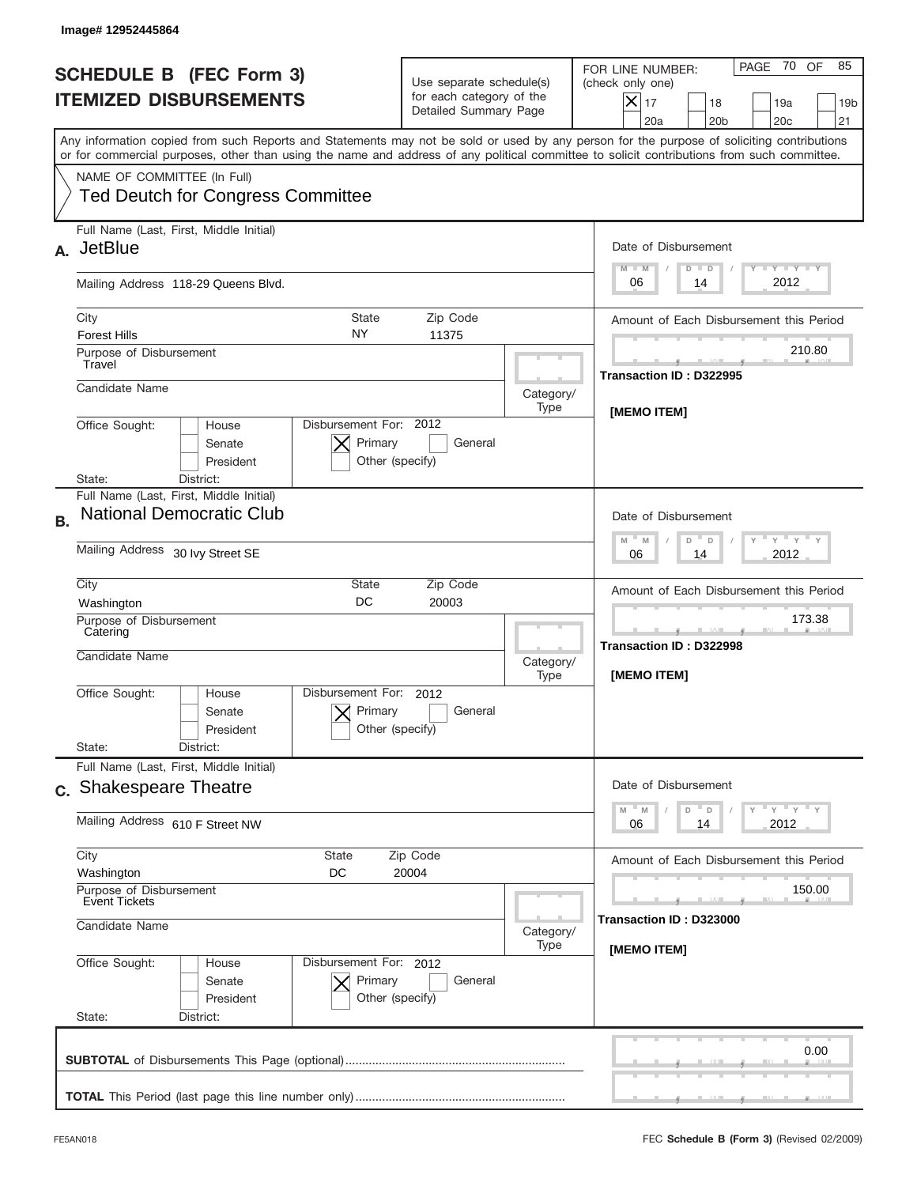Image# 12952445864

# SCHEDULE B (FEC Form 3)
## ITEMIZED DISBURSEMENTS

Use separate schedule(s) for each category of the Detailed Summary Page

FOR LINE NUMBER: (check only one)
[X] 17 [ ] 18 [ ] 19a [ ] 19b [ ] 20a [ ] 20b [ ] 20c [ ] 21

PAGE 70 OF 85

Any information copied from such Reports and Statements may not be sold or used by any person for the purpose of soliciting contributions or for commercial purposes, other than using the name and address of any political committee to solicit contributions from such committee.

NAME OF COMMITTEE (In Full)
Ted Deutch for Congress Committee

---

**A.** Full Name (Last, First, Middle Initial): **JetBlue**

Mailing Address: 118-29 Queens Blvd.

City: Forest Hills | State: NY | Zip Code: 11375

Purpose of Disbursement: Travel

Candidate Name:

Category/Type:

Office Sought: [ ] House [ ] Senate [ ] President

State: District:

Disbursement For: 2012 [X] Primary [ ] General [ ] Other (specify)

Date of Disbursement: 06 / 14 / 2012

Amount of Each Disbursement this Period: 210.80

Transaction ID : D322995

[MEMO ITEM]

---

**B.** Full Name (Last, First, Middle Initial): **National Democratic Club**

Mailing Address: 30 Ivy Street SE

City: Washington | State: DC | Zip Code: 20003

Purpose of Disbursement: Catering

Candidate Name:

Category/Type:

Office Sought: [ ] House [ ] Senate [ ] President

State: District:

Disbursement For: 2012 [X] Primary [ ] General [ ] Other (specify)

Date of Disbursement: 06 / 14 / 2012

Amount of Each Disbursement this Period: 173.38

Transaction ID : D322998

[MEMO ITEM]

---

**C.** Full Name (Last, First, Middle Initial): **Shakespeare Theatre**

Mailing Address: 610 F Street NW

City: Washington | State: DC | Zip Code: 20004

Purpose of Disbursement: Event Tickets

Candidate Name:

Category/Type:

Office Sought: [ ] House [ ] Senate [ ] President

State: District:

Disbursement For: 2012 [X] Primary [ ] General [ ] Other (specify)

Date of Disbursement: 06 / 14 / 2012

Amount of Each Disbursement this Period: 150.00

Transaction ID : D323000

[MEMO ITEM]

---

**SUBTOTAL** of Disbursements This Page (optional): 0.00

**TOTAL** This Period (last page this line number only):

FE5AN018 FEC **Schedule B (Form 3)** (Revised 02/2009)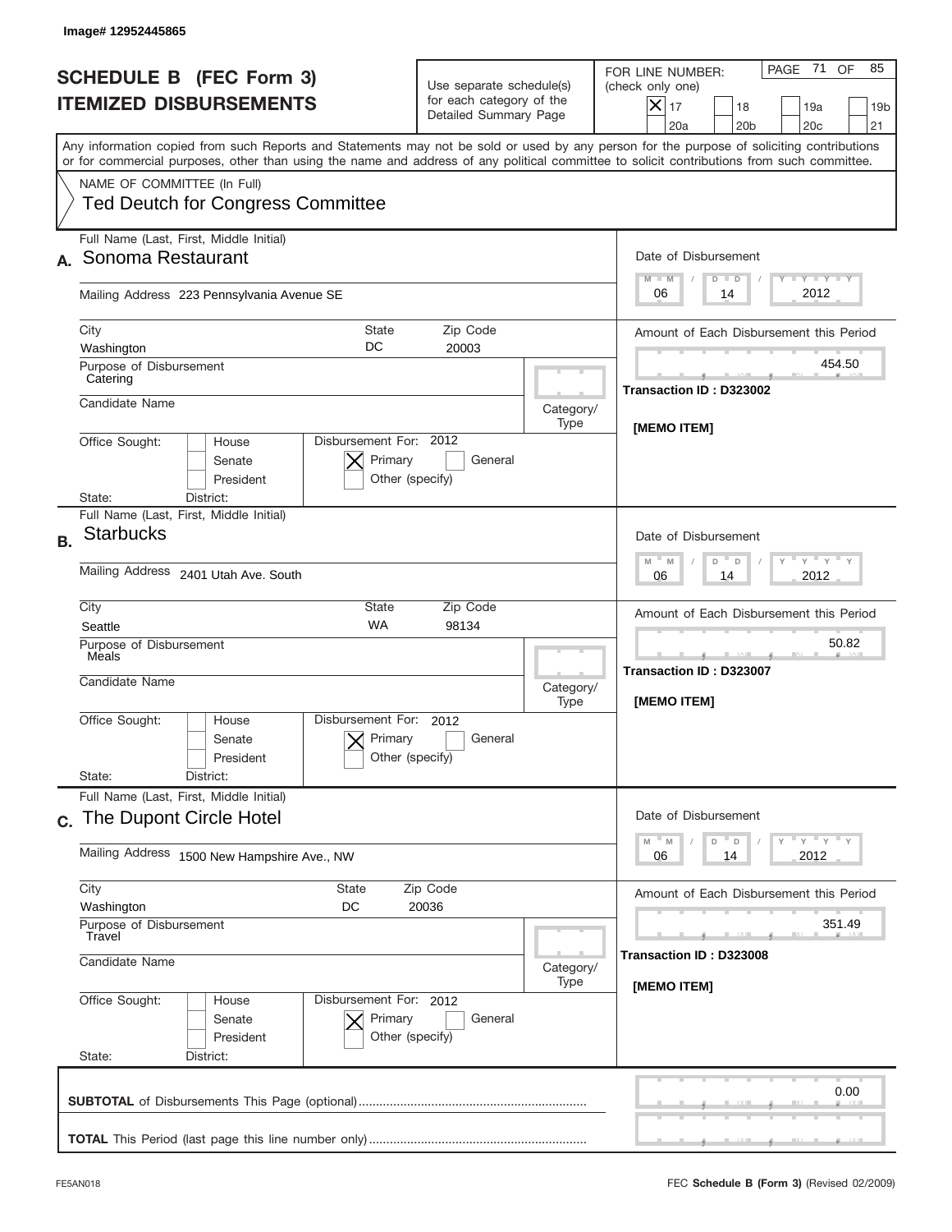Image# 12952445865

# SCHEDULE B (FEC Form 3)
# ITEMIZED DISBURSEMENTS

Use separate schedule(s) for each category of the Detailed Summary Page

FOR LINE NUMBER: (check only one)

[X] 17 [ ] 18 [ ] 19a [ ] 19b [ ] 20a [ ] 20b [ ] 20c [ ] 21

PAGE 71 OF 85

Any information copied from such Reports and Statements may not be sold or used by any person for the purpose of soliciting contributions or for commercial purposes, other than using the name and address of any political committee to solicit contributions from such committee.

NAME OF COMMITTEE (In Full)
Ted Deutch for Congress Committee

---

**A.** Full Name (Last, First, Middle Initial): Sonoma Restaurant

Mailing Address: 223 Pennsylvania Avenue SE

City: Washington | State: DC | Zip Code: 20003

Purpose of Disbursement: Catering

Candidate Name:

Category/Type:

Office Sought: [ ] House [ ] Senate [ ] President

State: District:

Disbursement For: 2012 [X] Primary [ ] General [ ] Other (specify)

Date of Disbursement: 06 / 14 / 2012

Amount of Each Disbursement this Period: 454.50

Transaction ID : D323002

[MEMO ITEM]

---

**B.** Full Name (Last, First, Middle Initial): Starbucks

Mailing Address: 2401 Utah Ave. South

City: Seattle | State: WA | Zip Code: 98134

Purpose of Disbursement: Meals

Candidate Name:

Category/Type:

Office Sought: [ ] House [ ] Senate [ ] President

State: District:

Disbursement For: 2012 [X] Primary [ ] General [ ] Other (specify)

Date of Disbursement: 06 / 14 / 2012

Amount of Each Disbursement this Period: 50.82

Transaction ID : D323007

[MEMO ITEM]

---

**C.** Full Name (Last, First, Middle Initial): The Dupont Circle Hotel

Mailing Address: 1500 New Hampshire Ave., NW

City: Washington | State: DC | Zip Code: 20036

Purpose of Disbursement: Travel

Candidate Name:

Category/Type:

Office Sought: [ ] House [ ] Senate [ ] President

State: District:

Disbursement For: 2012 [X] Primary [ ] General [ ] Other (specify)

Date of Disbursement: 06 / 14 / 2012

Amount of Each Disbursement this Period: 351.49

Transaction ID : D323008

[MEMO ITEM]

---

**SUBTOTAL** of Disbursements This Page (optional): 0.00

**TOTAL** This Period (last page this line number only):

FE5AN018

FEC **Schedule B (Form 3)** (Revised 02/2009)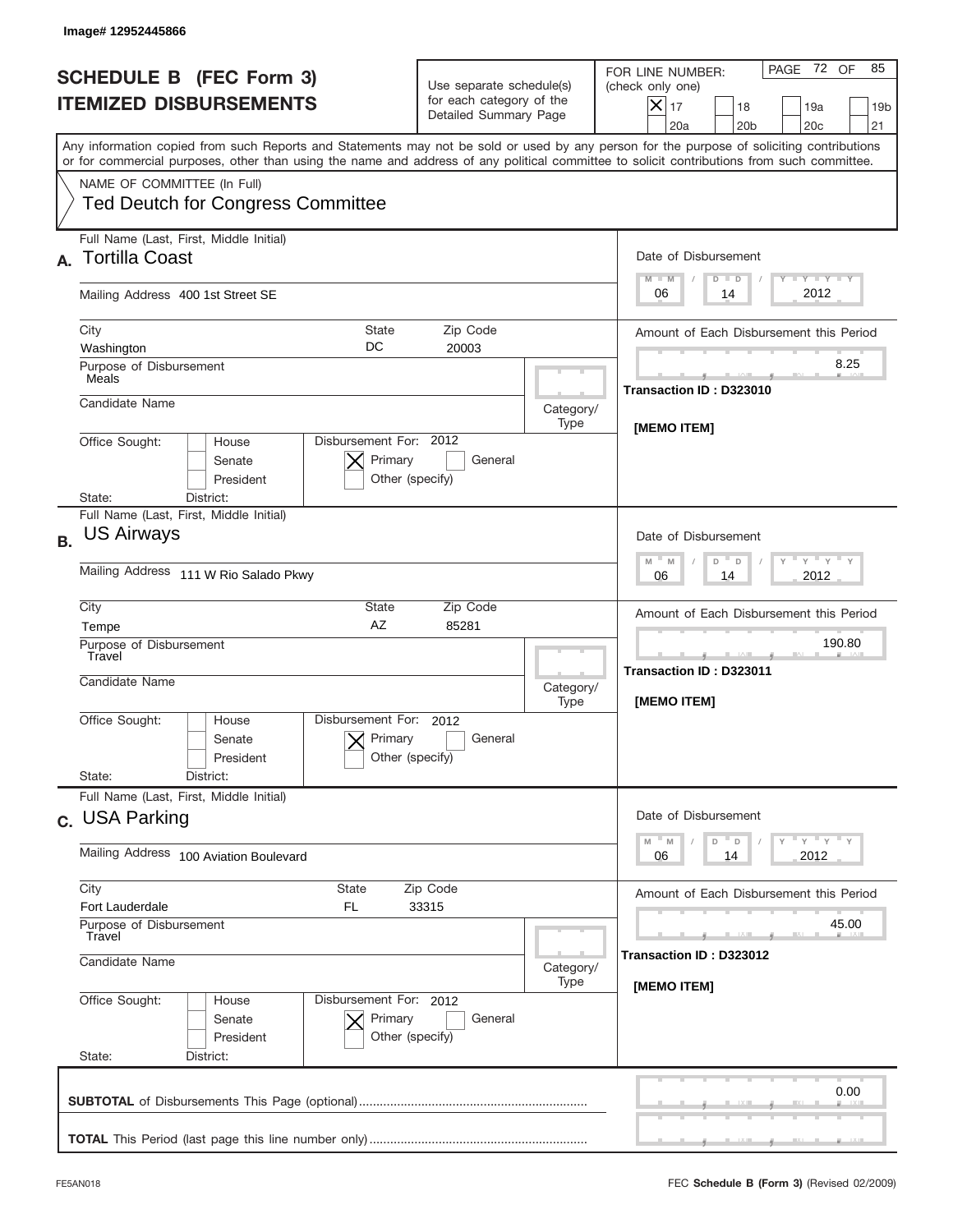Image# 12952445866

# SCHEDULE B (FEC Form 3)
# ITEMIZED DISBURSEMENTS

Use separate schedule(s) for each category of the Detailed Summary Page

FOR LINE NUMBER: (check only one)

- [X] 17
- [ ] 18
- [ ] 19a
- [ ] 19b
- [ ] 20a
- [ ] 20b
- [ ] 20c
- [ ] 21

PAGE 72 OF 85

Any information copied from such Reports and Statements may not be sold or used by any person for the purpose of soliciting contributions or for commercial purposes, other than using the name and address of any political committee to solicit contributions from such committee.

NAME OF COMMITTEE (In Full)
Ted Deutch for Congress Committee

---

**A.** Full Name (Last, First, Middle Initial): **Tortilla Coast**

Mailing Address: 400 1st Street SE

City: Washington | State: DC | Zip Code: 20003

Purpose of Disbursement: Meals

Candidate Name:

Category/Type:

Office Sought: [ ] House [ ] Senate [ ] President

State: District:

Disbursement For: 2012 [X] Primary [ ] General [ ] Other (specify)

Date of Disbursement: 06 / 14 / 2012

Amount of Each Disbursement this Period: 8.25

Transaction ID : D323010

[MEMO ITEM]

---

**B.** Full Name (Last, First, Middle Initial): **US Airways**

Mailing Address: 111 W Rio Salado Pkwy

City: Tempe | State: AZ | Zip Code: 85281

Purpose of Disbursement: Travel

Candidate Name:

Category/Type:

Office Sought: [ ] House [ ] Senate [ ] President

State: District:

Disbursement For: 2012 [X] Primary [ ] General [ ] Other (specify)

Date of Disbursement: 06 / 14 / 2012

Amount of Each Disbursement this Period: 190.80

Transaction ID : D323011

[MEMO ITEM]

---

**C.** Full Name (Last, First, Middle Initial): **USA Parking**

Mailing Address: 100 Aviation Boulevard

City: Fort Lauderdale | State: FL | Zip Code: 33315

Purpose of Disbursement: Travel

Candidate Name:

Category/Type:

Office Sought: [ ] House [ ] Senate [ ] President

State: District:

Disbursement For: 2012 [X] Primary [ ] General [ ] Other (specify)

Date of Disbursement: 06 / 14 / 2012

Amount of Each Disbursement this Period: 45.00

Transaction ID : D323012

[MEMO ITEM]

---

**SUBTOTAL** of Disbursements This Page (optional): 0.00

**TOTAL** This Period (last page this line number only):

FE5AN018 — FEC **Schedule B (Form 3)** (Revised 02/2009)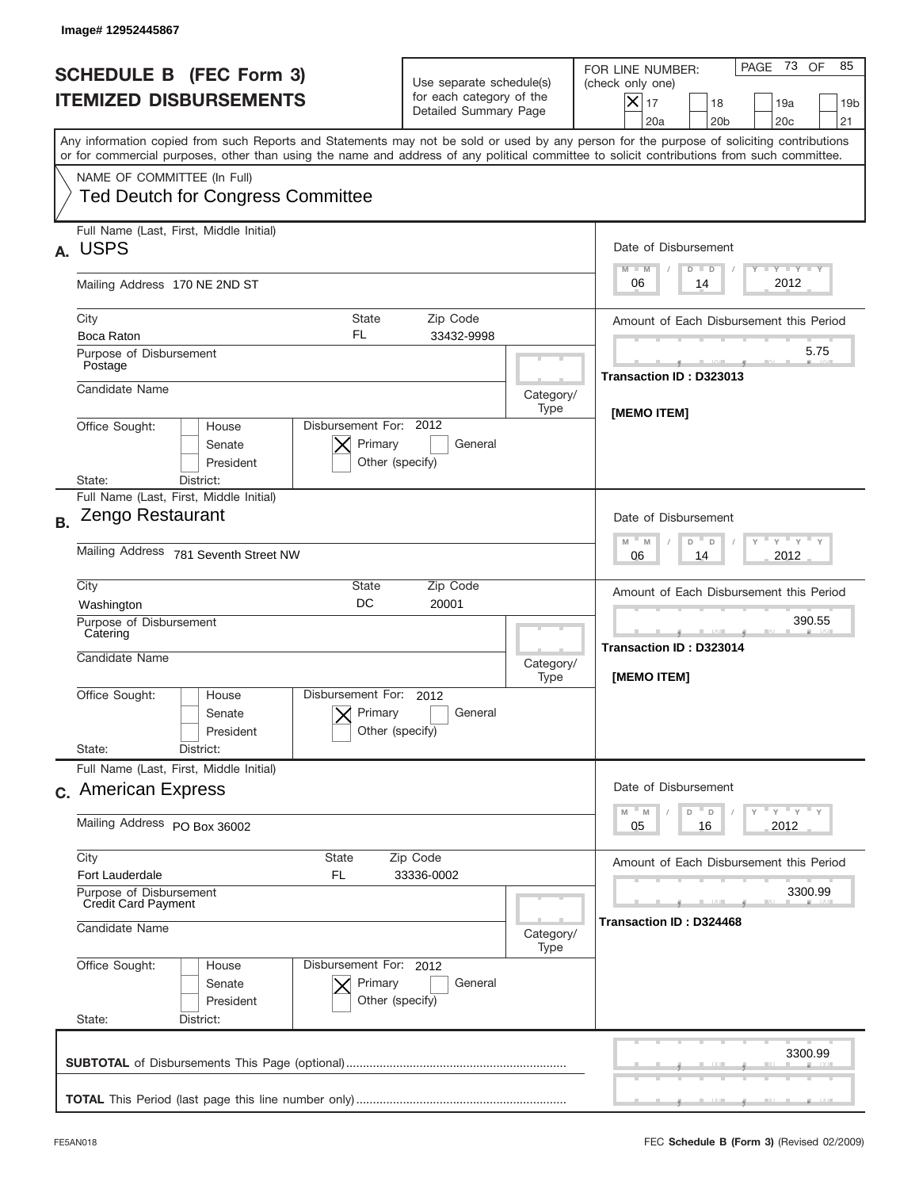Image# 12952445867

# SCHEDULE B (FEC Form 3) ITEMIZED DISBURSEMENTS

Use separate schedule(s) for each category of the Detailed Summary Page

FOR LINE NUMBER: (check only one)

[X] 17 [ ] 18 [ ] 19a [ ] 19b [ ] 20a [ ] 20b [ ] 20c [ ] 21

Any information copied from such Reports and Statements may not be sold or used by any person for the purpose of soliciting contributions or for commercial purposes, other than using the name and address of any political committee to solicit contributions from such committee.

NAME OF COMMITTEE (In Full)

Ted Deutch for Congress Committee

## A.

Full Name (Last, First, Middle Initial): USPS

Mailing Address: 170 NE 2ND ST

City: Boca Raton | State: FL | Zip Code: 33432-9998

Purpose of Disbursement: Postage

Candidate Name:

Category/Type:

Office Sought: [ ] House [ ] Senate [ ] President

State: District:

Disbursement For: 2012 [X] Primary [ ] General [ ] Other (specify)

Date of Disbursement: 06 / 14 / 2012

Amount of Each Disbursement this Period: 5.75

Transaction ID : D323013

[MEMO ITEM]

## B.

Full Name (Last, First, Middle Initial): Zengo Restaurant

Mailing Address: 781 Seventh Street NW

City: Washington | State: DC | Zip Code: 20001

Purpose of Disbursement: Catering

Candidate Name:

Category/Type:

Office Sought: [ ] House [ ] Senate [ ] President

State: District:

Disbursement For: 2012 [X] Primary [ ] General [ ] Other (specify)

Date of Disbursement: 06 / 14 / 2012

Amount of Each Disbursement this Period: 390.55

Transaction ID : D323014

[MEMO ITEM]

## C.

Full Name (Last, First, Middle Initial): American Express

Mailing Address: PO Box 36002

City: Fort Lauderdale | State: FL | Zip Code: 33336-0002

Purpose of Disbursement: Credit Card Payment

Candidate Name:

Category/Type:

Office Sought: [ ] House [ ] Senate [ ] President

State: District:

Disbursement For: 2012 [X] Primary [ ] General [ ] Other (specify)

Date of Disbursement: 05 / 16 / 2012

Amount of Each Disbursement this Period: 3300.99

Transaction ID : D324468

**SUBTOTAL** of Disbursements This Page (optional): 3300.99

**TOTAL** This Period (last page this line number only):

FE5AN018

FEC **Schedule B (Form 3)** (Revised 02/2009)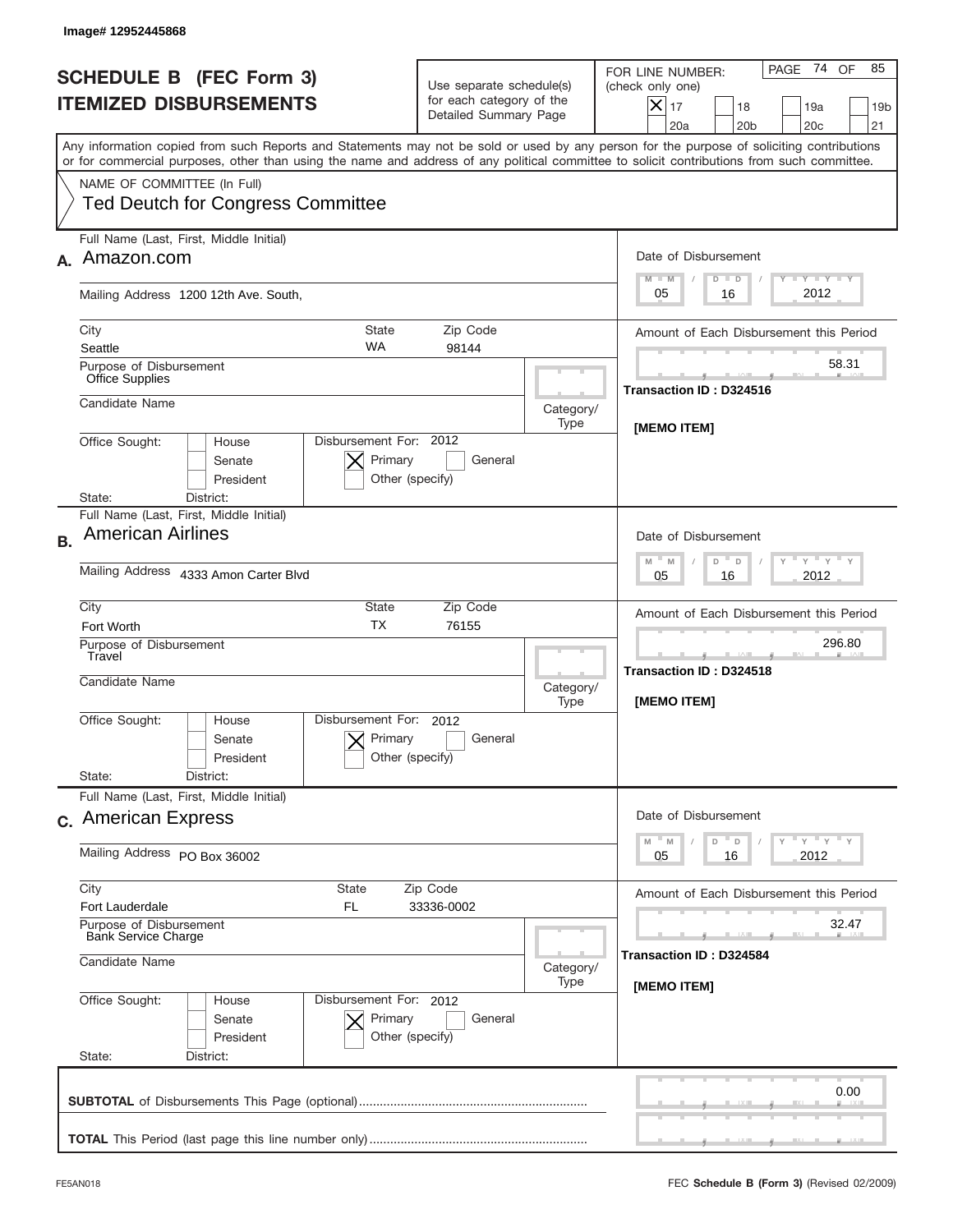Image# 12952445868

# SCHEDULE B (FEC Form 3)
## ITEMIZED DISBURSEMENTS

Use separate schedule(s) for each category of the Detailed Summary Page

FOR LINE NUMBER: (check only one)
[X] 17 [ ] 18 [ ] 19a [ ] 19b [ ] 20a [ ] 20b [ ] 20c [ ] 21

PAGE 74 OF 85

Any information copied from such Reports and Statements may not be sold or used by any person for the purpose of soliciting contributions or for commercial purposes, other than using the name and address of any political committee to solicit contributions from such committee.

NAME OF COMMITTEE (In Full)
Ted Deutch for Congress Committee

---

**A.** Full Name (Last, First, Middle Initial): Amazon.com

Mailing Address: 1200 12th Ave. South,

City: Seattle | State: WA | Zip Code: 98144

Purpose of Disbursement: Office Supplies

Candidate Name:

Category/Type:

Office Sought: [ ] House [ ] Senate [ ] President

State: District:

Disbursement For: 2012 [X] Primary [ ] General [ ] Other (specify)

Date of Disbursement: 05 / 16 / 2012

Amount of Each Disbursement this Period: 58.31

Transaction ID : D324516

[MEMO ITEM]

---

**B.** Full Name (Last, First, Middle Initial): American Airlines

Mailing Address: 4333 Amon Carter Blvd

City: Fort Worth | State: TX | Zip Code: 76155

Purpose of Disbursement: Travel

Candidate Name:

Category/Type:

Office Sought: [ ] House [ ] Senate [ ] President

State: District:

Disbursement For: 2012 [X] Primary [ ] General [ ] Other (specify)

Date of Disbursement: 05 / 16 / 2012

Amount of Each Disbursement this Period: 296.80

Transaction ID : D324518

[MEMO ITEM]

---

**C.** Full Name (Last, First, Middle Initial): American Express

Mailing Address: PO Box 36002

City: Fort Lauderdale | State: FL | Zip Code: 33336-0002

Purpose of Disbursement: Bank Service Charge

Candidate Name:

Category/Type:

Office Sought: [ ] House [ ] Senate [ ] President

State: District:

Disbursement For: 2012 [X] Primary [ ] General [ ] Other (specify)

Date of Disbursement: 05 / 16 / 2012

Amount of Each Disbursement this Period: 32.47

Transaction ID : D324584

[MEMO ITEM]

---

**SUBTOTAL** of Disbursements This Page (optional): 0.00

**TOTAL** This Period (last page this line number only):

FE5AN018 — FEC **Schedule B (Form 3)** (Revised 02/2009)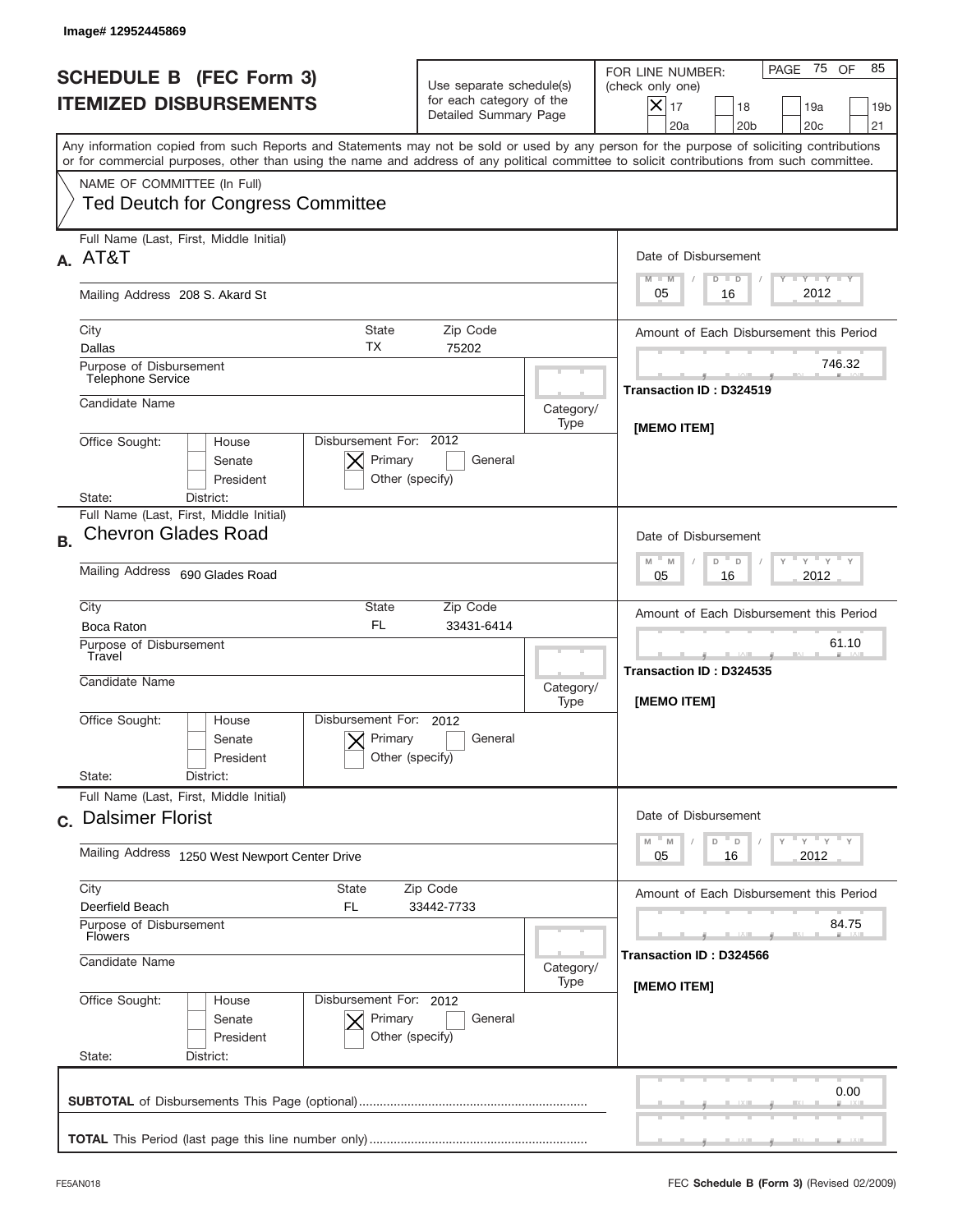Image# 12952445869

# SCHEDULE B (FEC Form 3)
## ITEMIZED DISBURSEMENTS

Use separate schedule(s) for each category of the Detailed Summary Page

FOR LINE NUMBER: (check only one)

[X] 17 [ ] 18 [ ] 19a [ ] 19b [ ] 20a [ ] 20b [ ] 20c [ ] 21

Any information copied from such Reports and Statements may not be sold or used by any person for the purpose of soliciting contributions or for commercial purposes, other than using the name and address of any political committee to solicit contributions from such committee.

NAME OF COMMITTEE (In Full)
Ted Deutch for Congress Committee

---

**A.** Full Name (Last, First, Middle Initial): AT&T

Mailing Address: 208 S. Akard St

City: Dallas | State: TX | Zip Code: 75202

Purpose of Disbursement: Telephone Service

Candidate Name:

Category/Type:

Office Sought: [ ] House [ ] Senate [ ] President

State: District:

Disbursement For: 2012 [X] Primary [ ] General [ ] Other (specify)

Date of Disbursement: 05 / 16 / 2012

Amount of Each Disbursement this Period: 746.32

Transaction ID : D324519

[MEMO ITEM]

---

**B.** Full Name (Last, First, Middle Initial): Chevron Glades Road

Mailing Address: 690 Glades Road

City: Boca Raton | State: FL | Zip Code: 33431-6414

Purpose of Disbursement: Travel

Candidate Name:

Category/Type:

Office Sought: [ ] House [ ] Senate [ ] President

State: District:

Disbursement For: 2012 [X] Primary [ ] General [ ] Other (specify)

Date of Disbursement: 05 / 16 / 2012

Amount of Each Disbursement this Period: 61.10

Transaction ID : D324535

[MEMO ITEM]

---

**C.** Full Name (Last, First, Middle Initial): Dalsimer Florist

Mailing Address: 1250 West Newport Center Drive

City: Deerfield Beach | State: FL | Zip Code: 33442-7733

Purpose of Disbursement: Flowers

Candidate Name:

Category/Type:

Office Sought: [ ] House [ ] Senate [ ] President

State: District:

Disbursement For: 2012 [X] Primary [ ] General [ ] Other (specify)

Date of Disbursement: 05 / 16 / 2012

Amount of Each Disbursement this Period: 84.75

Transaction ID : D324566

[MEMO ITEM]

---

**SUBTOTAL** of Disbursements This Page (optional): 0.00

**TOTAL** This Period (last page this line number only):

FE5AN018

FEC **Schedule B (Form 3)** (Revised 02/2009)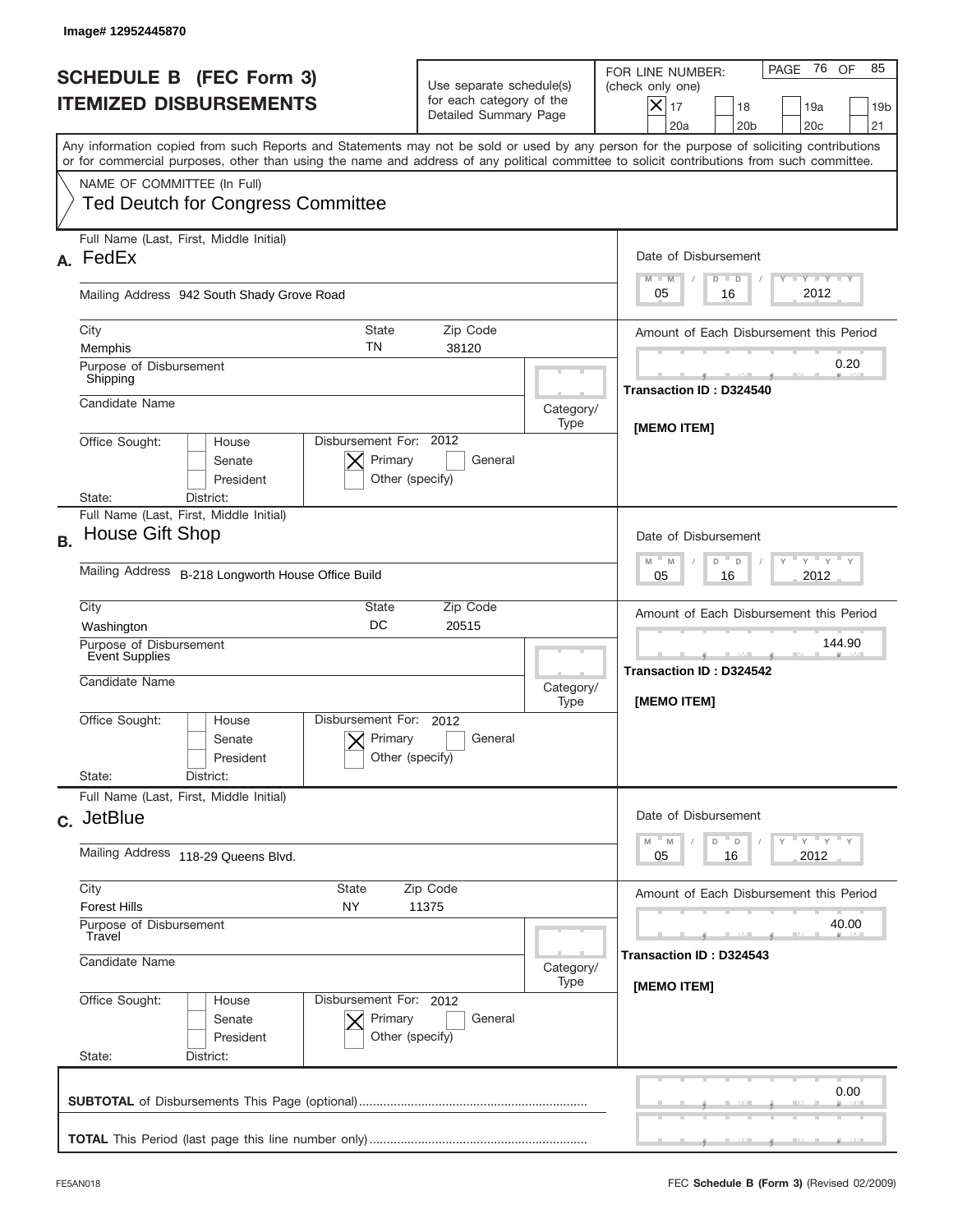Image# 12952445870

# SCHEDULE B (FEC Form 3)
# ITEMIZED DISBURSEMENTS

Use separate schedule(s) for each category of the Detailed Summary Page

FOR LINE NUMBER: (check only one)

- [X] 17
- [ ] 18
- [ ] 19a
- [ ] 19b
- [ ] 20a
- [ ] 20b
- [ ] 20c
- [ ] 21

PAGE 76 OF 85

Any information copied from such Reports and Statements may not be sold or used by any person for the purpose of soliciting contributions or for commercial purposes, other than using the name and address of any political committee to solicit contributions from such committee.

NAME OF COMMITTEE (In Full)
Ted Deutch for Congress Committee

---

**A.** Full Name (Last, First, Middle Initial): FedEx

Mailing Address: 942 South Shady Grove Road

City: Memphis | State: TN | Zip Code: 38120

Purpose of Disbursement: Shipping

Candidate Name:

Category/Type:

Office Sought: [ ] House [ ] Senate [ ] President

State: District:

Disbursement For: 2012 [X] Primary [ ] General [ ] Other (specify)

Date of Disbursement: 05 / 16 / 2012

Amount of Each Disbursement this Period: 0.20

Transaction ID : D324540

[MEMO ITEM]

---

**B.** Full Name (Last, First, Middle Initial): House Gift Shop

Mailing Address: B-218 Longworth House Office Build

City: Washington | State: DC | Zip Code: 20515

Purpose of Disbursement: Event Supplies

Candidate Name:

Category/Type:

Office Sought: [ ] House [ ] Senate [ ] President

State: District:

Disbursement For: 2012 [X] Primary [ ] General [ ] Other (specify)

Date of Disbursement: 05 / 16 / 2012

Amount of Each Disbursement this Period: 144.90

Transaction ID : D324542

[MEMO ITEM]

---

**C.** Full Name (Last, First, Middle Initial): JetBlue

Mailing Address: 118-29 Queens Blvd.

City: Forest Hills | State: NY | Zip Code: 11375

Purpose of Disbursement: Travel

Candidate Name:

Category/Type:

Office Sought: [ ] House [ ] Senate [ ] President

State: District:

Disbursement For: 2012 [X] Primary [ ] General [ ] Other (specify)

Date of Disbursement: 05 / 16 / 2012

Amount of Each Disbursement this Period: 40.00

Transaction ID : D324543

[MEMO ITEM]

---

**SUBTOTAL** of Disbursements This Page (optional): 0.00

**TOTAL** This Period (last page this line number only):

FE5AN018

FEC **Schedule B (Form 3)** (Revised 02/2009)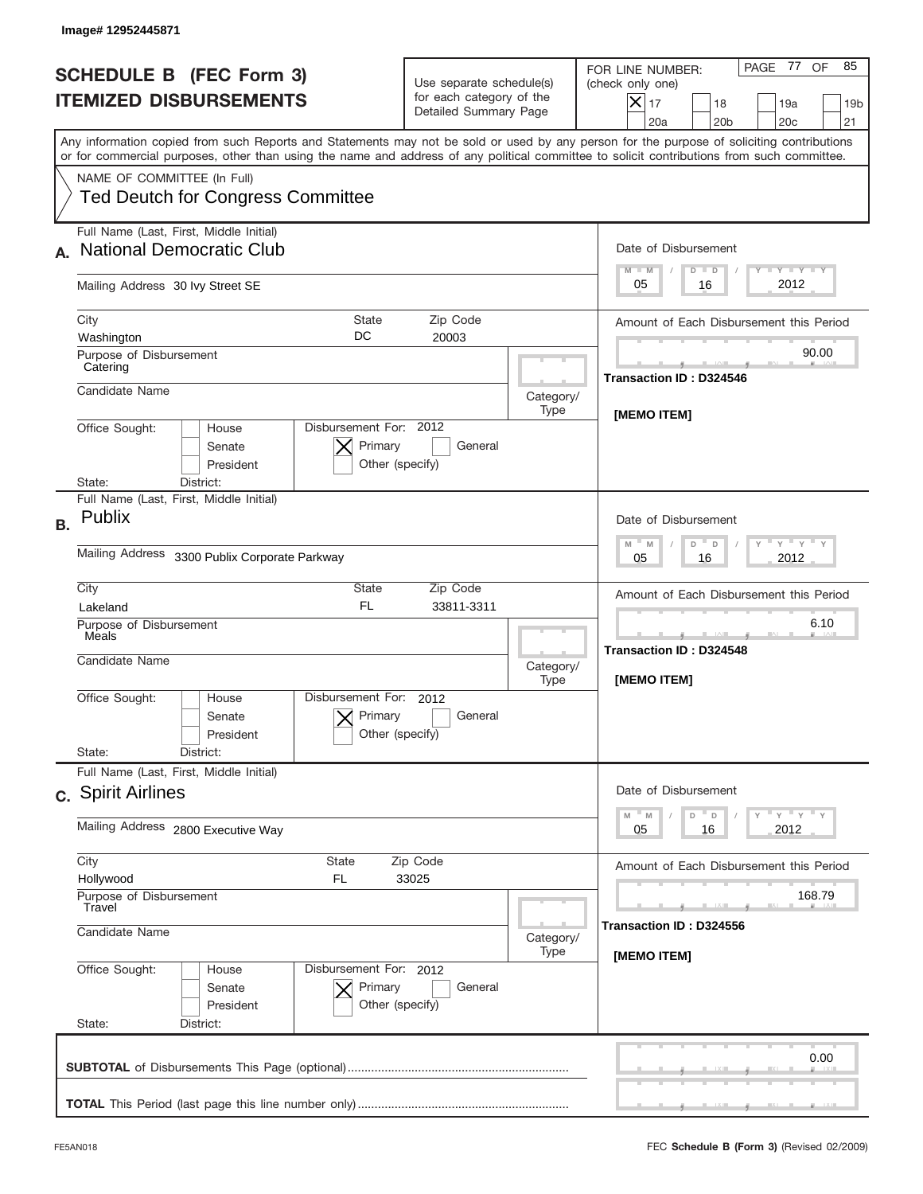Image# 12952445871

# SCHEDULE B (FEC Form 3)
## ITEMIZED DISBURSEMENTS

Use separate schedule(s) for each category of the Detailed Summary Page

FOR LINE NUMBER: (check only one)

- [X] 17
- [ ] 18
- [ ] 19a
- [ ] 19b
- [ ] 20a
- [ ] 20b
- [ ] 20c
- [ ] 21

Any information copied from such Reports and Statements may not be sold or used by any person for the purpose of soliciting contributions or for commercial purposes, other than using the name and address of any political committee to solicit contributions from such committee.

NAME OF COMMITTEE (In Full)
Ted Deutch for Congress Committee

---

**A.** Full Name (Last, First, Middle Initial): National Democratic Club

Mailing Address: 30 Ivy Street SE

City: Washington | State: DC | Zip Code: 20003

Purpose of Disbursement: Catering

Candidate Name:

Category/Type:

Office Sought: [ ] House [ ] Senate [ ] President

State: District:

Disbursement For: 2012 [X] Primary [ ] General [ ] Other (specify)

Date of Disbursement: 05/16/2012

Amount of Each Disbursement this Period: 90.00

Transaction ID : D324546

[MEMO ITEM]

---

**B.** Full Name (Last, First, Middle Initial): Publix

Mailing Address: 3300 Publix Corporate Parkway

City: Lakeland | State: FL | Zip Code: 33811-3311

Purpose of Disbursement: Meals

Candidate Name:

Category/Type:

Office Sought: [ ] House [ ] Senate [ ] President

State: District:

Disbursement For: 2012 [X] Primary [ ] General [ ] Other (specify)

Date of Disbursement: 05/16/2012

Amount of Each Disbursement this Period: 6.10

Transaction ID : D324548

[MEMO ITEM]

---

**C.** Full Name (Last, First, Middle Initial): Spirit Airlines

Mailing Address: 2800 Executive Way

City: Hollywood | State: FL | Zip Code: 33025

Purpose of Disbursement: Travel

Candidate Name:

Category/Type:

Office Sought: [ ] House [ ] Senate [ ] President

State: District:

Disbursement For: 2012 [X] Primary [ ] General [ ] Other (specify)

Date of Disbursement: 05/16/2012

Amount of Each Disbursement this Period: 168.79

Transaction ID : D324556

[MEMO ITEM]

---

**SUBTOTAL** of Disbursements This Page (optional): 0.00

**TOTAL** This Period (last page this line number only):

FE5AN018

FEC **Schedule B (Form 3)** (Revised 02/2009)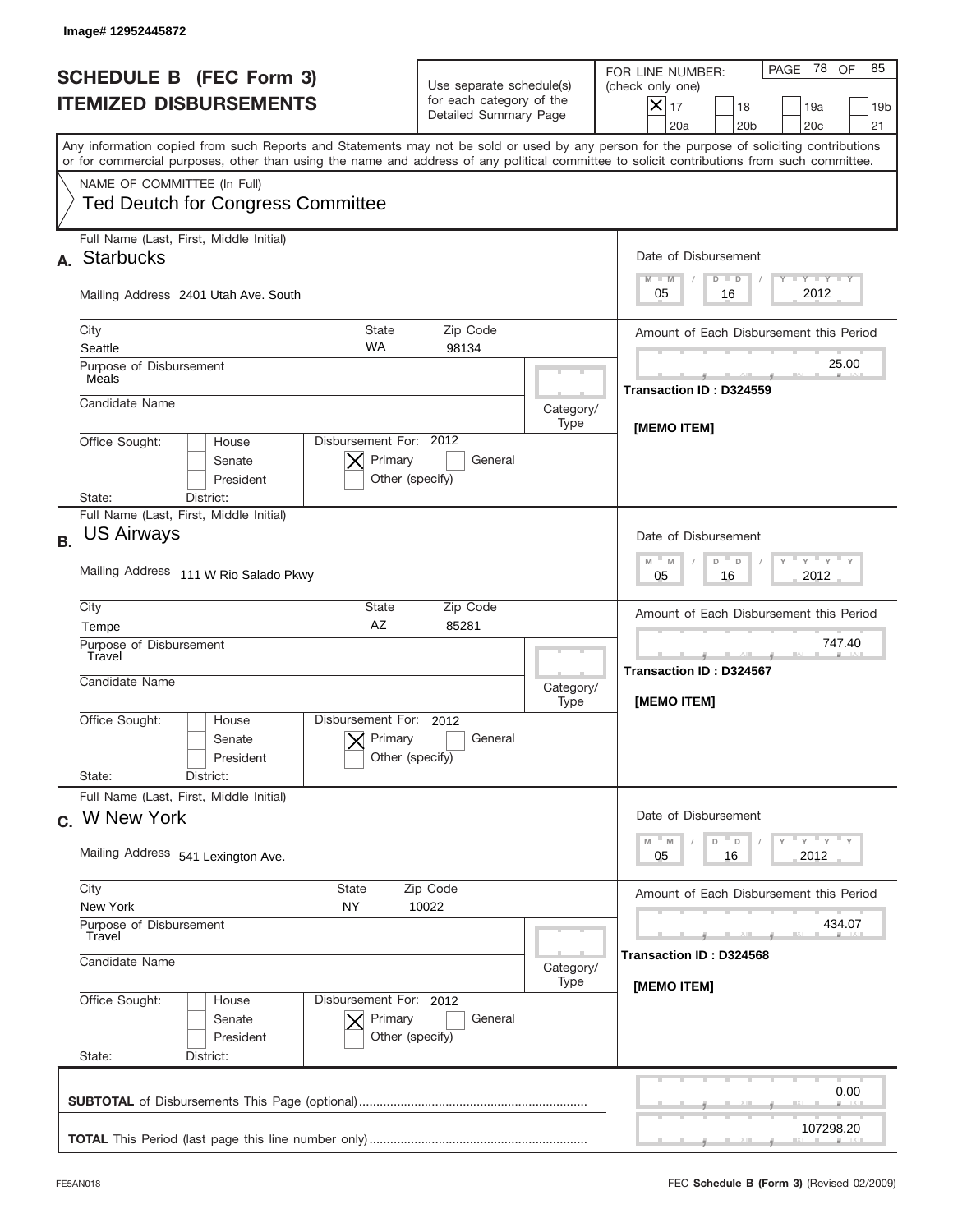Image# 12952445872

# SCHEDULE B (FEC Form 3)
## ITEMIZED DISBURSEMENTS

Use separate schedule(s) for each category of the Detailed Summary Page

FOR LINE NUMBER: (check only one)

- [X] 17
- [ ] 18
- [ ] 19a
- [ ] 19b
- [ ] 20a
- [ ] 20b
- [ ] 20c
- [ ] 21

Any information copied from such Reports and Statements may not be sold or used by any person for the purpose of soliciting contributions or for commercial purposes, other than using the name and address of any political committee to solicit contributions from such committee.

NAME OF COMMITTEE (In Full)
**Ted Deutch for Congress Committee**

---

**A.** Full Name (Last, First, Middle Initial): **Starbucks**

Mailing Address: 2401 Utah Ave. South

City: Seattle | State: WA | Zip Code: 98134

Purpose of Disbursement: Meals

Candidate Name:

Category/Type:

Office Sought: [ ] House [ ] Senate [ ] President

State: District:

Disbursement For: 2012 [X] Primary [ ] General [ ] Other (specify)

Date of Disbursement: 05 / 16 / 2012

Amount of Each Disbursement this Period: 25.00

Transaction ID : D324559

[MEMO ITEM]

---

**B.** Full Name (Last, First, Middle Initial): **US Airways**

Mailing Address: 111 W Rio Salado Pkwy

City: Tempe | State: AZ | Zip Code: 85281

Purpose of Disbursement: Travel

Candidate Name:

Category/Type:

Office Sought: [ ] House [ ] Senate [ ] President

State: District:

Disbursement For: 2012 [X] Primary [ ] General [ ] Other (specify)

Date of Disbursement: 05 / 16 / 2012

Amount of Each Disbursement this Period: 747.40

Transaction ID : D324567

[MEMO ITEM]

---

**C.** Full Name (Last, First, Middle Initial): **W New York**

Mailing Address: 541 Lexington Ave.

City: New York | State: NY | Zip Code: 10022

Purpose of Disbursement: Travel

Candidate Name:

Category/Type:

Office Sought: [ ] House [ ] Senate [ ] President

State: District:

Disbursement For: 2012 [X] Primary [ ] General [ ] Other (specify)

Date of Disbursement: 05 / 16 / 2012

Amount of Each Disbursement this Period: 434.07

Transaction ID : D324568

[MEMO ITEM]

---

**SUBTOTAL** of Disbursements This Page (optional): 0.00

**TOTAL** This Period (last page this line number only): 107298.20

FE5AN018

FEC **Schedule B (Form 3)** (Revised 02/2009)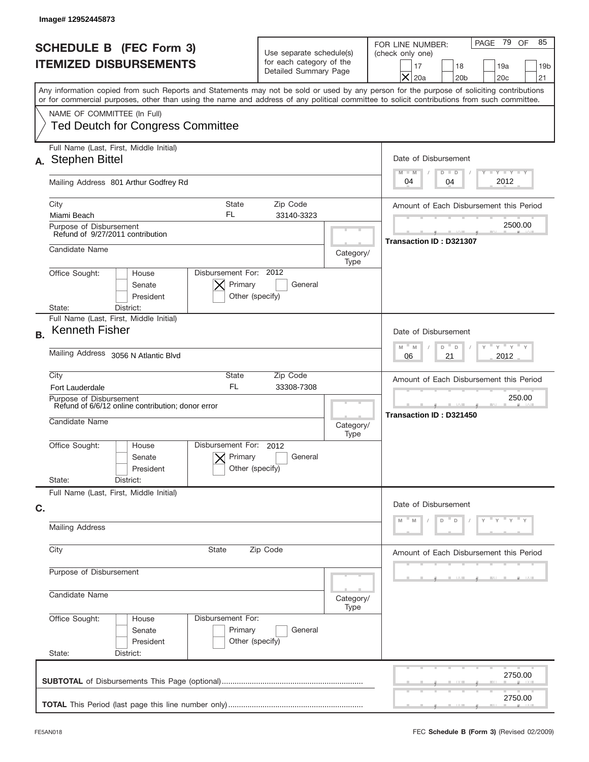Image# 12952445873

# SCHEDULE B (FEC Form 3)
## ITEMIZED DISBURSEMENTS

Use separate schedule(s) for each category of the Detailed Summary Page

FOR LINE NUMBER: (check only one)

- [ ] 17
- [ ] 18
- [ ] 19a
- [ ] 19b
- [X] 20a
- [ ] 20b
- [ ] 20c
- [ ] 21

PAGE 79 OF 85

Any information copied from such Reports and Statements may not be sold or used by any person for the purpose of soliciting contributions or for commercial purposes, other than using the name and address of any political committee to solicit contributions from such committee.

NAME OF COMMITTEE (In Full)
Ted Deutch for Congress Committee

---

**A.** Full Name (Last, First, Middle Initial): Stephen Bittel

Mailing Address: 801 Arthur Godfrey Rd

City: Miami Beach | State: FL | Zip Code: 33140-3323

Purpose of Disbursement: Refund of 9/27/2011 contribution

Candidate Name:

Category/Type:

Office Sought: [ ] House [ ] Senate [ ] President

State: District:

Disbursement For: 2012 [X] Primary [ ] General [ ] Other (specify)

Date of Disbursement: 04 / 04 / 2012

Amount of Each Disbursement this Period: 2500.00

Transaction ID : D321307

---

**B.** Full Name (Last, First, Middle Initial): Kenneth Fisher

Mailing Address: 3056 N Atlantic Blvd

City: Fort Lauderdale | State: FL | Zip Code: 33308-7308

Purpose of Disbursement: Refund of 6/6/12 online contribution; donor error

Candidate Name:

Category/Type:

Office Sought: [ ] House [ ] Senate [ ] President

State: District:

Disbursement For: 2012 [X] Primary [ ] General [ ] Other (specify)

Date of Disbursement: 06 / 21 / 2012

Amount of Each Disbursement this Period: 250.00

Transaction ID : D321450

---

**C.** Full Name (Last, First, Middle Initial):

Mailing Address:

City: | State: | Zip Code:

Purpose of Disbursement:

Candidate Name:

Category/Type:

Office Sought: [ ] House [ ] Senate [ ] President

State: District:

Disbursement For: [ ] Primary [ ] General [ ] Other (specify)

Date of Disbursement: M M / D D / Y Y Y Y

Amount of Each Disbursement this Period:

---

**SUBTOTAL** of Disbursements This Page (optional): 2750.00

**TOTAL** This Period (last page this line number only): 2750.00

FE5AN018 — FEC **Schedule B (Form 3)** (Revised 02/2009)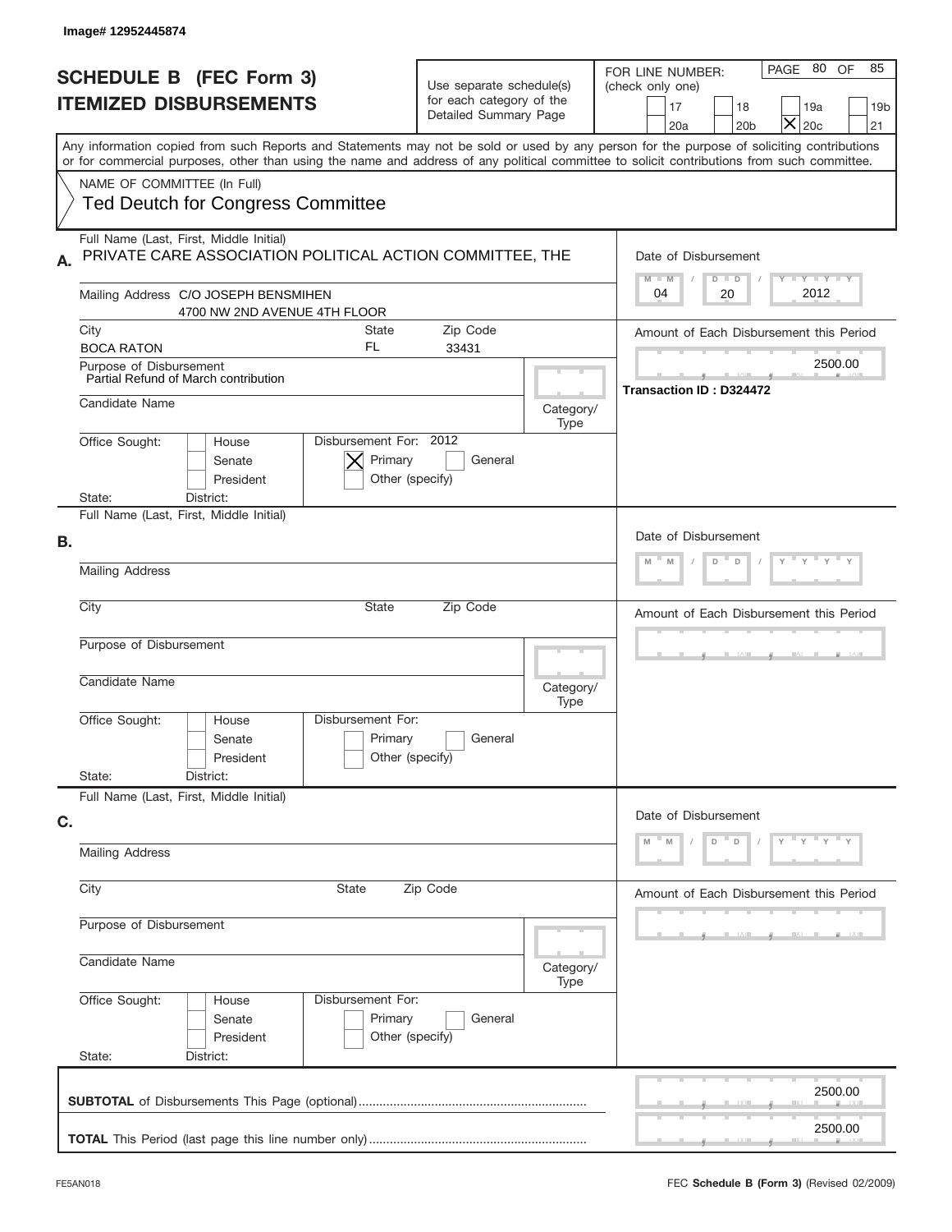Image# 12952445874

# SCHEDULE B (FEC Form 3)
# ITEMIZED DISBURSEMENTS

Use separate schedule(s) for each category of the Detailed Summary Page

FOR LINE NUMBER: (check only one)

- [ ] 17
- [ ] 18
- [ ] 19a
- [ ] 19b
- [ ] 20a
- [ ] 20b
- [X] 20c
- [ ] 21

Any information copied from such Reports and Statements may not be sold or used by any person for the purpose of soliciting contributions or for commercial purposes, other than using the name and address of any political committee to solicit contributions from such committee.

NAME OF COMMITTEE (In Full)
Ted Deutch for Congress Committee

## A.

Full Name (Last, First, Middle Initial): PRIVATE CARE ASSOCIATION POLITICAL ACTION COMMITTEE, THE

Mailing Address: C/O JOSEPH BENSMIHEN, 4700 NW 2ND AVENUE 4TH FLOOR

City: BOCA RATON | State: FL | Zip Code: 33431

Purpose of Disbursement: Partial Refund of March contribution

Candidate Name:

Category/Type:

Office Sought: [ ] House [ ] Senate [ ] President

State: District:

Disbursement For: 2012 [X] Primary [ ] General [ ] Other (specify)

Date of Disbursement: 04/20/2012

Amount of Each Disbursement this Period: 2500.00

Transaction ID : D324472

## B.

Full Name (Last, First, Middle Initial):

Mailing Address:

City: State: Zip Code:

Purpose of Disbursement:

Candidate Name:

Category/Type:

Office Sought: [ ] House [ ] Senate [ ] President

State: District:

Disbursement For: [ ] Primary [ ] General [ ] Other (specify)

Date of Disbursement:

Amount of Each Disbursement this Period:

## C.

Full Name (Last, First, Middle Initial):

Mailing Address:

City: State: Zip Code:

Purpose of Disbursement:

Candidate Name:

Category/Type:

Office Sought: [ ] House [ ] Senate [ ] President

State: District:

Disbursement For: [ ] Primary [ ] General [ ] Other (specify)

Date of Disbursement:

Amount of Each Disbursement this Period:

**SUBTOTAL** of Disbursements This Page (optional): 2500.00

**TOTAL** This Period (last page this line number only): 2500.00

FE5AN018

FEC **Schedule B (Form 3)** (Revised 02/2009)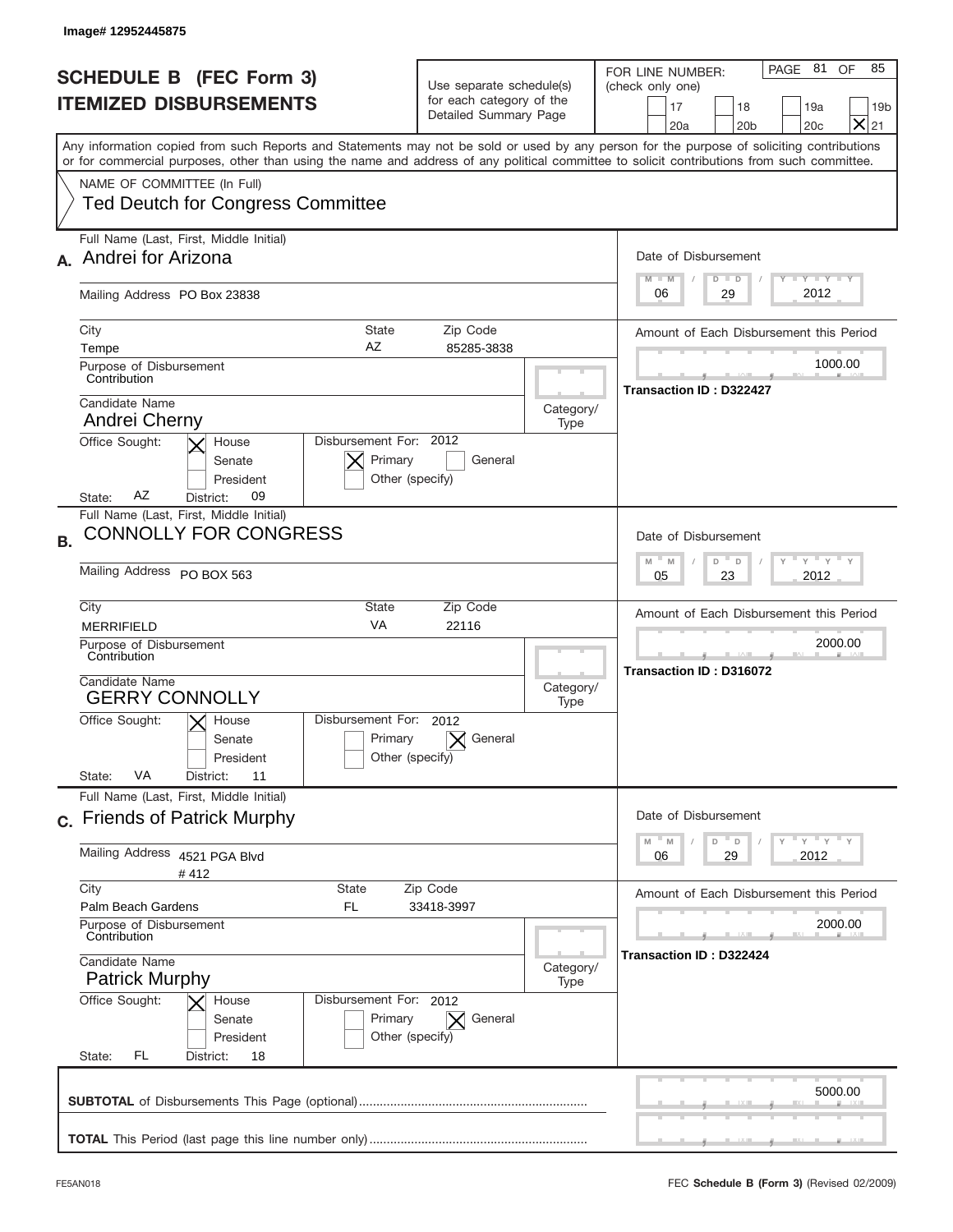Image# 12952445875

# SCHEDULE B (FEC Form 3)
# ITEMIZED DISBURSEMENTS

Use separate schedule(s) for each category of the Detailed Summary Page

FOR LINE NUMBER: (check only one)

PAGE 81 OF 85

[ ] 17 [ ] 18 [ ] 19a [ ] 19b
[ ] 20a [ ] 20b [ ] 20c [X] 21

Any information copied from such Reports and Statements may not be sold or used by any person for the purpose of soliciting contributions or for commercial purposes, other than using the name and address of any political committee to solicit contributions from such committee.

NAME OF COMMITTEE (In Full)
Ted Deutch for Congress Committee

---

**A.** Full Name (Last, First, Middle Initial): Andrei for Arizona

Mailing Address: PO Box 23838

City: Tempe | State: AZ | Zip Code: 85285-3838

Purpose of Disbursement: Contribution

Candidate Name: Andrei Cherny

Category/Type:

Office Sought: [X] House [ ] Senate [ ] President

State: AZ District: 09

Disbursement For: 2012 [X] Primary [ ] General [ ] Other (specify)

Date of Disbursement: 06 / 29 / 2012

Amount of Each Disbursement this Period: 1000.00

Transaction ID : D322427

---

**B.** Full Name (Last, First, Middle Initial): CONNOLLY FOR CONGRESS

Mailing Address: PO BOX 563

City: MERRIFIELD | State: VA | Zip Code: 22116

Purpose of Disbursement: Contribution

Candidate Name: GERRY CONNOLLY

Category/Type:

Office Sought: [X] House [ ] Senate [ ] President

State: VA District: 11

Disbursement For: 2012 [ ] Primary [X] General [ ] Other (specify)

Date of Disbursement: 05 / 23 / 2012

Amount of Each Disbursement this Period: 2000.00

Transaction ID : D316072

---

**C.** Full Name (Last, First, Middle Initial): Friends of Patrick Murphy

Mailing Address: 4521 PGA Blvd
# 412

City: Palm Beach Gardens | State: FL | Zip Code: 33418-3997

Purpose of Disbursement: Contribution

Candidate Name: Patrick Murphy

Category/Type:

Office Sought: [X] House [ ] Senate [ ] President

State: FL District: 18

Disbursement For: 2012 [ ] Primary [X] General [ ] Other (specify)

Date of Disbursement: 06 / 29 / 2012

Amount of Each Disbursement this Period: 2000.00

Transaction ID : D322424

---

**SUBTOTAL** of Disbursements This Page (optional): 5000.00

**TOTAL** This Period (last page this line number only):

FE5AN018 — FEC **Schedule B (Form 3)** (Revised 02/2009)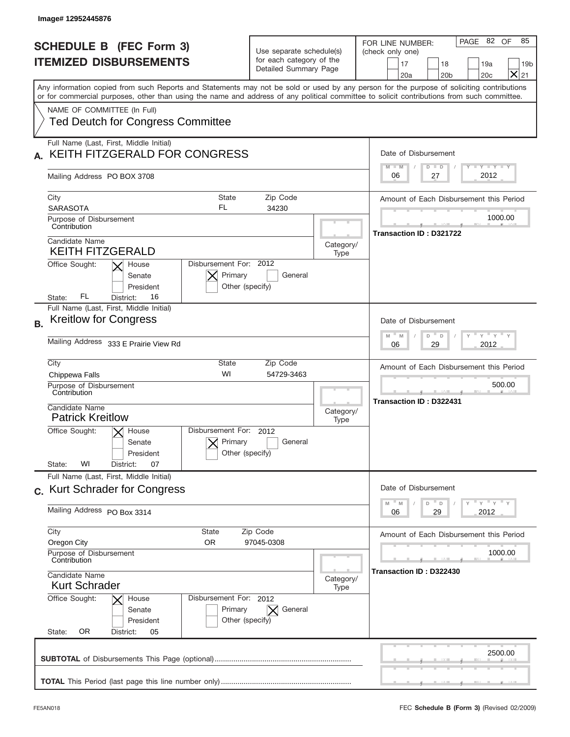Image# 12952445876

# SCHEDULE B (FEC Form 3)
## ITEMIZED DISBURSEMENTS

Use separate schedule(s) for each category of the Detailed Summary Page

FOR LINE NUMBER: (check only one)
[ ] 17 [ ] 18 [ ] 19a [ ] 19b [ ] 20a [ ] 20b [ ] 20c [X] 21

PAGE 82 OF 85

Any information copied from such Reports and Statements may not be sold or used by any person for the purpose of soliciting contributions or for commercial purposes, other than using the name and address of any political committee to solicit contributions from such committee.

NAME OF COMMITTEE (In Full)
Ted Deutch for Congress Committee

---

**A.** Full Name (Last, First, Middle Initial): KEITH FITZGERALD FOR CONGRESS

Mailing Address: PO BOX 3708

City: SARASOTA | State: FL | Zip Code: 34230

Purpose of Disbursement: Contribution

Candidate Name: KEITH FITZGERALD

Category/Type:

Office Sought: [X] House [ ] Senate [ ] President

State: FL District: 16

Disbursement For: 2012 [X] Primary [ ] General [ ] Other (specify)

Date of Disbursement: 06/27/2012

Amount of Each Disbursement this Period: 1000.00

Transaction ID : D321722

---

**B.** Full Name (Last, First, Middle Initial): Kreitlow for Congress

Mailing Address: 333 E Prairie View Rd

City: Chippewa Falls | State: WI | Zip Code: 54729-3463

Purpose of Disbursement: Contribution

Candidate Name: Patrick Kreitlow

Category/Type:

Office Sought: [X] House [ ] Senate [ ] President

State: WI District: 07

Disbursement For: 2012 [X] Primary [ ] General [ ] Other (specify)

Date of Disbursement: 06/29/2012

Amount of Each Disbursement this Period: 500.00

Transaction ID : D322431

---

**C.** Full Name (Last, First, Middle Initial): Kurt Schrader for Congress

Mailing Address: PO Box 3314

City: Oregon City | State: OR | Zip Code: 97045-0308

Purpose of Disbursement: Contribution

Candidate Name: Kurt Schrader

Category/Type:

Office Sought: [X] House [ ] Senate [ ] President

State: OR District: 05

Disbursement For: 2012 [ ] Primary [X] General [ ] Other (specify)

Date of Disbursement: 06/29/2012

Amount of Each Disbursement this Period: 1000.00

Transaction ID : D322430

---

**SUBTOTAL** of Disbursements This Page (optional): 2500.00

**TOTAL** This Period (last page this line number only):

FE5AN018 FEC **Schedule B (Form 3)** (Revised 02/2009)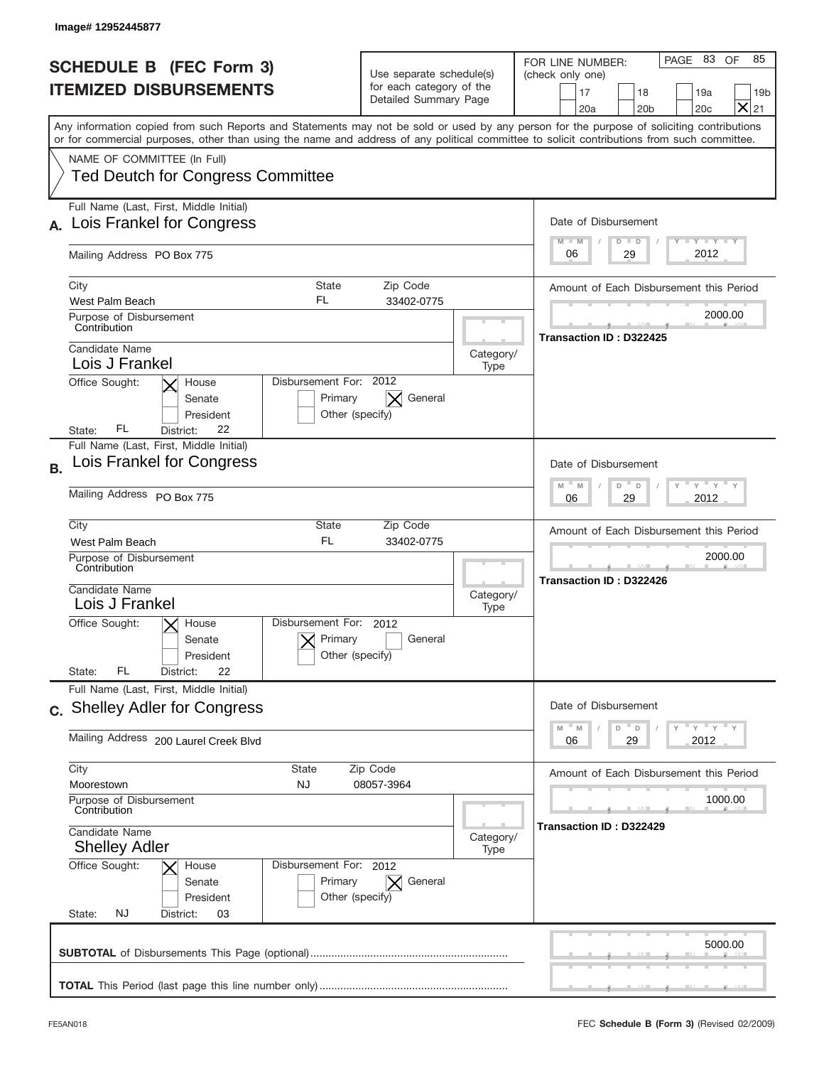Image# 12952445877

# SCHEDULE B (FEC Form 3)
## ITEMIZED DISBURSEMENTS

Use separate schedule(s) for each category of the Detailed Summary Page

FOR LINE NUMBER: (check only one)

17 | 18 | 19a | 19b | 20a | 20b | 20c | [X] 21

PAGE 83 OF 85

Any information copied from such Reports and Statements may not be sold or used by any person for the purpose of soliciting contributions or for commercial purposes, other than using the name and address of any political committee to solicit contributions from such committee.

NAME OF COMMITTEE (In Full)
Ted Deutch for Congress Committee

---

**A.** Full Name (Last, First, Middle Initial): Lois Frankel for Congress

Mailing Address: PO Box 775

City: West Palm Beach | State: FL | Zip Code: 33402-0775

Purpose of Disbursement: Contribution

Candidate Name: Lois J Frankel

Category/Type:

Office Sought: [X] House [ ] Senate [ ] President

State: FL District: 22

Disbursement For: 2012 [ ] Primary [X] General [ ] Other (specify)

Date of Disbursement: 06/29/2012

Amount of Each Disbursement this Period: 2000.00

Transaction ID : D322425

---

**B.** Full Name (Last, First, Middle Initial): Lois Frankel for Congress

Mailing Address: PO Box 775

City: West Palm Beach | State: FL | Zip Code: 33402-0775

Purpose of Disbursement: Contribution

Candidate Name: Lois J Frankel

Category/Type:

Office Sought: [X] House [ ] Senate [ ] President

State: FL District: 22

Disbursement For: 2012 [X] Primary [ ] General [ ] Other (specify)

Date of Disbursement: 06/29/2012

Amount of Each Disbursement this Period: 2000.00

Transaction ID : D322426

---

**C.** Full Name (Last, First, Middle Initial): Shelley Adler for Congress

Mailing Address: 200 Laurel Creek Blvd

City: Moorestown | State: NJ | Zip Code: 08057-3964

Purpose of Disbursement: Contribution

Candidate Name: Shelley Adler

Category/Type:

Office Sought: [X] House [ ] Senate [ ] President

State: NJ District: 03

Disbursement For: 2012 [ ] Primary [X] General [ ] Other (specify)

Date of Disbursement: 06/29/2012

Amount of Each Disbursement this Period: 1000.00

Transaction ID : D322429

---

**SUBTOTAL** of Disbursements This Page (optional): 5000.00

**TOTAL** This Period (last page this line number only):

FE5AN018 FEC **Schedule B (Form 3)** (Revised 02/2009)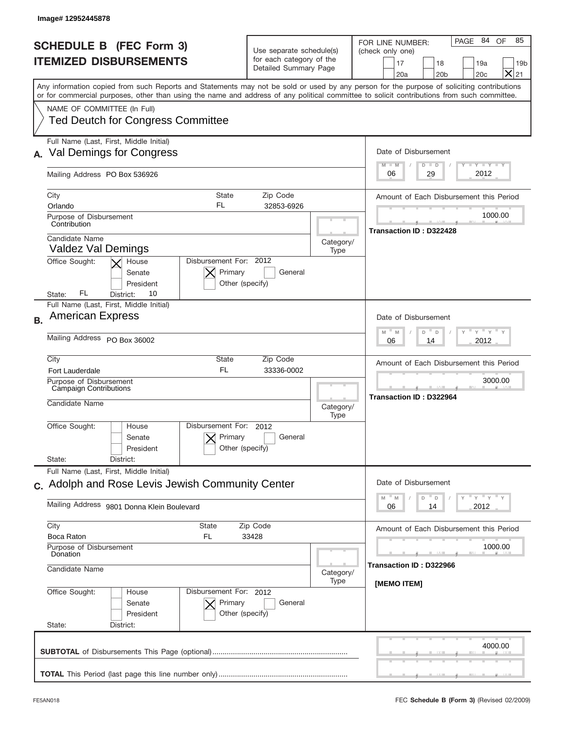Image# 12952445878

# SCHEDULE B (FEC Form 3)
## ITEMIZED DISBURSEMENTS

Use separate schedule(s) for each category of the Detailed Summary Page

FOR LINE NUMBER: (check only one)

17 | 18 | 19a | 19b | 20a | 20b | 20c | [X] 21

PAGE 84 OF 85

Any information copied from such Reports and Statements may not be sold or used by any person for the purpose of soliciting contributions or for commercial purposes, other than using the name and address of any political committee to solicit contributions from such committee.

NAME OF COMMITTEE (In Full)
Ted Deutch for Congress Committee

---

**A.** Full Name (Last, First, Middle Initial): Val Demings for Congress

Mailing Address: PO Box 536926

City: Orlando | State: FL | Zip Code: 32853-6926

Date of Disbursement: 06 / 29 / 2012

Purpose of Disbursement: Contribution

Amount of Each Disbursement this Period: 1000.00

Transaction ID : D322428

Candidate Name: Valdez Val Demings

Category/Type:

Office Sought: [X] House | Senate | President

Disbursement For: 2012 | [X] Primary | General | Other (specify)

State: FL | District: 10

---

**B.** Full Name (Last, First, Middle Initial): American Express

Mailing Address: PO Box 36002

City: Fort Lauderdale | State: FL | Zip Code: 33336-0002

Date of Disbursement: 06 / 14 / 2012

Purpose of Disbursement: Campaign Contributions

Amount of Each Disbursement this Period: 3000.00

Transaction ID : D322964

Candidate Name:

Category/Type:

Office Sought: House | Senate | President

Disbursement For: 2012 | [X] Primary | General | Other (specify)

State: | District:

---

**C.** Full Name (Last, First, Middle Initial): Adolph and Rose Levis Jewish Community Center

Mailing Address: 9801 Donna Klein Boulevard

City: Boca Raton | State: FL | Zip Code: 33428

Date of Disbursement: 06 / 14 / 2012

Purpose of Disbursement: Donation

Amount of Each Disbursement this Period: 1000.00

Transaction ID : D322966

[MEMO ITEM]

Candidate Name:

Category/Type:

Office Sought: House | Senate | President

Disbursement For: 2012 | [X] Primary | General | Other (specify)

State: | District:

---

**SUBTOTAL** of Disbursements This Page (optional): 4000.00

**TOTAL** This Period (last page this line number only):

FE5AN018

FEC **Schedule B (Form 3)** (Revised 02/2009)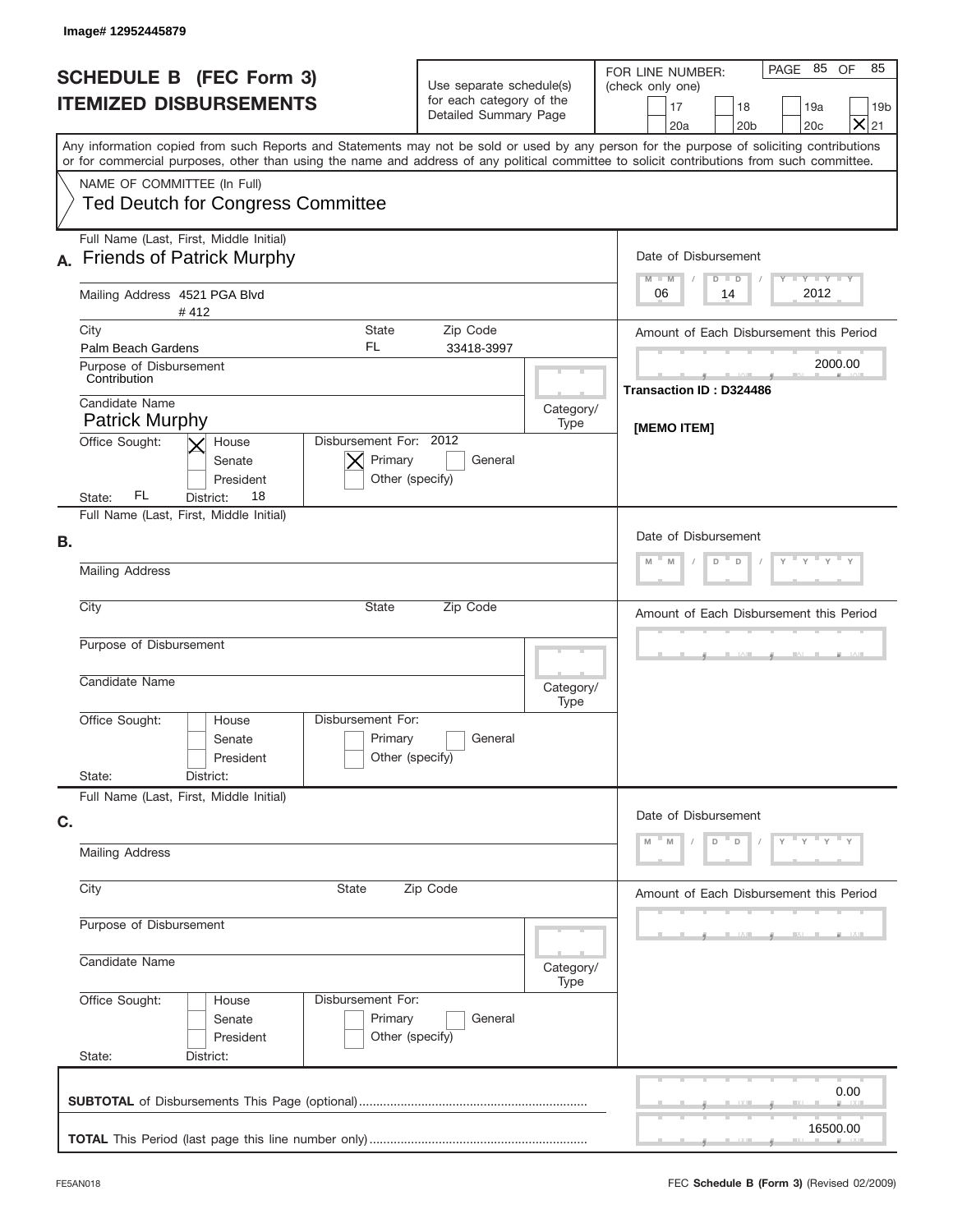Image# 12952445879

# SCHEDULE B (FEC Form 3)
## ITEMIZED DISBURSEMENTS

Use separate schedule(s) for each category of the Detailed Summary Page

FOR LINE NUMBER: (check only one)

17 | 18 | 19a | 19b | 20a | 20b | 20c | [X] 21

Any information copied from such Reports and Statements may not be sold or used by any person for the purpose of soliciting contributions or for commercial purposes, other than using the name and address of any political committee to solicit contributions from such committee.

NAME OF COMMITTEE (In Full)
Ted Deutch for Congress Committee

---

**A.** Full Name (Last, First, Middle Initial): Friends of Patrick Murphy

Mailing Address: 4521 PGA Blvd
#412

City: Palm Beach Gardens | State: FL | Zip Code: 33418-3997

Purpose of Disbursement: Contribution

Candidate Name: Patrick Murphy

Category/Type:

Office Sought: [X] House | Senate | President

State: FL | District: 18

Disbursement For: 2012 [X] Primary | General | Other (specify)

Date of Disbursement: 06 / 14 / 2012

Amount of Each Disbursement this Period: 2000.00

Transaction ID : D324486

[MEMO ITEM]

---

**B.** Full Name (Last, First, Middle Initial):

Mailing Address

City | State | Zip Code

Purpose of Disbursement

Candidate Name

Category/Type

Office Sought: House | Senate | President

State: | District:

Disbursement For: Primary | General | Other (specify)

Date of Disbursement

Amount of Each Disbursement this Period

---

**C.** Full Name (Last, First, Middle Initial):

Mailing Address

City | State | Zip Code

Purpose of Disbursement

Candidate Name

Category/Type

Office Sought: House | Senate | President

State: | District:

Disbursement For: Primary | General | Other (specify)

Date of Disbursement

Amount of Each Disbursement this Period

---

**SUBTOTAL** of Disbursements This Page (optional): 0.00

**TOTAL** This Period (last page this line number only): 16500.00

FE5AN018

FEC **Schedule B (Form 3)** (Revised 02/2009)